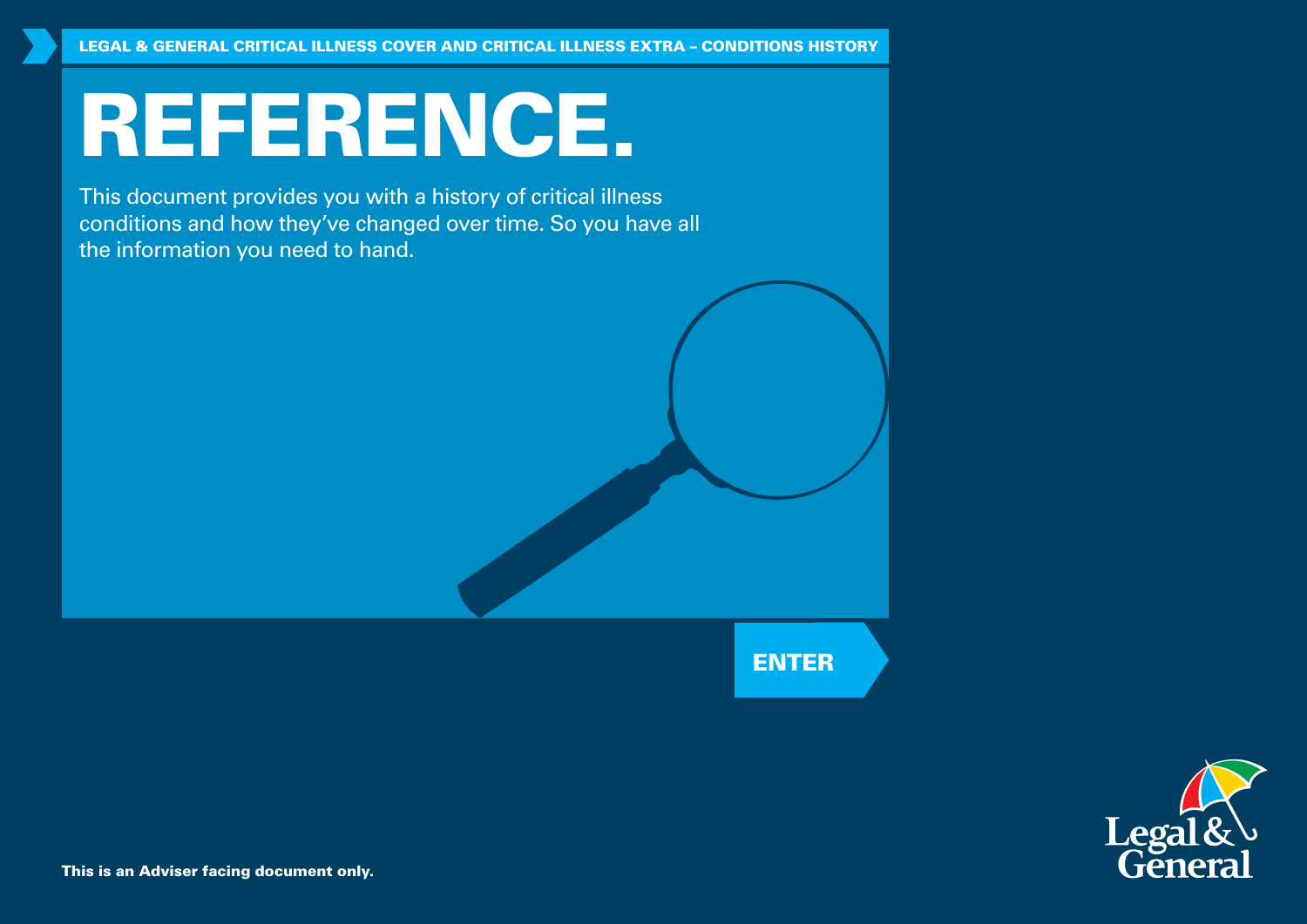LEGAL & GENERAL CRITICAL ILLNESS COVER AND CRITICAL ILLNESS EXTRA – CONDITIONS HISTORY

# REFERENCE.

This document provides you with a history of critical illness conditions and how they've changed over time. So you have all the information you need to hand.

ENTER

**This is an Adviser facing document only.**

Legal & General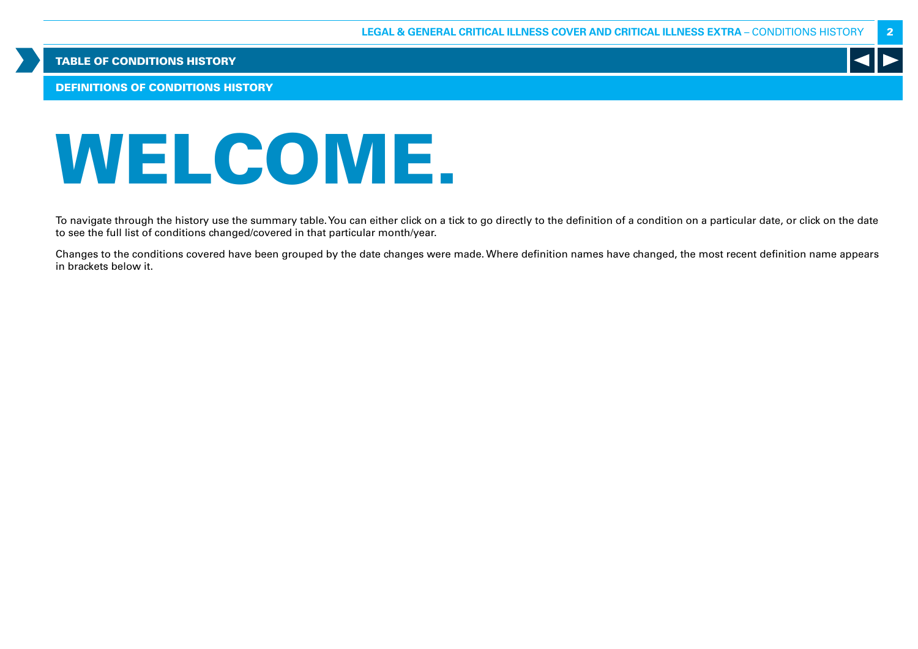# WELCOME.

To navigate through the history use the summary table. You can either click on a tick to go directly to the definition of a condition on a particular date, or click on the date to see the full list of conditions changed/covered in that particular month/year.

Changes to the conditions covered have been grouped by the date changes were made. Where definition names have changed, the most recent definition name appears in brackets below it.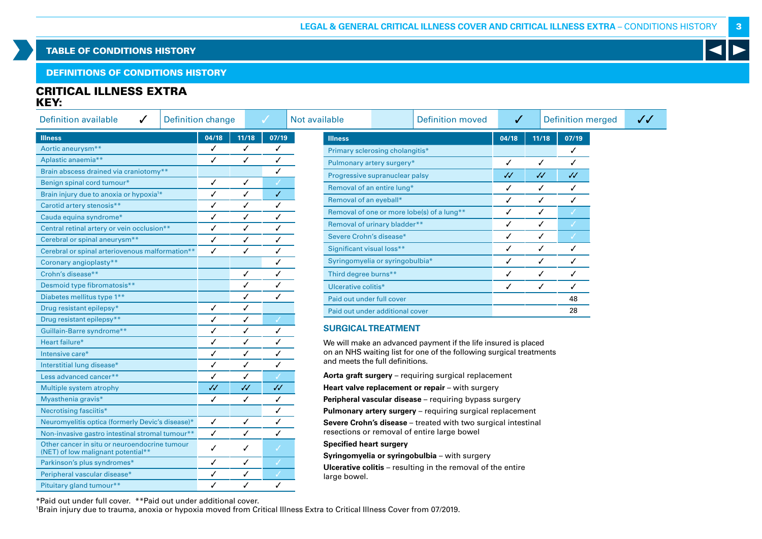## TABLE OF CONDITIONS HISTORY

### DEFINITIONS OF CONDITIONS HISTORY

# CRITICAL ILLNESS EXTRA

**KEY:**

| Definition available | ✓ | Definition change | ✓ | Not available | | Definition moved | ✓ | Definition merged | ✓✓ |
|---|---|---|---|---|---|---|---|---|---|

| Illness | 04/18 | 11/18 | 07/19 |
|---|---|---|---|
| Aortic aneurysm** | ✓ | ✓ | ✓ |
| Aplastic anaemia** | ✓ | ✓ | ✓ |
| Brain abscess drained via craniotomy** | | | ✓ |
| Benign spinal cord tumour* | ✓ | ✓ | ✓ |
| Brain injury due to anoxia or hypoxia[1]* | ✓ | ✓ | ✓ |
| Carotid artery stenosis** | ✓ | ✓ | ✓ |
| Cauda equina syndrome* | ✓ | ✓ | ✓ |
| Central retinal artery or vein occlusion** | ✓ | ✓ | ✓ |
| Cerebral or spinal aneurysm** | ✓ | ✓ | ✓ |
| Cerebral or spinal arteriovenous malformation** | ✓ | ✓ | ✓ |
| Coronary angioplasty** | | | ✓ |
| Crohn's disease** | | ✓ | ✓ |
| Desmoid type fibromatosis** | | ✓ | ✓ |
| Diabetes mellitus type 1** | | ✓ | ✓ |
| Drug resistant epilepsy* | ✓ | ✓ | |
| Drug resistant epilepsy** | ✓ | ✓ | ✓ |
| Guillain-Barre syndrome** | ✓ | ✓ | ✓ |
| Heart failure* | ✓ | ✓ | ✓ |
| Intensive care* | ✓ | ✓ | ✓ |
| Interstitial lung disease* | ✓ | ✓ | ✓ |
| Less advanced cancer** | ✓ | ✓ | ✓ |
| Multiple system atrophy | ✓✓ | ✓✓ | ✓✓ |
| Myasthenia gravis* | ✓ | ✓ | ✓ |
| Necrotising fasciitis* | | | ✓ |
| Neuromyelitis optica (formerly Devic's disease)* | ✓ | ✓ | ✓ |
| Non-invasive gastro intestinal stromal tumour** | ✓ | ✓ | ✓ |
| Other cancer in situ or neuroendocrine tumour (NET) of low malignant potential** | ✓ | ✓ | ✓ |
| Parkinson's plus syndromes* | ✓ | ✓ | ✓ |
| Peripheral vascular disease* | ✓ | ✓ | ✓ |
| Pituitary gland tumour** | ✓ | ✓ | ✓ |

| Illness | 04/18 | 11/18 | 07/19 |
|---|---|---|---|
| Primary sclerosing cholangitis* | | | ✓ |
| Pulmonary artery surgery* | ✓ | ✓ | ✓ |
| Progressive supranuclear palsy | ✓✓ | ✓✓ | ✓✓ |
| Removal of an entire lung* | ✓ | ✓ | ✓ |
| Removal of an eyeball* | ✓ | ✓ | ✓ |
| Removal of one or more lobe(s) of a lung** | ✓ | ✓ | ✓ |
| Removal of urinary bladder** | ✓ | ✓ | ✓ |
| Severe Crohn's disease* | ✓ | ✓ | ✓ |
| Significant visual loss** | ✓ | ✓ | ✓ |
| Syringomyelia or syringobulbia* | ✓ | ✓ | ✓ |
| Third degree burns** | ✓ | ✓ | ✓ |
| Ulcerative colitis* | ✓ | ✓ | ✓ |
| Paid out under full cover | | | 48 |
| Paid out under additional cover | | | 28 |

### SURGICAL TREATMENT

We will make an advanced payment if the life insured is placed on an NHS waiting list for one of the following surgical treatments and meets the full definitions.

**Aorta graft surgery** – requiring surgical replacement

**Heart valve replacement or repair** – with surgery

**Peripheral vascular disease** – requiring bypass surgery

**Pulmonary artery surgery** – requiring surgical replacement

**Severe Crohn's disease** – treated with two surgical intestinal resections or removal of entire large bowel

**Specified heart surgery**

**Syringomyelia or syringobulbia** – with surgery

**Ulcerative colitis** – resulting in the removal of the entire large bowel.

*Paid out under full cover. **Paid out under additional cover.

[1]Brain injury due to trauma, anoxia or hypoxia moved from Critical Illness Extra to Critical Illness Cover from 07/2019.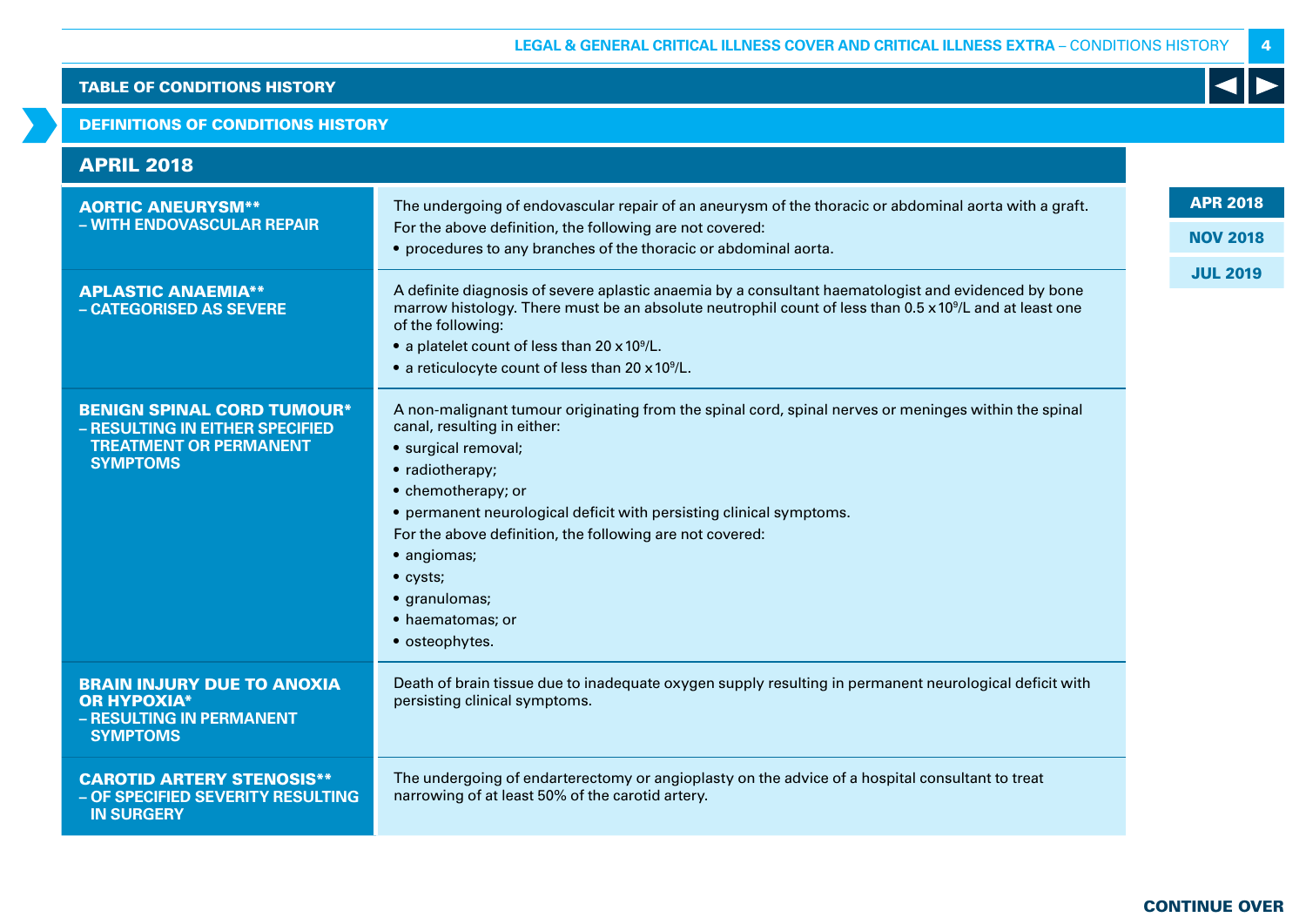## TABLE OF CONDITIONS HISTORY

## DEFINITIONS OF CONDITIONS HISTORY

APR 2018 | NOV 2018 | JUL 2019

### APRIL 2018

| Condition | Definition |
|---|---|
| **AORTIC ANEURYSM** – WITH ENDOVASCULAR REPAIR** | The undergoing of endovascular repair of an aneurysm of the thoracic or abdominal aorta with a graft.<br>For the above definition, the following are not covered:<br>• procedures to any branches of the thoracic or abdominal aorta. |
| **APLASTIC ANAEMIA** – CATEGORISED AS SEVERE** | A definite diagnosis of severe aplastic anaemia by a consultant haematologist and evidenced by bone marrow histology. There must be an absolute neutrophil count of less than $0.5 \times 10^9$/L and at least one of the following:<br>• a platelet count of less than $20 \times 10^9$/L.<br>• a reticulocyte count of less than $20 \times 10^9$/L. |
| **BENIGN SPINAL CORD TUMOUR* – RESULTING IN EITHER SPECIFIED TREATMENT OR PERMANENT SYMPTOMS** | A non-malignant tumour originating from the spinal cord, spinal nerves or meninges within the spinal canal, resulting in either:<br>• surgical removal;<br>• radiotherapy;<br>• chemotherapy; or<br>• permanent neurological deficit with persisting clinical symptoms.<br>For the above definition, the following are not covered:<br>• angiomas;<br>• cysts;<br>• granulomas;<br>• haematomas; or<br>• osteophytes. |
| **BRAIN INJURY DUE TO ANOXIA OR HYPOXIA* – RESULTING IN PERMANENT SYMPTOMS** | Death of brain tissue due to inadequate oxygen supply resulting in permanent neurological deficit with persisting clinical symptoms. |
| **CAROTID ARTERY STENOSIS** – OF SPECIFIED SEVERITY RESULTING IN SURGERY** | The undergoing of endarterectomy or angioplasty on the advice of a hospital consultant to treat narrowing of at least 50% of the carotid artery. |

CONTINUE OVER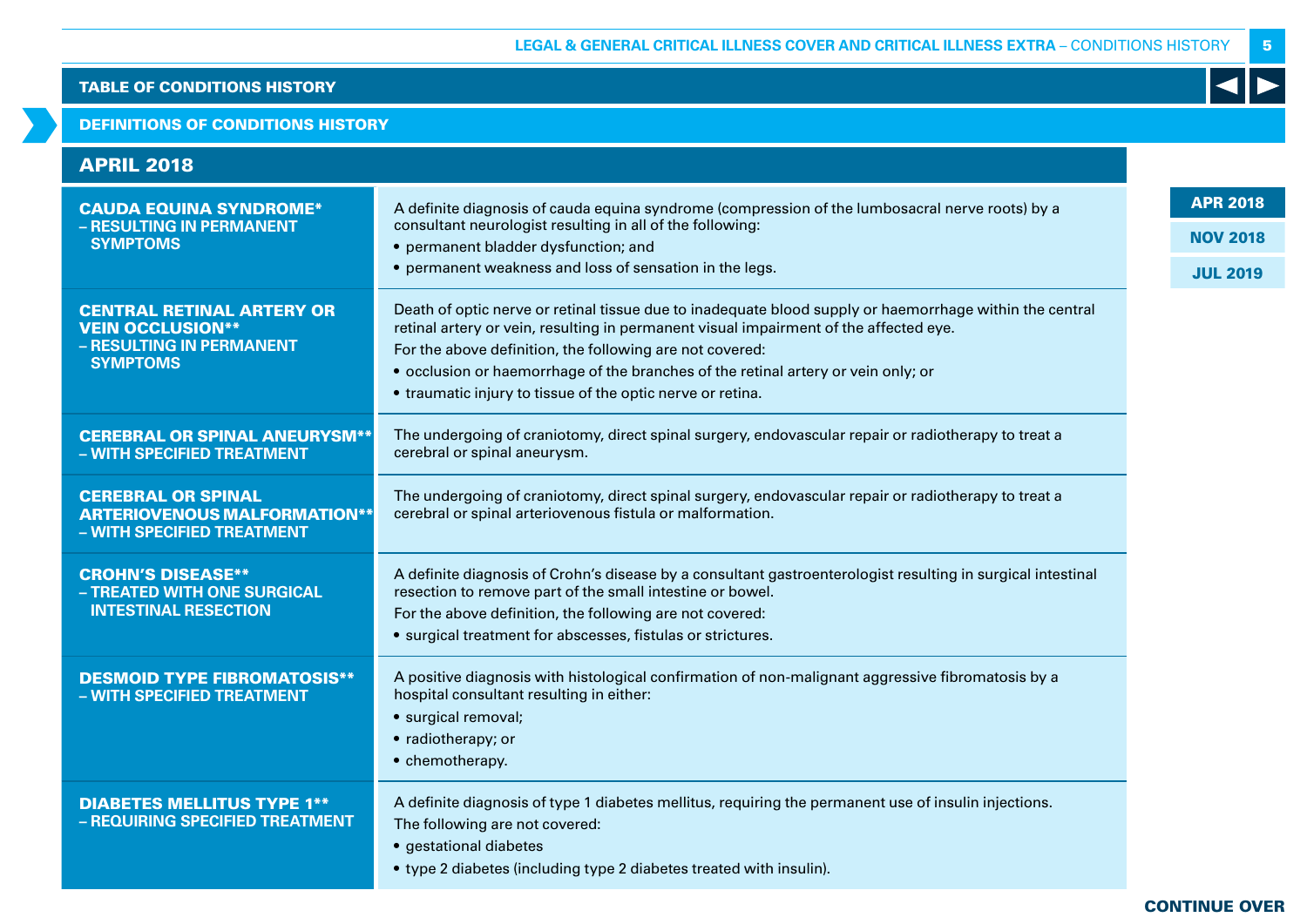## TABLE OF CONDITIONS HISTORY

## DEFINITIONS OF CONDITIONS HISTORY

### APRIL 2018

APR 2018 | NOV 2018 | JUL 2019

| Condition | Definition |
|---|---|
| **CAUDA EQUINA SYNDROME* – RESULTING IN PERMANENT SYMPTOMS** | A definite diagnosis of cauda equina syndrome (compression of the lumbosacral nerve roots) by a consultant neurologist resulting in all of the following:<br>• permanent bladder dysfunction; and<br>• permanent weakness and loss of sensation in the legs. |
| **CENTRAL RETINAL ARTERY OR VEIN OCCLUSION** – RESULTING IN PERMANENT SYMPTOMS** | Death of optic nerve or retinal tissue due to inadequate blood supply or haemorrhage within the central retinal artery or vein, resulting in permanent visual impairment of the affected eye.<br>For the above definition, the following are not covered:<br>• occlusion or haemorrhage of the branches of the retinal artery or vein only; or<br>• traumatic injury to tissue of the optic nerve or retina. |
| **CEREBRAL OR SPINAL ANEURYSM** – WITH SPECIFIED TREATMENT** | The undergoing of craniotomy, direct spinal surgery, endovascular repair or radiotherapy to treat a cerebral or spinal aneurysm. |
| **CEREBRAL OR SPINAL ARTERIOVENOUS MALFORMATION** – WITH SPECIFIED TREATMENT** | The undergoing of craniotomy, direct spinal surgery, endovascular repair or radiotherapy to treat a cerebral or spinal arteriovenous fistula or malformation. |
| **CROHN'S DISEASE** – TREATED WITH ONE SURGICAL INTESTINAL RESECTION** | A definite diagnosis of Crohn's disease by a consultant gastroenterologist resulting in surgical intestinal resection to remove part of the small intestine or bowel.<br>For the above definition, the following are not covered:<br>• surgical treatment for abscesses, fistulas or strictures. |
| **DESMOID TYPE FIBROMATOSIS** – WITH SPECIFIED TREATMENT** | A positive diagnosis with histological confirmation of non-malignant aggressive fibromatosis by a hospital consultant resulting in either:<br>• surgical removal;<br>• radiotherapy; or<br>• chemotherapy. |
| **DIABETES MELLITUS TYPE 1** – REQUIRING SPECIFIED TREATMENT** | A definite diagnosis of type 1 diabetes mellitus, requiring the permanent use of insulin injections.<br>The following are not covered:<br>• gestational diabetes<br>• type 2 diabetes (including type 2 diabetes treated with insulin). |

CONTINUE OVER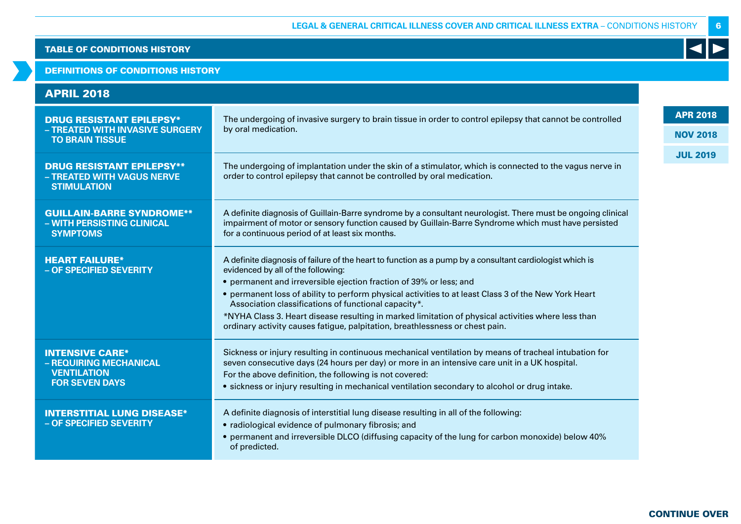## TABLE OF CONDITIONS HISTORY

### DEFINITIONS OF CONDITIONS HISTORY

### APRIL 2018

| | |
|---|---|
| **DRUG RESISTANT EPILEPSY* – TREATED WITH INVASIVE SURGERY TO BRAIN TISSUE** | The undergoing of invasive surgery to brain tissue in order to control epilepsy that cannot be controlled by oral medication. |
| **DRUG RESISTANT EPILEPSY** – TREATED WITH VAGUS NERVE STIMULATION** | The undergoing of implantation under the skin of a stimulator, which is connected to the vagus nerve in order to control epilepsy that cannot be controlled by oral medication. |
| **GUILLAIN-BARRE SYNDROME** – WITH PERSISTING CLINICAL SYMPTOMS** | A definite diagnosis of Guillain-Barre syndrome by a consultant neurologist. There must be ongoing clinical impairment of motor or sensory function caused by Guillain-Barre Syndrome which must have persisted for a continuous period of at least six months. |
| **HEART FAILURE* – OF SPECIFIED SEVERITY** | A definite diagnosis of failure of the heart to function as a pump by a consultant cardiologist which is evidenced by all of the following:<br>• permanent and irreversible ejection fraction of 39% or less; and<br>• permanent loss of ability to perform physical activities to at least Class 3 of the New York Heart Association classifications of functional capacity*.<br>*NYHA Class 3. Heart disease resulting in marked limitation of physical activities where less than ordinary activity causes fatigue, palpitation, breathlessness or chest pain. |
| **INTENSIVE CARE* – REQUIRING MECHANICAL VENTILATION FOR SEVEN DAYS** | Sickness or injury resulting in continuous mechanical ventilation by means of tracheal intubation for seven consecutive days (24 hours per day) or more in an intensive care unit in a UK hospital.<br>For the above definition, the following is not covered:<br>• sickness or injury resulting in mechanical ventilation secondary to alcohol or drug intake. |
| **INTERSTITIAL LUNG DISEASE* – OF SPECIFIED SEVERITY** | A definite diagnosis of interstitial lung disease resulting in all of the following:<br>• radiological evidence of pulmonary fibrosis; and<br>• permanent and irreversible DLCO (diffusing capacity of the lung for carbon monoxide) below 40% of predicted. |

APR 2018 | NOV 2018 | JUL 2019

CONTINUE OVER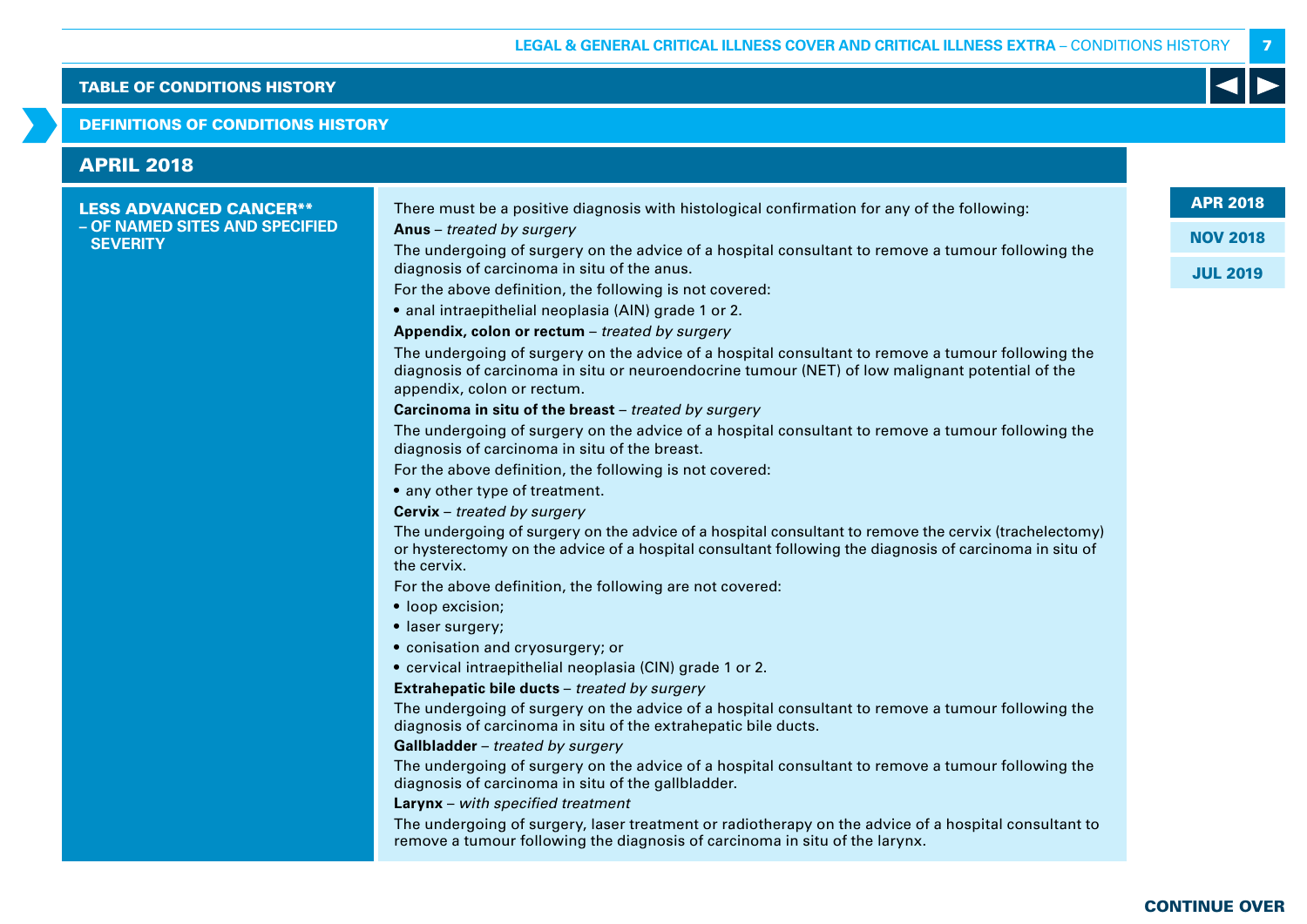## APRIL 2018

### LESS ADVANCED CANCER** – OF NAMED SITES AND SPECIFIED SEVERITY

There must be a positive diagnosis with histological confirmation for any of the following:

**Anus** – *treated by surgery*

The undergoing of surgery on the advice of a hospital consultant to remove a tumour following the diagnosis of carcinoma in situ of the anus.

For the above definition, the following is not covered:

- anal intraepithelial neoplasia (AIN) grade 1 or 2.

**Appendix, colon or rectum** – *treated by surgery*

The undergoing of surgery on the advice of a hospital consultant to remove a tumour following the diagnosis of carcinoma in situ or neuroendocrine tumour (NET) of low malignant potential of the appendix, colon or rectum.

**Carcinoma in situ of the breast** – *treated by surgery*

The undergoing of surgery on the advice of a hospital consultant to remove a tumour following the diagnosis of carcinoma in situ of the breast.

For the above definition, the following is not covered:

- any other type of treatment.

**Cervix** – *treated by surgery*

The undergoing of surgery on the advice of a hospital consultant to remove the cervix (trachelectomy) or hysterectomy on the advice of a hospital consultant following the diagnosis of carcinoma in situ of the cervix.

For the above definition, the following are not covered:

- loop excision;
- laser surgery;
- conisation and cryosurgery; or
- cervical intraepithelial neoplasia (CIN) grade 1 or 2.

**Extrahepatic bile ducts** – *treated by surgery*

The undergoing of surgery on the advice of a hospital consultant to remove a tumour following the diagnosis of carcinoma in situ of the extrahepatic bile ducts.

**Gallbladder** – *treated by surgery*

The undergoing of surgery on the advice of a hospital consultant to remove a tumour following the diagnosis of carcinoma in situ of the gallbladder.

**Larynx** – *with specified treatment*

The undergoing of surgery, laser treatment or radiotherapy on the advice of a hospital consultant to remove a tumour following the diagnosis of carcinoma in situ of the larynx.

CONTINUE OVER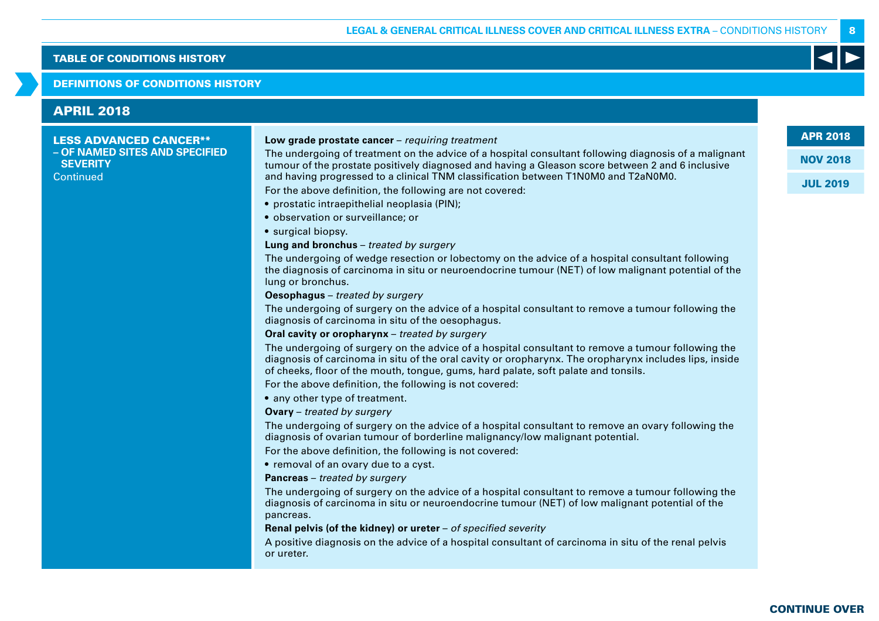## TABLE OF CONDITIONS HISTORY

### DEFINITIONS OF CONDITIONS HISTORY

## APRIL 2018

**LESS ADVANCED CANCER\*\* – OF NAMED SITES AND SPECIFIED SEVERITY**
Continued

**Low grade prostate cancer** – *requiring treatment*

The undergoing of treatment on the advice of a hospital consultant following diagnosis of a malignant tumour of the prostate positively diagnosed and having a Gleason score between 2 and 6 inclusive and having progressed to a clinical TNM classification between T1N0M0 and T2aN0M0.

For the above definition, the following are not covered:

- prostatic intraepithelial neoplasia (PIN);
- observation or surveillance; or
- surgical biopsy.

**Lung and bronchus** – *treated by surgery*

The undergoing of wedge resection or lobectomy on the advice of a hospital consultant following the diagnosis of carcinoma in situ or neuroendocrine tumour (NET) of low malignant potential of the lung or bronchus.

**Oesophagus** – *treated by surgery*

The undergoing of surgery on the advice of a hospital consultant to remove a tumour following the diagnosis of carcinoma in situ of the oesophagus.

**Oral cavity or oropharynx** – *treated by surgery*

The undergoing of surgery on the advice of a hospital consultant to remove a tumour following the diagnosis of carcinoma in situ of the oral cavity or oropharynx. The oropharynx includes lips, inside of cheeks, floor of the mouth, tongue, gums, hard palate, soft palate and tonsils.

For the above definition, the following is not covered:

- any other type of treatment.

**Ovary** – *treated by surgery*

The undergoing of surgery on the advice of a hospital consultant to remove an ovary following the diagnosis of ovarian tumour of borderline malignancy/low malignant potential.

For the above definition, the following is not covered:

- removal of an ovary due to a cyst.

**Pancreas** – *treated by surgery*

The undergoing of surgery on the advice of a hospital consultant to remove a tumour following the diagnosis of carcinoma in situ or neuroendocrine tumour (NET) of low malignant potential of the pancreas.

**Renal pelvis (of the kidney) or ureter** – *of specified severity*

A positive diagnosis on the advice of a hospital consultant of carcinoma in situ of the renal pelvis or ureter.

CONTINUE OVER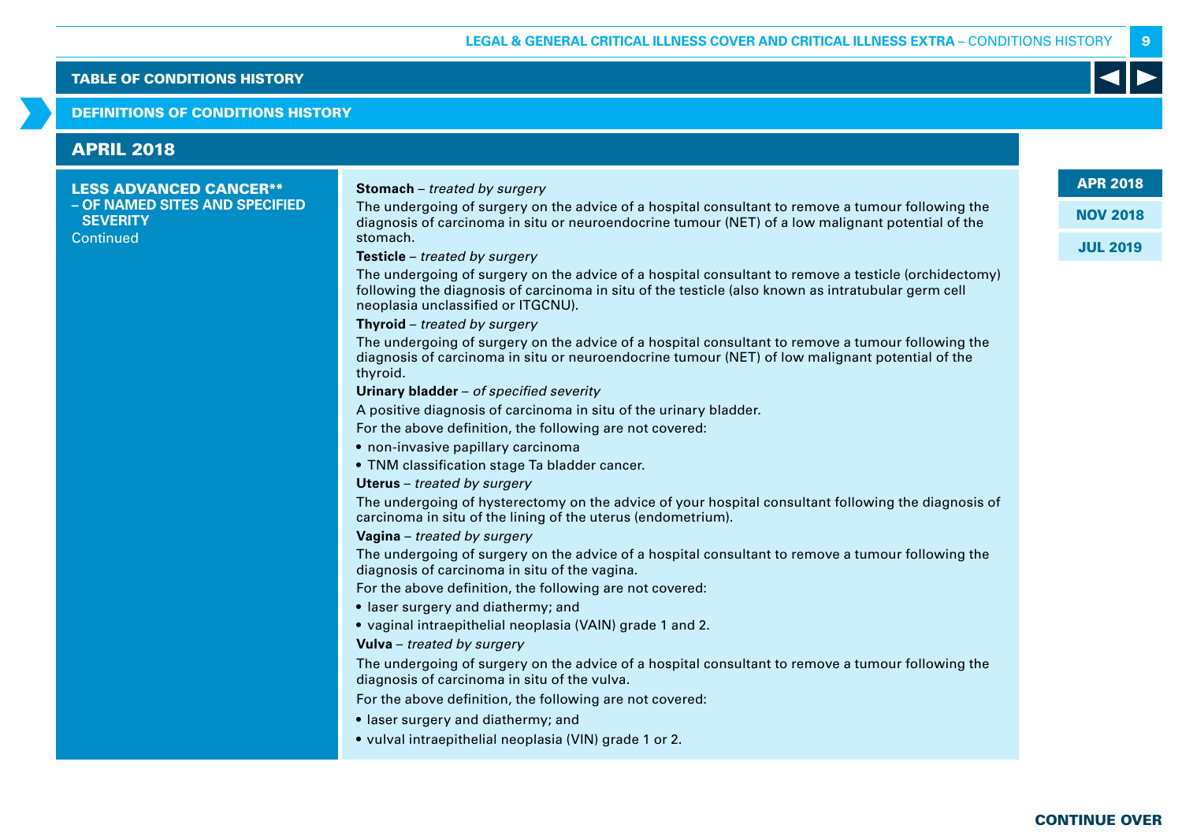## TABLE OF CONDITIONS HISTORY

### DEFINITIONS OF CONDITIONS HISTORY

## APRIL 2018

**LESS ADVANCED CANCER** – OF NAMED SITES AND SPECIFIED SEVERITY**
Continued

**Stomach** – *treated by surgery*

The undergoing of surgery on the advice of a hospital consultant to remove a tumour following the diagnosis of carcinoma in situ or neuroendocrine tumour (NET) of a low malignant potential of the stomach.

**Testicle** – *treated by surgery*

The undergoing of surgery on the advice of a hospital consultant to remove a testicle (orchidectomy) following the diagnosis of carcinoma in situ of the testicle (also known as intratubular germ cell neoplasia unclassified or ITGCNU).

**Thyroid** – *treated by surgery*

The undergoing of surgery on the advice of a hospital consultant to remove a tumour following the diagnosis of carcinoma in situ or neuroendocrine tumour (NET) of low malignant potential of the thyroid.

**Urinary bladder** – *of specified severity*

A positive diagnosis of carcinoma in situ of the urinary bladder.

For the above definition, the following are not covered:

- non-invasive papillary carcinoma
- TNM classification stage Ta bladder cancer.

**Uterus** – *treated by surgery*

The undergoing of hysterectomy on the advice of your hospital consultant following the diagnosis of carcinoma in situ of the lining of the uterus (endometrium).

**Vagina** – *treated by surgery*

The undergoing of surgery on the advice of a hospital consultant to remove a tumour following the diagnosis of carcinoma in situ of the vagina.

For the above definition, the following are not covered:

- laser surgery and diathermy; and
- vaginal intraepithelial neoplasia (VAIN) grade 1 and 2.

**Vulva** – *treated by surgery*

The undergoing of surgery on the advice of a hospital consultant to remove a tumour following the diagnosis of carcinoma in situ of the vulva.

For the above definition, the following are not covered:

- laser surgery and diathermy; and
- vulval intraepithelial neoplasia (VIN) grade 1 or 2.

APR 2018
NOV 2018
JUL 2019

CONTINUE OVER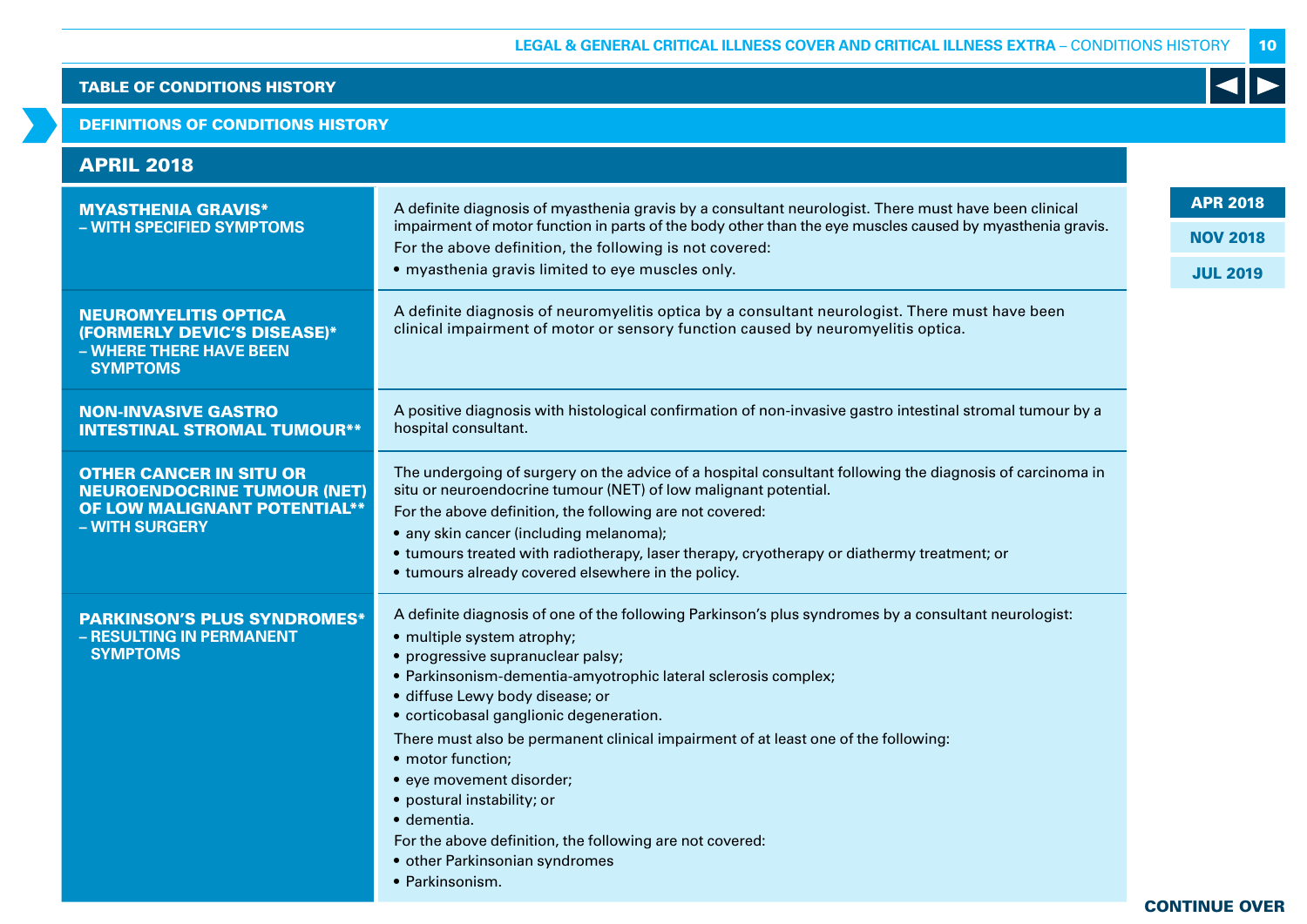## TABLE OF CONDITIONS HISTORY

### DEFINITIONS OF CONDITIONS HISTORY

### APRIL 2018

| Condition | Definition |
|---|---|
| **MYASTHENIA GRAVIS* – WITH SPECIFIED SYMPTOMS** | A definite diagnosis of myasthenia gravis by a consultant neurologist. There must have been clinical impairment of motor function in parts of the body other than the eye muscles caused by myasthenia gravis.<br>For the above definition, the following is not covered:<br>• myasthenia gravis limited to eye muscles only. |
| **NEUROMYELITIS OPTICA (FORMERLY DEVIC'S DISEASE)* – WHERE THERE HAVE BEEN SYMPTOMS** | A definite diagnosis of neuromyelitis optica by a consultant neurologist. There must have been clinical impairment of motor or sensory function caused by neuromyelitis optica. |
| **NON-INVASIVE GASTRO INTESTINAL STROMAL TUMOUR**** | A positive diagnosis with histological confirmation of non-invasive gastro intestinal stromal tumour by a hospital consultant. |
| **OTHER CANCER IN SITU OR NEUROENDOCRINE TUMOUR (NET) OF LOW MALIGNANT POTENTIAL** – WITH SURGERY** | The undergoing of surgery on the advice of a hospital consultant following the diagnosis of carcinoma in situ or neuroendocrine tumour (NET) of low malignant potential.<br>For the above definition, the following are not covered:<br>• any skin cancer (including melanoma);<br>• tumours treated with radiotherapy, laser therapy, cryotherapy or diathermy treatment; or<br>• tumours already covered elsewhere in the policy. |
| **PARKINSON'S PLUS SYNDROMES* – RESULTING IN PERMANENT SYMPTOMS** | A definite diagnosis of one of the following Parkinson's plus syndromes by a consultant neurologist:<br>• multiple system atrophy;<br>• progressive supranuclear palsy;<br>• Parkinsonism-dementia-amyotrophic lateral sclerosis complex;<br>• diffuse Lewy body disease; or<br>• corticobasal ganglionic degeneration.<br>There must also be permanent clinical impairment of at least one of the following:<br>• motor function;<br>• eye movement disorder;<br>• postural instability; or<br>• dementia.<br>For the above definition, the following are not covered:<br>• other Parkinsonian syndromes<br>• Parkinsonism. |

APR 2018
NOV 2018
JUL 2019

CONTINUE OVER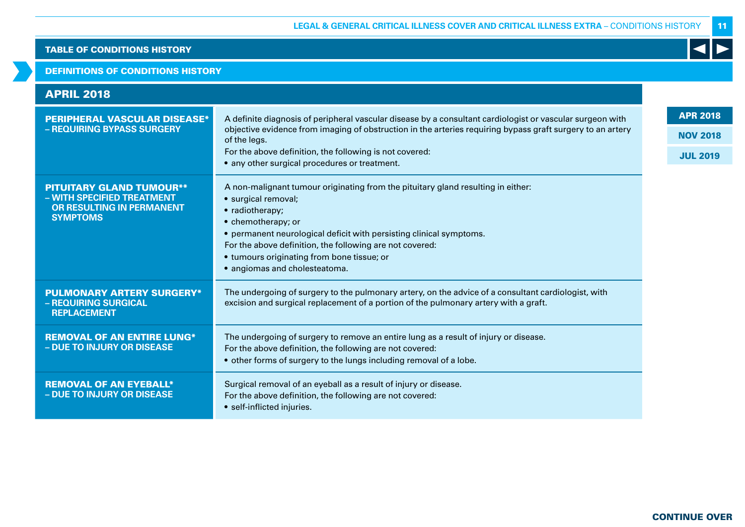TABLE OF CONDITIONS HISTORY

DEFINITIONS OF CONDITIONS HISTORY

## APRIL 2018

| Condition | Definition |
|---|---|
| **PERIPHERAL VASCULAR DISEASE* – REQUIRING BYPASS SURGERY** | A definite diagnosis of peripheral vascular disease by a consultant cardiologist or vascular surgeon with objective evidence from imaging of obstruction in the arteries requiring bypass graft surgery to an artery of the legs.<br>For the above definition, the following is not covered:<br>• any other surgical procedures or treatment. |
| **PITUITARY GLAND TUMOUR** – WITH SPECIFIED TREATMENT OR RESULTING IN PERMANENT SYMPTOMS** | A non-malignant tumour originating from the pituitary gland resulting in either:<br>• surgical removal;<br>• radiotherapy;<br>• chemotherapy; or<br>• permanent neurological deficit with persisting clinical symptoms.<br>For the above definition, the following are not covered:<br>• tumours originating from bone tissue; or<br>• angiomas and cholesteatoma. |
| **PULMONARY ARTERY SURGERY* – REQUIRING SURGICAL REPLACEMENT** | The undergoing of surgery to the pulmonary artery, on the advice of a consultant cardiologist, with excision and surgical replacement of a portion of the pulmonary artery with a graft. |
| **REMOVAL OF AN ENTIRE LUNG* – DUE TO INJURY OR DISEASE** | The undergoing of surgery to remove an entire lung as a result of injury or disease.<br>For the above definition, the following are not covered:<br>• other forms of surgery to the lungs including removal of a lobe. |
| **REMOVAL OF AN EYEBALL* – DUE TO INJURY OR DISEASE** | Surgical removal of an eyeball as a result of injury or disease.<br>For the above definition, the following are not covered:<br>• self-inflicted injuries. |

APR 2018

NOV 2018

JUL 2019

CONTINUE OVER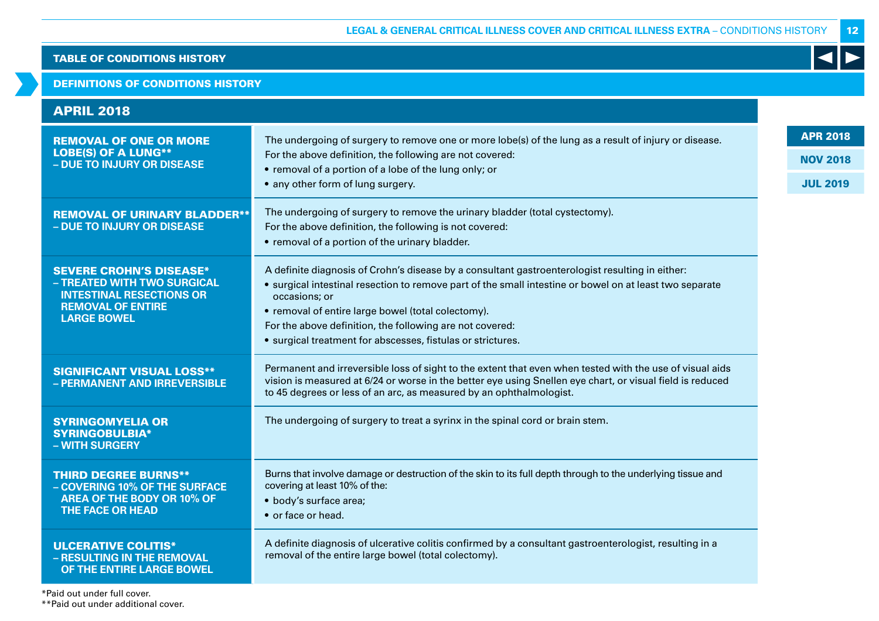## TABLE OF CONDITIONS HISTORY

### DEFINITIONS OF CONDITIONS HISTORY

APR 2018 | NOV 2018 | JUL 2019

## APRIL 2018

| Condition | Definition |
|---|---|
| **REMOVAL OF ONE OR MORE LOBE(S) OF A LUNG**** **– DUE TO INJURY OR DISEASE** | The undergoing of surgery to remove one or more lobe(s) of the lung as a result of injury or disease.<br>For the above definition, the following are not covered:<br>• removal of a portion of a lobe of the lung only; or<br>• any other form of lung surgery. |
| **REMOVAL OF URINARY BLADDER**** **– DUE TO INJURY OR DISEASE** | The undergoing of surgery to remove the urinary bladder (total cystectomy).<br>For the above definition, the following is not covered:<br>• removal of a portion of the urinary bladder. |
| **SEVERE CROHN'S DISEASE*** **– TREATED WITH TWO SURGICAL INTESTINAL RESECTIONS OR REMOVAL OF ENTIRE LARGE BOWEL** | A definite diagnosis of Crohn's disease by a consultant gastroenterologist resulting in either:<br>• surgical intestinal resection to remove part of the small intestine or bowel on at least two separate occasions; or<br>• removal of entire large bowel (total colectomy).<br>For the above definition, the following are not covered:<br>• surgical treatment for abscesses, fistulas or strictures. |
| **SIGNIFICANT VISUAL LOSS**** **– PERMANENT AND IRREVERSIBLE** | Permanent and irreversible loss of sight to the extent that even when tested with the use of visual aids vision is measured at 6/24 or worse in the better eye using Snellen eye chart, or visual field is reduced to 45 degrees or less of an arc, as measured by an ophthalmologist. |
| **SYRINGOMYELIA OR SYRINGOBULBIA*** **– WITH SURGERY** | The undergoing of surgery to treat a syrinx in the spinal cord or brain stem. |
| **THIRD DEGREE BURNS**** **– COVERING 10% OF THE SURFACE AREA OF THE BODY OR 10% OF THE FACE OR HEAD** | Burns that involve damage or destruction of the skin to its full depth through to the underlying tissue and covering at least 10% of the:<br>• body's surface area;<br>• or face or head. |
| **ULCERATIVE COLITIS*** **– RESULTING IN THE REMOVAL OF THE ENTIRE LARGE BOWEL** | A definite diagnosis of ulcerative colitis confirmed by a consultant gastroenterologist, resulting in a removal of the entire large bowel (total colectomy). |

*Paid out under full cover.
**Paid out under additional cover.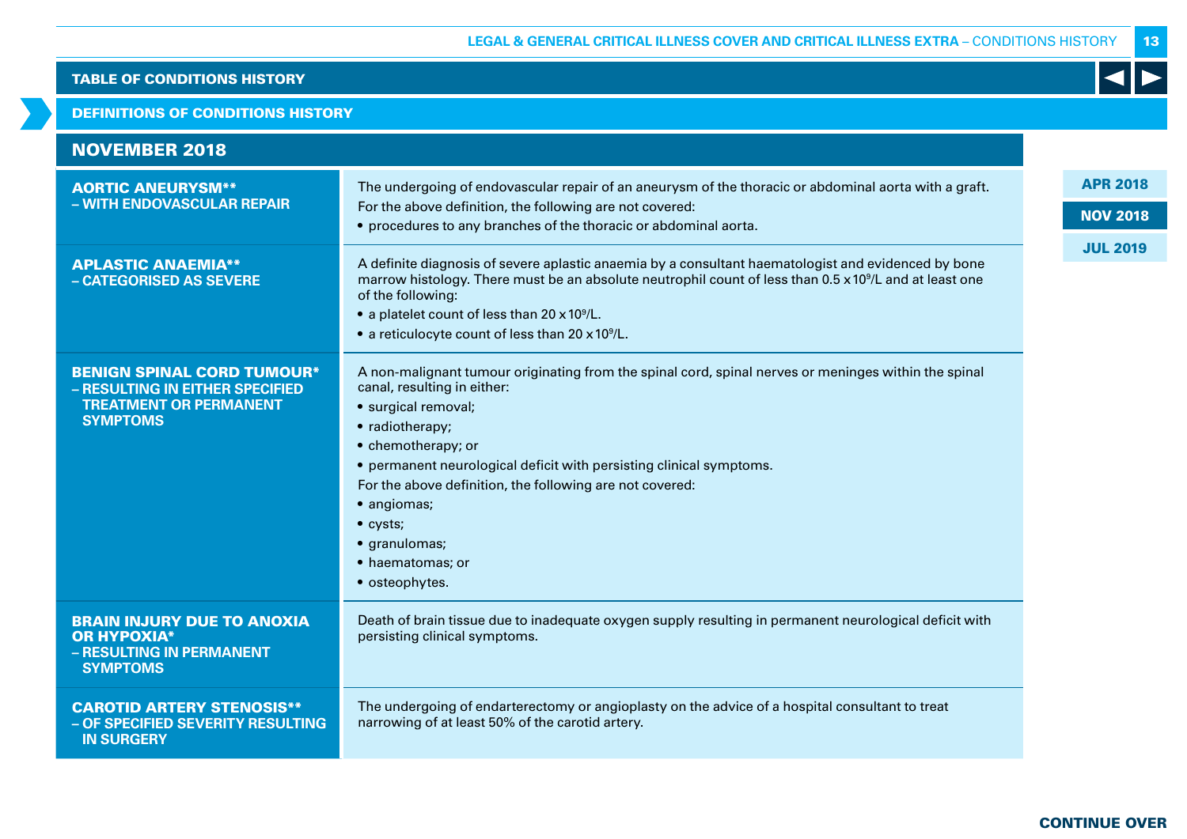TABLE OF CONDITIONS HISTORY

DEFINITIONS OF CONDITIONS HISTORY

## NOVEMBER 2018

| Condition | Definition |
|---|---|
| **AORTIC ANEURYSM**** **– WITH ENDOVASCULAR REPAIR** | The undergoing of endovascular repair of an aneurysm of the thoracic or abdominal aorta with a graft.<br>For the above definition, the following are not covered:<br>• procedures to any branches of the thoracic or abdominal aorta. |
| **APLASTIC ANAEMIA**** **– CATEGORISED AS SEVERE** | A definite diagnosis of severe aplastic anaemia by a consultant haematologist and evidenced by bone marrow histology. There must be an absolute neutrophil count of less than $0.5 \times 10^9$/L and at least one of the following:<br>• a platelet count of less than $20 \times 10^9$/L.<br>• a reticulocyte count of less than $20 \times 10^9$/L. |
| **BENIGN SPINAL CORD TUMOUR*** **– RESULTING IN EITHER SPECIFIED TREATMENT OR PERMANENT SYMPTOMS** | A non-malignant tumour originating from the spinal cord, spinal nerves or meninges within the spinal canal, resulting in either:<br>• surgical removal;<br>• radiotherapy;<br>• chemotherapy; or<br>• permanent neurological deficit with persisting clinical symptoms.<br>For the above definition, the following are not covered:<br>• angiomas;<br>• cysts;<br>• granulomas;<br>• haematomas; or<br>• osteophytes. |
| **BRAIN INJURY DUE TO ANOXIA OR HYPOXIA*** **– RESULTING IN PERMANENT SYMPTOMS** | Death of brain tissue due to inadequate oxygen supply resulting in permanent neurological deficit with persisting clinical symptoms. |
| **CAROTID ARTERY STENOSIS**** **– OF SPECIFIED SEVERITY RESULTING IN SURGERY** | The undergoing of endarterectomy or angioplasty on the advice of a hospital consultant to treat narrowing of at least 50% of the carotid artery. |

APR 2018 | NOV 2018 | JUL 2019

CONTINUE OVER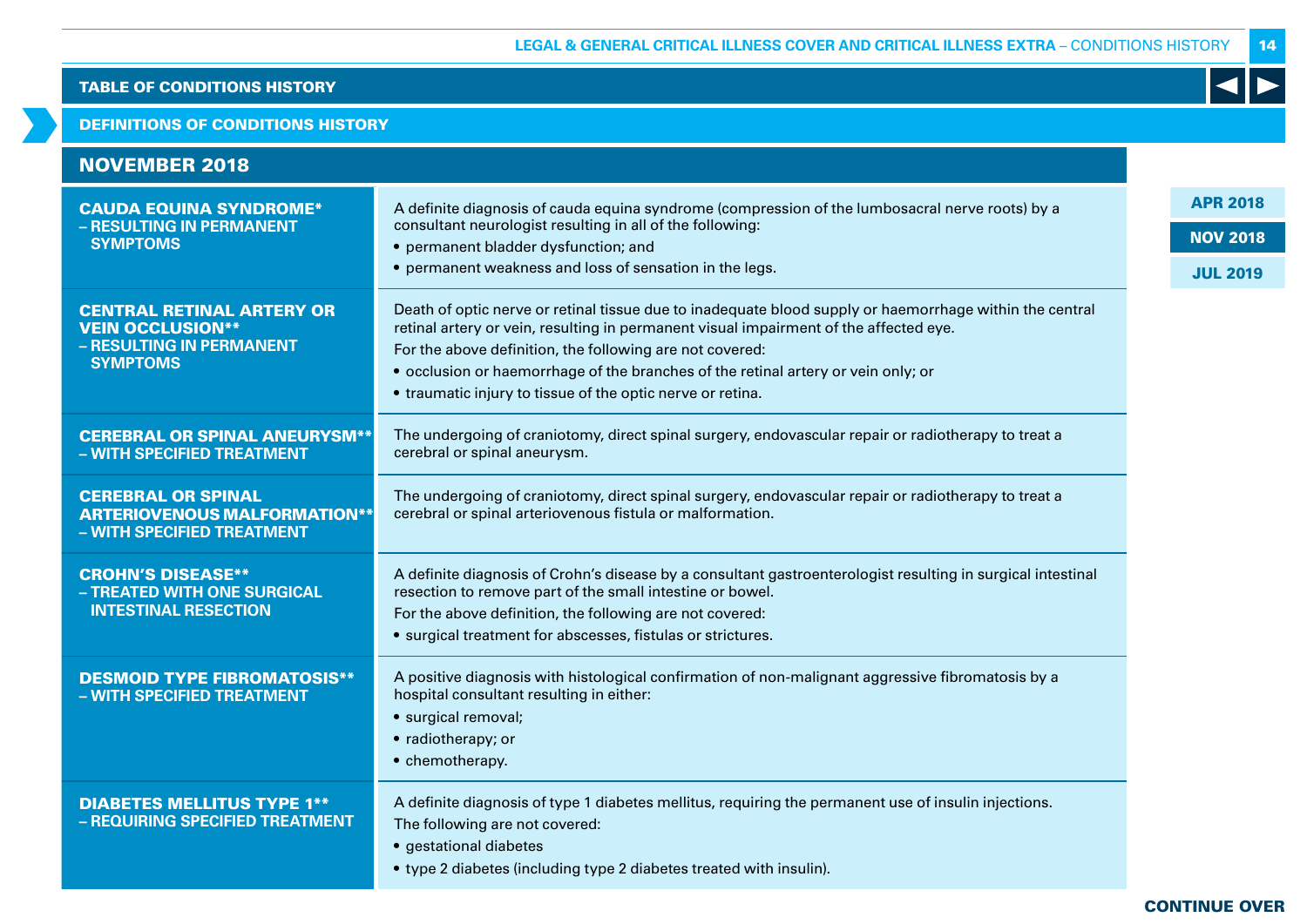## TABLE OF CONDITIONS HISTORY

### DEFINITIONS OF CONDITIONS HISTORY

APR 2018 | NOV 2018 | JUL 2019

## NOVEMBER 2018

| Condition | Definition |
|---|---|
| **CAUDA EQUINA SYNDROME* – RESULTING IN PERMANENT SYMPTOMS** | A definite diagnosis of cauda equina syndrome (compression of the lumbosacral nerve roots) by a consultant neurologist resulting in all of the following:<br>• permanent bladder dysfunction; and<br>• permanent weakness and loss of sensation in the legs. |
| **CENTRAL RETINAL ARTERY OR VEIN OCCLUSION** – RESULTING IN PERMANENT SYMPTOMS** | Death of optic nerve or retinal tissue due to inadequate blood supply or haemorrhage within the central retinal artery or vein, resulting in permanent visual impairment of the affected eye.<br>For the above definition, the following are not covered:<br>• occlusion or haemorrhage of the branches of the retinal artery or vein only; or<br>• traumatic injury to tissue of the optic nerve or retina. |
| **CEREBRAL OR SPINAL ANEURYSM** – WITH SPECIFIED TREATMENT** | The undergoing of craniotomy, direct spinal surgery, endovascular repair or radiotherapy to treat a cerebral or spinal aneurysm. |
| **CEREBRAL OR SPINAL ARTERIOVENOUS MALFORMATION** – WITH SPECIFIED TREATMENT** | The undergoing of craniotomy, direct spinal surgery, endovascular repair or radiotherapy to treat a cerebral or spinal arteriovenous fistula or malformation. |
| **CROHN'S DISEASE** – TREATED WITH ONE SURGICAL INTESTINAL RESECTION** | A definite diagnosis of Crohn's disease by a consultant gastroenterologist resulting in surgical intestinal resection to remove part of the small intestine or bowel.<br>For the above definition, the following are not covered:<br>• surgical treatment for abscesses, fistulas or strictures. |
| **DESMOID TYPE FIBROMATOSIS** – WITH SPECIFIED TREATMENT** | A positive diagnosis with histological confirmation of non-malignant aggressive fibromatosis by a hospital consultant resulting in either:<br>• surgical removal;<br>• radiotherapy; or<br>• chemotherapy. |
| **DIABETES MELLITUS TYPE 1** – REQUIRING SPECIFIED TREATMENT** | A definite diagnosis of type 1 diabetes mellitus, requiring the permanent use of insulin injections.<br>The following are not covered:<br>• gestational diabetes<br>• type 2 diabetes (including type 2 diabetes treated with insulin). |

CONTINUE OVER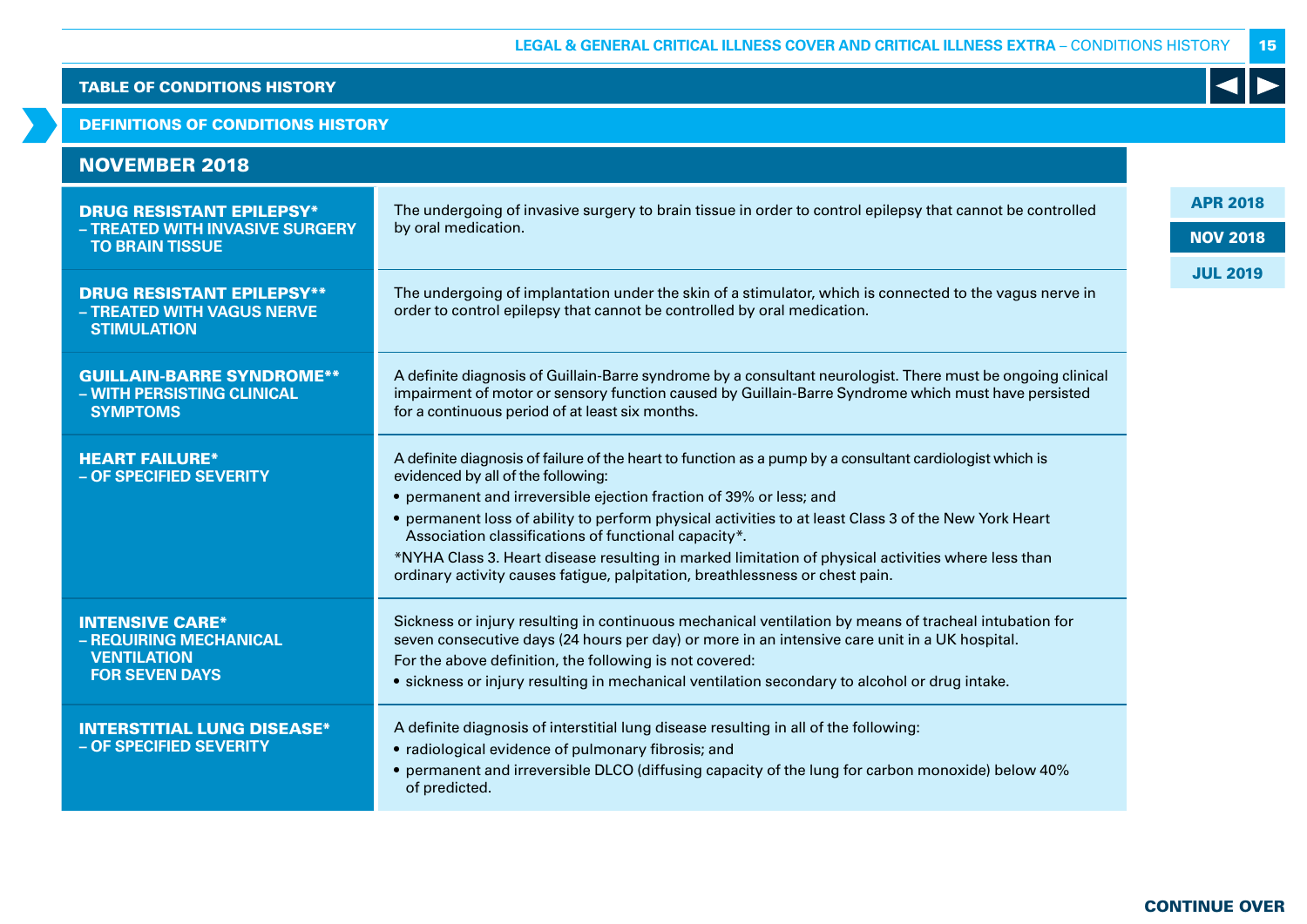## TABLE OF CONDITIONS HISTORY

### DEFINITIONS OF CONDITIONS HISTORY

APR 2018 | NOV 2018 | JUL 2019

## NOVEMBER 2018

| Condition | Definition |
|---|---|
| **DRUG RESISTANT EPILEPSY* – TREATED WITH INVASIVE SURGERY TO BRAIN TISSUE** | The undergoing of invasive surgery to brain tissue in order to control epilepsy that cannot be controlled by oral medication. |
| **DRUG RESISTANT EPILEPSY** – TREATED WITH VAGUS NERVE STIMULATION** | The undergoing of implantation under the skin of a stimulator, which is connected to the vagus nerve in order to control epilepsy that cannot be controlled by oral medication. |
| **GUILLAIN-BARRE SYNDROME** – WITH PERSISTING CLINICAL SYMPTOMS** | A definite diagnosis of Guillain-Barre syndrome by a consultant neurologist. There must be ongoing clinical impairment of motor or sensory function caused by Guillain-Barre Syndrome which must have persisted for a continuous period of at least six months. |
| **HEART FAILURE* – OF SPECIFIED SEVERITY** | A definite diagnosis of failure of the heart to function as a pump by a consultant cardiologist which is evidenced by all of the following:<br>• permanent and irreversible ejection fraction of 39% or less; and<br>• permanent loss of ability to perform physical activities to at least Class 3 of the New York Heart Association classifications of functional capacity*.<br>*NYHA Class 3. Heart disease resulting in marked limitation of physical activities where less than ordinary activity causes fatigue, palpitation, breathlessness or chest pain. |
| **INTENSIVE CARE* – REQUIRING MECHANICAL VENTILATION FOR SEVEN DAYS** | Sickness or injury resulting in continuous mechanical ventilation by means of tracheal intubation for seven consecutive days (24 hours per day) or more in an intensive care unit in a UK hospital.<br>For the above definition, the following is not covered:<br>• sickness or injury resulting in mechanical ventilation secondary to alcohol or drug intake. |
| **INTERSTITIAL LUNG DISEASE* – OF SPECIFIED SEVERITY** | A definite diagnosis of interstitial lung disease resulting in all of the following:<br>• radiological evidence of pulmonary fibrosis; and<br>• permanent and irreversible DLCO (diffusing capacity of the lung for carbon monoxide) below 40% of predicted. |

CONTINUE OVER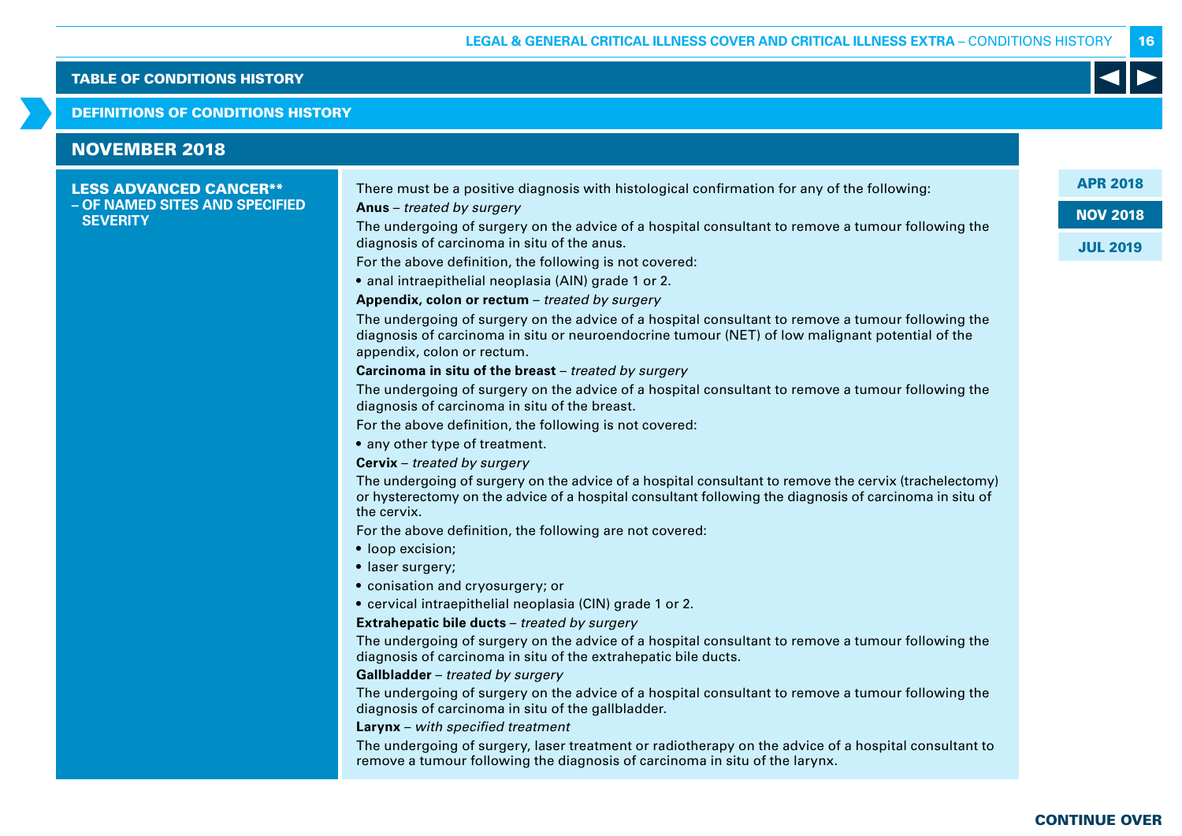## TABLE OF CONDITIONS HISTORY

### DEFINITIONS OF CONDITIONS HISTORY

## NOVEMBER 2018

APR 2018 | NOV 2018 | JUL 2019

### LESS ADVANCED CANCER** – OF NAMED SITES AND SPECIFIED SEVERITY

There must be a positive diagnosis with histological confirmation for any of the following:

**Anus** – *treated by surgery*

The undergoing of surgery on the advice of a hospital consultant to remove a tumour following the diagnosis of carcinoma in situ of the anus.

For the above definition, the following is not covered:

- anal intraepithelial neoplasia (AIN) grade 1 or 2.

**Appendix, colon or rectum** – *treated by surgery*

The undergoing of surgery on the advice of a hospital consultant to remove a tumour following the diagnosis of carcinoma in situ or neuroendocrine tumour (NET) of low malignant potential of the appendix, colon or rectum.

**Carcinoma in situ of the breast** – *treated by surgery*

The undergoing of surgery on the advice of a hospital consultant to remove a tumour following the diagnosis of carcinoma in situ of the breast.

For the above definition, the following is not covered:

- any other type of treatment.

**Cervix** – *treated by surgery*

The undergoing of surgery on the advice of a hospital consultant to remove the cervix (trachelectomy) or hysterectomy on the advice of a hospital consultant following the diagnosis of carcinoma in situ of the cervix.

For the above definition, the following are not covered:

- loop excision;
- laser surgery;
- conisation and cryosurgery; or
- cervical intraepithelial neoplasia (CIN) grade 1 or 2.

**Extrahepatic bile ducts** – *treated by surgery*

The undergoing of surgery on the advice of a hospital consultant to remove a tumour following the diagnosis of carcinoma in situ of the extrahepatic bile ducts.

**Gallbladder** – *treated by surgery*

The undergoing of surgery on the advice of a hospital consultant to remove a tumour following the diagnosis of carcinoma in situ of the gallbladder.

**Larynx** – *with specified treatment*

The undergoing of surgery, laser treatment or radiotherapy on the advice of a hospital consultant to remove a tumour following the diagnosis of carcinoma in situ of the larynx.

CONTINUE OVER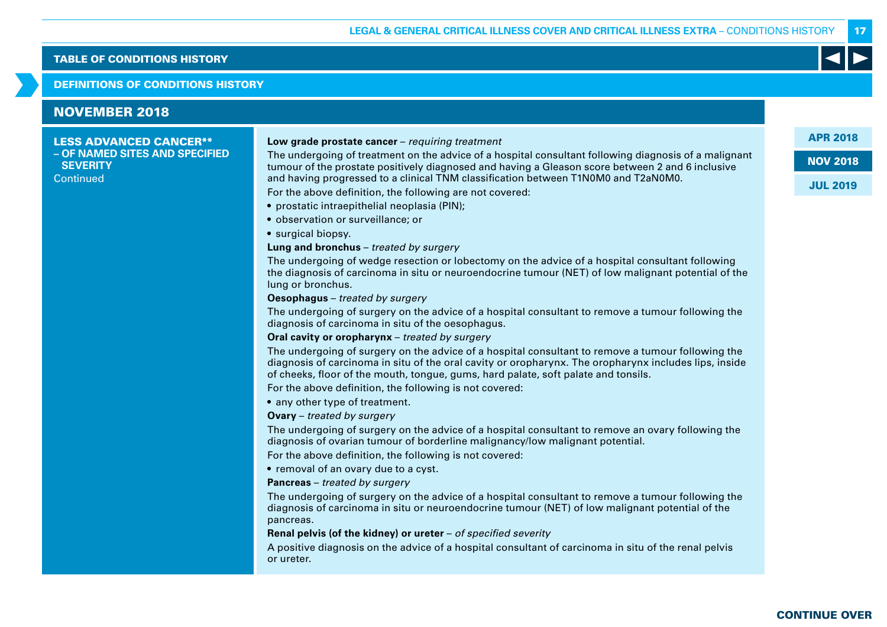TABLE OF CONDITIONS HISTORY

DEFINITIONS OF CONDITIONS HISTORY

## NOVEMBER 2018

**LESS ADVANCED CANCER\*\* – OF NAMED SITES AND SPECIFIED SEVERITY**
Continued

**Low grade prostate cancer** – *requiring treatment*

The undergoing of treatment on the advice of a hospital consultant following diagnosis of a malignant tumour of the prostate positively diagnosed and having a Gleason score between 2 and 6 inclusive and having progressed to a clinical TNM classification between T1N0M0 and T2aN0M0.

For the above definition, the following are not covered:

- prostatic intraepithelial neoplasia (PIN);
- observation or surveillance; or
- surgical biopsy.

**Lung and bronchus** – *treated by surgery*

The undergoing of wedge resection or lobectomy on the advice of a hospital consultant following the diagnosis of carcinoma in situ or neuroendocrine tumour (NET) of low malignant potential of the lung or bronchus.

**Oesophagus** – *treated by surgery*

The undergoing of surgery on the advice of a hospital consultant to remove a tumour following the diagnosis of carcinoma in situ of the oesophagus.

**Oral cavity or oropharynx** – *treated by surgery*

The undergoing of surgery on the advice of a hospital consultant to remove a tumour following the diagnosis of carcinoma in situ of the oral cavity or oropharynx. The oropharynx includes lips, inside of cheeks, floor of the mouth, tongue, gums, hard palate, soft palate and tonsils.

For the above definition, the following is not covered:

- any other type of treatment.

**Ovary** – *treated by surgery*

The undergoing of surgery on the advice of a hospital consultant to remove an ovary following the diagnosis of ovarian tumour of borderline malignancy/low malignant potential.

For the above definition, the following is not covered:

- removal of an ovary due to a cyst.

**Pancreas** – *treated by surgery*

The undergoing of surgery on the advice of a hospital consultant to remove a tumour following the diagnosis of carcinoma in situ or neuroendocrine tumour (NET) of low malignant potential of the pancreas.

**Renal pelvis (of the kidney) or ureter** – *of specified severity*

A positive diagnosis on the advice of a hospital consultant of carcinoma in situ of the renal pelvis or ureter.

APR 2018 | NOV 2018 | JUL 2019

CONTINUE OVER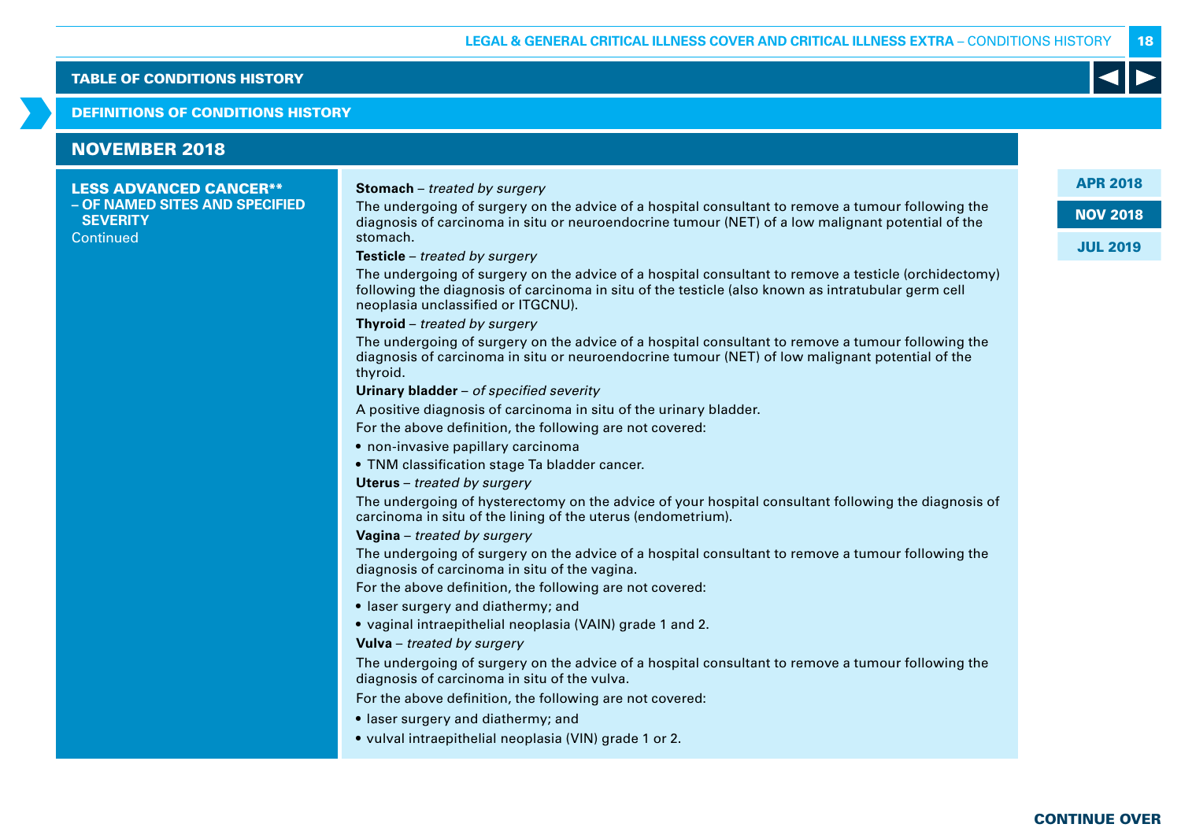## NOVEMBER 2018

### LESS ADVANCED CANCER** – OF NAMED SITES AND SPECIFIED SEVERITY

Continued

**Stomach** – *treated by surgery*

The undergoing of surgery on the advice of a hospital consultant to remove a tumour following the diagnosis of carcinoma in situ or neuroendocrine tumour (NET) of a low malignant potential of the stomach.

**Testicle** – *treated by surgery*

The undergoing of surgery on the advice of a hospital consultant to remove a testicle (orchidectomy) following the diagnosis of carcinoma in situ of the testicle (also known as intratubular germ cell neoplasia unclassified or ITGCNU).

**Thyroid** – *treated by surgery*

The undergoing of surgery on the advice of a hospital consultant to remove a tumour following the diagnosis of carcinoma in situ or neuroendocrine tumour (NET) of low malignant potential of the thyroid.

**Urinary bladder** – *of specified severity*

A positive diagnosis of carcinoma in situ of the urinary bladder.

For the above definition, the following are not covered:

- non-invasive papillary carcinoma
- TNM classification stage Ta bladder cancer.

**Uterus** – *treated by surgery*

The undergoing of hysterectomy on the advice of your hospital consultant following the diagnosis of carcinoma in situ of the lining of the uterus (endometrium).

**Vagina** – *treated by surgery*

The undergoing of surgery on the advice of a hospital consultant to remove a tumour following the diagnosis of carcinoma in situ of the vagina.

For the above definition, the following are not covered:

- laser surgery and diathermy; and
- vaginal intraepithelial neoplasia (VAIN) grade 1 and 2.

**Vulva** – *treated by surgery*

The undergoing of surgery on the advice of a hospital consultant to remove a tumour following the diagnosis of carcinoma in situ of the vulva.

For the above definition, the following are not covered:

- laser surgery and diathermy; and
- vulval intraepithelial neoplasia (VIN) grade 1 or 2.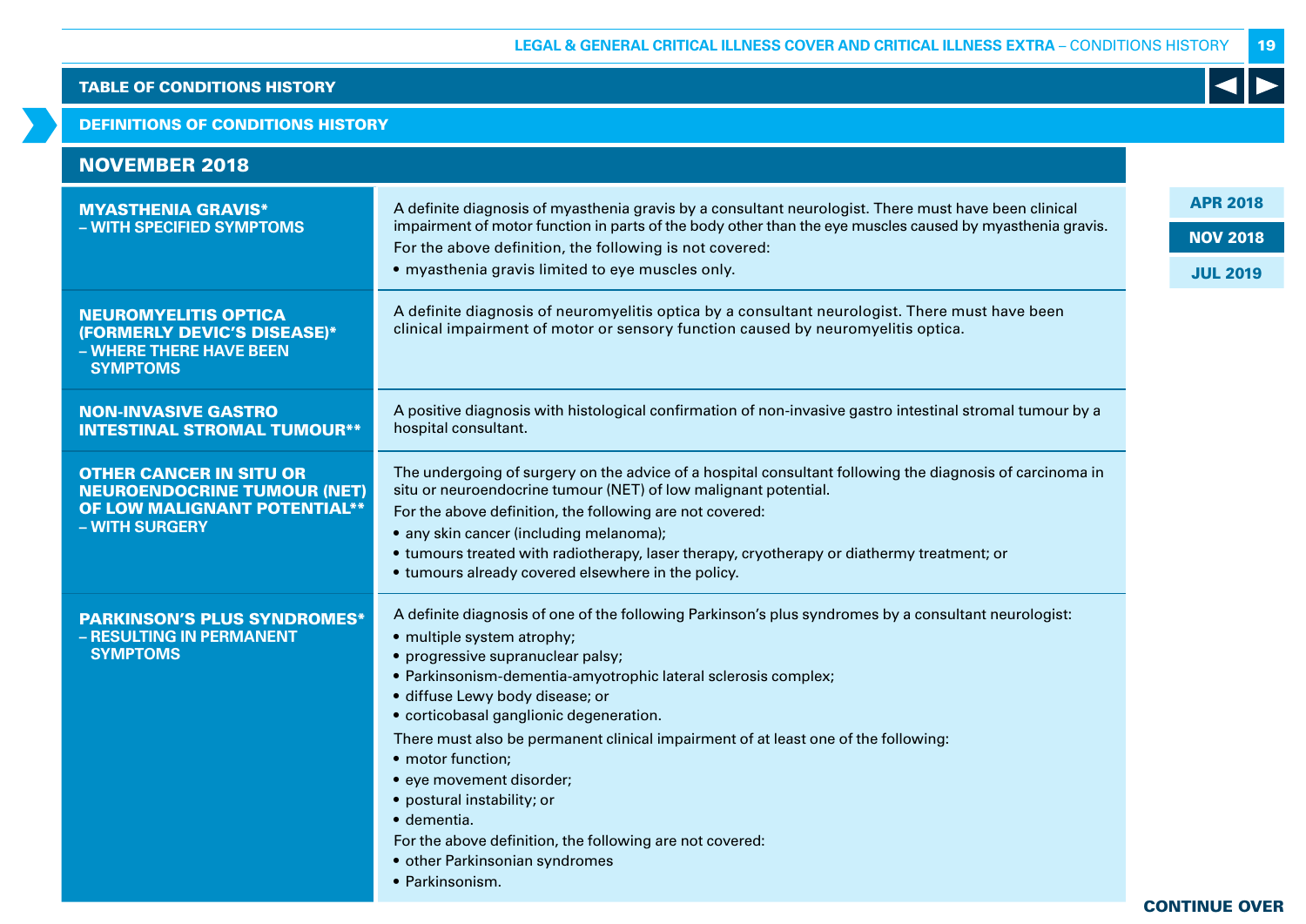TABLE OF CONDITIONS HISTORY

DEFINITIONS OF CONDITIONS HISTORY

## NOVEMBER 2018

| Condition | Definition |
|---|---|
| **MYASTHENIA GRAVIS* – WITH SPECIFIED SYMPTOMS** | A definite diagnosis of myasthenia gravis by a consultant neurologist. There must have been clinical impairment of motor function in parts of the body other than the eye muscles caused by myasthenia gravis.<br>For the above definition, the following is not covered:<br>• myasthenia gravis limited to eye muscles only. |
| **NEUROMYELITIS OPTICA (FORMERLY DEVIC'S DISEASE)* – WHERE THERE HAVE BEEN SYMPTOMS** | A definite diagnosis of neuromyelitis optica by a consultant neurologist. There must have been clinical impairment of motor or sensory function caused by neuromyelitis optica. |
| **NON-INVASIVE GASTRO INTESTINAL STROMAL TUMOUR**** | A positive diagnosis with histological confirmation of non-invasive gastro intestinal stromal tumour by a hospital consultant. |
| **OTHER CANCER IN SITU OR NEUROENDOCRINE TUMOUR (NET) OF LOW MALIGNANT POTENTIAL** – WITH SURGERY** | The undergoing of surgery on the advice of a hospital consultant following the diagnosis of carcinoma in situ or neuroendocrine tumour (NET) of low malignant potential.<br>For the above definition, the following are not covered:<br>• any skin cancer (including melanoma);<br>• tumours treated with radiotherapy, laser therapy, cryotherapy or diathermy treatment; or<br>• tumours already covered elsewhere in the policy. |
| **PARKINSON'S PLUS SYNDROMES* – RESULTING IN PERMANENT SYMPTOMS** | A definite diagnosis of one of the following Parkinson's plus syndromes by a consultant neurologist:<br>• multiple system atrophy;<br>• progressive supranuclear palsy;<br>• Parkinsonism-dementia-amyotrophic lateral sclerosis complex;<br>• diffuse Lewy body disease; or<br>• corticobasal ganglionic degeneration.<br>There must also be permanent clinical impairment of at least one of the following:<br>• motor function;<br>• eye movement disorder;<br>• postural instability; or<br>• dementia.<br>For the above definition, the following are not covered:<br>• other Parkinsonian syndromes<br>• Parkinsonism. |

APR 2018 | NOV 2018 | JUL 2019

CONTINUE OVER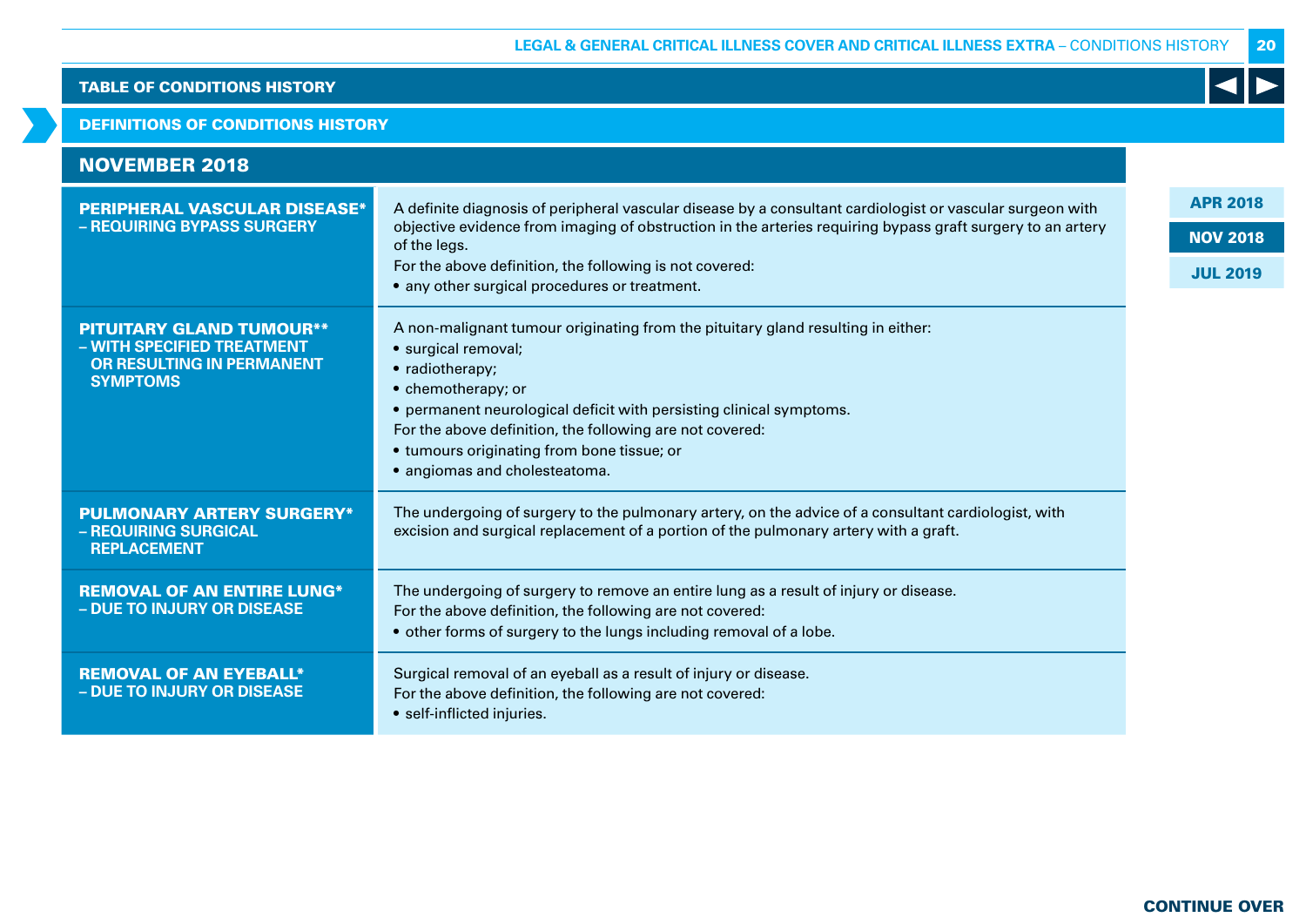TABLE OF CONDITIONS HISTORY

DEFINITIONS OF CONDITIONS HISTORY

## NOVEMBER 2018

| Condition | Definition |
|---|---|
| **PERIPHERAL VASCULAR DISEASE*** **– REQUIRING BYPASS SURGERY** | A definite diagnosis of peripheral vascular disease by a consultant cardiologist or vascular surgeon with objective evidence from imaging of obstruction in the arteries requiring bypass graft surgery to an artery of the legs.<br>For the above definition, the following is not covered:<br>• any other surgical procedures or treatment. |
| **PITUITARY GLAND TUMOUR**** **– WITH SPECIFIED TREATMENT OR RESULTING IN PERMANENT SYMPTOMS** | A non-malignant tumour originating from the pituitary gland resulting in either:<br>• surgical removal;<br>• radiotherapy;<br>• chemotherapy; or<br>• permanent neurological deficit with persisting clinical symptoms.<br>For the above definition, the following are not covered:<br>• tumours originating from bone tissue; or<br>• angiomas and cholesteatoma. |
| **PULMONARY ARTERY SURGERY*** **– REQUIRING SURGICAL REPLACEMENT** | The undergoing of surgery to the pulmonary artery, on the advice of a consultant cardiologist, with excision and surgical replacement of a portion of the pulmonary artery with a graft. |
| **REMOVAL OF AN ENTIRE LUNG*** **– DUE TO INJURY OR DISEASE** | The undergoing of surgery to remove an entire lung as a result of injury or disease.<br>For the above definition, the following are not covered:<br>• other forms of surgery to the lungs including removal of a lobe. |
| **REMOVAL OF AN EYEBALL*** **– DUE TO INJURY OR DISEASE** | Surgical removal of an eyeball as a result of injury or disease.<br>For the above definition, the following are not covered:<br>• self-inflicted injuries. |

APR 2018

NOV 2018

JUL 2019

CONTINUE OVER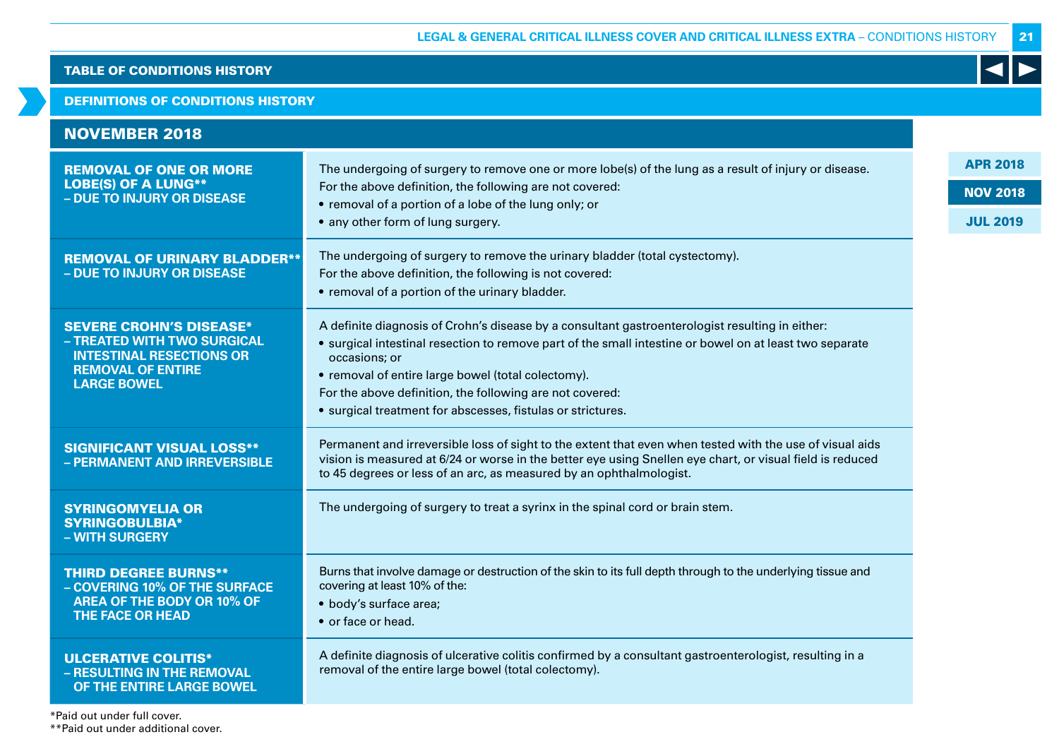## TABLE OF CONDITIONS HISTORY

### DEFINITIONS OF CONDITIONS HISTORY

APR 2018 | NOV 2018 | JUL 2019

### NOVEMBER 2018

| Condition | Definition |
|---|---|
| **REMOVAL OF ONE OR MORE LOBE(S) OF A LUNG**** – DUE TO INJURY OR DISEASE | The undergoing of surgery to remove one or more lobe(s) of the lung as a result of injury or disease.<br>For the above definition, the following are not covered:<br>• removal of a portion of a lobe of the lung only; or<br>• any other form of lung surgery. |
| **REMOVAL OF URINARY BLADDER**** – DUE TO INJURY OR DISEASE | The undergoing of surgery to remove the urinary bladder (total cystectomy).<br>For the above definition, the following is not covered:<br>• removal of a portion of the urinary bladder. |
| **SEVERE CROHN'S DISEASE*** – TREATED WITH TWO SURGICAL INTESTINAL RESECTIONS OR REMOVAL OF ENTIRE LARGE BOWEL | A definite diagnosis of Crohn's disease by a consultant gastroenterologist resulting in either:<br>• surgical intestinal resection to remove part of the small intestine or bowel on at least two separate occasions; or<br>• removal of entire large bowel (total colectomy).<br>For the above definition, the following are not covered:<br>• surgical treatment for abscesses, fistulas or strictures. |
| **SIGNIFICANT VISUAL LOSS**** – PERMANENT AND IRREVERSIBLE | Permanent and irreversible loss of sight to the extent that even when tested with the use of visual aids vision is measured at 6/24 or worse in the better eye using Snellen eye chart, or visual field is reduced to 45 degrees or less of an arc, as measured by an ophthalmologist. |
| **SYRINGOMYELIA OR SYRINGOBULBIA*** – WITH SURGERY | The undergoing of surgery to treat a syrinx in the spinal cord or brain stem. |
| **THIRD DEGREE BURNS**** – COVERING 10% OF THE SURFACE AREA OF THE BODY OR 10% OF THE FACE OR HEAD | Burns that involve damage or destruction of the skin to its full depth through to the underlying tissue and covering at least 10% of the:<br>• body's surface area;<br>• or face or head. |
| **ULCERATIVE COLITIS*** – RESULTING IN THE REMOVAL OF THE ENTIRE LARGE BOWEL | A definite diagnosis of ulcerative colitis confirmed by a consultant gastroenterologist, resulting in a removal of the entire large bowel (total colectomy). |

*Paid out under full cover.
**Paid out under additional cover.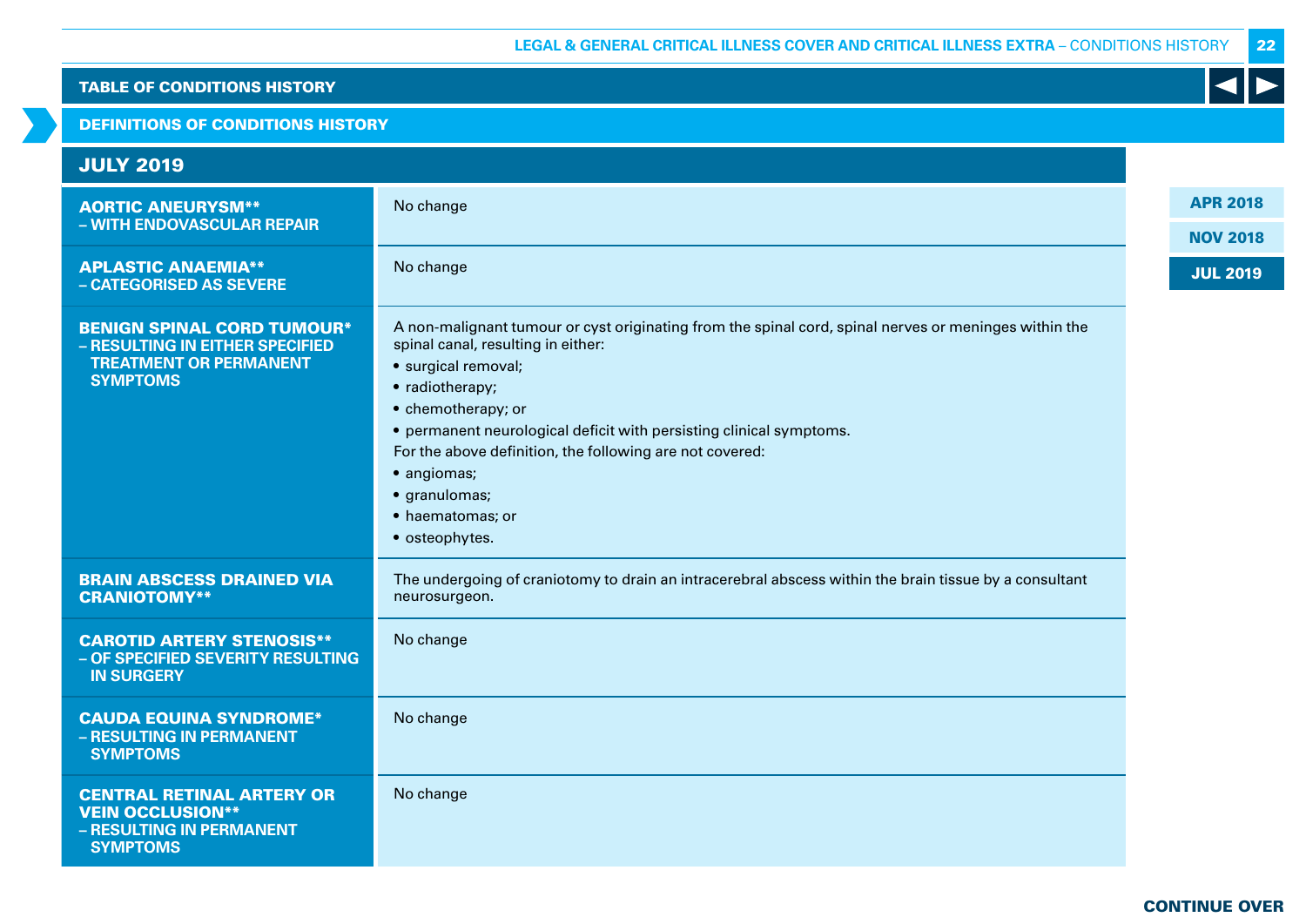## TABLE OF CONDITIONS HISTORY

## DEFINITIONS OF CONDITIONS HISTORY

### JULY 2019

| Condition | Definition |
|---|---|
| **AORTIC ANEURYSM**** **– WITH ENDOVASCULAR REPAIR** | No change |
| **APLASTIC ANAEMIA**** **– CATEGORISED AS SEVERE** | No change |
| **BENIGN SPINAL CORD TUMOUR*** **– RESULTING IN EITHER SPECIFIED TREATMENT OR PERMANENT SYMPTOMS** | A non-malignant tumour or cyst originating from the spinal cord, spinal nerves or meninges within the spinal canal, resulting in either:<br>• surgical removal;<br>• radiotherapy;<br>• chemotherapy; or<br>• permanent neurological deficit with persisting clinical symptoms.<br>For the above definition, the following are not covered:<br>• angiomas;<br>• granulomas;<br>• haematomas; or<br>• osteophytes. |
| **BRAIN ABSCESS DRAINED VIA CRANIOTOMY**** | The undergoing of craniotomy to drain an intracerebral abscess within the brain tissue by a consultant neurosurgeon. |
| **CAROTID ARTERY STENOSIS**** **– OF SPECIFIED SEVERITY RESULTING IN SURGERY** | No change |
| **CAUDA EQUINA SYNDROME*** **– RESULTING IN PERMANENT SYMPTOMS** | No change |
| **CENTRAL RETINAL ARTERY OR VEIN OCCLUSION**** **– RESULTING IN PERMANENT SYMPTOMS** | No change |

APR 2018 | NOV 2018 | JUL 2019

CONTINUE OVER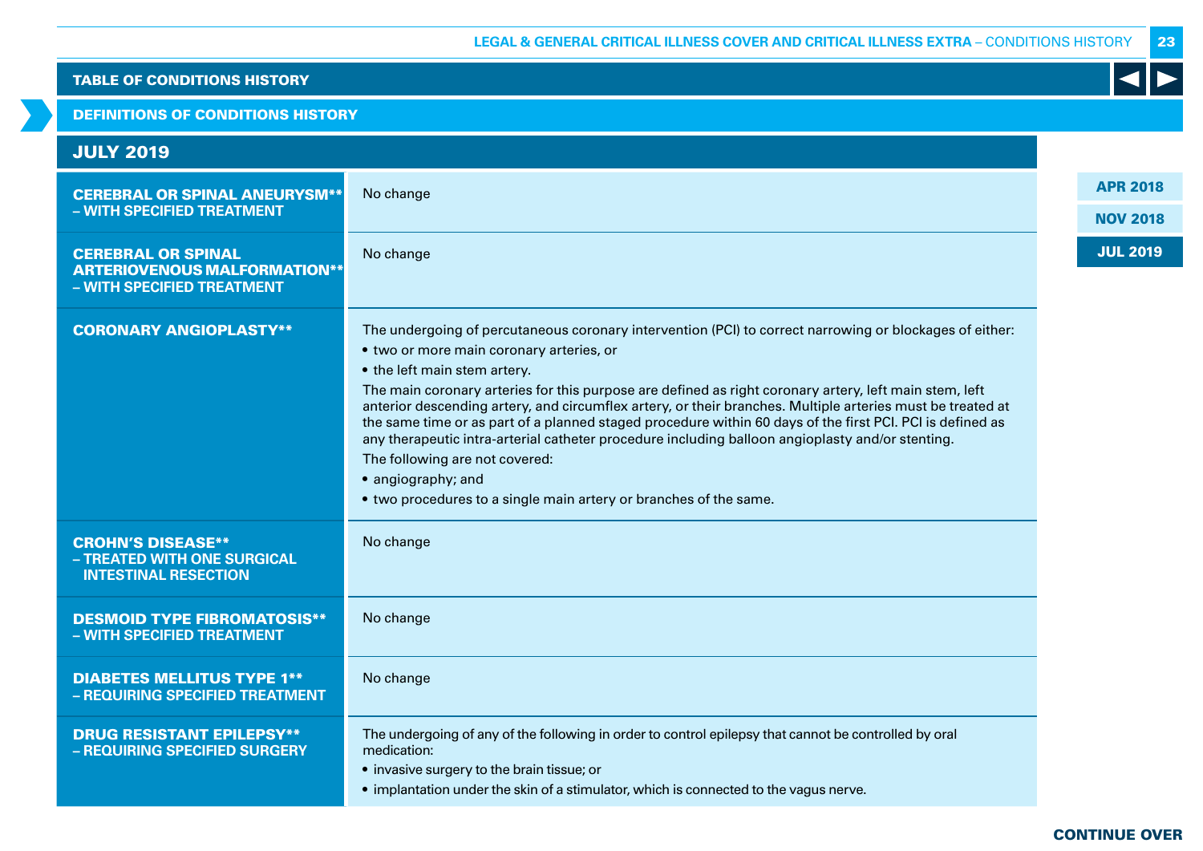TABLE OF CONDITIONS HISTORY

DEFINITIONS OF CONDITIONS HISTORY

## JULY 2019

| Condition | Definition |
|---|---|
| **CEREBRAL OR SPINAL ANEURYSM** – WITH SPECIFIED TREATMENT** | No change |
| **CEREBRAL OR SPINAL ARTERIOVENOUS MALFORMATION** – WITH SPECIFIED TREATMENT** | No change |
| **CORONARY ANGIOPLASTY**** | The undergoing of percutaneous coronary intervention (PCI) to correct narrowing or blockages of either:<br>• two or more main coronary arteries, or<br>• the left main stem artery.<br>The main coronary arteries for this purpose are defined as right coronary artery, left main stem, left anterior descending artery, and circumflex artery, or their branches. Multiple arteries must be treated at the same time or as part of a planned staged procedure within 60 days of the first PCI. PCI is defined as any therapeutic intra-arterial catheter procedure including balloon angioplasty and/or stenting.<br>The following are not covered:<br>• angiography; and<br>• two procedures to a single main artery or branches of the same. |
| **CROHN'S DISEASE** – TREATED WITH ONE SURGICAL INTESTINAL RESECTION** | No change |
| **DESMOID TYPE FIBROMATOSIS** – WITH SPECIFIED TREATMENT** | No change |
| **DIABETES MELLITUS TYPE 1** – REQUIRING SPECIFIED TREATMENT** | No change |
| **DRUG RESISTANT EPILEPSY** – REQUIRING SPECIFIED SURGERY** | The undergoing of any of the following in order to control epilepsy that cannot be controlled by oral medication:<br>• invasive surgery to the brain tissue; or<br>• implantation under the skin of a stimulator, which is connected to the vagus nerve. |

APR 2018 | NOV 2018 | JUL 2019

CONTINUE OVER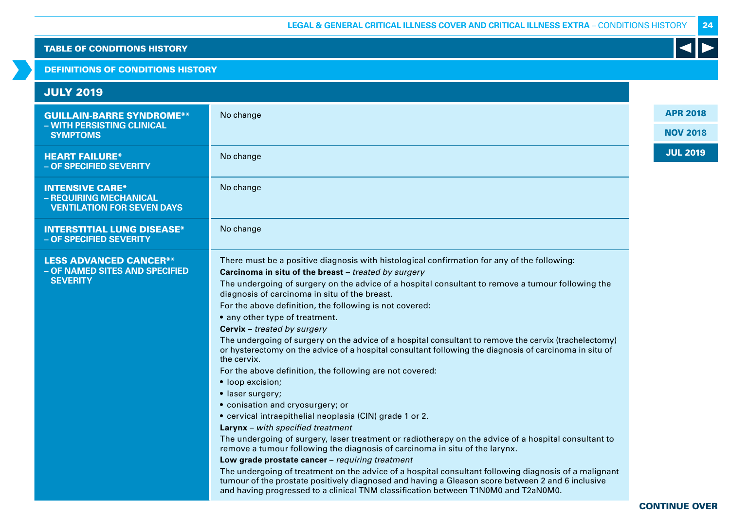## TABLE OF CONDITIONS HISTORY

### DEFINITIONS OF CONDITIONS HISTORY

APR 2018 | NOV 2018 | JUL 2019

### JULY 2019

| Condition | Definition |
|---|---|
| **GUILLAIN-BARRE SYNDROME**** – WITH PERSISTING CLINICAL SYMPTOMS | No change |
| **HEART FAILURE*** – OF SPECIFIED SEVERITY | No change |
| **INTENSIVE CARE*** – REQUIRING MECHANICAL VENTILATION FOR SEVEN DAYS | No change |
| **INTERSTITIAL LUNG DISEASE*** – OF SPECIFIED SEVERITY | No change |
| **LESS ADVANCED CANCER**** – OF NAMED SITES AND SPECIFIED SEVERITY | There must be a positive diagnosis with histological confirmation for any of the following:<br>**Carcinoma in situ of the breast** – *treated by surgery*<br>The undergoing of surgery on the advice of a hospital consultant to remove a tumour following the diagnosis of carcinoma in situ of the breast.<br>For the above definition, the following is not covered:<br>• any other type of treatment.<br>**Cervix** – *treated by surgery*<br>The undergoing of surgery on the advice of a hospital consultant to remove the cervix (trachelectomy) or hysterectomy on the advice of a hospital consultant following the diagnosis of carcinoma in situ of the cervix.<br>For the above definition, the following are not covered:<br>• loop excision;<br>• laser surgery;<br>• conisation and cryosurgery; or<br>• cervical intraepithelial neoplasia (CIN) grade 1 or 2.<br>**Larynx** – *with specified treatment*<br>The undergoing of surgery, laser treatment or radiotherapy on the advice of a hospital consultant to remove a tumour following the diagnosis of carcinoma in situ of the larynx.<br>**Low grade prostate cancer** – *requiring treatment*<br>The undergoing of treatment on the advice of a hospital consultant following diagnosis of a malignant tumour of the prostate positively diagnosed and having a Gleason score between 2 and 6 inclusive and having progressed to a clinical TNM classification between T1N0M0 and T2aN0M0. |

CONTINUE OVER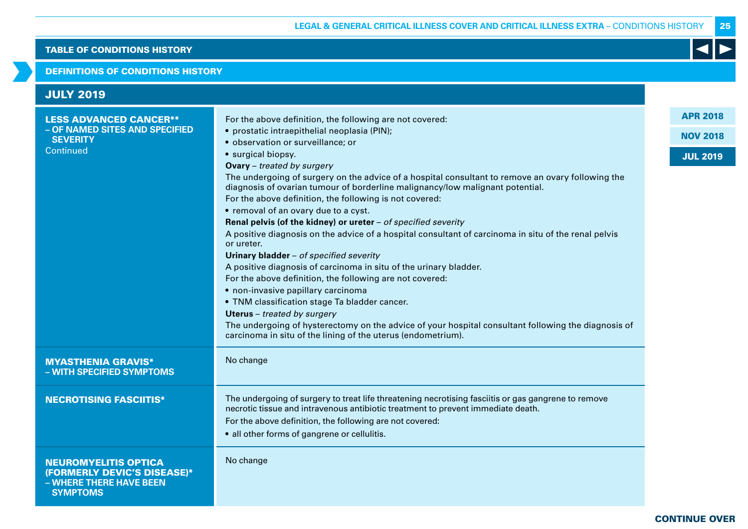TABLE OF CONDITIONS HISTORY

DEFINITIONS OF CONDITIONS HISTORY

## JULY 2019

| Condition | Definition |
|---|---|
| **LESS ADVANCED CANCER\*\* – OF NAMED SITES AND SPECIFIED SEVERITY** Continued | For the above definition, the following are not covered:<br>• prostatic intraepithelial neoplasia (PIN);<br>• observation or surveillance; or<br>• surgical biopsy.<br>**Ovary** – *treated by surgery*<br>The undergoing of surgery on the advice of a hospital consultant to remove an ovary following the diagnosis of ovarian tumour of borderline malignancy/low malignant potential.<br>For the above definition, the following is not covered:<br>• removal of an ovary due to a cyst.<br>**Renal pelvis (of the kidney) or ureter** – *of specified severity*<br>A positive diagnosis on the advice of a hospital consultant of carcinoma in situ of the renal pelvis or ureter.<br>**Urinary bladder** – *of specified severity*<br>A positive diagnosis of carcinoma in situ of the urinary bladder.<br>For the above definition, the following are not covered:<br>• non-invasive papillary carcinoma<br>• TNM classification stage Ta bladder cancer.<br>**Uterus** – *treated by surgery*<br>The undergoing of hysterectomy on the advice of your hospital consultant following the diagnosis of carcinoma in situ of the lining of the uterus (endometrium). |
| **MYASTHENIA GRAVIS\* – WITH SPECIFIED SYMPTOMS** | No change |
| **NECROTISING FASCIITIS\*** | The undergoing of surgery to treat life threatening necrotising fasciitis or gas gangrene to remove necrotic tissue and intravenous antibiotic treatment to prevent immediate death.<br>For the above definition, the following are not covered:<br>• all other forms of gangrene or cellulitis. |
| **NEUROMYELITIS OPTICA (FORMERLY DEVIC'S DISEASE)\* – WHERE THERE HAVE BEEN SYMPTOMS** | No change |

APR 2018 | NOV 2018 | JUL 2019

CONTINUE OVER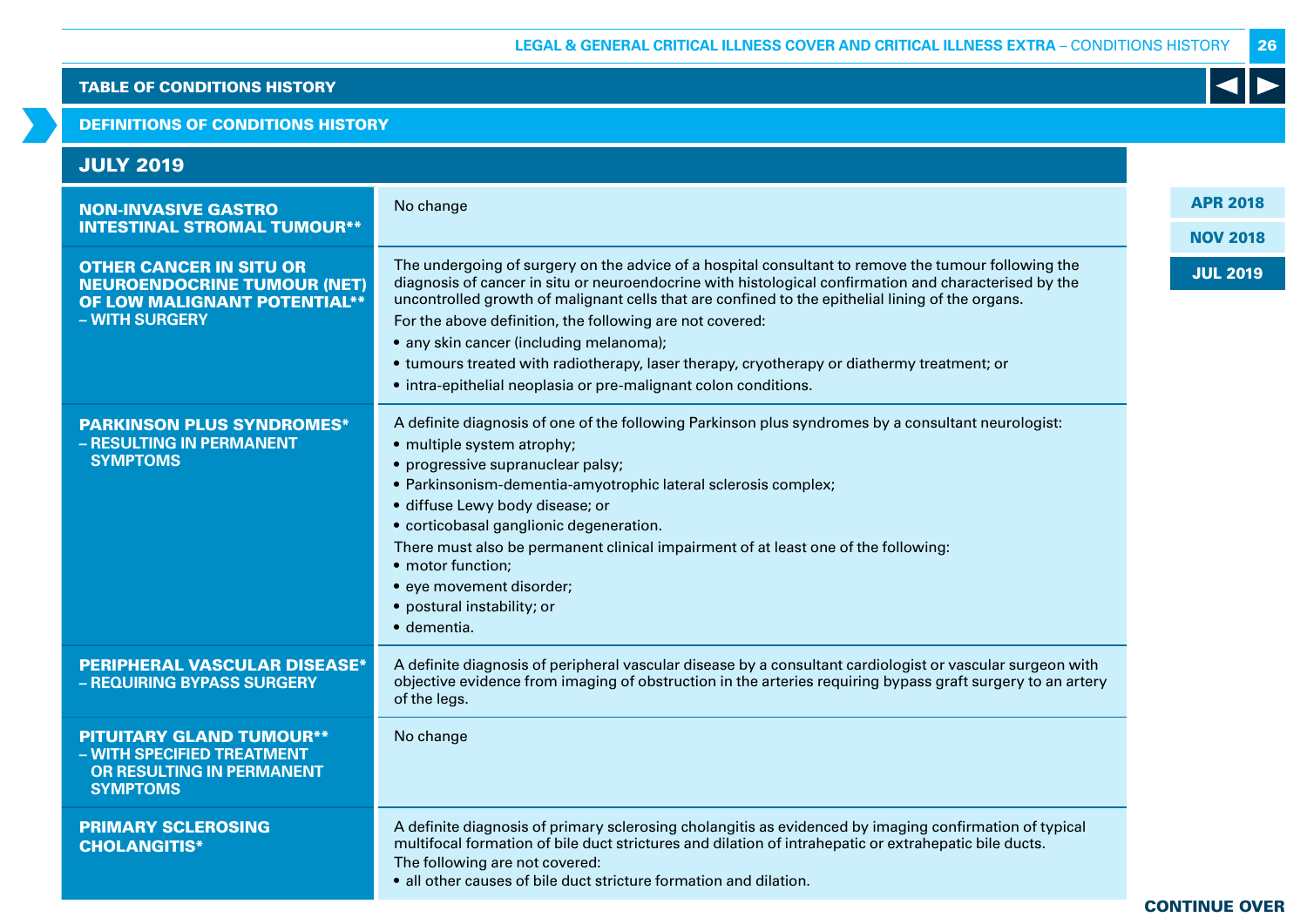## TABLE OF CONDITIONS HISTORY

## DEFINITIONS OF CONDITIONS HISTORY

### JULY 2019

| Condition | Definition |
|---|---|
| **NON-INVASIVE GASTRO INTESTINAL STROMAL TUMOUR**** | No change |
| **OTHER CANCER IN SITU OR NEUROENDOCRINE TUMOUR (NET) OF LOW MALIGNANT POTENTIAL**** **– WITH SURGERY** | The undergoing of surgery on the advice of a hospital consultant to remove the tumour following the diagnosis of cancer in situ or neuroendocrine with histological confirmation and characterised by the uncontrolled growth of malignant cells that are confined to the epithelial lining of the organs.<br>For the above definition, the following are not covered:<br>• any skin cancer (including melanoma);<br>• tumours treated with radiotherapy, laser therapy, cryotherapy or diathermy treatment; or<br>• intra-epithelial neoplasia or pre-malignant colon conditions. |
| **PARKINSON PLUS SYNDROMES*** **– RESULTING IN PERMANENT SYMPTOMS** | A definite diagnosis of one of the following Parkinson plus syndromes by a consultant neurologist:<br>• multiple system atrophy;<br>• progressive supranuclear palsy;<br>• Parkinsonism-dementia-amyotrophic lateral sclerosis complex;<br>• diffuse Lewy body disease; or<br>• corticobasal ganglionic degeneration.<br>There must also be permanent clinical impairment of at least one of the following:<br>• motor function;<br>• eye movement disorder;<br>• postural instability; or<br>• dementia. |
| **PERIPHERAL VASCULAR DISEASE*** **– REQUIRING BYPASS SURGERY** | A definite diagnosis of peripheral vascular disease by a consultant cardiologist or vascular surgeon with objective evidence from imaging of obstruction in the arteries requiring bypass graft surgery to an artery of the legs. |
| **PITUITARY GLAND TUMOUR**** **– WITH SPECIFIED TREATMENT OR RESULTING IN PERMANENT SYMPTOMS** | No change |
| **PRIMARY SCLEROSING CHOLANGITIS*** | A definite diagnosis of primary sclerosing cholangitis as evidenced by imaging confirmation of typical multifocal formation of bile duct strictures and dilation of intrahepatic or extrahepatic bile ducts.<br>The following are not covered:<br>• all other causes of bile duct stricture formation and dilation. |

APR 2018 | NOV 2018 | JUL 2019

CONTINUE OVER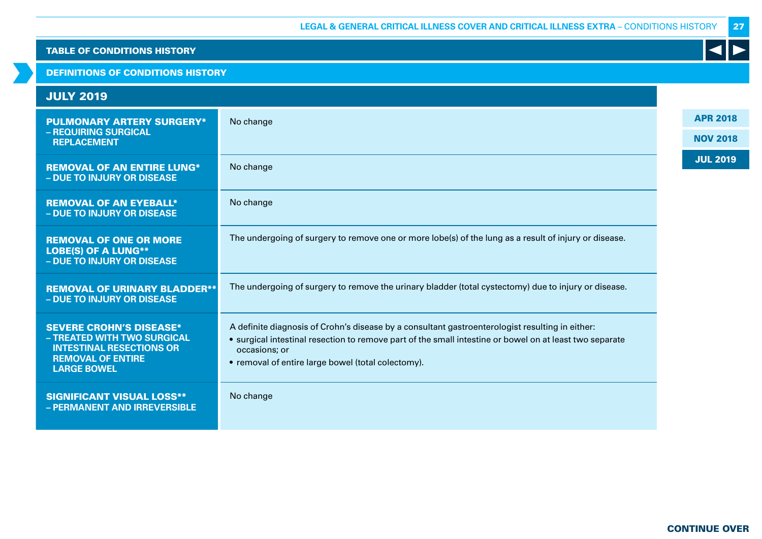## TABLE OF CONDITIONS HISTORY

### DEFINITIONS OF CONDITIONS HISTORY

### JULY 2019

APR 2018 | NOV 2018 | JUL 2019

| Condition | Definition |
|---|---|
| **PULMONARY ARTERY SURGERY* – REQUIRING SURGICAL REPLACEMENT** | No change |
| **REMOVAL OF AN ENTIRE LUNG* – DUE TO INJURY OR DISEASE** | No change |
| **REMOVAL OF AN EYEBALL* – DUE TO INJURY OR DISEASE** | No change |
| **REMOVAL OF ONE OR MORE LOBE(S) OF A LUNG** – DUE TO INJURY OR DISEASE** | The undergoing of surgery to remove one or more lobe(s) of the lung as a result of injury or disease. |
| **REMOVAL OF URINARY BLADDER** – DUE TO INJURY OR DISEASE** | The undergoing of surgery to remove the urinary bladder (total cystectomy) due to injury or disease. |
| **SEVERE CROHN'S DISEASE* – TREATED WITH TWO SURGICAL INTESTINAL RESECTIONS OR REMOVAL OF ENTIRE LARGE BOWEL** | A definite diagnosis of Crohn's disease by a consultant gastroenterologist resulting in either:<br>• surgical intestinal resection to remove part of the small intestine or bowel on at least two separate occasions; or<br>• removal of entire large bowel (total colectomy). |
| **SIGNIFICANT VISUAL LOSS** – PERMANENT AND IRREVERSIBLE** | No change |

CONTINUE OVER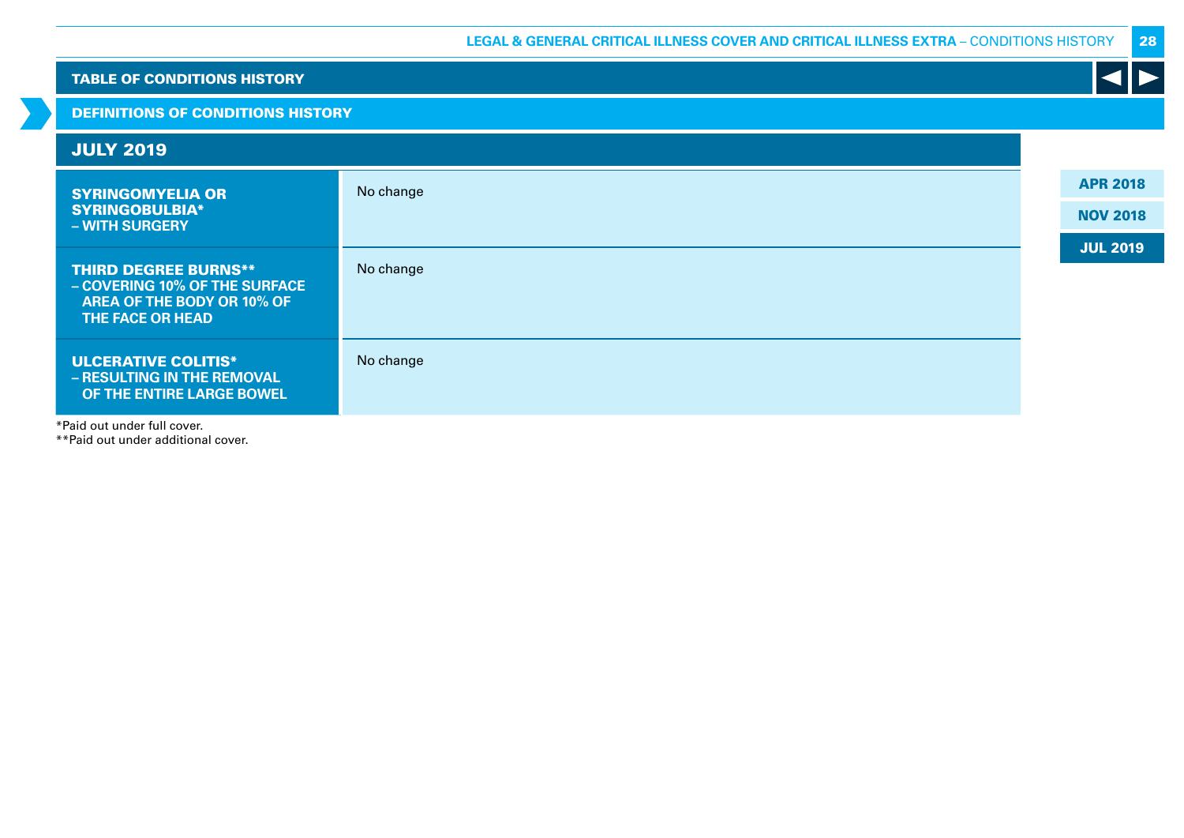## TABLE OF CONDITIONS HISTORY

### DEFINITIONS OF CONDITIONS HISTORY

### JULY 2019

| | |
|---|---|
| **SYRINGOMYELIA OR SYRINGOBULBIA* – WITH SURGERY** | No change |
| **THIRD DEGREE BURNS** – COVERING 10% OF THE SURFACE AREA OF THE BODY OR 10% OF THE FACE OR HEAD** | No change |
| **ULCERATIVE COLITIS* – RESULTING IN THE REMOVAL OF THE ENTIRE LARGE BOWEL** | No change |

*Paid out under full cover.
**Paid out under additional cover.

APR 2018
NOV 2018
JUL 2019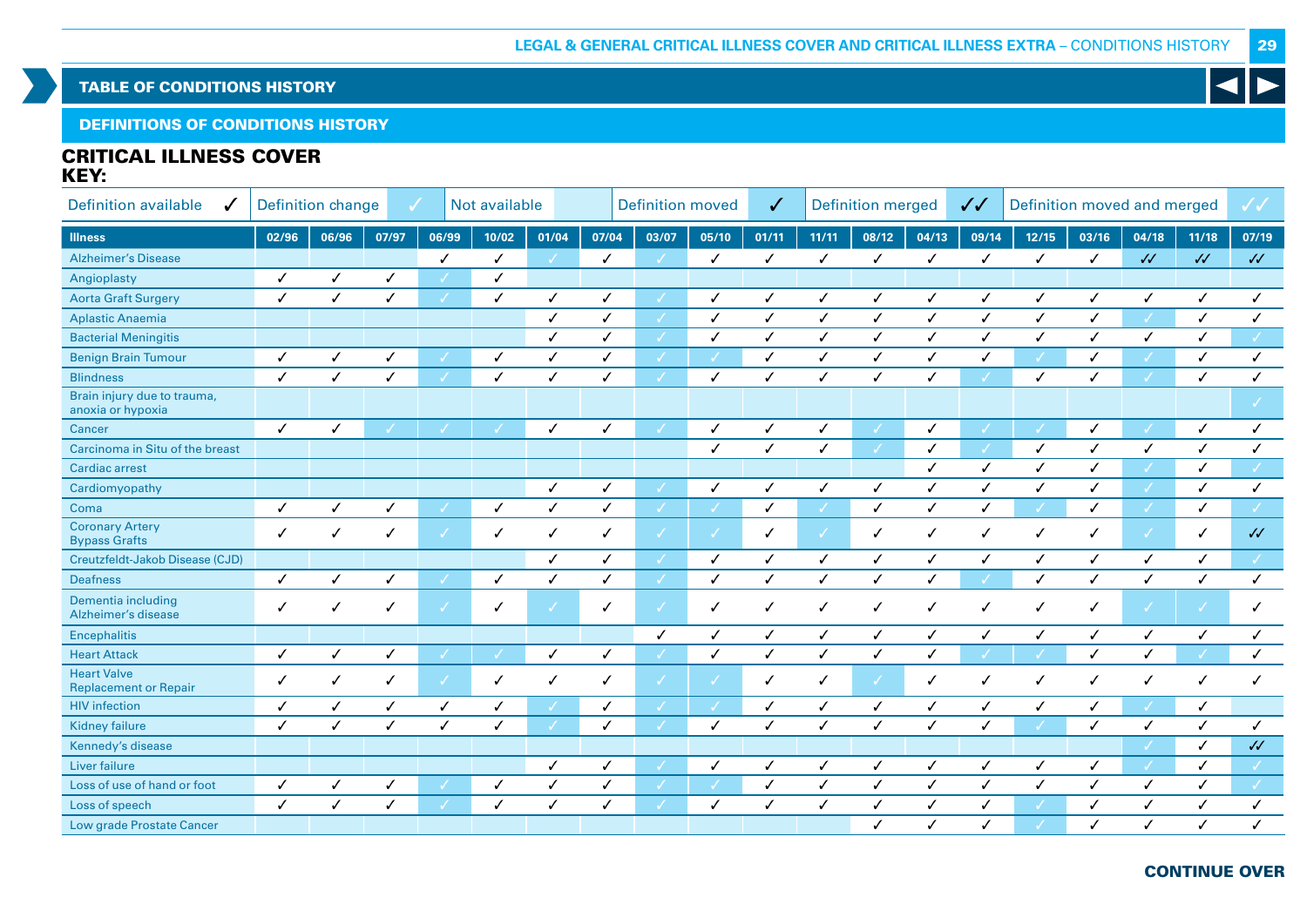## TABLE OF CONDITIONS HISTORY

### DEFINITIONS OF CONDITIONS HISTORY

### CRITICAL ILLNESS COVER

**KEY:**

| Definition available | Definition change | Not available | Definition moved | Definition merged | Definition moved and merged |
|---|---|---|---|---|---|
| ✓ | ✓ (change) | | ✓ | ✓✓ | ✓✓ |

| Illness | 02/96 | 06/96 | 07/97 | 06/99 | 10/02 | 01/04 | 07/04 | 03/07 | 05/10 | 01/11 | 11/11 | 08/12 | 04/13 | 09/14 | 12/15 | 03/16 | 04/18 | 11/18 | 07/19 |
|---|---|---|---|---|---|---|---|---|---|---|---|---|---|---|---|---|---|---|---|
| Alzheimer's Disease | | | | ✓ | ✓ | ✓ (change) | ✓ | ✓ (change) | ✓ | ✓ | ✓ | ✓ | ✓ | ✓ | ✓ | ✓ | ✓✓ | ✓✓ | ✓✓ |
| Angioplasty | ✓ | ✓ | ✓ | ✓ (change) | ✓ | | | | | | | | | | | | | | |
| Aorta Graft Surgery | ✓ | ✓ | ✓ | ✓ (change) | ✓ | ✓ | ✓ | ✓ (change) | ✓ | ✓ | ✓ | ✓ | ✓ | ✓ | ✓ | ✓ | ✓ | ✓ | ✓ |
| Aplastic Anaemia | | | | | | ✓ | ✓ | ✓ (change) | ✓ | ✓ | ✓ | ✓ | ✓ | ✓ | ✓ | ✓ | ✓ (change) | ✓ | ✓ |
| Bacterial Meningitis | | | | | | ✓ | ✓ | ✓ (change) | ✓ | ✓ | ✓ | ✓ | ✓ | ✓ | ✓ | ✓ | ✓ | ✓ | ✓ (change) |
| Benign Brain Tumour | ✓ | ✓ | ✓ | ✓ (change) | ✓ | ✓ | ✓ | ✓ (change) | ✓ (change) | ✓ | ✓ | ✓ | ✓ | ✓ | ✓ (change) | ✓ | ✓ (change) | ✓ | ✓ |
| Blindness | ✓ | ✓ | ✓ | ✓ (change) | ✓ | ✓ | ✓ | ✓ (change) | ✓ | ✓ | ✓ | ✓ | ✓ | ✓ (change) | ✓ | ✓ | ✓ (change) | ✓ | ✓ |
| Brain injury due to trauma, anoxia or hypoxia | | | | | | | | | | | | | | | | | | | ✓ (change) |
| Cancer | ✓ | ✓ | ✓ (change) | ✓ (change) | ✓ (change) | ✓ | ✓ | ✓ (change) | ✓ | ✓ | ✓ | ✓ (change) | ✓ | ✓ (change) | ✓ (change) | ✓ | ✓ (change) | ✓ | ✓ |
| Carcinoma in Situ of the breast | | | | | | | | | ✓ | ✓ | ✓ | ✓ (change) | ✓ | ✓ (change) | ✓ | ✓ | ✓ | ✓ | ✓ |
| Cardiac arrest | | | | | | | | | | | | | ✓ | ✓ | ✓ | ✓ | ✓ (change) | ✓ | ✓ (change) |
| Cardiomyopathy | | | | | | ✓ | ✓ | ✓ (change) | ✓ | ✓ | ✓ | ✓ | ✓ | ✓ | ✓ | ✓ | ✓ (change) | ✓ | ✓ |
| Coma | ✓ | ✓ | ✓ | ✓ (change) | ✓ | ✓ | ✓ | ✓ (change) | ✓ (change) | ✓ | ✓ (change) | ✓ | ✓ | ✓ | ✓ (change) | ✓ | ✓ (change) | ✓ | ✓ (change) |
| Coronary Artery Bypass Grafts | ✓ | ✓ | ✓ | ✓ (change) | ✓ | ✓ | ✓ | ✓ (change) | ✓ (change) | ✓ | ✓ (change) | ✓ | ✓ | ✓ | ✓ | ✓ | ✓ (change) | ✓ | ✓✓ |
| Creutzfeldt-Jakob Disease (CJD) | | | | | | ✓ | ✓ | ✓ (change) | ✓ | ✓ | ✓ | ✓ | ✓ | ✓ | ✓ | ✓ | ✓ | ✓ | ✓ (change) |
| Deafness | ✓ | ✓ | ✓ | ✓ (change) | ✓ | ✓ | ✓ | ✓ (change) | ✓ | ✓ | ✓ | ✓ | ✓ | ✓ (change) | ✓ | ✓ | ✓ | ✓ | ✓ |
| Dementia including Alzheimer's disease | ✓ | ✓ | ✓ | ✓ (change) | ✓ | ✓ (change) | ✓ | ✓ (change) | ✓ | ✓ | ✓ | ✓ | ✓ | ✓ | ✓ | ✓ | ✓ (change) | ✓ (change) | ✓ |
| Encephalitis | | | | | | | | ✓ | ✓ | ✓ | ✓ | ✓ | ✓ | ✓ | ✓ | ✓ | ✓ | ✓ | ✓ |
| Heart Attack | ✓ | ✓ | ✓ | ✓ (change) | ✓ (change) | ✓ | ✓ | ✓ (change) | ✓ | ✓ | ✓ | ✓ | ✓ | ✓ (change) | ✓ (change) | ✓ | ✓ | ✓ (change) | ✓ |
| Heart Valve Replacement or Repair | ✓ | ✓ | ✓ | ✓ (change) | ✓ | ✓ | ✓ | ✓ (change) | ✓ (change) | ✓ | ✓ | ✓ (change) | ✓ | ✓ | ✓ | ✓ | ✓ | ✓ | ✓ |
| HIV infection | ✓ | ✓ | ✓ | ✓ | ✓ | ✓ (change) | ✓ | ✓ (change) | ✓ (change) | ✓ | ✓ | ✓ | ✓ | ✓ | ✓ | ✓ | ✓ (change) | ✓ | |
| Kidney failure | ✓ | ✓ | ✓ | ✓ | ✓ | ✓ (change) | ✓ | ✓ (change) | ✓ | ✓ | ✓ | ✓ | ✓ | ✓ | ✓ (change) | ✓ | ✓ | ✓ | ✓ |
| Kennedy's disease | | | | | | | | | | | | | | | | | ✓ (change) | ✓ | ✓✓ |
| Liver failure | | | | | | ✓ | ✓ | ✓ (change) | ✓ | ✓ | ✓ | ✓ | ✓ | ✓ | ✓ | ✓ | ✓ (change) | ✓ | ✓ (change) |
| Loss of use of hand or foot | ✓ | ✓ | ✓ | ✓ (change) | ✓ | ✓ | ✓ | ✓ (change) | ✓ (change) | ✓ | ✓ | ✓ | ✓ | ✓ | ✓ | ✓ | ✓ | ✓ | ✓ (change) |
| Loss of speech | ✓ | ✓ | ✓ | ✓ (change) | ✓ | ✓ | ✓ | ✓ (change) | ✓ | ✓ | ✓ | ✓ | ✓ | ✓ | ✓ | ✓ | ✓ | ✓ | ✓ |
| Low grade Prostate Cancer | | | | | | | | | | | | ✓ | ✓ | ✓ | ✓ (change) | ✓ | ✓ | ✓ | ✓ |

**CONTINUE OVER**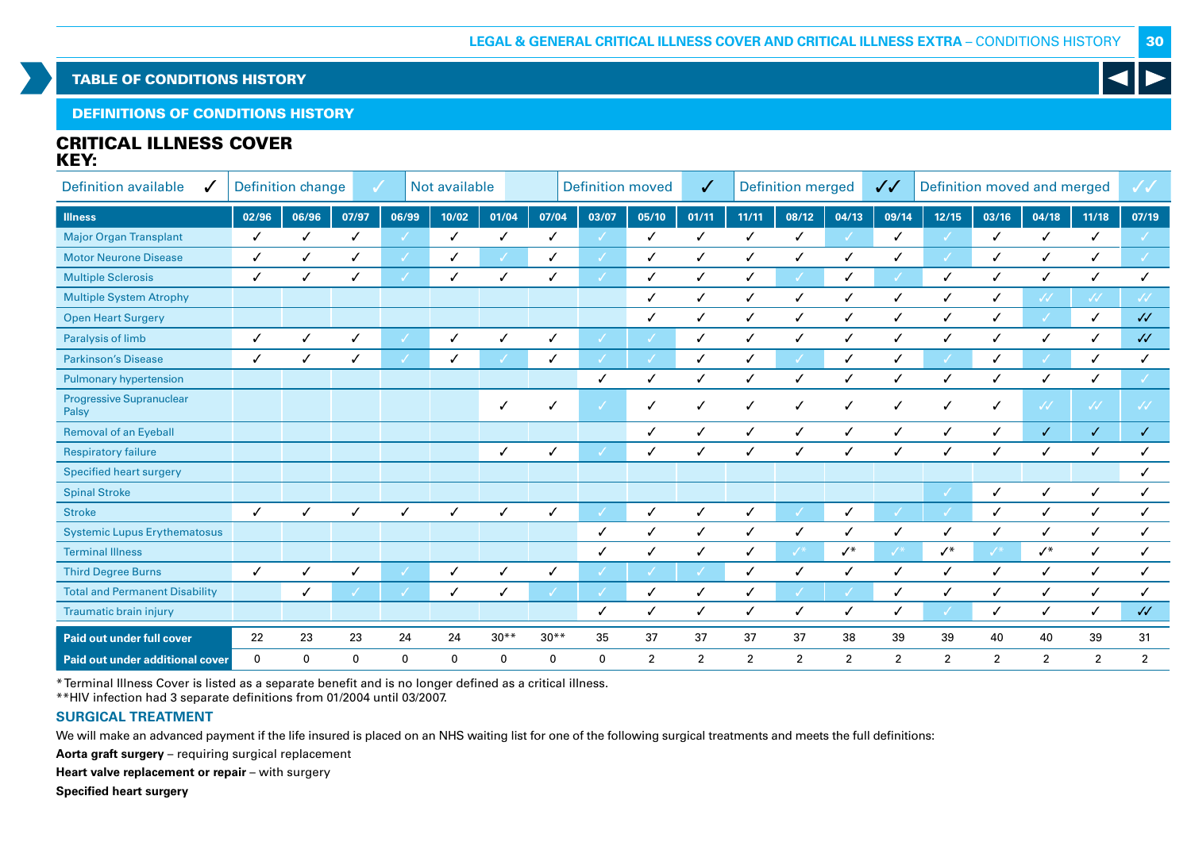## TABLE OF CONDITIONS HISTORY

### DEFINITIONS OF CONDITIONS HISTORY

## CRITICAL ILLNESS COVER

**KEY:**

| Definition available | ✓ | Definition change | ✓ | Not available | | Definition moved | ✓ | Definition merged | ✓✓ | Definition moved and merged | ✓✓ |
|---|---|---|---|---|---|---|---|---|---|---|---|

| Illness | 02/96 | 06/96 | 07/97 | 06/99 | 10/02 | 01/04 | 07/04 | 03/07 | 05/10 | 01/11 | 11/11 | 08/12 | 04/13 | 09/14 | 12/15 | 03/16 | 04/18 | 11/18 | 07/19 |
|---|---|---|---|---|---|---|---|---|---|---|---|---|---|---|---|---|---|---|---|
| Major Organ Transplant | ✓ | ✓ | ✓ | ✓ | ✓ | ✓ | ✓ | ✓ | ✓ | ✓ | ✓ | ✓ | ✓ | ✓ | ✓ | ✓ | ✓ | ✓ | ✓ |
| Motor Neurone Disease | ✓ | ✓ | ✓ | ✓ | ✓ | ✓ | ✓ | ✓ | ✓ | ✓ | ✓ | ✓ | ✓ | ✓ | ✓ | ✓ | ✓ | ✓ | ✓ |
| Multiple Sclerosis | ✓ | ✓ | ✓ | ✓ | ✓ | ✓ | ✓ | ✓ | ✓ | ✓ | ✓ | ✓ | ✓ | ✓ | ✓ | ✓ | ✓ | ✓ | ✓ |
| Multiple System Atrophy | | | | | | | | | ✓ | ✓ | ✓ | ✓ | ✓ | ✓ | ✓ | ✓ | ✓✓ | ✓✓ | ✓✓ |
| Open Heart Surgery | | | | | | | | | ✓ | ✓ | ✓ | ✓ | ✓ | ✓ | ✓ | ✓ | ✓ | ✓ | ✓✓ |
| Paralysis of limb | ✓ | ✓ | ✓ | ✓ | ✓ | ✓ | ✓ | ✓ | ✓ | ✓ | ✓ | ✓ | ✓ | ✓ | ✓ | ✓ | ✓ | ✓ | ✓✓ |
| Parkinson's Disease | ✓ | ✓ | ✓ | ✓ | ✓ | ✓ | ✓ | ✓ | ✓ | ✓ | ✓ | ✓ | ✓ | ✓ | ✓ | ✓ | ✓ | ✓ | ✓ |
| Pulmonary hypertension | | | | | | | | ✓ | ✓ | ✓ | ✓ | ✓ | ✓ | ✓ | ✓ | ✓ | ✓ | ✓ | ✓ |
| Progressive Supranuclear Palsy | | | | | | ✓ | ✓ | ✓ | ✓ | ✓ | ✓ | ✓ | ✓ | ✓ | ✓ | ✓ | ✓✓ | ✓✓ | ✓✓ |
| Removal of an Eyeball | | | | | | | | | ✓ | ✓ | ✓ | ✓ | ✓ | ✓ | ✓ | ✓ | ✓ | ✓ | ✓ |
| Respiratory failure | | | | | | ✓ | ✓ | ✓ | ✓ | ✓ | ✓ | ✓ | ✓ | ✓ | ✓ | ✓ | ✓ | ✓ | ✓ |
| Specified heart surgery | | | | | | | | | | | | | | | | | | | ✓ |
| Spinal Stroke | | | | | | | | | | | | | | | ✓ | ✓ | ✓ | ✓ | ✓ |
| Stroke | ✓ | ✓ | ✓ | ✓ | ✓ | ✓ | ✓ | ✓ | ✓ | ✓ | ✓ | ✓ | ✓ | ✓ | ✓ | ✓ | ✓ | ✓ | ✓ |
| Systemic Lupus Erythematosus | | | | | | | | ✓ | ✓ | ✓ | ✓ | ✓ | ✓ | ✓ | ✓ | ✓ | ✓ | ✓ | ✓ |
| Terminal Illness | | | | | | | | ✓ | ✓ | ✓ | ✓ | ✓* | ✓* | ✓* | ✓* | ✓* | ✓* | ✓ | ✓ |
| Third Degree Burns | ✓ | ✓ | ✓ | ✓ | ✓ | ✓ | ✓ | ✓ | ✓ | ✓ | ✓ | ✓ | ✓ | ✓ | ✓ | ✓ | ✓ | ✓ | ✓ |
| Total and Permanent Disability | | ✓ | ✓ | ✓ | ✓ | ✓ | ✓ | ✓ | ✓ | ✓ | ✓ | ✓ | ✓ | ✓ | ✓ | ✓ | ✓ | ✓ | ✓ |
| Traumatic brain injury | | | | | | | | ✓ | ✓ | ✓ | ✓ | ✓ | ✓ | ✓ | ✓ | ✓ | ✓ | ✓ | ✓✓ |
| **Paid out under full cover** | 22 | 23 | 23 | 24 | 24 | 30** | 30** | 35 | 37 | 37 | 37 | 37 | 38 | 39 | 39 | 40 | 40 | 39 | 31 |
| **Paid out under additional cover** | 0 | 0 | 0 | 0 | 0 | 0 | 0 | 0 | 2 | 2 | 2 | 2 | 2 | 2 | 2 | 2 | 2 | 2 | 2 |

*Terminal Illness Cover is listed as a separate benefit and is no longer defined as a critical illness.

**HIV infection had 3 separate definitions from 01/2004 until 03/2007.

### SURGICAL TREATMENT

We will make an advanced payment if the life insured is placed on an NHS waiting list for one of the following surgical treatments and meets the full definitions:

**Aorta graft surgery** – requiring surgical replacement

**Heart valve replacement or repair** – with surgery

**Specified heart surgery**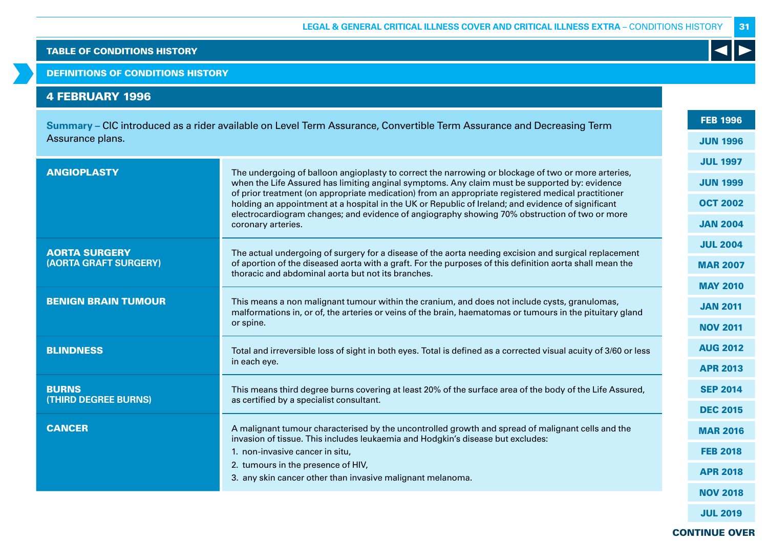## TABLE OF CONDITIONS HISTORY

### DEFINITIONS OF CONDITIONS HISTORY

### 4 FEBRUARY 1996

**Summary –** CIC introduced as a rider available on Level Term Assurance, Convertible Term Assurance and Decreasing Term Assurance plans.

| Condition | Definition |
|---|---|
| **ANGIOPLASTY** | The undergoing of balloon angioplasty to correct the narrowing or blockage of two or more arteries, when the Life Assured has limiting anginal symptoms. Any claim must be supported by: evidence of prior treatment (on appropriate medication) from an appropriate registered medical practitioner holding an appointment at a hospital in the UK or Republic of Ireland; and evidence of significant electrocardiogram changes; and evidence of angiography showing 70% obstruction of two or more coronary arteries. |
| **AORTA SURGERY (AORTA GRAFT SURGERY)** | The actual undergoing of surgery for a disease of the aorta needing excision and surgical replacement of aportion of the diseased aorta with a graft. For the purposes of this definition aorta shall mean the thoracic and abdominal aorta but not its branches. |
| **BENIGN BRAIN TUMOUR** | This means a non malignant tumour within the cranium, and does not include cysts, granulomas, malformations in, or of, the arteries or veins of the brain, haematomas or tumours in the pituitary gland or spine. |
| **BLINDNESS** | Total and irreversible loss of sight in both eyes. Total is defined as a corrected visual acuity of 3/60 or less in each eye. |
| **BURNS (THIRD DEGREE BURNS)** | This means third degree burns covering at least 20% of the surface area of the body of the Life Assured, as certified by a specialist consultant. |
| **CANCER** | A malignant tumour characterised by the uncontrolled growth and spread of malignant cells and the invasion of tissue. This includes leukaemia and Hodgkin's disease but excludes:<br>1. non-invasive cancer in situ,<br>2. tumours in the presence of HIV,<br>3. any skin cancer other than invasive malignant melanoma. |

FEB 1996 | JUN 1996 | JUL 1997 | JUN 1999 | OCT 2002 | JAN 2004 | JUL 2004 | MAR 2007 | MAY 2010 | JAN 2011 | NOV 2011 | AUG 2012 | APR 2013 | SEP 2014 | DEC 2015 | MAR 2016 | FEB 2018 | APR 2018 | NOV 2018 | JUL 2019

**CONTINUE OVER**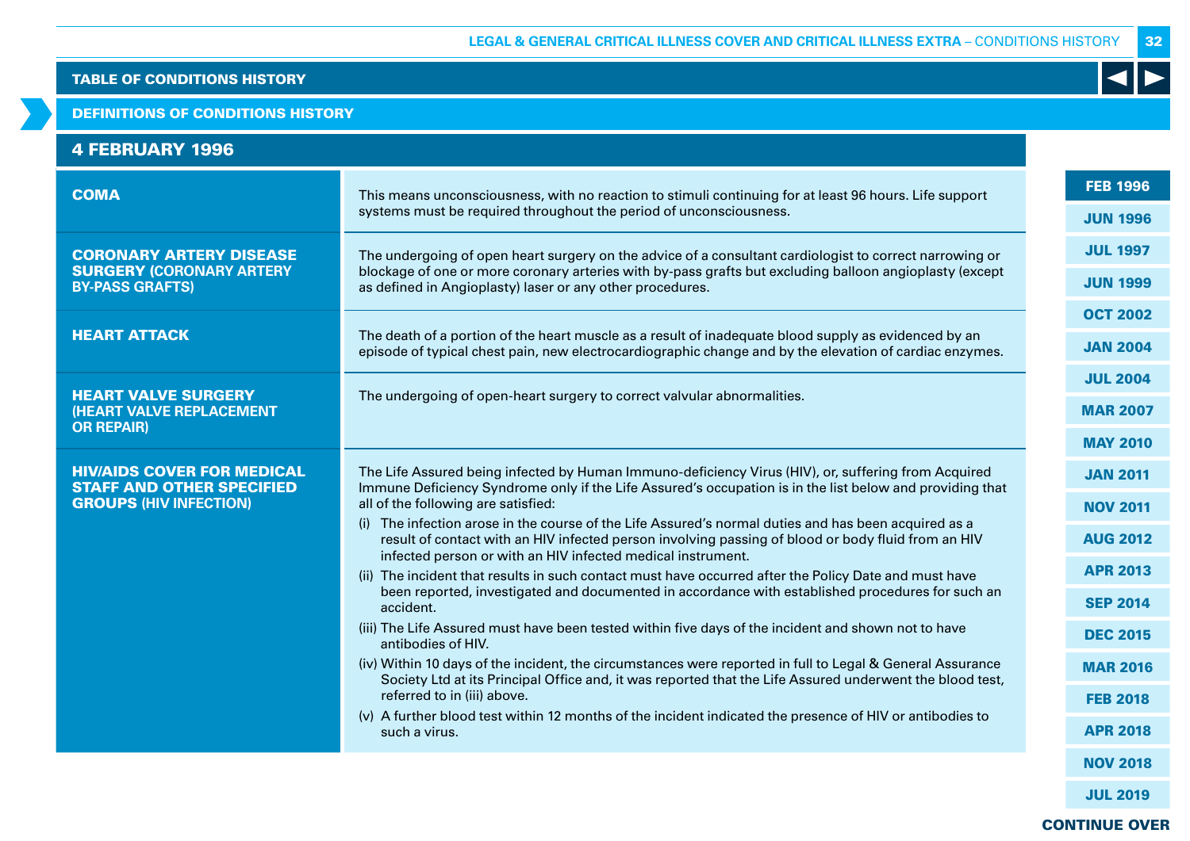## TABLE OF CONDITIONS HISTORY

### DEFINITIONS OF CONDITIONS HISTORY

### 4 FEBRUARY 1996

| Condition | Definition |
|---|---|
| **COMA** | This means unconsciousness, with no reaction to stimuli continuing for at least 96 hours. Life support systems must be required throughout the period of unconsciousness. |
| **CORONARY ARTERY DISEASE SURGERY (CORONARY ARTERY BY-PASS GRAFTS)** | The undergoing of open heart surgery on the advice of a consultant cardiologist to correct narrowing or blockage of one or more coronary arteries with by-pass grafts but excluding balloon angioplasty (except as defined in Angioplasty) laser or any other procedures. |
| **HEART ATTACK** | The death of a portion of the heart muscle as a result of inadequate blood supply as evidenced by an episode of typical chest pain, new electrocardiographic change and by the elevation of cardiac enzymes. |
| **HEART VALVE SURGERY (HEART VALVE REPLACEMENT OR REPAIR)** | The undergoing of open-heart surgery to correct valvular abnormalities. |
| **HIV/AIDS COVER FOR MEDICAL STAFF AND OTHER SPECIFIED GROUPS (HIV INFECTION)** | The Life Assured being infected by Human Immuno-deficiency Virus (HIV), or, suffering from Acquired Immune Deficiency Syndrome only if the Life Assured's occupation is in the list below and providing that all of the following are satisfied:<br>(i) The infection arose in the course of the Life Assured's normal duties and has been acquired as a result of contact with an HIV infected person involving passing of blood or body fluid from an HIV infected person or with an HIV infected medical instrument.<br>(ii) The incident that results in such contact must have occurred after the Policy Date and must have been reported, investigated and documented in accordance with established procedures for such an accident.<br>(iii) The Life Assured must have been tested within five days of the incident and shown not to have antibodies of HIV.<br>(iv) Within 10 days of the incident, the circumstances were reported in full to Legal & General Assurance Society Ltd at its Principal Office and, it was reported that the Life Assured underwent the blood test, referred to in (iii) above.<br>(v) A further blood test within 12 months of the incident indicated the presence of HIV or antibodies to such a virus. |

FEB 1996 | JUN 1996 | JUL 1997 | JUN 1999 | OCT 2002 | JAN 2004 | JUL 2004 | MAR 2007 | MAY 2010 | JAN 2011 | NOV 2011 | AUG 2012 | APR 2013 | SEP 2014 | DEC 2015 | MAR 2016 | FEB 2018 | APR 2018 | NOV 2018 | JUL 2019

**CONTINUE OVER**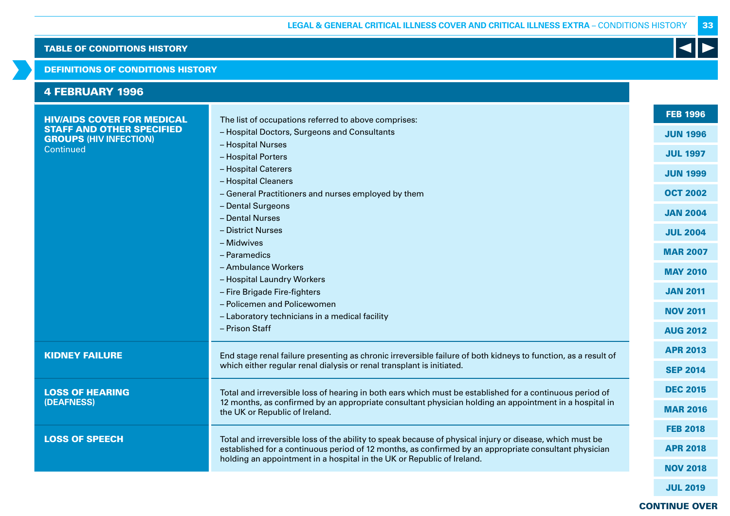## TABLE OF CONDITIONS HISTORY

## DEFINITIONS OF CONDITIONS HISTORY

### 4 FEBRUARY 1996

| Condition | Definition |
|---|---|
| **HIV/AIDS COVER FOR MEDICAL STAFF AND OTHER SPECIFIED GROUPS (HIV INFECTION)** Continued | The list of occupations referred to above comprises:<br>– Hospital Doctors, Surgeons and Consultants<br>– Hospital Nurses<br>– Hospital Porters<br>– Hospital Caterers<br>– Hospital Cleaners<br>– General Practitioners and nurses employed by them<br>– Dental Surgeons<br>– Dental Nurses<br>– District Nurses<br>– Midwives<br>– Paramedics<br>– Ambulance Workers<br>– Hospital Laundry Workers<br>– Fire Brigade Fire-fighters<br>– Policemen and Policewomen<br>– Laboratory technicians in a medical facility<br>– Prison Staff |
| **KIDNEY FAILURE** | End stage renal failure presenting as chronic irreversible failure of both kidneys to function, as a result of which either regular renal dialysis or renal transplant is initiated. |
| **LOSS OF HEARING (DEAFNESS)** | Total and irreversible loss of hearing in both ears which must be established for a continuous period of 12 months, as confirmed by an appropriate consultant physician holding an appointment in a hospital in the UK or Republic of Ireland. |
| **LOSS OF SPEECH** | Total and irreversible loss of the ability to speak because of physical injury or disease, which must be established for a continuous period of 12 months, as confirmed by an appropriate consultant physician holding an appointment in a hospital in the UK or Republic of Ireland. |

FEB 1996 | JUN 1996 | JUL 1997 | JUN 1999 | OCT 2002 | JAN 2004 | JUL 2004 | MAR 2007 | MAY 2010 | JAN 2011 | NOV 2011 | AUG 2012 | APR 2013 | SEP 2014 | DEC 2015 | MAR 2016 | FEB 2018 | APR 2018 | NOV 2018 | JUL 2019

CONTINUE OVER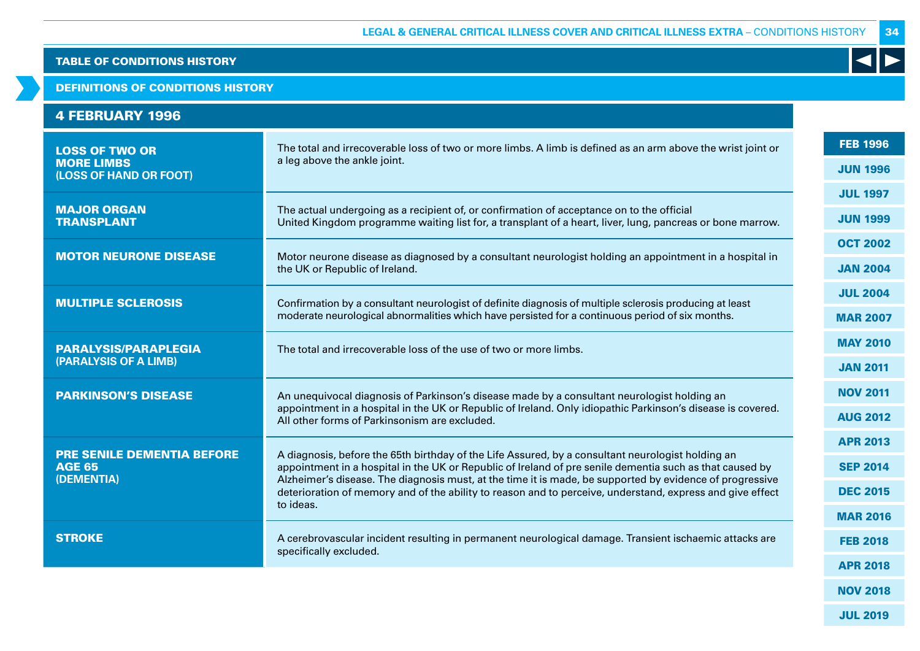TABLE OF CONDITIONS HISTORY

DEFINITIONS OF CONDITIONS HISTORY

## 4 FEBRUARY 1996

| | |
|---|---|
| **LOSS OF TWO OR MORE LIMBS** (LOSS OF HAND OR FOOT) | The total and irrecoverable loss of two or more limbs. A limb is defined as an arm above the wrist joint or a leg above the ankle joint. |
| **MAJOR ORGAN TRANSPLANT** | The actual undergoing as a recipient of, or confirmation of acceptance on to the official United Kingdom programme waiting list for, a transplant of a heart, liver, lung, pancreas or bone marrow. |
| **MOTOR NEURONE DISEASE** | Motor neurone disease as diagnosed by a consultant neurologist holding an appointment in a hospital in the UK or Republic of Ireland. |
| **MULTIPLE SCLEROSIS** | Confirmation by a consultant neurologist of definite diagnosis of multiple sclerosis producing at least moderate neurological abnormalities which have persisted for a continuous period of six months. |
| **PARALYSIS/PARAPLEGIA** (PARALYSIS OF A LIMB) | The total and irrecoverable loss of the use of two or more limbs. |
| **PARKINSON'S DISEASE** | An unequivocal diagnosis of Parkinson's disease made by a consultant neurologist holding an appointment in a hospital in the UK or Republic of Ireland. Only idiopathic Parkinson's disease is covered. All other forms of Parkinsonism are excluded. |
| **PRE SENILE DEMENTIA BEFORE AGE 65** (DEMENTIA) | A diagnosis, before the 65th birthday of the Life Assured, by a consultant neurologist holding an appointment in a hospital in the UK or Republic of Ireland of pre senile dementia such as that caused by Alzheimer's disease. The diagnosis must, at the time it is made, be supported by evidence of progressive deterioration of memory and of the ability to reason and to perceive, understand, express and give effect to ideas. |
| **STROKE** | A cerebrovascular incident resulting in permanent neurological damage. Transient ischaemic attacks are specifically excluded. |

FEB 1996 | JUN 1996 | JUL 1997 | JUN 1999 | OCT 2002 | JAN 2004 | JUL 2004 | MAR 2007 | MAY 2010 | JAN 2011 | NOV 2011 | AUG 2012 | APR 2013 | SEP 2014 | DEC 2015 | MAR 2016 | FEB 2018 | APR 2018 | NOV 2018 | JUL 2019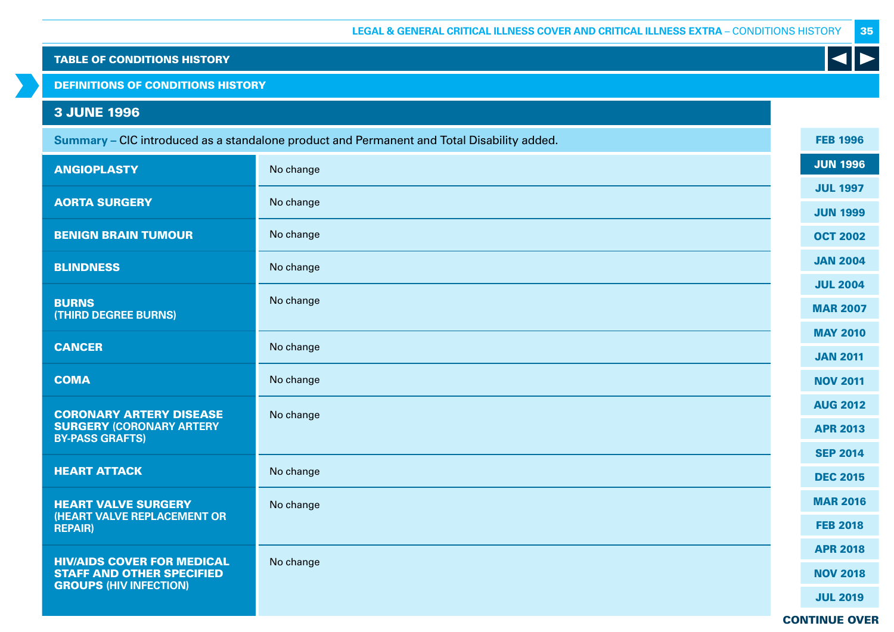TABLE OF CONDITIONS HISTORY

DEFINITIONS OF CONDITIONS HISTORY

## 3 JUNE 1996

**Summary –** CIC introduced as a standalone product and Permanent and Total Disability added.

| Condition | Change |
|---|---|
| **ANGIOPLASTY** | No change |
| **AORTA SURGERY** | No change |
| **BENIGN BRAIN TUMOUR** | No change |
| **BLINDNESS** | No change |
| **BURNS** (THIRD DEGREE BURNS) | No change |
| **CANCER** | No change |
| **COMA** | No change |
| **CORONARY ARTERY DISEASE SURGERY** (CORONARY ARTERY BY-PASS GRAFTS) | No change |
| **HEART ATTACK** | No change |
| **HEART VALVE SURGERY** (HEART VALVE REPLACEMENT OR REPAIR) | No change |
| **HIV/AIDS COVER FOR MEDICAL STAFF AND OTHER SPECIFIED GROUPS** (HIV INFECTION) | No change |

FEB 1996 | JUN 1996 | JUL 1997 | JUN 1999 | OCT 2002 | JAN 2004 | JUL 2004 | MAR 2007 | MAY 2010 | JAN 2011 | NOV 2011 | AUG 2012 | APR 2013 | SEP 2014 | DEC 2015 | MAR 2016 | FEB 2018 | APR 2018 | NOV 2018 | JUL 2019

CONTINUE OVER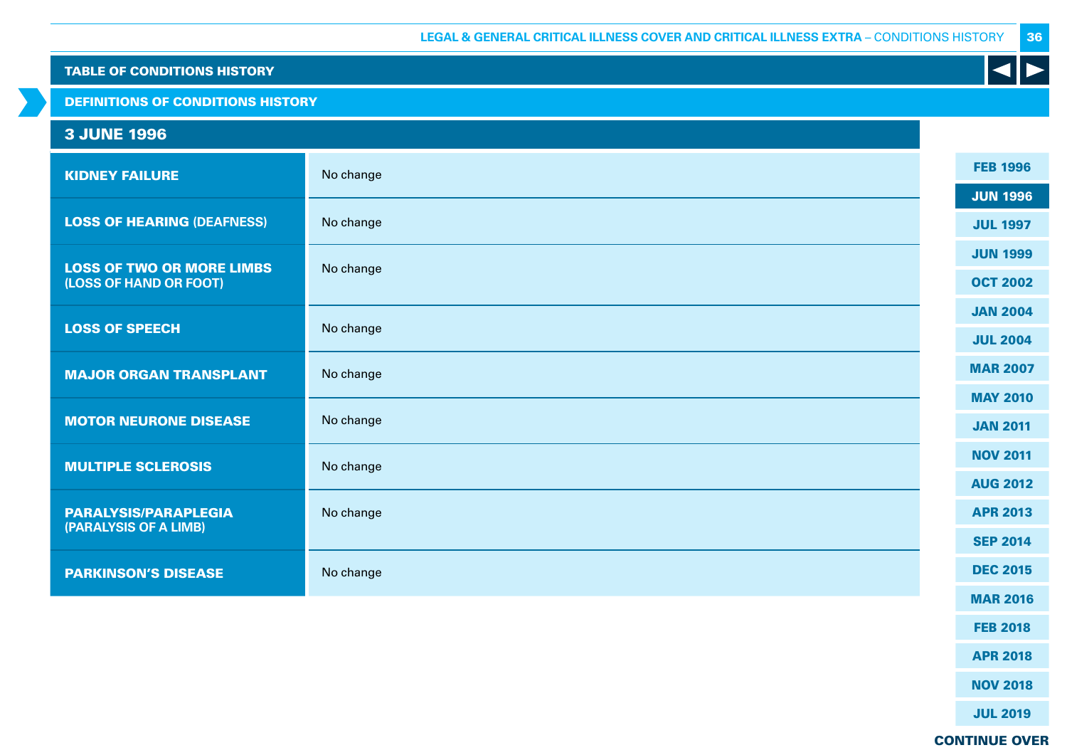TABLE OF CONDITIONS HISTORY

DEFINITIONS OF CONDITIONS HISTORY

## 3 JUNE 1996

| Condition | Change |
|---|---|
| **KIDNEY FAILURE** | No change |
| **LOSS OF HEARING (DEAFNESS)** | No change |
| **LOSS OF TWO OR MORE LIMBS (LOSS OF HAND OR FOOT)** | No change |
| **LOSS OF SPEECH** | No change |
| **MAJOR ORGAN TRANSPLANT** | No change |
| **MOTOR NEURONE DISEASE** | No change |
| **MULTIPLE SCLEROSIS** | No change |
| **PARALYSIS/PARAPLEGIA (PARALYSIS OF A LIMB)** | No change |
| **PARKINSON'S DISEASE** | No change |

FEB 1996
JUN 1996
JUL 1997
JUN 1999
OCT 2002
JAN 2004
JUL 2004
MAR 2007
MAY 2010
JAN 2011
NOV 2011
AUG 2012
APR 2013
SEP 2014
DEC 2015
MAR 2016
FEB 2018
APR 2018
NOV 2018
JUL 2019

**CONTINUE OVER**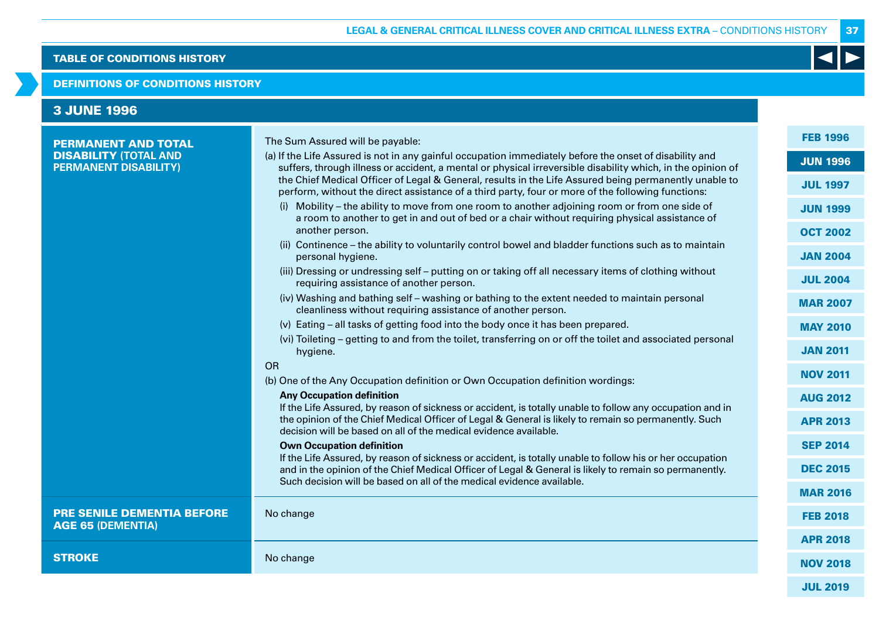## TABLE OF CONDITIONS HISTORY

### DEFINITIONS OF CONDITIONS HISTORY

### 3 JUNE 1996

| Condition | Definition |
|---|---|
| **PERMANENT AND TOTAL DISABILITY** (TOTAL AND PERMANENT DISABILITY) | The Sum Assured will be payable:<br>(a) If the Life Assured is not in any gainful occupation immediately before the onset of disability and suffers, through illness or accident, a mental or physical irreversible disability which, in the opinion of the Chief Medical Officer of Legal & General, results in the Life Assured being permanently unable to perform, without the direct assistance of a third party, four or more of the following functions:<br>(i) Mobility – the ability to move from one room to another adjoining room or from one side of a room to another to get in and out of bed or a chair without requiring physical assistance of another person.<br>(ii) Continence – the ability to voluntarily control bowel and bladder functions such as to maintain personal hygiene.<br>(iii) Dressing or undressing self – putting on or taking off all necessary items of clothing without requiring assistance of another person.<br>(iv) Washing and bathing self – washing or bathing to the extent needed to maintain personal cleanliness without requiring assistance of another person.<br>(v) Eating – all tasks of getting food into the body once it has been prepared.<br>(vi) Toileting – getting to and from the toilet, transferring on or off the toilet and associated personal hygiene.<br>OR<br>(b) One of the Any Occupation definition or Own Occupation definition wordings:<br>**Any Occupation definition**<br>If the Life Assured, by reason of sickness or accident, is totally unable to follow any occupation and in the opinion of the Chief Medical Officer of Legal & General is likely to remain so permanently. Such decision will be based on all of the medical evidence available.<br>**Own Occupation definition**<br>If the Life Assured, by reason of sickness or accident, is totally unable to follow his or her occupation and in the opinion of the Chief Medical Officer of Legal & General is likely to remain so permanently. Such decision will be based on all of the medical evidence available. |
| **PRE SENILE DEMENTIA BEFORE AGE 65** (DEMENTIA) | No change |
| **STROKE** | No change |

FEB 1996 | **JUN 1996** | JUL 1997 | JUN 1999 | OCT 2002 | JAN 2004 | JUL 2004 | MAR 2007 | MAY 2010 | JAN 2011 | NOV 2011 | AUG 2012 | APR 2013 | SEP 2014 | DEC 2015 | MAR 2016 | FEB 2018 | APR 2018 | NOV 2018 | JUL 2019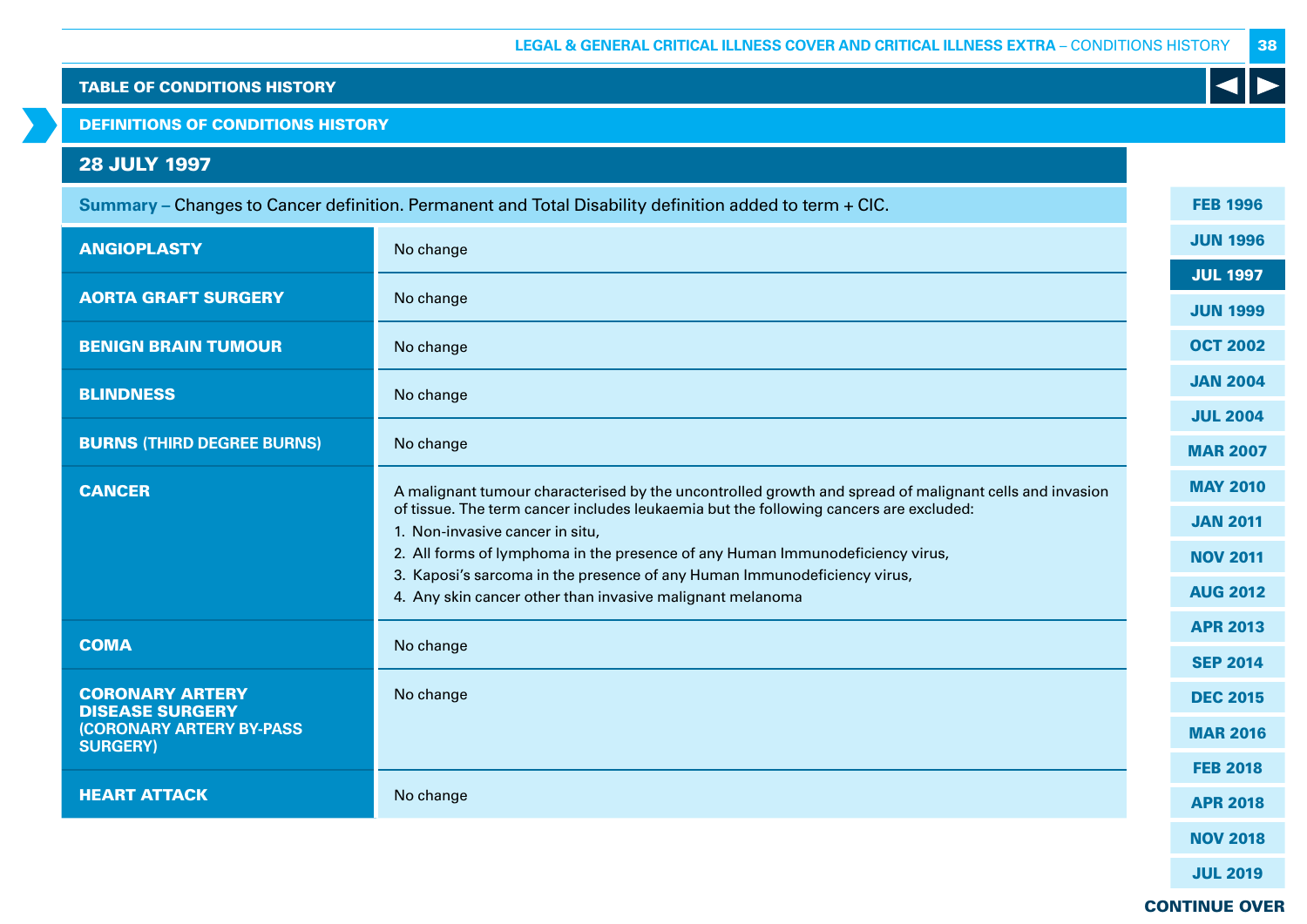## TABLE OF CONDITIONS HISTORY

### DEFINITIONS OF CONDITIONS HISTORY

### 28 JULY 1997

**Summary –** Changes to Cancer definition. Permanent and Total Disability definition added to term + CIC.

| Condition | Definition |
|---|---|
| **ANGIOPLASTY** | No change |
| **AORTA GRAFT SURGERY** | No change |
| **BENIGN BRAIN TUMOUR** | No change |
| **BLINDNESS** | No change |
| **BURNS (THIRD DEGREE BURNS)** | No change |
| **CANCER** | A malignant tumour characterised by the uncontrolled growth and spread of malignant cells and invasion of tissue. The term cancer includes leukaemia but the following cancers are excluded:<br>1. Non-invasive cancer in situ,<br>2. All forms of lymphoma in the presence of any Human Immunodeficiency virus,<br>3. Kaposi's sarcoma in the presence of any Human Immunodeficiency virus,<br>4. Any skin cancer other than invasive malignant melanoma |
| **COMA** | No change |
| **CORONARY ARTERY DISEASE SURGERY (CORONARY ARTERY BY-PASS SURGERY)** | No change |
| **HEART ATTACK** | No change |

FEB 1996 | JUN 1996 | JUL 1997 | JUN 1999 | OCT 2002 | JAN 2004 | JUL 2004 | MAR 2007 | MAY 2010 | JAN 2011 | NOV 2011 | AUG 2012 | APR 2013 | SEP 2014 | DEC 2015 | MAR 2016 | FEB 2018 | APR 2018 | NOV 2018 | JUL 2019

CONTINUE OVER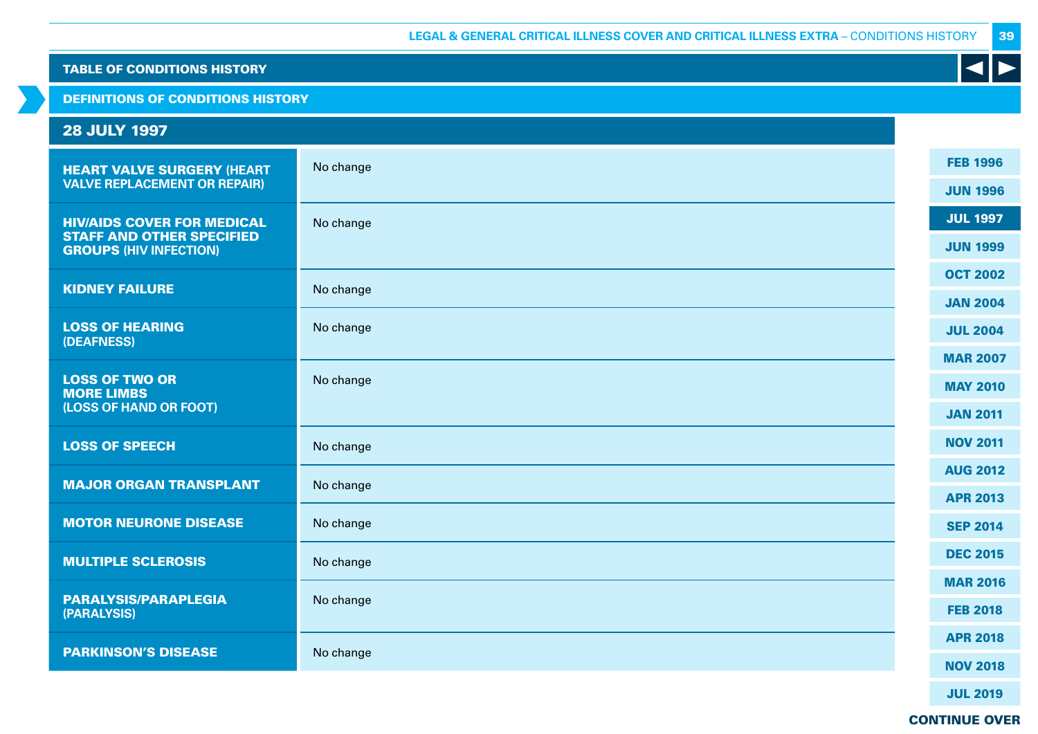## TABLE OF CONDITIONS HISTORY

### DEFINITIONS OF CONDITIONS HISTORY

### 28 JULY 1997

| Condition | |
|---|---|
| **HEART VALVE SURGERY** (HEART VALVE REPLACEMENT OR REPAIR) | No change |
| **HIV/AIDS COVER FOR MEDICAL STAFF AND OTHER SPECIFIED GROUPS** (HIV INFECTION) | No change |
| **KIDNEY FAILURE** | No change |
| **LOSS OF HEARING** (DEAFNESS) | No change |
| **LOSS OF TWO OR MORE LIMBS** (LOSS OF HAND OR FOOT) | No change |
| **LOSS OF SPEECH** | No change |
| **MAJOR ORGAN TRANSPLANT** | No change |
| **MOTOR NEURONE DISEASE** | No change |
| **MULTIPLE SCLEROSIS** | No change |
| **PARALYSIS/PARAPLEGIA** (PARALYSIS) | No change |
| **PARKINSON'S DISEASE** | No change |

FEB 1996 | JUN 1996 | **JUL 1997** | JUN 1999 | OCT 2002 | JAN 2004 | JUL 2004 | MAR 2007 | MAY 2010 | JAN 2011 | NOV 2011 | AUG 2012 | APR 2013 | SEP 2014 | DEC 2015 | MAR 2016 | FEB 2018 | APR 2018 | NOV 2018 | JUL 2019

**CONTINUE OVER**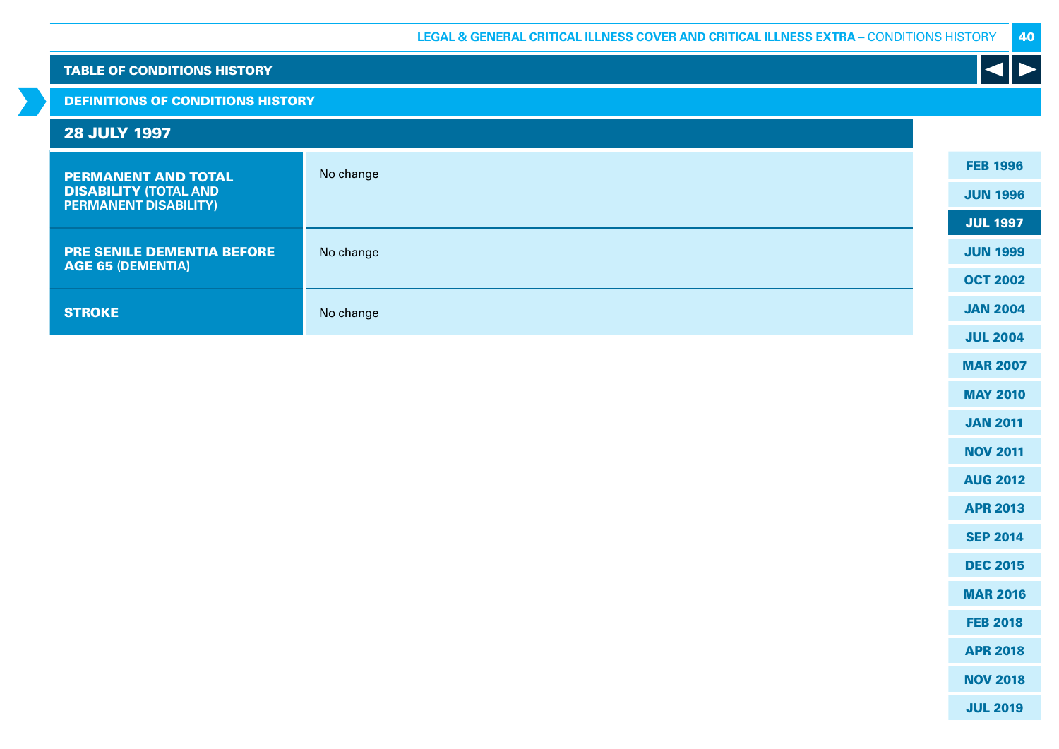## TABLE OF CONDITIONS HISTORY

### DEFINITIONS OF CONDITIONS HISTORY

### 28 JULY 1997

| | |
|---|---|
| **PERMANENT AND TOTAL DISABILITY** (TOTAL AND PERMANENT DISABILITY) | No change |
| **PRE SENILE DEMENTIA BEFORE AGE 65** (DEMENTIA) | No change |
| **STROKE** | No change |

FEB 1996
JUN 1996
JUL 1997
JUN 1999
OCT 2002
JAN 2004
JUL 2004
MAR 2007
MAY 2010
JAN 2011
NOV 2011
AUG 2012
APR 2013
SEP 2014
DEC 2015
MAR 2016
FEB 2018
APR 2018
NOV 2018
JUL 2019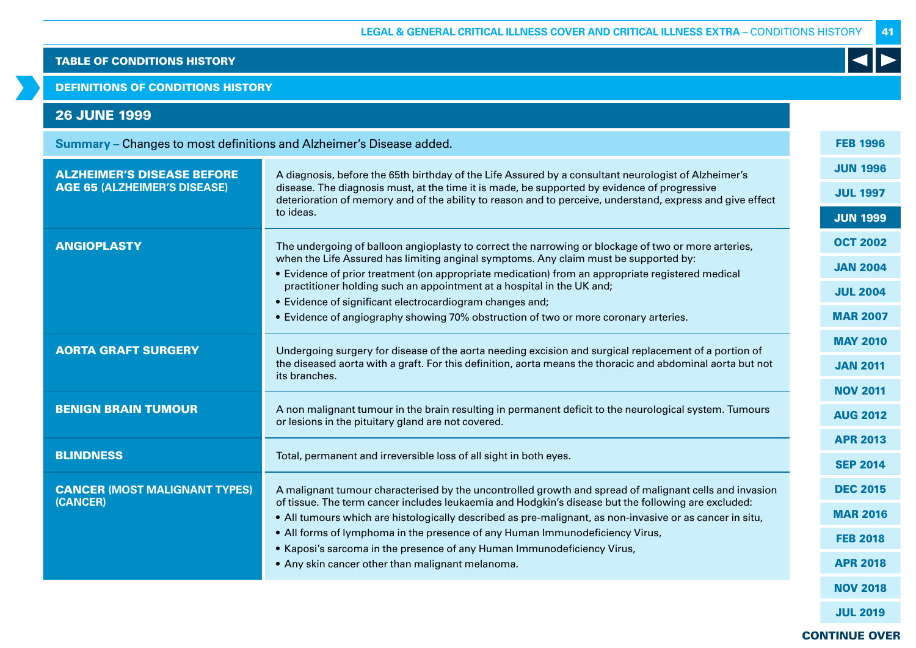## TABLE OF CONDITIONS HISTORY

### DEFINITIONS OF CONDITIONS HISTORY

### 26 JUNE 1999

**Summary –** Changes to most definitions and Alzheimer's Disease added.

| Condition | Definition |
|---|---|
| **ALZHEIMER'S DISEASE BEFORE AGE 65** (ALZHEIMER'S DISEASE) | A diagnosis, before the 65th birthday of the Life Assured by a consultant neurologist of Alzheimer's disease. The diagnosis must, at the time it is made, be supported by evidence of progressive deterioration of memory and of the ability to reason and to perceive, understand, express and give effect to ideas. |
| **ANGIOPLASTY** | The undergoing of balloon angioplasty to correct the narrowing or blockage of two or more arteries, when the Life Assured has limiting anginal symptoms. Any claim must be supported by:<br>• Evidence of prior treatment (on appropriate medication) from an appropriate registered medical practitioner holding such an appointment at a hospital in the UK and;<br>• Evidence of significant electrocardiogram changes and;<br>• Evidence of angiography showing 70% obstruction of two or more coronary arteries. |
| **AORTA GRAFT SURGERY** | Undergoing surgery for disease of the aorta needing excision and surgical replacement of a portion of the diseased aorta with a graft. For this definition, aorta means the thoracic and abdominal aorta but not its branches. |
| **BENIGN BRAIN TUMOUR** | A non malignant tumour in the brain resulting in permanent deficit to the neurological system. Tumours or lesions in the pituitary gland are not covered. |
| **BLINDNESS** | Total, permanent and irreversible loss of all sight in both eyes. |
| **CANCER** (MOST MALIGNANT TYPES) (CANCER) | A malignant tumour characterised by the uncontrolled growth and spread of malignant cells and invasion of tissue. The term cancer includes leukaemia and Hodgkin's disease but the following are excluded:<br>• All tumours which are histologically described as pre-malignant, as non-invasive or as cancer in situ,<br>• All forms of lymphoma in the presence of any Human Immunodeficiency Virus,<br>• Kaposi's sarcoma in the presence of any Human Immunodeficiency Virus,<br>• Any skin cancer other than malignant melanoma. |

FEB 1996 | JUN 1996 | JUL 1997 | JUN 1999 | OCT 2002 | JAN 2004 | JUL 2004 | MAR 2007 | MAY 2010 | JAN 2011 | NOV 2011 | AUG 2012 | APR 2013 | SEP 2014 | DEC 2015 | MAR 2016 | FEB 2018 | APR 2018 | NOV 2018 | JUL 2019

CONTINUE OVER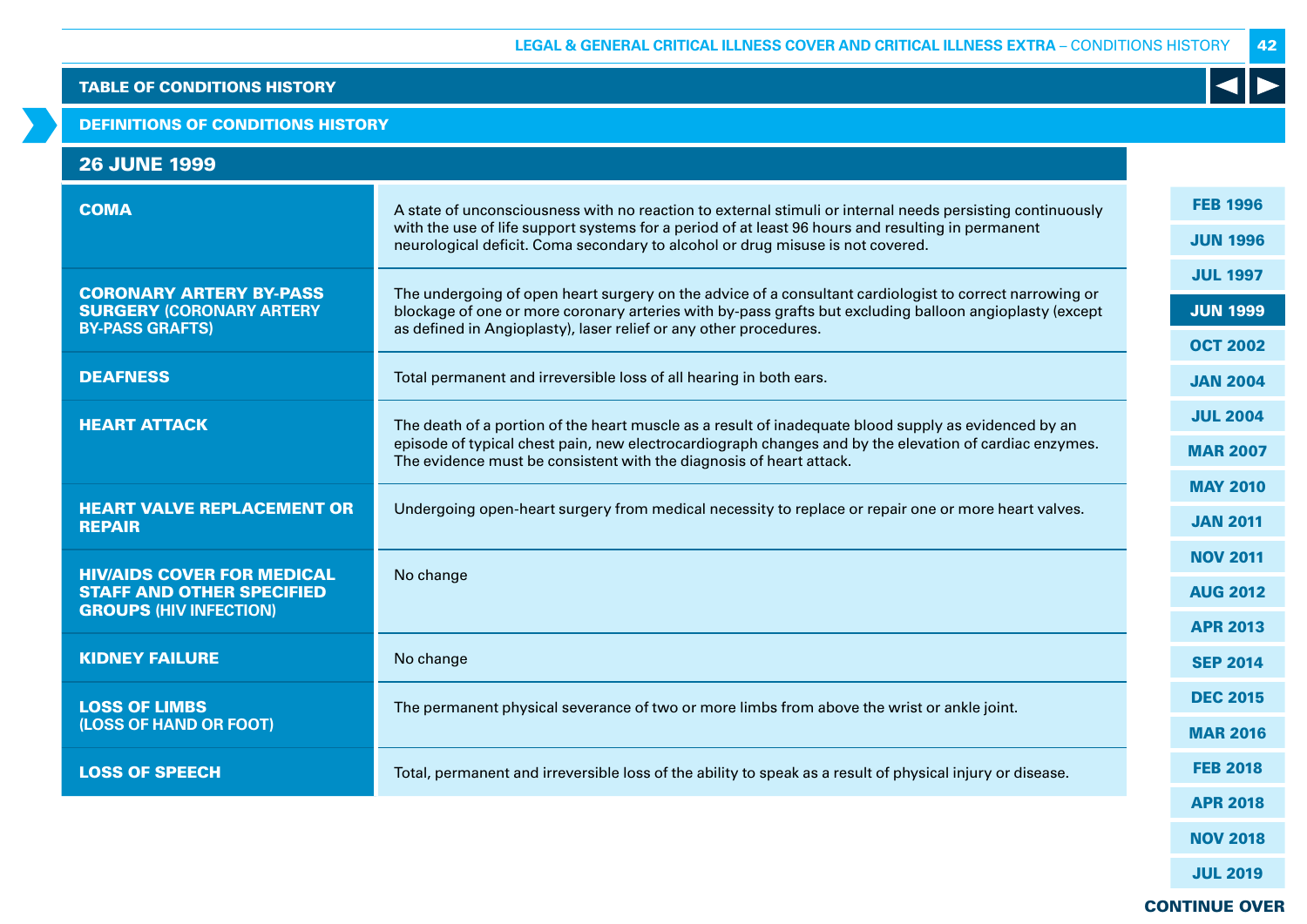## TABLE OF CONDITIONS HISTORY

### DEFINITIONS OF CONDITIONS HISTORY

### 26 JUNE 1999

| Condition | Definition |
|---|---|
| **COMA** | A state of unconsciousness with no reaction to external stimuli or internal needs persisting continuously with the use of life support systems for a period of at least 96 hours and resulting in permanent neurological deficit. Coma secondary to alcohol or drug misuse is not covered. |
| **CORONARY ARTERY BY-PASS SURGERY** (CORONARY ARTERY BY-PASS GRAFTS) | The undergoing of open heart surgery on the advice of a consultant cardiologist to correct narrowing or blockage of one or more coronary arteries with by-pass grafts but excluding balloon angioplasty (except as defined in Angioplasty), laser relief or any other procedures. |
| **DEAFNESS** | Total permanent and irreversible loss of all hearing in both ears. |
| **HEART ATTACK** | The death of a portion of the heart muscle as a result of inadequate blood supply as evidenced by an episode of typical chest pain, new electrocardiograph changes and by the elevation of cardiac enzymes. The evidence must be consistent with the diagnosis of heart attack. |
| **HEART VALVE REPLACEMENT OR REPAIR** | Undergoing open-heart surgery from medical necessity to replace or repair one or more heart valves. |
| **HIV/AIDS COVER FOR MEDICAL STAFF AND OTHER SPECIFIED GROUPS** (HIV INFECTION) | No change |
| **KIDNEY FAILURE** | No change |
| **LOSS OF LIMBS** (LOSS OF HAND OR FOOT) | The permanent physical severance of two or more limbs from above the wrist or ankle joint. |
| **LOSS OF SPEECH** | Total, permanent and irreversible loss of the ability to speak as a result of physical injury or disease. |

FEB 1996 | JUN 1996 | JUL 1997 | **JUN 1999** | OCT 2002 | JAN 2004 | JUL 2004 | MAR 2007 | MAY 2010 | JAN 2011 | NOV 2011 | AUG 2012 | APR 2013 | SEP 2014 | DEC 2015 | MAR 2016 | FEB 2018 | APR 2018 | NOV 2018 | JUL 2019

CONTINUE OVER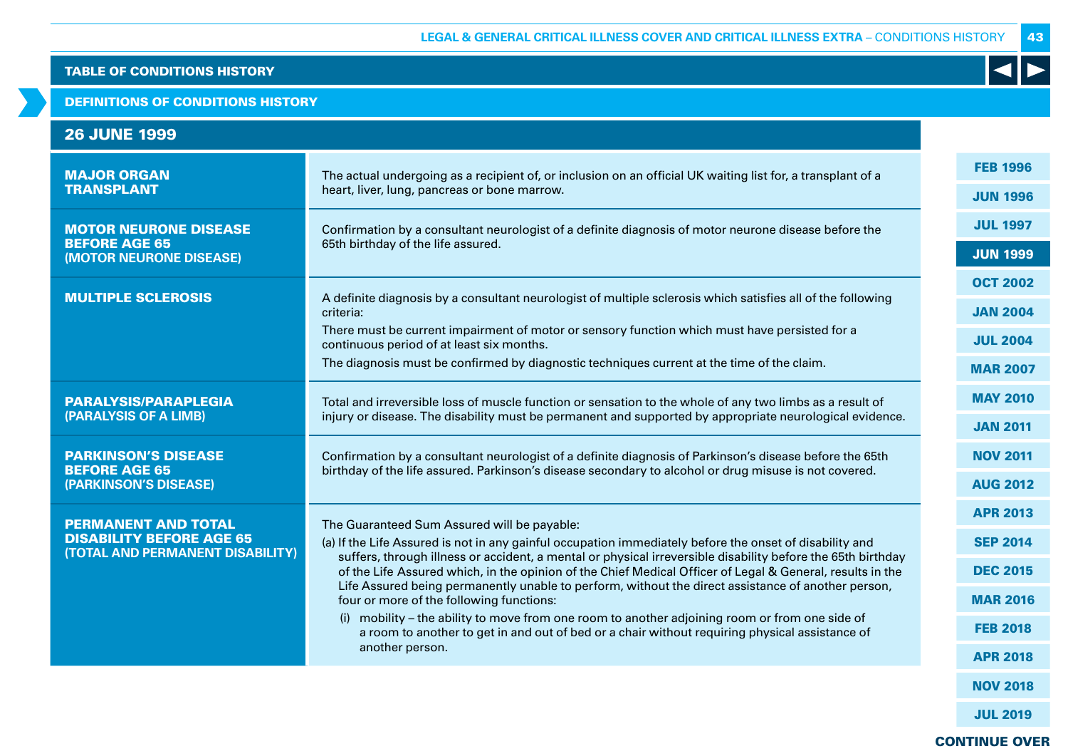## TABLE OF CONDITIONS HISTORY

## DEFINITIONS OF CONDITIONS HISTORY

### 26 JUNE 1999

| Condition | Definition |
|---|---|
| **MAJOR ORGAN TRANSPLANT** | The actual undergoing as a recipient of, or inclusion on an official UK waiting list for, a transplant of a heart, liver, lung, pancreas or bone marrow. |
| **MOTOR NEURONE DISEASE BEFORE AGE 65 (MOTOR NEURONE DISEASE)** | Confirmation by a consultant neurologist of a definite diagnosis of motor neurone disease before the 65th birthday of the life assured. |
| **MULTIPLE SCLEROSIS** | A definite diagnosis by a consultant neurologist of multiple sclerosis which satisfies all of the following criteria:<br>There must be current impairment of motor or sensory function which must have persisted for a continuous period of at least six months.<br>The diagnosis must be confirmed by diagnostic techniques current at the time of the claim. |
| **PARALYSIS/PARAPLEGIA (PARALYSIS OF A LIMB)** | Total and irreversible loss of muscle function or sensation to the whole of any two limbs as a result of injury or disease. The disability must be permanent and supported by appropriate neurological evidence. |
| **PARKINSON'S DISEASE BEFORE AGE 65 (PARKINSON'S DISEASE)** | Confirmation by a consultant neurologist of a definite diagnosis of Parkinson's disease before the 65th birthday of the life assured. Parkinson's disease secondary to alcohol or drug misuse is not covered. |
| **PERMANENT AND TOTAL DISABILITY BEFORE AGE 65 (TOTAL AND PERMANENT DISABILITY)** | The Guaranteed Sum Assured will be payable:<br>(a) If the Life Assured is not in any gainful occupation immediately before the onset of disability and suffers, through illness or accident, a mental or physical irreversible disability before the 65th birthday of the Life Assured which, in the opinion of the Chief Medical Officer of Legal & General, results in the Life Assured being permanently unable to perform, without the direct assistance of another person, four or more of the following functions:<br>(i) mobility – the ability to move from one room to another adjoining room or from one side of a room to another to get in and out of bed or a chair without requiring physical assistance of another person. |

FEB 1996 | JUN 1996 | JUL 1997 | **JUN 1999** | OCT 2002 | JAN 2004 | JUL 2004 | MAR 2007 | MAY 2010 | JAN 2011 | NOV 2011 | AUG 2012 | APR 2013 | SEP 2014 | DEC 2015 | MAR 2016 | FEB 2018 | APR 2018 | NOV 2018 | JUL 2019

**CONTINUE OVER**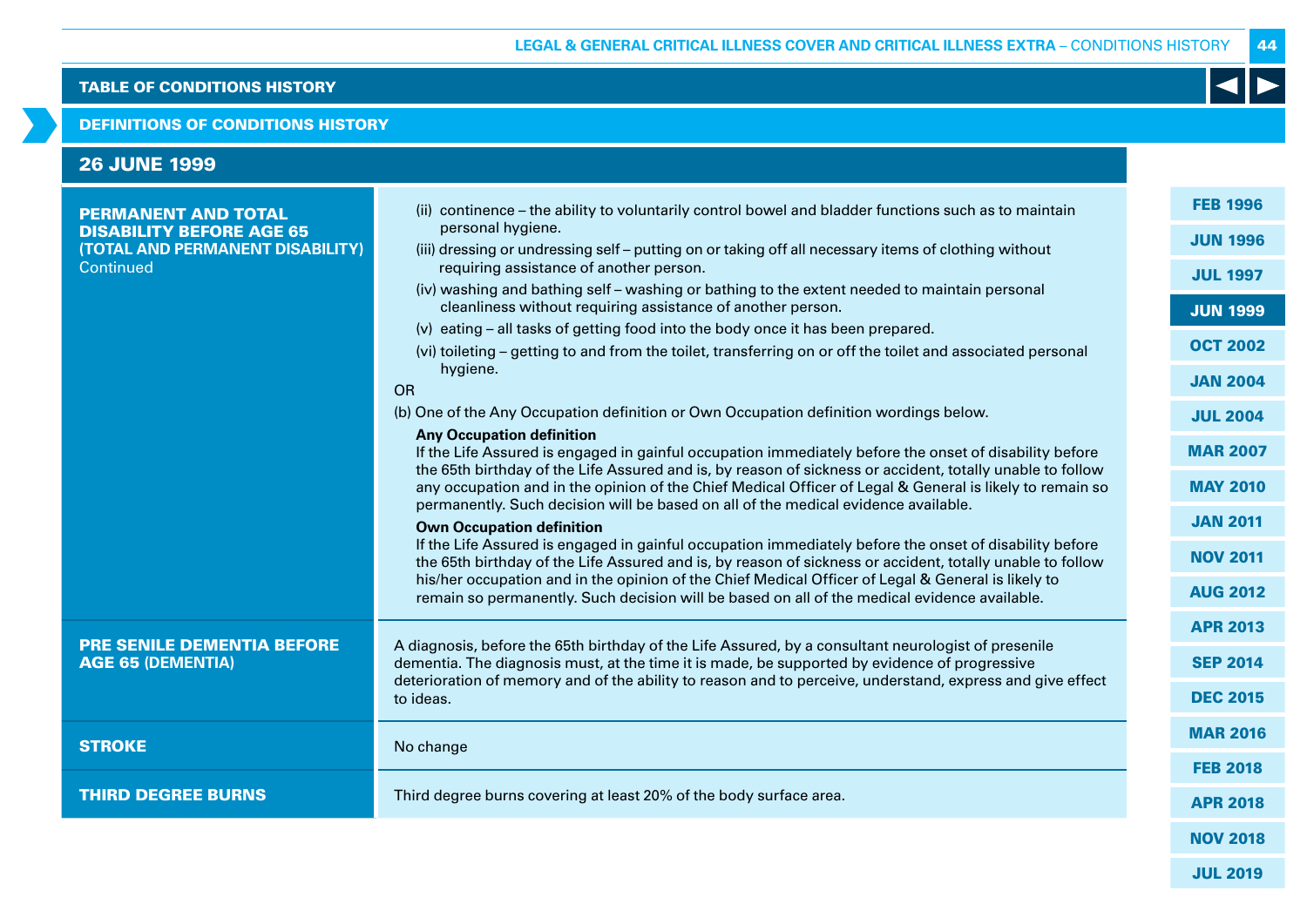## TABLE OF CONDITIONS HISTORY

### DEFINITIONS OF CONDITIONS HISTORY

### 26 JUNE 1999

| | |
|---|---|
| **PERMANENT AND TOTAL DISABILITY BEFORE AGE 65 (TOTAL AND PERMANENT DISABILITY)** Continued | (ii) continence – the ability to voluntarily control bowel and bladder functions such as to maintain personal hygiene.<br>(iii) dressing or undressing self – putting on or taking off all necessary items of clothing without requiring assistance of another person.<br>(iv) washing and bathing self – washing or bathing to the extent needed to maintain personal cleanliness without requiring assistance of another person.<br>(v) eating – all tasks of getting food into the body once it has been prepared.<br>(vi) toileting – getting to and from the toilet, transferring on or off the toilet and associated personal hygiene.<br>OR<br>(b) One of the Any Occupation definition or Own Occupation definition wordings below.<br>**Any Occupation definition**<br>If the Life Assured is engaged in gainful occupation immediately before the onset of disability before the 65th birthday of the Life Assured and is, by reason of sickness or accident, totally unable to follow any occupation and in the opinion of the Chief Medical Officer of Legal & General is likely to remain so permanently. Such decision will be based on all of the medical evidence available.<br>**Own Occupation definition**<br>If the Life Assured is engaged in gainful occupation immediately before the onset of disability before the 65th birthday of the Life Assured and is, by reason of sickness or accident, totally unable to follow his/her occupation and in the opinion of the Chief Medical Officer of Legal & General is likely to remain so permanently. Such decision will be based on all of the medical evidence available. |
| **PRE SENILE DEMENTIA BEFORE AGE 65 (DEMENTIA)** | A diagnosis, before the 65th birthday of the Life Assured, by a consultant neurologist of presenile dementia. The diagnosis must, at the time it is made, be supported by evidence of progressive deterioration of memory and of the ability to reason and to perceive, understand, express and give effect to ideas. |
| **STROKE** | No change |
| **THIRD DEGREE BURNS** | Third degree burns covering at least 20% of the body surface area. |

FEB 1996
JUN 1996
JUL 1997
JUN 1999
OCT 2002
JAN 2004
JUL 2004
MAR 2007
MAY 2010
JAN 2011
NOV 2011
AUG 2012
APR 2013
SEP 2014
DEC 2015
MAR 2016
FEB 2018
APR 2018
NOV 2018
JUL 2019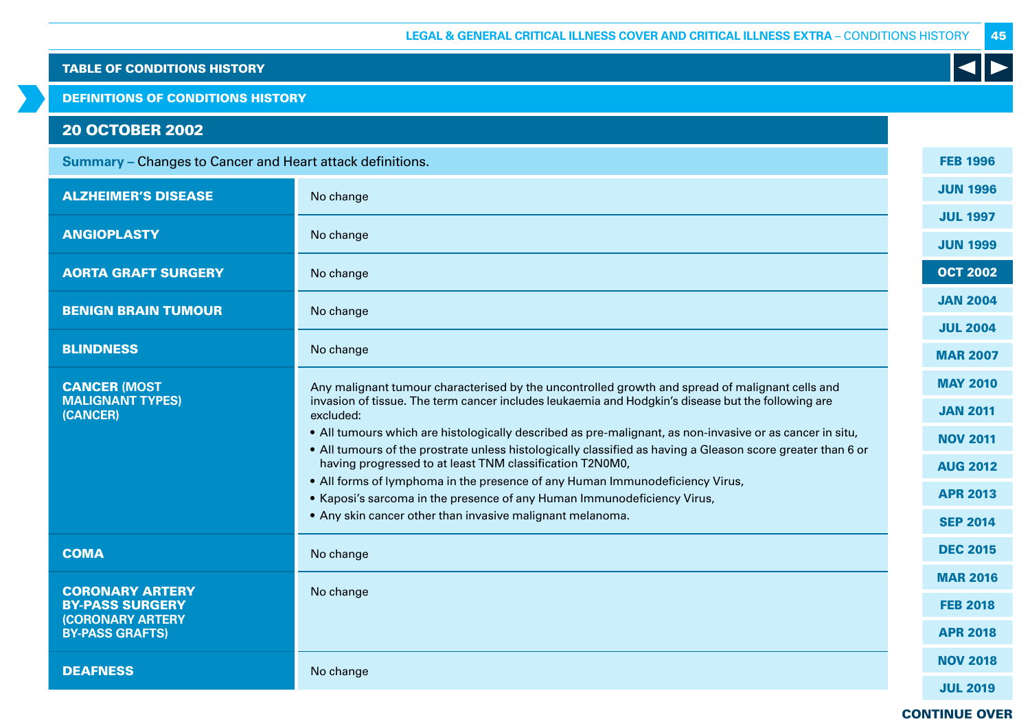## TABLE OF CONDITIONS HISTORY

### DEFINITIONS OF CONDITIONS HISTORY

### 20 OCTOBER 2002

**Summary –** Changes to Cancer and Heart attack definitions.

| Condition | Definition |
|---|---|
| **ALZHEIMER'S DISEASE** | No change |
| **ANGIOPLASTY** | No change |
| **AORTA GRAFT SURGERY** | No change |
| **BENIGN BRAIN TUMOUR** | No change |
| **BLINDNESS** | No change |
| **CANCER (MOST MALIGNANT TYPES) (CANCER)** | Any malignant tumour characterised by the uncontrolled growth and spread of malignant cells and invasion of tissue. The term cancer includes leukaemia and Hodgkin's disease but the following are excluded:<br>• All tumours which are histologically described as pre-malignant, as non-invasive or as cancer in situ,<br>• All tumours of the prostrate unless histologically classified as having a Gleason score greater than 6 or having progressed to at least TNM classification T2N0M0,<br>• All forms of lymphoma in the presence of any Human Immunodeficiency Virus,<br>• Kaposi's sarcoma in the presence of any Human Immunodeficiency Virus,<br>• Any skin cancer other than invasive malignant melanoma. |
| **COMA** | No change |
| **CORONARY ARTERY BY-PASS SURGERY (CORONARY ARTERY BY-PASS GRAFTS)** | No change |
| **DEAFNESS** | No change |

FEB 1996 | JUN 1996 | JUL 1997 | JUN 1999 | **OCT 2002** | JAN 2004 | JUL 2004 | MAR 2007 | MAY 2010 | JAN 2011 | NOV 2011 | AUG 2012 | APR 2013 | SEP 2014 | DEC 2015 | MAR 2016 | FEB 2018 | APR 2018 | NOV 2018 | JUL 2019

**CONTINUE OVER**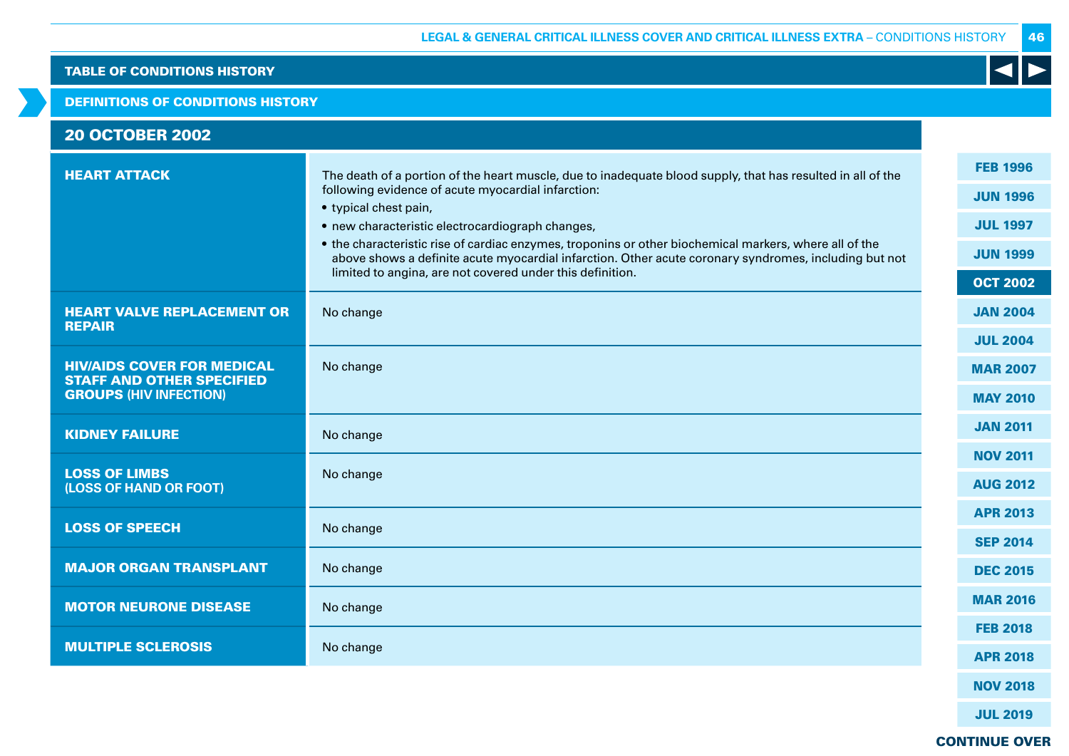## TABLE OF CONDITIONS HISTORY

### DEFINITIONS OF CONDITIONS HISTORY

### 20 OCTOBER 2002

| Condition | Definition |
|---|---|
| **HEART ATTACK** | The death of a portion of the heart muscle, due to inadequate blood supply, that has resulted in all of the following evidence of acute myocardial infarction:<br>• typical chest pain,<br>• new characteristic electrocardiograph changes,<br>• the characteristic rise of cardiac enzymes, troponins or other biochemical markers, where all of the above shows a definite acute myocardial infarction. Other acute coronary syndromes, including but not limited to angina, are not covered under this definition. |
| **HEART VALVE REPLACEMENT OR REPAIR** | No change |
| **HIV/AIDS COVER FOR MEDICAL STAFF AND OTHER SPECIFIED GROUPS** (HIV INFECTION) | No change |
| **KIDNEY FAILURE** | No change |
| **LOSS OF LIMBS** (LOSS OF HAND OR FOOT) | No change |
| **LOSS OF SPEECH** | No change |
| **MAJOR ORGAN TRANSPLANT** | No change |
| **MOTOR NEURONE DISEASE** | No change |
| **MULTIPLE SCLEROSIS** | No change |

FEB 1996 | JUN 1996 | JUL 1997 | JUN 1999 | OCT 2002 | JAN 2004 | JUL 2004 | MAR 2007 | MAY 2010 | JAN 2011 | NOV 2011 | AUG 2012 | APR 2013 | SEP 2014 | DEC 2015 | MAR 2016 | FEB 2018 | APR 2018 | NOV 2018 | JUL 2019

CONTINUE OVER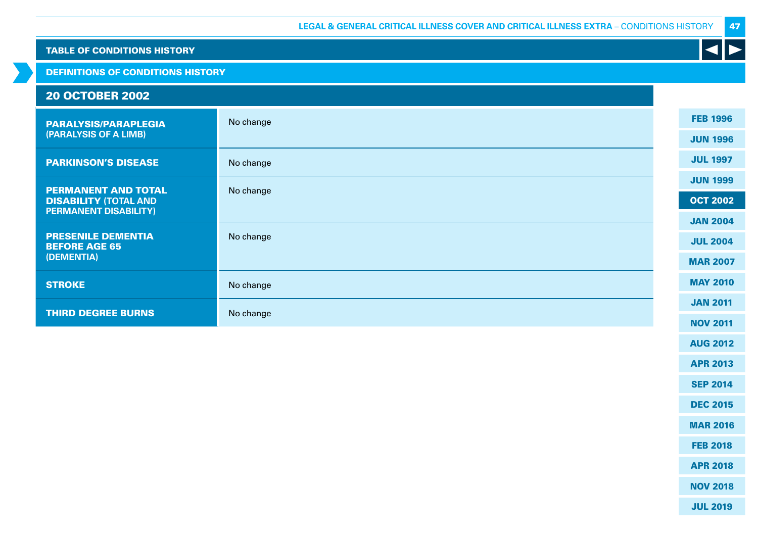## TABLE OF CONDITIONS HISTORY

### DEFINITIONS OF CONDITIONS HISTORY

### 20 OCTOBER 2002

| Condition | Change |
|---|---|
| **PARALYSIS/PARAPLEGIA** (PARALYSIS OF A LIMB) | No change |
| **PARKINSON'S DISEASE** | No change |
| **PERMANENT AND TOTAL DISABILITY** (TOTAL AND PERMANENT DISABILITY) | No change |
| **PRESENILE DEMENTIA BEFORE AGE 65** (DEMENTIA) | No change |
| **STROKE** | No change |
| **THIRD DEGREE BURNS** | No change |

FEB 1996
JUN 1996
JUL 1997
JUN 1999
OCT 2002
JAN 2004
JUL 2004
MAR 2007
MAY 2010
JAN 2011
NOV 2011
AUG 2012
APR 2013
SEP 2014
DEC 2015
MAR 2016
FEB 2018
APR 2018
NOV 2018
JUL 2019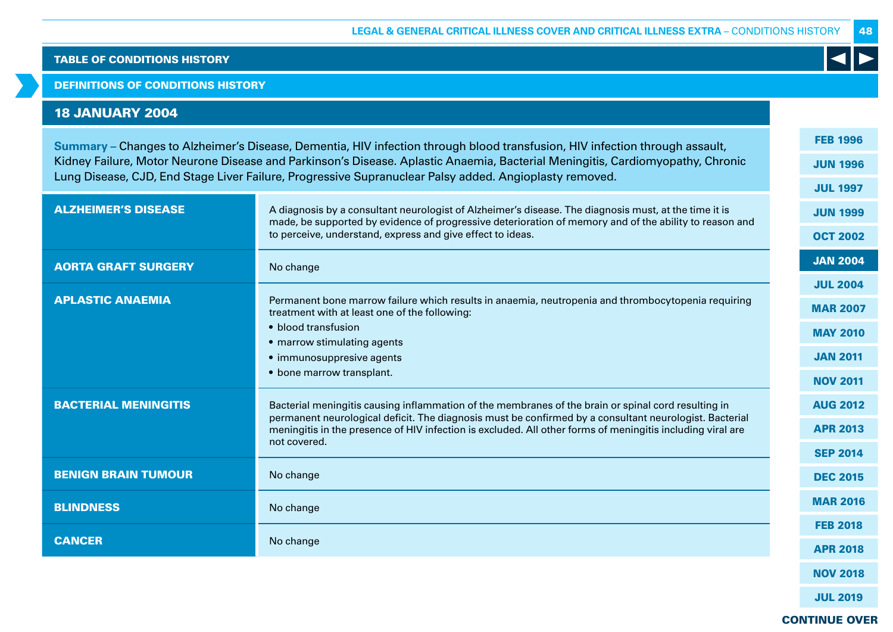TABLE OF CONDITIONS HISTORY

DEFINITIONS OF CONDITIONS HISTORY

## 18 JANUARY 2004

**Summary –** Changes to Alzheimer's Disease, Dementia, HIV infection through blood transfusion, HIV infection through assault, Kidney Failure, Motor Neurone Disease and Parkinson's Disease. Aplastic Anaemia, Bacterial Meningitis, Cardiomyopathy, Chronic Lung Disease, CJD, End Stage Liver Failure, Progressive Supranuclear Palsy added. Angioplasty removed.

| | |
|---|---|
| **ALZHEIMER'S DISEASE** | A diagnosis by a consultant neurologist of Alzheimer's disease. The diagnosis must, at the time it is made, be supported by evidence of progressive deterioration of memory and of the ability to reason and to perceive, understand, express and give effect to ideas. |
| **AORTA GRAFT SURGERY** | No change |
| **APLASTIC ANAEMIA** | Permanent bone marrow failure which results in anaemia, neutropenia and thrombocytopenia requiring treatment with at least one of the following:<br>• blood transfusion<br>• marrow stimulating agents<br>• immunosuppresive agents<br>• bone marrow transplant. |
| **BACTERIAL MENINGITIS** | Bacterial meningitis causing inflammation of the membranes of the brain or spinal cord resulting in permanent neurological deficit. The diagnosis must be confirmed by a consultant neurologist. Bacterial meningitis in the presence of HIV infection is excluded. All other forms of meningitis including viral are not covered. |
| **BENIGN BRAIN TUMOUR** | No change |
| **BLINDNESS** | No change |
| **CANCER** | No change |

FEB 1996 | JUN 1996 | JUL 1997 | JUN 1999 | OCT 2002 | JAN 2004 | JUL 2004 | MAR 2007 | MAY 2010 | JAN 2011 | NOV 2011 | AUG 2012 | APR 2013 | SEP 2014 | DEC 2015 | MAR 2016 | FEB 2018 | APR 2018 | NOV 2018 | JUL 2019

CONTINUE OVER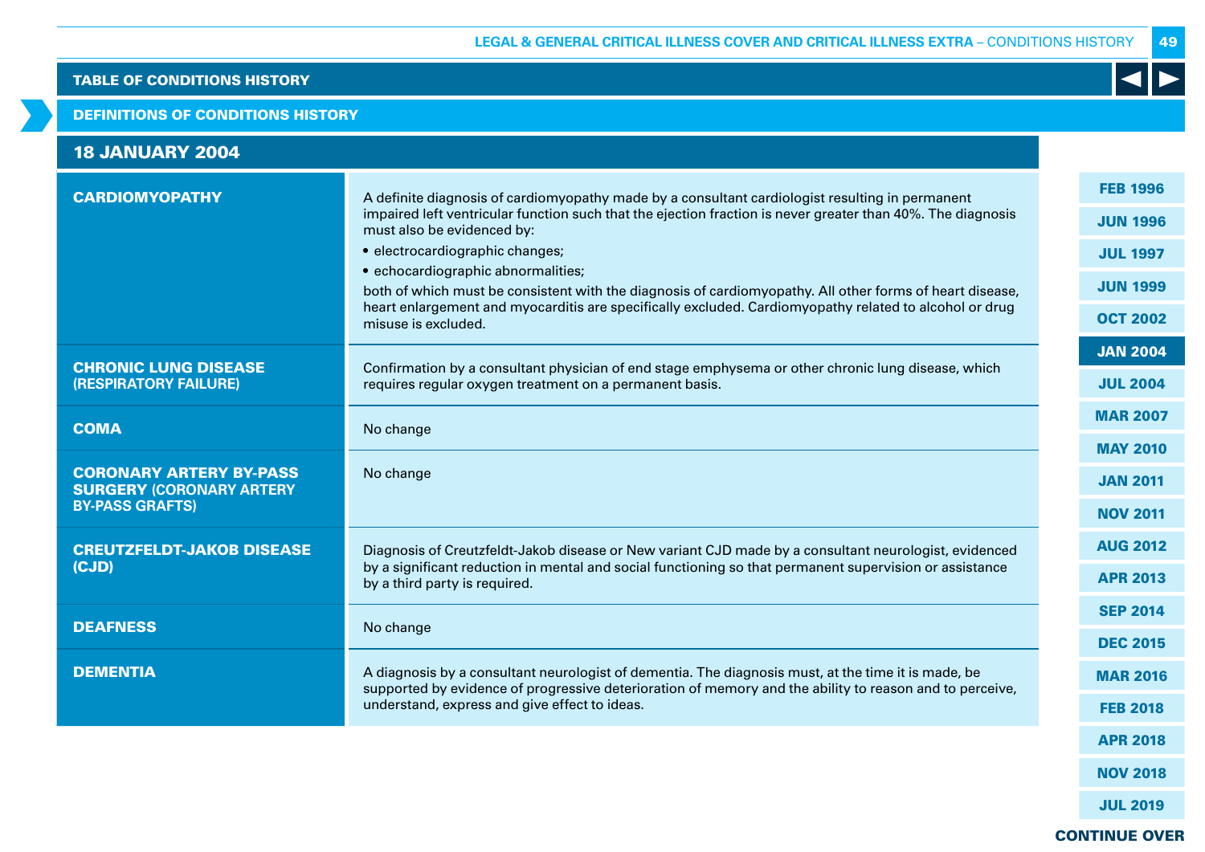## TABLE OF CONDITIONS HISTORY

### DEFINITIONS OF CONDITIONS HISTORY

### 18 JANUARY 2004

| Condition | Definition |
|---|---|
| **CARDIOMYOPATHY** | A definite diagnosis of cardiomyopathy made by a consultant cardiologist resulting in permanent impaired left ventricular function such that the ejection fraction is never greater than 40%. The diagnosis must also be evidenced by:<br>• electrocardiographic changes;<br>• echocardiographic abnormalities;<br>both of which must be consistent with the diagnosis of cardiomyopathy. All other forms of heart disease, heart enlargement and myocarditis are specifically excluded. Cardiomyopathy related to alcohol or drug misuse is excluded. |
| **CHRONIC LUNG DISEASE** (RESPIRATORY FAILURE) | Confirmation by a consultant physician of end stage emphysema or other chronic lung disease, which requires regular oxygen treatment on a permanent basis. |
| **COMA** | No change |
| **CORONARY ARTERY BY-PASS SURGERY** (CORONARY ARTERY BY-PASS GRAFTS) | No change |
| **CREUTZFELDT-JAKOB DISEASE (CJD)** | Diagnosis of Creutzfeldt-Jakob disease or New variant CJD made by a consultant neurologist, evidenced by a significant reduction in mental and social functioning so that permanent supervision or assistance by a third party is required. |
| **DEAFNESS** | No change |
| **DEMENTIA** | A diagnosis by a consultant neurologist of dementia. The diagnosis must, at the time it is made, be supported by evidence of progressive deterioration of memory and the ability to reason and to perceive, understand, express and give effect to ideas. |

FEB 1996 | JUN 1996 | JUL 1997 | JUN 1999 | OCT 2002 | JAN 2004 | JUL 2004 | MAR 2007 | MAY 2010 | JAN 2011 | NOV 2011 | AUG 2012 | APR 2013 | SEP 2014 | DEC 2015 | MAR 2016 | FEB 2018 | APR 2018 | NOV 2018 | JUL 2019

CONTINUE OVER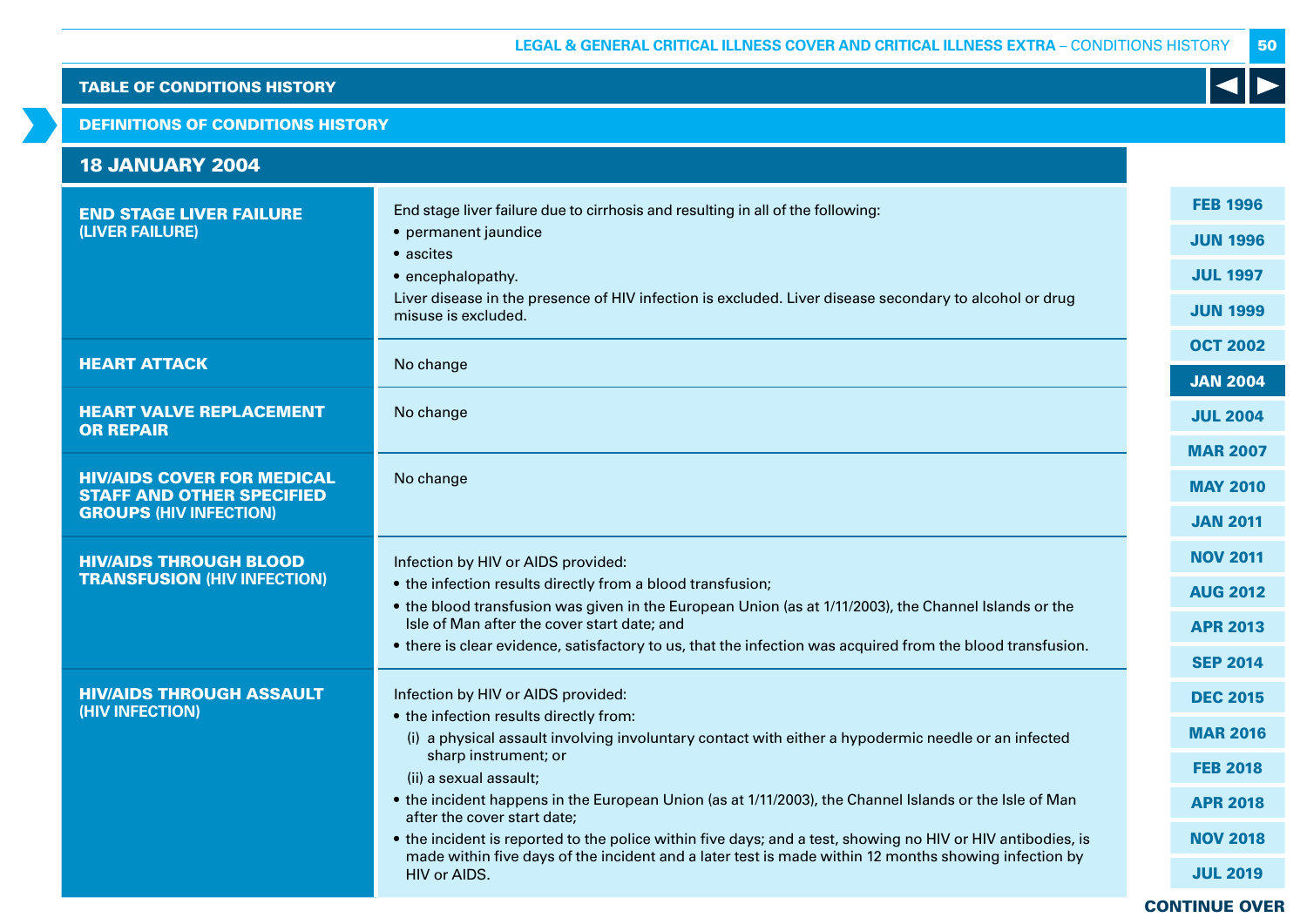## TABLE OF CONDITIONS HISTORY

### DEFINITIONS OF CONDITIONS HISTORY

### 18 JANUARY 2004

| Condition | Definition |
|---|---|
| **END STAGE LIVER FAILURE** (LIVER FAILURE) | End stage liver failure due to cirrhosis and resulting in all of the following:<br>• permanent jaundice<br>• ascites<br>• encephalopathy.<br>Liver disease in the presence of HIV infection is excluded. Liver disease secondary to alcohol or drug misuse is excluded. |
| **HEART ATTACK** | No change |
| **HEART VALVE REPLACEMENT OR REPAIR** | No change |
| **HIV/AIDS COVER FOR MEDICAL STAFF AND OTHER SPECIFIED GROUPS** (HIV INFECTION) | No change |
| **HIV/AIDS THROUGH BLOOD TRANSFUSION** (HIV INFECTION) | Infection by HIV or AIDS provided:<br>• the infection results directly from a blood transfusion;<br>• the blood transfusion was given in the European Union (as at 1/11/2003), the Channel Islands or the Isle of Man after the cover start date; and<br>• there is clear evidence, satisfactory to us, that the infection was acquired from the blood transfusion. |
| **HIV/AIDS THROUGH ASSAULT** (HIV INFECTION) | Infection by HIV or AIDS provided:<br>• the infection results directly from:<br>(i) a physical assault involving involuntary contact with either a hypodermic needle or an infected sharp instrument; or<br>(ii) a sexual assault;<br>• the incident happens in the European Union (as at 1/11/2003), the Channel Islands or the Isle of Man after the cover start date;<br>• the incident is reported to the police within five days; and a test, showing no HIV or HIV antibodies, is made within five days of the incident and a later test is made within 12 months showing infection by HIV or AIDS. |

FEB 1996 | JUN 1996 | JUL 1997 | JUN 1999 | OCT 2002 | **JAN 2004** | JUL 2004 | MAR 2007 | MAY 2010 | JAN 2011 | NOV 2011 | AUG 2012 | APR 2013 | SEP 2014 | DEC 2015 | MAR 2016 | FEB 2018 | APR 2018 | NOV 2018 | JUL 2019

CONTINUE OVER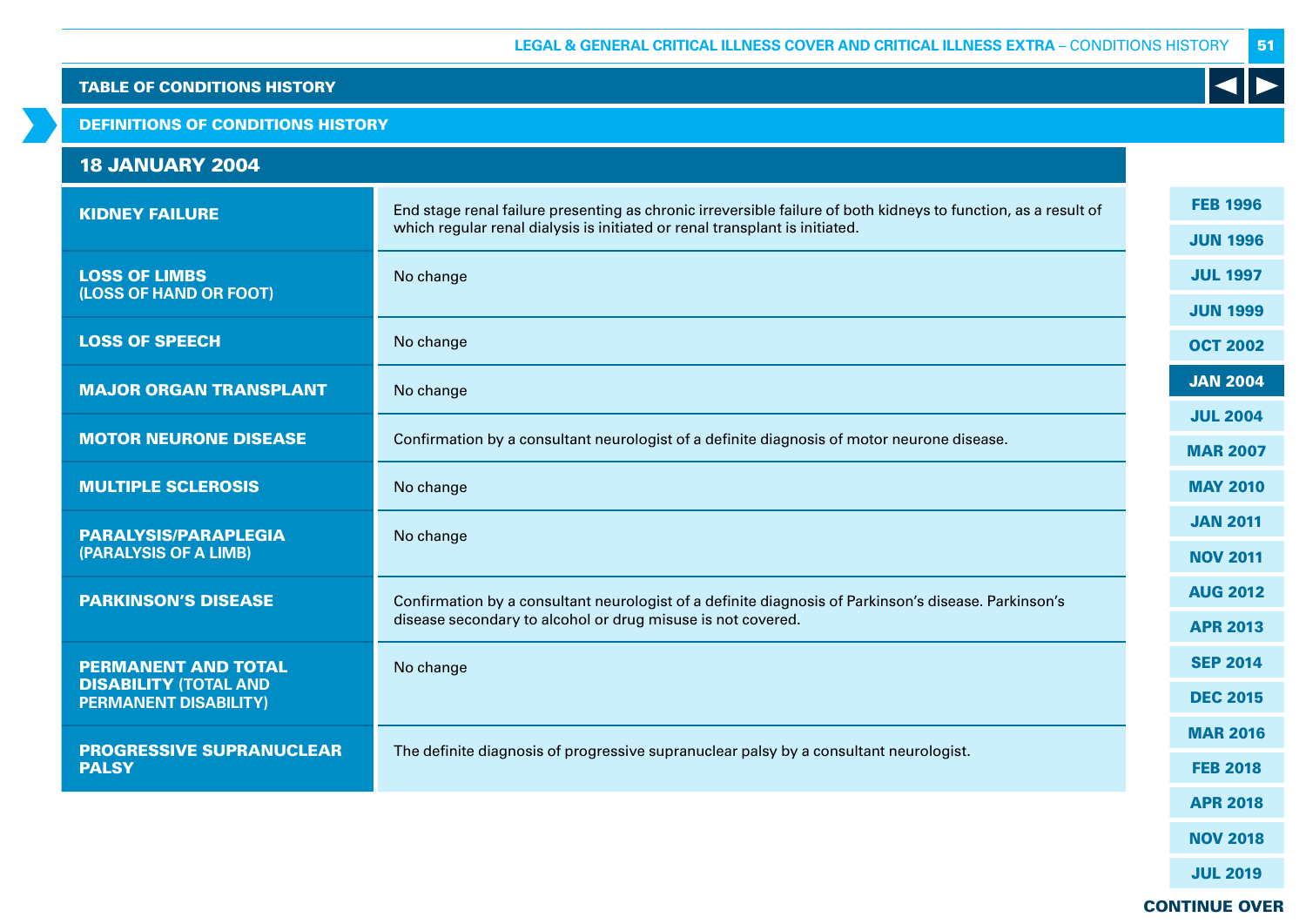## TABLE OF CONDITIONS HISTORY

### DEFINITIONS OF CONDITIONS HISTORY

### 18 JANUARY 2004

| Condition | Definition |
|---|---|
| **KIDNEY FAILURE** | End stage renal failure presenting as chronic irreversible failure of both kidneys to function, as a result of which regular renal dialysis is initiated or renal transplant is initiated. |
| **LOSS OF LIMBS** (LOSS OF HAND OR FOOT) | No change |
| **LOSS OF SPEECH** | No change |
| **MAJOR ORGAN TRANSPLANT** | No change |
| **MOTOR NEURONE DISEASE** | Confirmation by a consultant neurologist of a definite diagnosis of motor neurone disease. |
| **MULTIPLE SCLEROSIS** | No change |
| **PARALYSIS/PARAPLEGIA** (PARALYSIS OF A LIMB) | No change |
| **PARKINSON'S DISEASE** | Confirmation by a consultant neurologist of a definite diagnosis of Parkinson's disease. Parkinson's disease secondary to alcohol or drug misuse is not covered. |
| **PERMANENT AND TOTAL DISABILITY** (TOTAL AND PERMANENT DISABILITY) | No change |
| **PROGRESSIVE SUPRANUCLEAR PALSY** | The definite diagnosis of progressive supranuclear palsy by a consultant neurologist. |

FEB 1996 | JUN 1996 | JUL 1997 | JUN 1999 | OCT 2002 | JAN 2004 | JUL 2004 | MAR 2007 | MAY 2010 | JAN 2011 | NOV 2011 | AUG 2012 | APR 2013 | SEP 2014 | DEC 2015 | MAR 2016 | FEB 2018 | APR 2018 | NOV 2018 | JUL 2019

**CONTINUE OVER**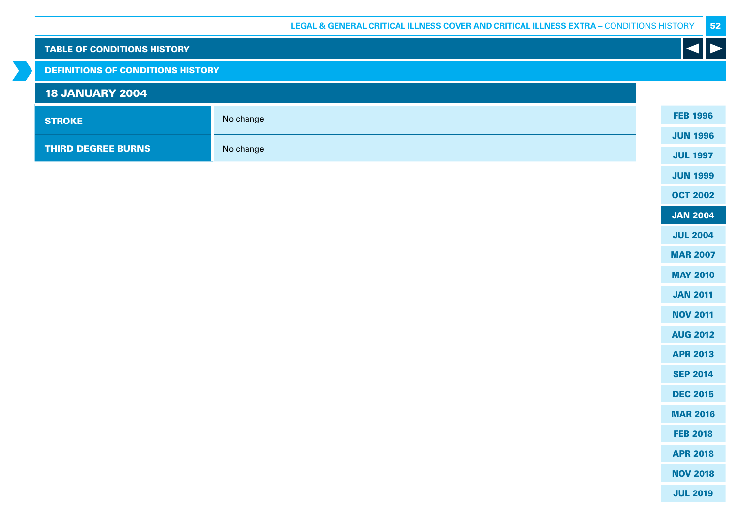## TABLE OF CONDITIONS HISTORY

### DEFINITIONS OF CONDITIONS HISTORY

### 18 JANUARY 2004

| | |
|---|---|
| **STROKE** | No change |
| **THIRD DEGREE BURNS** | No change |

FEB 1996
JUN 1996
JUL 1997
JUN 1999
OCT 2002
JAN 2004
JUL 2004
MAR 2007
MAY 2010
JAN 2011
NOV 2011
AUG 2012
APR 2013
SEP 2014
DEC 2015
MAR 2016
FEB 2018
APR 2018
NOV 2018
JUL 2019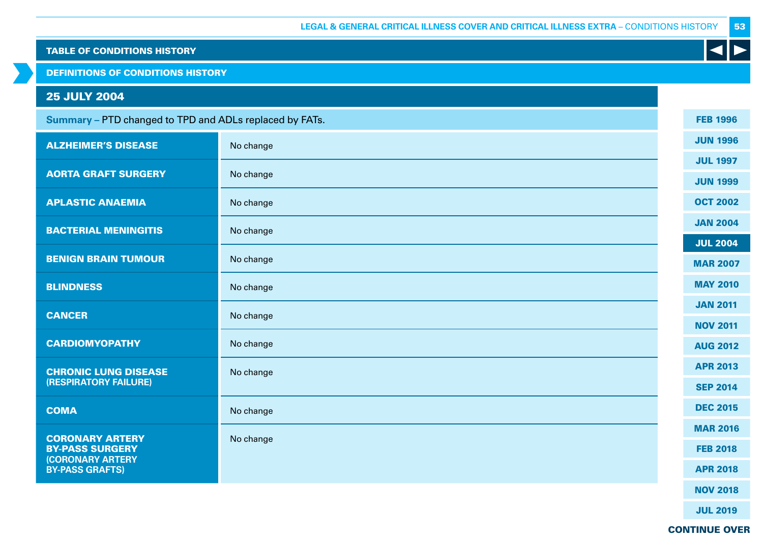## TABLE OF CONDITIONS HISTORY

### DEFINITIONS OF CONDITIONS HISTORY

### 25 JULY 2004

**Summary –** PTD changed to TPD and ADLs replaced by FATs.

| Condition | Change |
|---|---|
| **ALZHEIMER'S DISEASE** | No change |
| **AORTA GRAFT SURGERY** | No change |
| **APLASTIC ANAEMIA** | No change |
| **BACTERIAL MENINGITIS** | No change |
| **BENIGN BRAIN TUMOUR** | No change |
| **BLINDNESS** | No change |
| **CANCER** | No change |
| **CARDIOMYOPATHY** | No change |
| **CHRONIC LUNG DISEASE (RESPIRATORY FAILURE)** | No change |
| **COMA** | No change |
| **CORONARY ARTERY BY-PASS SURGERY (CORONARY ARTERY BY-PASS GRAFTS)** | No change |

FEB 1996 | JUN 1996 | JUL 1997 | JUN 1999 | OCT 2002 | JAN 2004 | **JUL 2004** | MAR 2007 | MAY 2010 | JAN 2011 | NOV 2011 | AUG 2012 | APR 2013 | SEP 2014 | DEC 2015 | MAR 2016 | FEB 2018 | APR 2018 | NOV 2018 | JUL 2019

**CONTINUE OVER**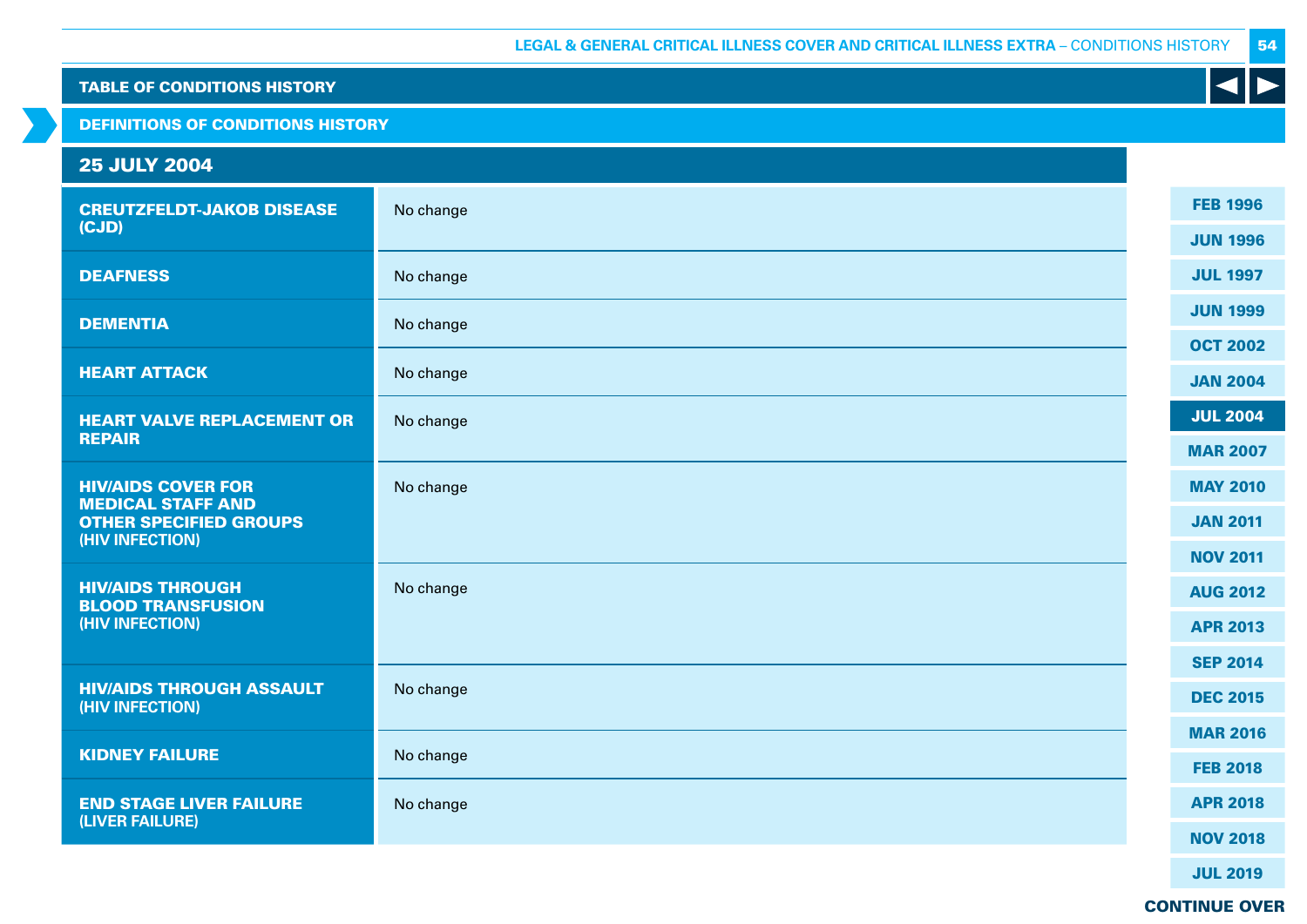## TABLE OF CONDITIONS HISTORY

### DEFINITIONS OF CONDITIONS HISTORY

### 25 JULY 2004

| Condition | Definition |
|---|---|
| **CREUTZFELDT-JAKOB DISEASE (CJD)** | No change |
| **DEAFNESS** | No change |
| **DEMENTIA** | No change |
| **HEART ATTACK** | No change |
| **HEART VALVE REPLACEMENT OR REPAIR** | No change |
| **HIV/AIDS COVER FOR MEDICAL STAFF AND OTHER SPECIFIED GROUPS** (HIV INFECTION) | No change |
| **HIV/AIDS THROUGH BLOOD TRANSFUSION** (HIV INFECTION) | No change |
| **HIV/AIDS THROUGH ASSAULT** (HIV INFECTION) | No change |
| **KIDNEY FAILURE** | No change |
| **END STAGE LIVER FAILURE** (LIVER FAILURE) | No change |

FEB 1996 | JUN 1996 | JUL 1997 | JUN 1999 | OCT 2002 | JAN 2004 | **JUL 2004** | MAR 2007 | MAY 2010 | JAN 2011 | NOV 2011 | AUG 2012 | APR 2013 | SEP 2014 | DEC 2015 | MAR 2016 | FEB 2018 | APR 2018 | NOV 2018 | JUL 2019

**CONTINUE OVER**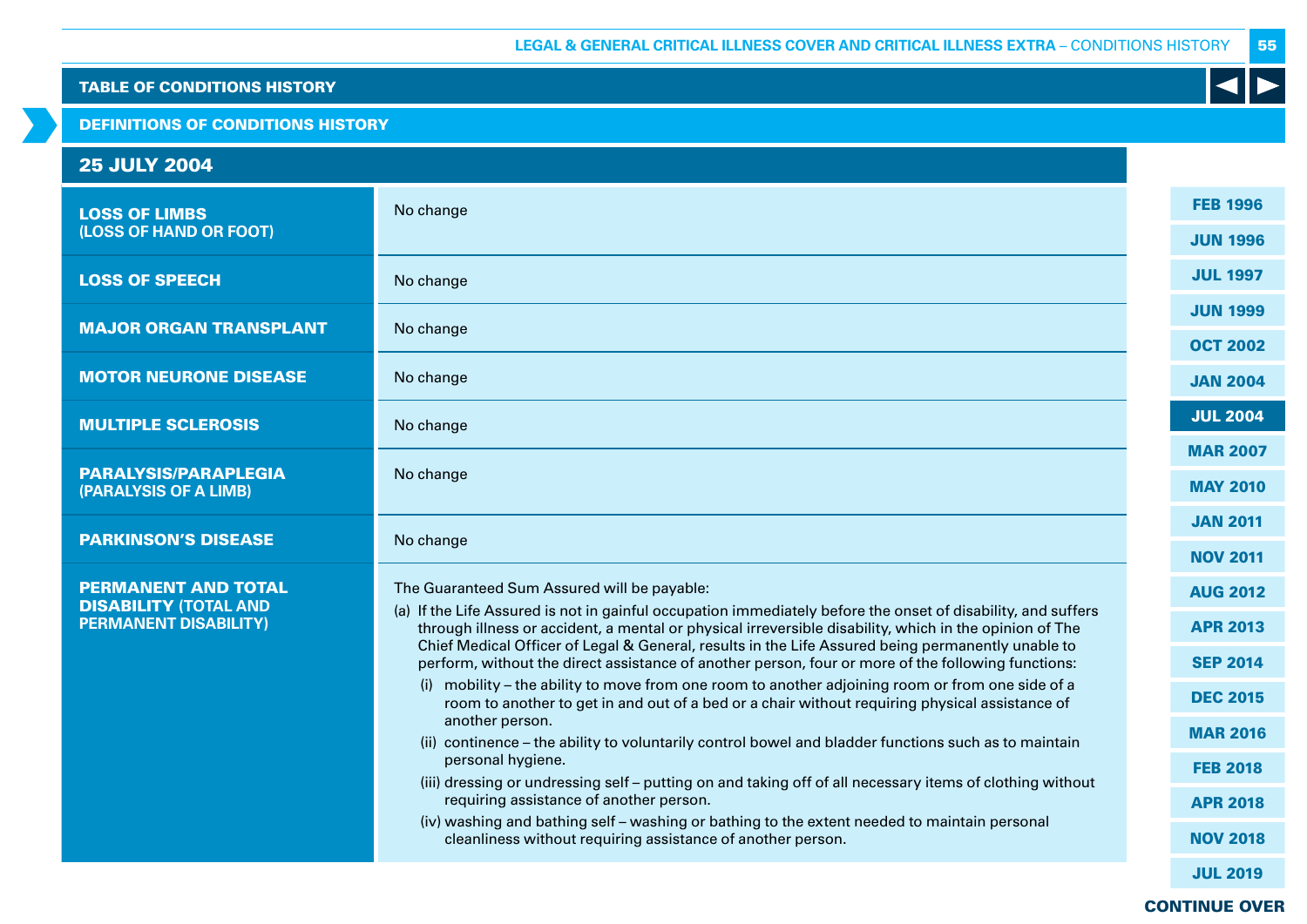## TABLE OF CONDITIONS HISTORY

### DEFINITIONS OF CONDITIONS HISTORY

### 25 JULY 2004

| Condition | Definition |
|---|---|
| **LOSS OF LIMBS (LOSS OF HAND OR FOOT)** | No change |
| **LOSS OF SPEECH** | No change |
| **MAJOR ORGAN TRANSPLANT** | No change |
| **MOTOR NEURONE DISEASE** | No change |
| **MULTIPLE SCLEROSIS** | No change |
| **PARALYSIS/PARAPLEGIA (PARALYSIS OF A LIMB)** | No change |
| **PARKINSON'S DISEASE** | No change |
| **PERMANENT AND TOTAL DISABILITY (TOTAL AND PERMANENT DISABILITY)** | The Guaranteed Sum Assured will be payable:<br>(a) If the Life Assured is not in gainful occupation immediately before the onset of disability, and suffers through illness or accident, a mental or physical irreversible disability, which in the opinion of The Chief Medical Officer of Legal & General, results in the Life Assured being permanently unable to perform, without the direct assistance of another person, four or more of the following functions:<br>(i) mobility – the ability to move from one room to another adjoining room or from one side of a room to another to get in and out of a bed or a chair without requiring physical assistance of another person.<br>(ii) continence – the ability to voluntarily control bowel and bladder functions such as to maintain personal hygiene.<br>(iii) dressing or undressing self – putting on and taking off of all necessary items of clothing without requiring assistance of another person.<br>(iv) washing and bathing self – washing or bathing to the extent needed to maintain personal cleanliness without requiring assistance of another person. |

FEB 1996 | JUN 1996 | JUL 1997 | JUN 1999 | OCT 2002 | JAN 2004 | **JUL 2004** | MAR 2007 | MAY 2010 | JAN 2011 | NOV 2011 | AUG 2012 | APR 2013 | SEP 2014 | DEC 2015 | MAR 2016 | FEB 2018 | APR 2018 | NOV 2018 | JUL 2019

**CONTINUE OVER**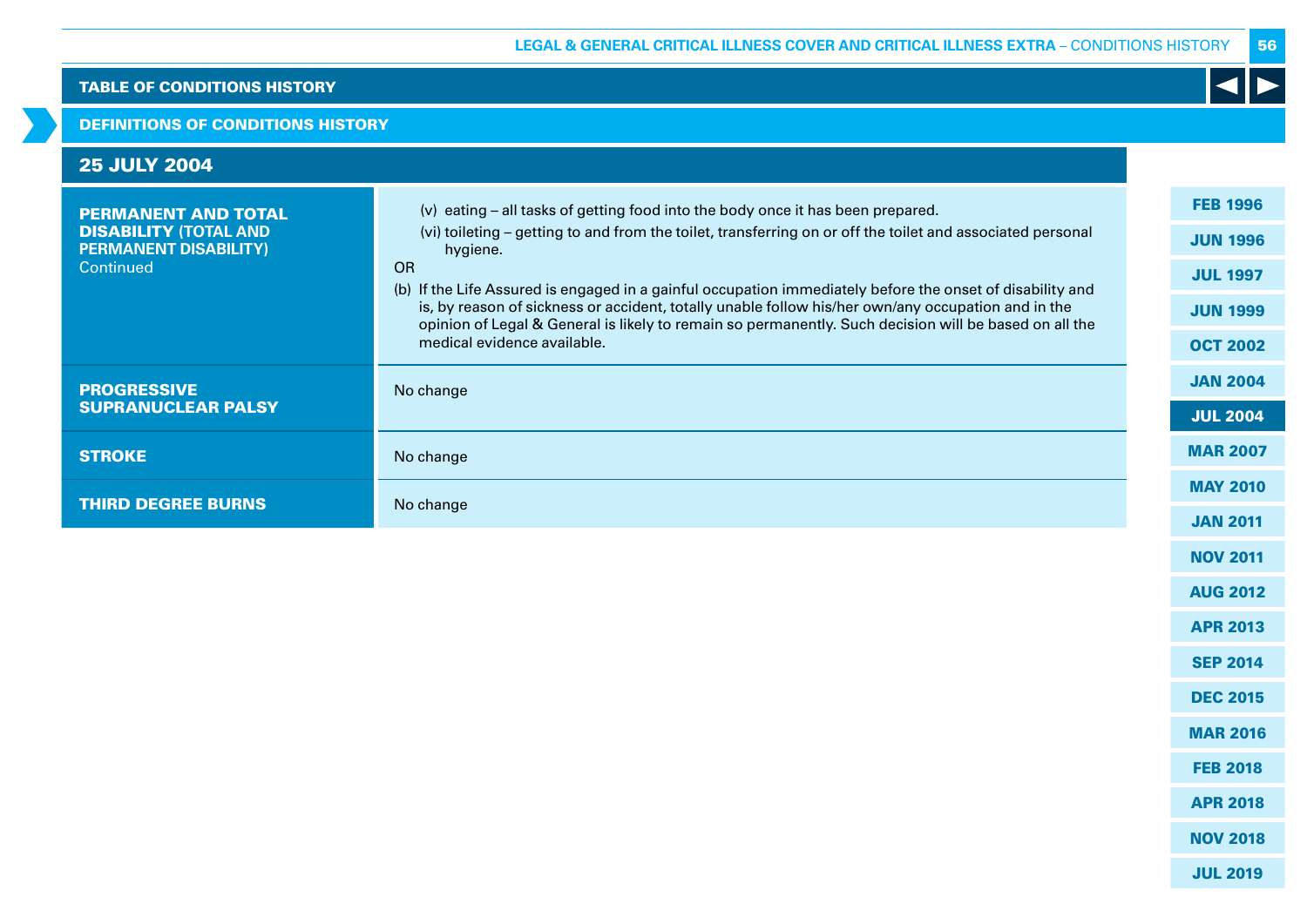## TABLE OF CONDITIONS HISTORY

### DEFINITIONS OF CONDITIONS HISTORY

### 25 JULY 2004

| | |
|---|---|
| **PERMANENT AND TOTAL DISABILITY (TOTAL AND PERMANENT DISABILITY)** Continued | (v) eating – all tasks of getting food into the body once it has been prepared.<br>(vi) toileting – getting to and from the toilet, transferring on or off the toilet and associated personal hygiene.<br>OR<br>(b) If the Life Assured is engaged in a gainful occupation immediately before the onset of disability and is, by reason of sickness or accident, totally unable follow his/her own/any occupation and in the opinion of Legal & General is likely to remain so permanently. Such decision will be based on all the medical evidence available. |
| **PROGRESSIVE SUPRANUCLEAR PALSY** | No change |
| **STROKE** | No change |
| **THIRD DEGREE BURNS** | No change |

FEB 1996
JUN 1996
JUL 1997
JUN 1999
OCT 2002
JAN 2004
JUL 2004
MAR 2007
MAY 2010
JAN 2011
NOV 2011
AUG 2012
APR 2013
SEP 2014
DEC 2015
MAR 2016
FEB 2018
APR 2018
NOV 2018
JUL 2019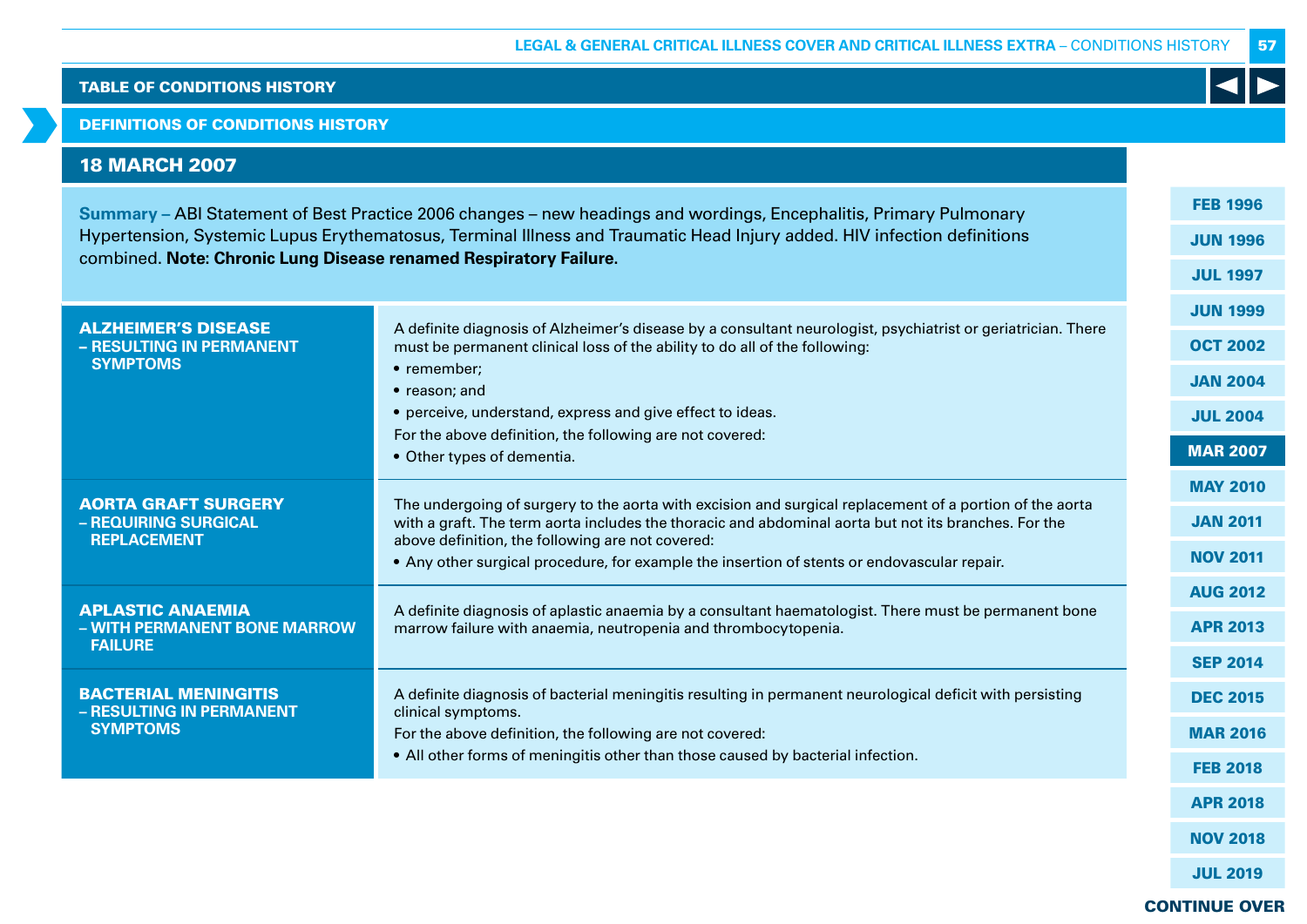## TABLE OF CONDITIONS HISTORY

## DEFINITIONS OF CONDITIONS HISTORY

### 18 MARCH 2007

**Summary –** ABI Statement of Best Practice 2006 changes – new headings and wordings, Encephalitis, Primary Pulmonary Hypertension, Systemic Lupus Erythematosus, Terminal Illness and Traumatic Head Injury added. HIV infection definitions combined. **Note: Chronic Lung Disease renamed Respiratory Failure**.

| Condition | Definition |
|---|---|
| **ALZHEIMER'S DISEASE – RESULTING IN PERMANENT SYMPTOMS** | A definite diagnosis of Alzheimer's disease by a consultant neurologist, psychiatrist or geriatrician. There must be permanent clinical loss of the ability to do all of the following: • remember; • reason; and • perceive, understand, express and give effect to ideas. For the above definition, the following are not covered: • Other types of dementia. |
| **AORTA GRAFT SURGERY – REQUIRING SURGICAL REPLACEMENT** | The undergoing of surgery to the aorta with excision and surgical replacement of a portion of the aorta with a graft. The term aorta includes the thoracic and abdominal aorta but not its branches. For the above definition, the following are not covered: • Any other surgical procedure, for example the insertion of stents or endovascular repair. |
| **APLASTIC ANAEMIA – WITH PERMANENT BONE MARROW FAILURE** | A definite diagnosis of aplastic anaemia by a consultant haematologist. There must be permanent bone marrow failure with anaemia, neutropenia and thrombocytopenia. |
| **BACTERIAL MENINGITIS – RESULTING IN PERMANENT SYMPTOMS** | A definite diagnosis of bacterial meningitis resulting in permanent neurological deficit with persisting clinical symptoms. For the above definition, the following are not covered: • All other forms of meningitis other than those caused by bacterial infection. |

FEB 1996 | JUN 1996 | JUL 1997 | JUN 1999 | OCT 2002 | JAN 2004 | JUL 2004 | MAR 2007 | MAY 2010 | JAN 2011 | NOV 2011 | AUG 2012 | APR 2013 | SEP 2014 | DEC 2015 | MAR 2016 | FEB 2018 | APR 2018 | NOV 2018 | JUL 2019

CONTINUE OVER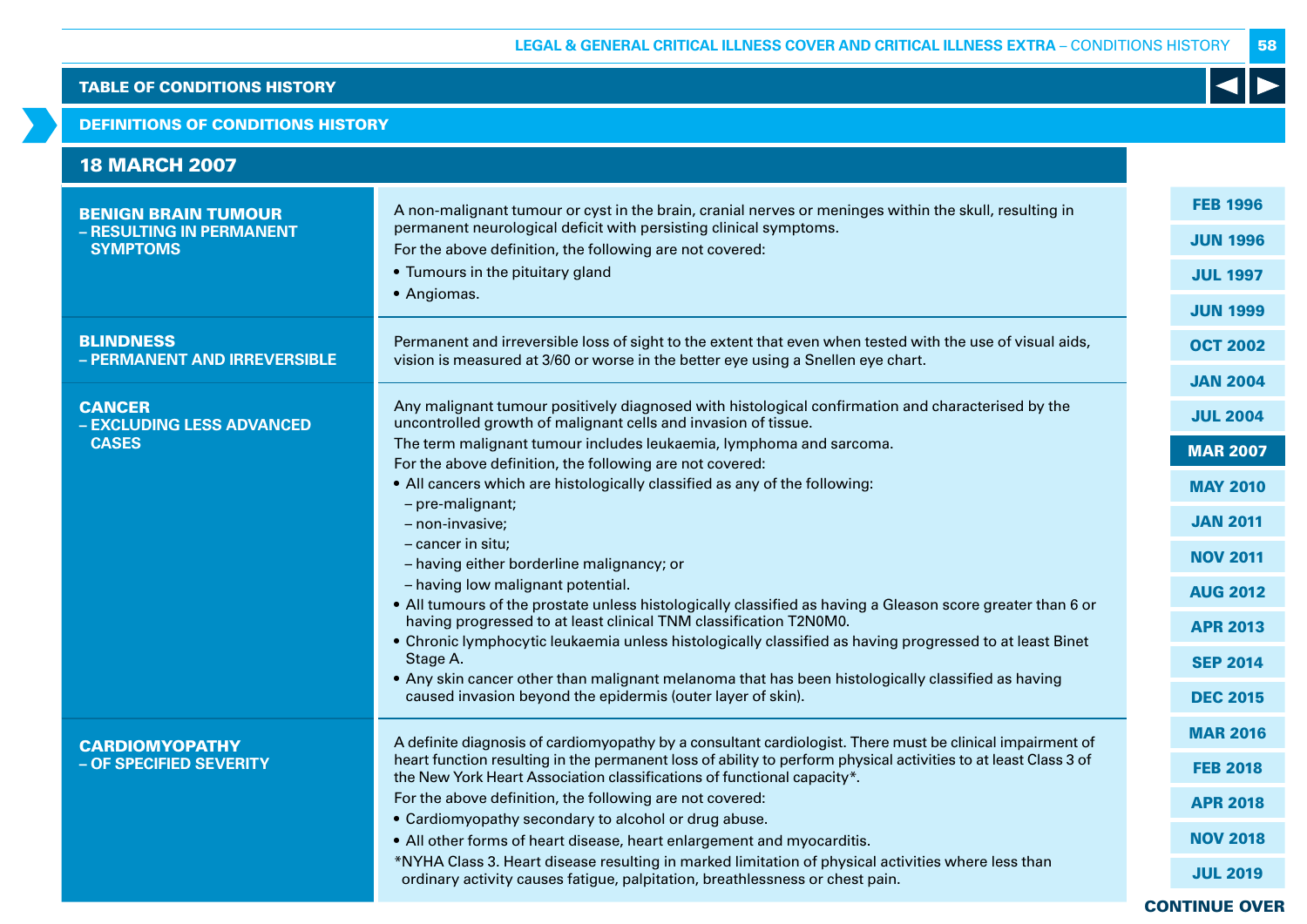## TABLE OF CONDITIONS HISTORY

### DEFINITIONS OF CONDITIONS HISTORY

### 18 MARCH 2007

| Condition | Definition |
|---|---|
| **BENIGN BRAIN TUMOUR – RESULTING IN PERMANENT SYMPTOMS** | A non-malignant tumour or cyst in the brain, cranial nerves or meninges within the skull, resulting in permanent neurological deficit with persisting clinical symptoms.<br>For the above definition, the following are not covered:<br>• Tumours in the pituitary gland<br>• Angiomas. |
| **BLINDNESS – PERMANENT AND IRREVERSIBLE** | Permanent and irreversible loss of sight to the extent that even when tested with the use of visual aids, vision is measured at 3/60 or worse in the better eye using a Snellen eye chart. |
| **CANCER – EXCLUDING LESS ADVANCED CASES** | Any malignant tumour positively diagnosed with histological confirmation and characterised by the uncontrolled growth of malignant cells and invasion of tissue.<br>The term malignant tumour includes leukaemia, lymphoma and sarcoma.<br>For the above definition, the following are not covered:<br>• All cancers which are histologically classified as any of the following:<br>– pre-malignant;<br>– non-invasive;<br>– cancer in situ;<br>– having either borderline malignancy; or<br>– having low malignant potential.<br>• All tumours of the prostate unless histologically classified as having a Gleason score greater than 6 or having progressed to at least clinical TNM classification T2N0M0.<br>• Chronic lymphocytic leukaemia unless histologically classified as having progressed to at least Binet Stage A.<br>• Any skin cancer other than malignant melanoma that has been histologically classified as having caused invasion beyond the epidermis (outer layer of skin). |
| **CARDIOMYOPATHY – OF SPECIFIED SEVERITY** | A definite diagnosis of cardiomyopathy by a consultant cardiologist. There must be clinical impairment of heart function resulting in the permanent loss of ability to perform physical activities to at least Class 3 of the New York Heart Association classifications of functional capacity*.<br>For the above definition, the following are not covered:<br>• Cardiomyopathy secondary to alcohol or drug abuse.<br>• All other forms of heart disease, heart enlargement and myocarditis.<br>*NYHA Class 3. Heart disease resulting in marked limitation of physical activities where less than ordinary activity causes fatigue, palpitation, breathlessness or chest pain. |

FEB 1996 | JUN 1996 | JUL 1997 | JUN 1999 | OCT 2002 | JAN 2004 | JUL 2004 | **MAR 2007** | MAY 2010 | JAN 2011 | NOV 2011 | AUG 2012 | APR 2013 | SEP 2014 | DEC 2015 | MAR 2016 | FEB 2018 | APR 2018 | NOV 2018 | JUL 2019

CONTINUE OVER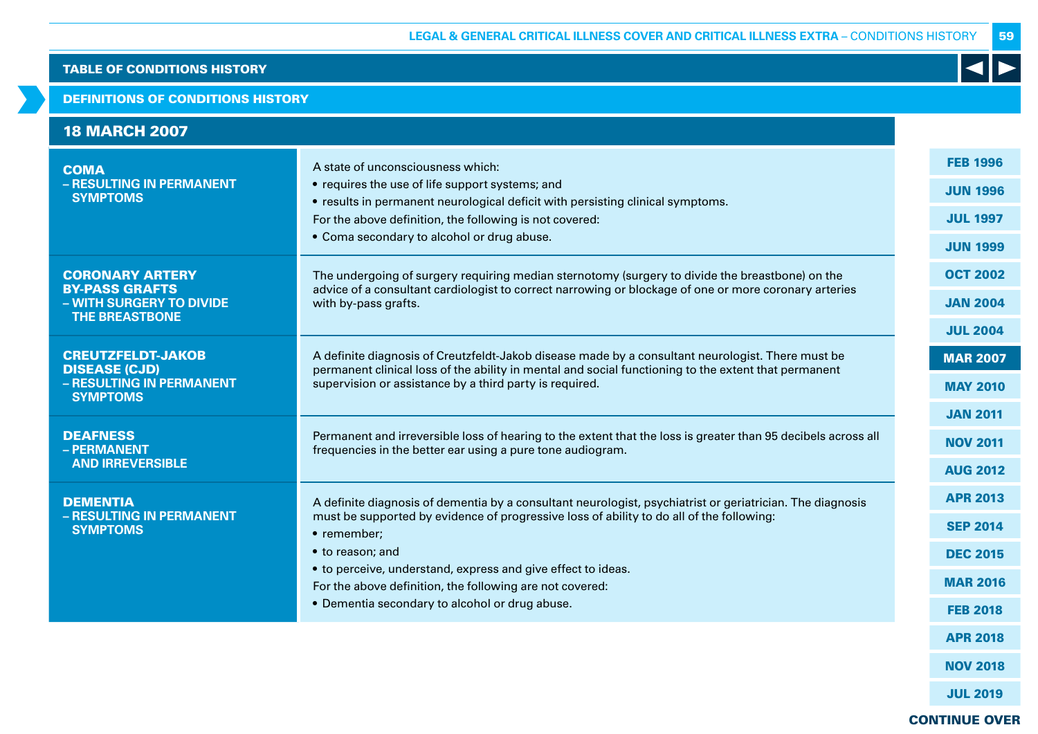## TABLE OF CONDITIONS HISTORY

### DEFINITIONS OF CONDITIONS HISTORY

### 18 MARCH 2007

| Condition | Definition |
|---|---|
| **COMA – RESULTING IN PERMANENT SYMPTOMS** | A state of unconsciousness which:<br>• requires the use of life support systems; and<br>• results in permanent neurological deficit with persisting clinical symptoms.<br>For the above definition, the following is not covered:<br>• Coma secondary to alcohol or drug abuse. |
| **CORONARY ARTERY BY-PASS GRAFTS – WITH SURGERY TO DIVIDE THE BREASTBONE** | The undergoing of surgery requiring median sternotomy (surgery to divide the breastbone) on the advice of a consultant cardiologist to correct narrowing or blockage of one or more coronary arteries with by-pass grafts. |
| **CREUTZFELDT-JAKOB DISEASE (CJD) – RESULTING IN PERMANENT SYMPTOMS** | A definite diagnosis of Creutzfeldt-Jakob disease made by a consultant neurologist. There must be permanent clinical loss of the ability in mental and social functioning to the extent that permanent supervision or assistance by a third party is required. |
| **DEAFNESS – PERMANENT AND IRREVERSIBLE** | Permanent and irreversible loss of hearing to the extent that the loss is greater than 95 decibels across all frequencies in the better ear using a pure tone audiogram. |
| **DEMENTIA – RESULTING IN PERMANENT SYMPTOMS** | A definite diagnosis of dementia by a consultant neurologist, psychiatrist or geriatrician. The diagnosis must be supported by evidence of progressive loss of ability to do all of the following:<br>• remember;<br>• to reason; and<br>• to perceive, understand, express and give effect to ideas.<br>For the above definition, the following are not covered:<br>• Dementia secondary to alcohol or drug abuse. |

FEB 1996 | JUN 1996 | JUL 1997 | JUN 1999 | OCT 2002 | JAN 2004 | JUL 2004 | **MAR 2007** | MAY 2010 | JAN 2011 | NOV 2011 | AUG 2012 | APR 2013 | SEP 2014 | DEC 2015 | MAR 2016 | FEB 2018 | APR 2018 | NOV 2018 | JUL 2019

**CONTINUE OVER**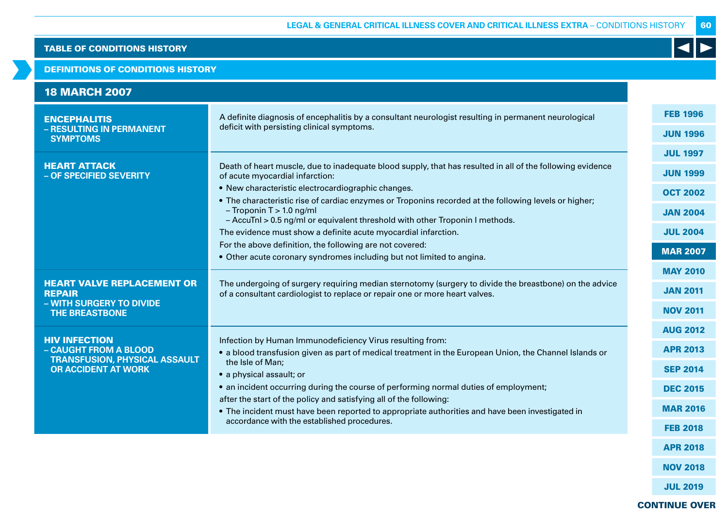TABLE OF CONDITIONS HISTORY

DEFINITIONS OF CONDITIONS HISTORY

## 18 MARCH 2007

| Condition | Definition |
|---|---|
| **ENCEPHALITIS – RESULTING IN PERMANENT SYMPTOMS** | A definite diagnosis of encephalitis by a consultant neurologist resulting in permanent neurological deficit with persisting clinical symptoms. |
| **HEART ATTACK – OF SPECIFIED SEVERITY** | Death of heart muscle, due to inadequate blood supply, that has resulted in all of the following evidence of acute myocardial infarction:<br>• New characteristic electrocardiographic changes.<br>• The characteristic rise of cardiac enzymes or Troponins recorded at the following levels or higher;<br>– Troponin T > 1.0 ng/ml<br>– AccuTnI > 0.5 ng/ml or equivalent threshold with other Troponin I methods.<br>The evidence must show a definite acute myocardial infarction.<br>For the above definition, the following are not covered:<br>• Other acute coronary syndromes including but not limited to angina. |
| **HEART VALVE REPLACEMENT OR REPAIR – WITH SURGERY TO DIVIDE THE BREASTBONE** | The undergoing of surgery requiring median sternotomy (surgery to divide the breastbone) on the advice of a consultant cardiologist to replace or repair one or more heart valves. |
| **HIV INFECTION – CAUGHT FROM A BLOOD TRANSFUSION, PHYSICAL ASSAULT OR ACCIDENT AT WORK** | Infection by Human Immunodeficiency Virus resulting from:<br>• a blood transfusion given as part of medical treatment in the European Union, the Channel Islands or the Isle of Man;<br>• a physical assault; or<br>• an incident occurring during the course of performing normal duties of employment;<br>after the start of the policy and satisfying all of the following:<br>• The incident must have been reported to appropriate authorities and have been investigated in accordance with the established procedures. |

FEB 1996 | JUN 1996 | JUL 1997 | JUN 1999 | OCT 2002 | JAN 2004 | JUL 2004 | **MAR 2007** | MAY 2010 | JAN 2011 | NOV 2011 | AUG 2012 | APR 2013 | SEP 2014 | DEC 2015 | MAR 2016 | FEB 2018 | APR 2018 | NOV 2018 | JUL 2019

CONTINUE OVER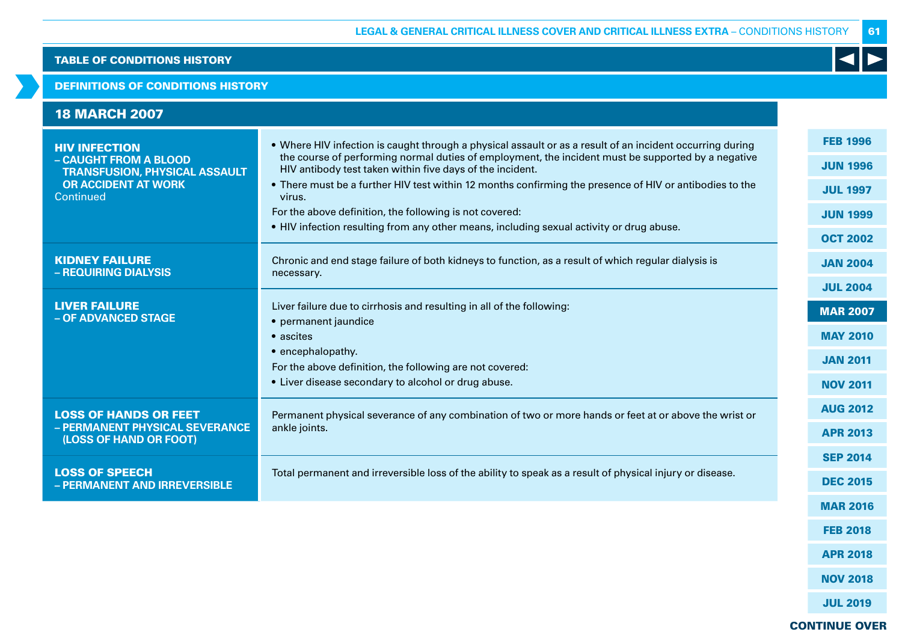## TABLE OF CONDITIONS HISTORY

### DEFINITIONS OF CONDITIONS HISTORY

### 18 MARCH 2007

| Condition | Definition |
|---|---|
| **HIV INFECTION – CAUGHT FROM A BLOOD TRANSFUSION, PHYSICAL ASSAULT OR ACCIDENT AT WORK** Continued | • Where HIV infection is caught through a physical assault or as a result of an incident occurring during the course of performing normal duties of employment, the incident must be supported by a negative HIV antibody test taken within five days of the incident.<br>• There must be a further HIV test within 12 months confirming the presence of HIV or antibodies to the virus.<br>For the above definition, the following is not covered:<br>• HIV infection resulting from any other means, including sexual activity or drug abuse. |
| **KIDNEY FAILURE – REQUIRING DIALYSIS** | Chronic and end stage failure of both kidneys to function, as a result of which regular dialysis is necessary. |
| **LIVER FAILURE – OF ADVANCED STAGE** | Liver failure due to cirrhosis and resulting in all of the following:<br>• permanent jaundice<br>• ascites<br>• encephalopathy.<br>For the above definition, the following are not covered:<br>• Liver disease secondary to alcohol or drug abuse. |
| **LOSS OF HANDS OR FEET – PERMANENT PHYSICAL SEVERANCE (LOSS OF HAND OR FOOT)** | Permanent physical severance of any combination of two or more hands or feet at or above the wrist or ankle joints. |
| **LOSS OF SPEECH – PERMANENT AND IRREVERSIBLE** | Total permanent and irreversible loss of the ability to speak as a result of physical injury or disease. |

FEB 1996 | JUN 1996 | JUL 1997 | JUN 1999 | OCT 2002 | JAN 2004 | JUL 2004 | **MAR 2007** | MAY 2010 | JAN 2011 | NOV 2011 | AUG 2012 | APR 2013 | SEP 2014 | DEC 2015 | MAR 2016 | FEB 2018 | APR 2018 | NOV 2018 | JUL 2019

**CONTINUE OVER**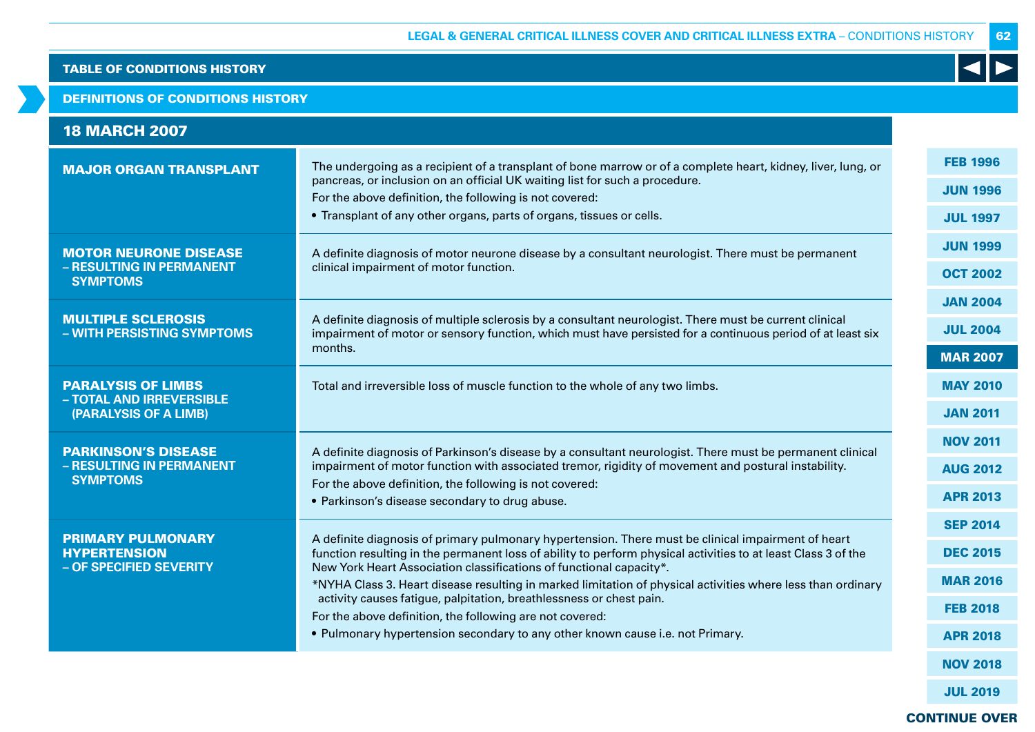TABLE OF CONDITIONS HISTORY

DEFINITIONS OF CONDITIONS HISTORY

## 18 MARCH 2007

| Condition | Definition |
|---|---|
| **MAJOR ORGAN TRANSPLANT** | The undergoing as a recipient of a transplant of bone marrow or of a complete heart, kidney, liver, lung, or pancreas, or inclusion on an official UK waiting list for such a procedure.<br>For the above definition, the following is not covered:<br>• Transplant of any other organs, parts of organs, tissues or cells. |
| **MOTOR NEURONE DISEASE – RESULTING IN PERMANENT SYMPTOMS** | A definite diagnosis of motor neurone disease by a consultant neurologist. There must be permanent clinical impairment of motor function. |
| **MULTIPLE SCLEROSIS – WITH PERSISTING SYMPTOMS** | A definite diagnosis of multiple sclerosis by a consultant neurologist. There must be current clinical impairment of motor or sensory function, which must have persisted for a continuous period of at least six months. |
| **PARALYSIS OF LIMBS – TOTAL AND IRREVERSIBLE (PARALYSIS OF A LIMB)** | Total and irreversible loss of muscle function to the whole of any two limbs. |
| **PARKINSON'S DISEASE – RESULTING IN PERMANENT SYMPTOMS** | A definite diagnosis of Parkinson's disease by a consultant neurologist. There must be permanent clinical impairment of motor function with associated tremor, rigidity of movement and postural instability.<br>For the above definition, the following is not covered:<br>• Parkinson's disease secondary to drug abuse. |
| **PRIMARY PULMONARY HYPERTENSION – OF SPECIFIED SEVERITY** | A definite diagnosis of primary pulmonary hypertension. There must be clinical impairment of heart function resulting in the permanent loss of ability to perform physical activities to at least Class 3 of the New York Heart Association classifications of functional capacity*.<br>*NYHA Class 3. Heart disease resulting in marked limitation of physical activities where less than ordinary activity causes fatigue, palpitation, breathlessness or chest pain.<br>For the above definition, the following are not covered:<br>• Pulmonary hypertension secondary to any other known cause i.e. not Primary. |

FEB 1996 | JUN 1996 | JUL 1997 | JUN 1999 | OCT 2002 | JAN 2004 | JUL 2004 | **MAR 2007** | MAY 2010 | JAN 2011 | NOV 2011 | AUG 2012 | APR 2013 | SEP 2014 | DEC 2015 | MAR 2016 | FEB 2018 | APR 2018 | NOV 2018 | JUL 2019

**CONTINUE OVER**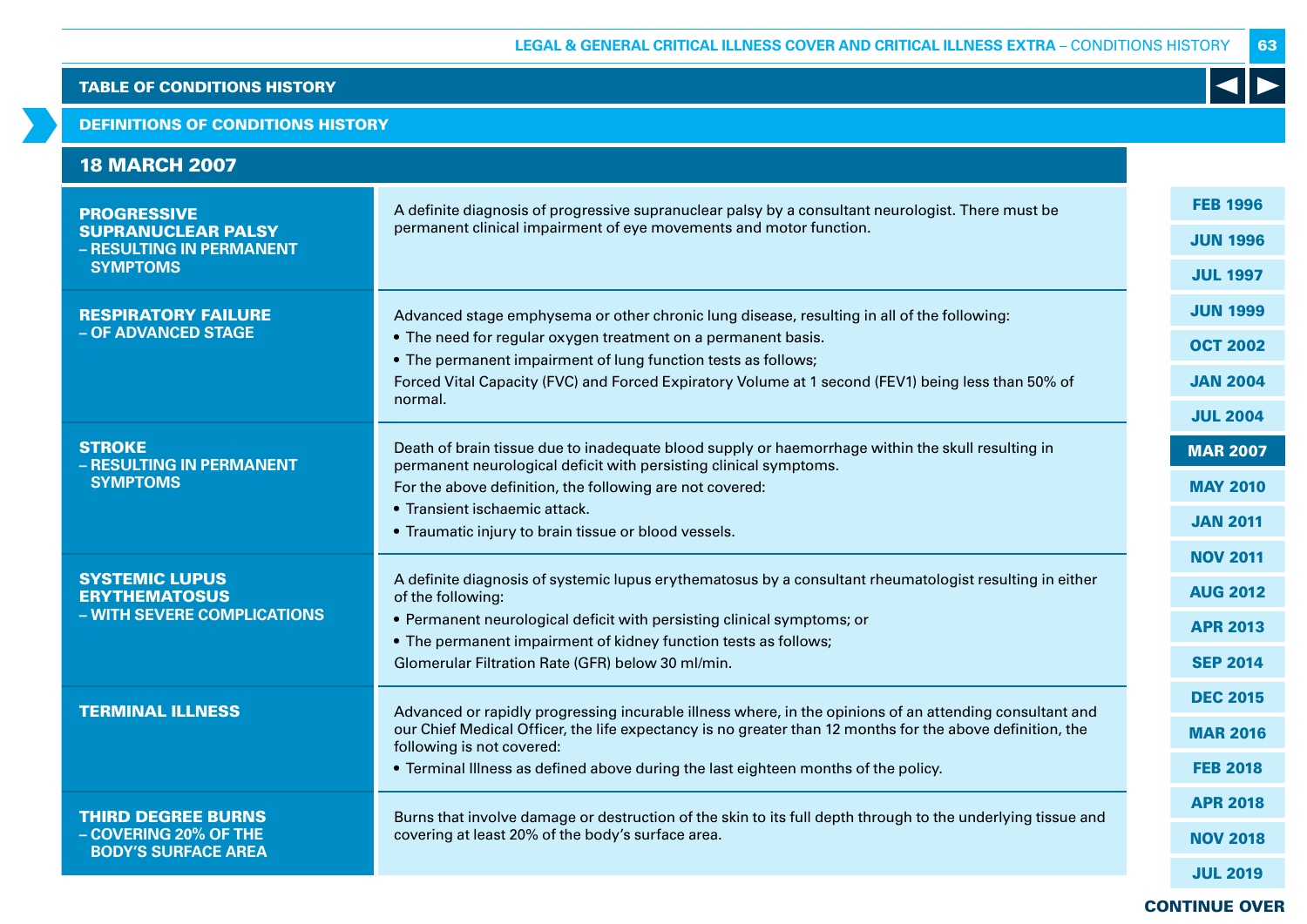TABLE OF CONDITIONS HISTORY

DEFINITIONS OF CONDITIONS HISTORY

## 18 MARCH 2007

| Condition | Definition |
|---|---|
| **PROGRESSIVE SUPRANUCLEAR PALSY – RESULTING IN PERMANENT SYMPTOMS** | A definite diagnosis of progressive supranuclear palsy by a consultant neurologist. There must be permanent clinical impairment of eye movements and motor function. |
| **RESPIRATORY FAILURE – OF ADVANCED STAGE** | Advanced stage emphysema or other chronic lung disease, resulting in all of the following:<br>• The need for regular oxygen treatment on a permanent basis.<br>• The permanent impairment of lung function tests as follows;<br>Forced Vital Capacity (FVC) and Forced Expiratory Volume at 1 second (FEV1) being less than 50% of normal. |
| **STROKE – RESULTING IN PERMANENT SYMPTOMS** | Death of brain tissue due to inadequate blood supply or haemorrhage within the skull resulting in permanent neurological deficit with persisting clinical symptoms.<br>For the above definition, the following are not covered:<br>• Transient ischaemic attack.<br>• Traumatic injury to brain tissue or blood vessels. |
| **SYSTEMIC LUPUS ERYTHEMATOSUS – WITH SEVERE COMPLICATIONS** | A definite diagnosis of systemic lupus erythematosus by a consultant rheumatologist resulting in either of the following:<br>• Permanent neurological deficit with persisting clinical symptoms; or<br>• The permanent impairment of kidney function tests as follows;<br>Glomerular Filtration Rate (GFR) below 30 ml/min. |
| **TERMINAL ILLNESS** | Advanced or rapidly progressing incurable illness where, in the opinions of an attending consultant and our Chief Medical Officer, the life expectancy is no greater than 12 months for the above definition, the following is not covered:<br>• Terminal Illness as defined above during the last eighteen months of the policy. |
| **THIRD DEGREE BURNS – COVERING 20% OF THE BODY'S SURFACE AREA** | Burns that involve damage or destruction of the skin to its full depth through to the underlying tissue and covering at least 20% of the body's surface area. |

FEB 1996 | JUN 1996 | JUL 1997 | JUN 1999 | OCT 2002 | JAN 2004 | JUL 2004 | **MAR 2007** | MAY 2010 | JAN 2011 | NOV 2011 | AUG 2012 | APR 2013 | SEP 2014 | DEC 2015 | MAR 2016 | FEB 2018 | APR 2018 | NOV 2018 | JUL 2019

CONTINUE OVER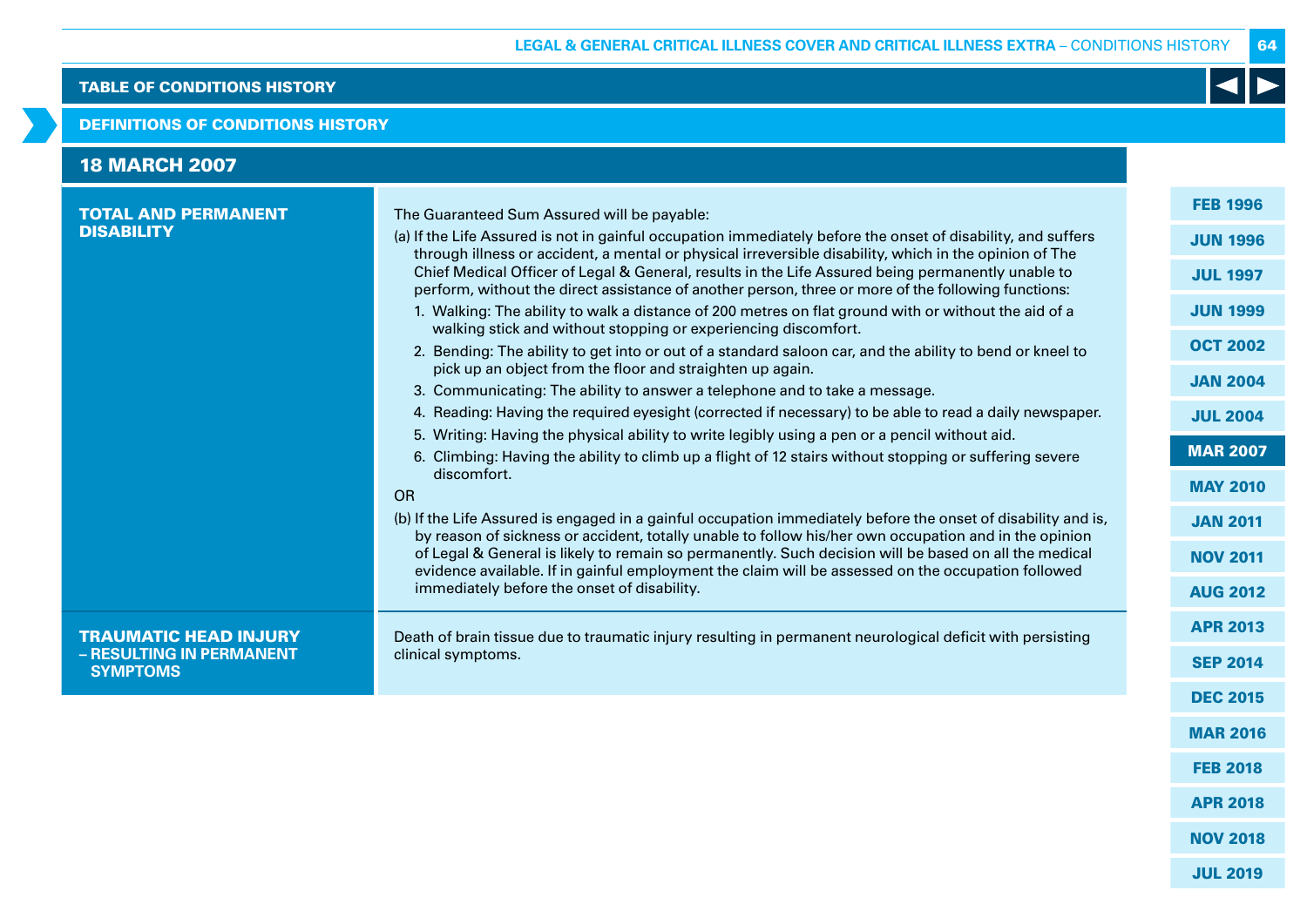## TABLE OF CONDITIONS HISTORY

### DEFINITIONS OF CONDITIONS HISTORY

### 18 MARCH 2007

| | |
|---|---|
| **TOTAL AND PERMANENT DISABILITY** | The Guaranteed Sum Assured will be payable:<br>(a) If the Life Assured is not in gainful occupation immediately before the onset of disability, and suffers through illness or accident, a mental or physical irreversible disability, which in the opinion of The Chief Medical Officer of Legal & General, results in the Life Assured being permanently unable to perform, without the direct assistance of another person, three or more of the following functions:<br>1. Walking: The ability to walk a distance of 200 metres on flat ground with or without the aid of a walking stick and without stopping or experiencing discomfort.<br>2. Bending: The ability to get into or out of a standard saloon car, and the ability to bend or kneel to pick up an object from the floor and straighten up again.<br>3. Communicating: The ability to answer a telephone and to take a message.<br>4. Reading: Having the required eyesight (corrected if necessary) to be able to read a daily newspaper.<br>5. Writing: Having the physical ability to write legibly using a pen or a pencil without aid.<br>6. Climbing: Having the ability to climb up a flight of 12 stairs without stopping or suffering severe discomfort.<br>OR<br>(b) If the Life Assured is engaged in a gainful occupation immediately before the onset of disability and is, by reason of sickness or accident, totally unable to follow his/her own occupation and in the opinion of Legal & General is likely to remain so permanently. Such decision will be based on all the medical evidence available. If in gainful employment the claim will be assessed on the occupation followed immediately before the onset of disability. |
| **TRAUMATIC HEAD INJURY – RESULTING IN PERMANENT SYMPTOMS** | Death of brain tissue due to traumatic injury resulting in permanent neurological deficit with persisting clinical symptoms. |

FEB 1996 | JUN 1996 | JUL 1997 | JUN 1999 | OCT 2002 | JAN 2004 | JUL 2004 | MAR 2007 | MAY 2010 | JAN 2011 | NOV 2011 | AUG 2012 | APR 2013 | SEP 2014 | DEC 2015 | MAR 2016 | FEB 2018 | APR 2018 | NOV 2018 | JUL 2019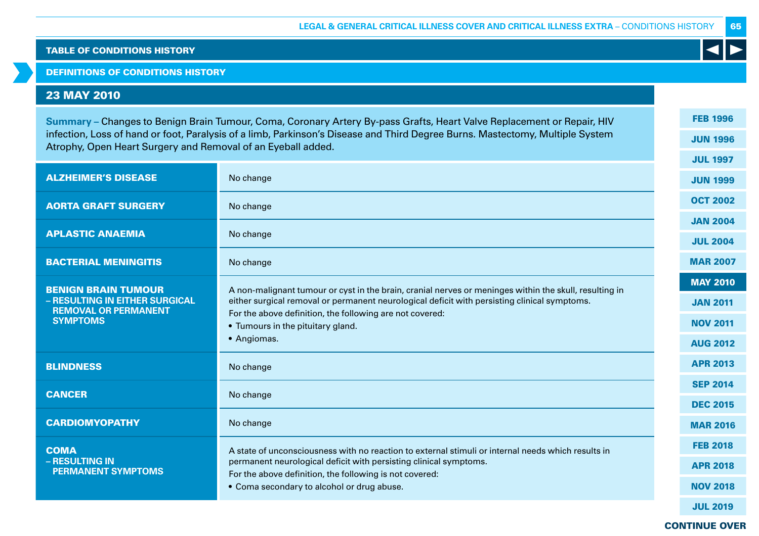## TABLE OF CONDITIONS HISTORY

## DEFINITIONS OF CONDITIONS HISTORY

### 23 MAY 2010

**Summary –** Changes to Benign Brain Tumour, Coma, Coronary Artery By-pass Grafts, Heart Valve Replacement or Repair, HIV infection, Loss of hand or foot, Paralysis of a limb, Parkinson's Disease and Third Degree Burns. Mastectomy, Multiple System Atrophy, Open Heart Surgery and Removal of an Eyeball added.

| Condition | Definition |
| --- | --- |
| **ALZHEIMER'S DISEASE** | No change |
| **AORTA GRAFT SURGERY** | No change |
| **APLASTIC ANAEMIA** | No change |
| **BACTERIAL MENINGITIS** | No change |
| **BENIGN BRAIN TUMOUR – RESULTING IN EITHER SURGICAL REMOVAL OR PERMANENT SYMPTOMS** | A non-malignant tumour or cyst in the brain, cranial nerves or meninges within the skull, resulting in either surgical removal or permanent neurological deficit with persisting clinical symptoms.<br>For the above definition, the following are not covered:<br>• Tumours in the pituitary gland.<br>• Angiomas. |
| **BLINDNESS** | No change |
| **CANCER** | No change |
| **CARDIOMYOPATHY** | No change |
| **COMA – RESULTING IN PERMANENT SYMPTOMS** | A state of unconsciousness with no reaction to external stimuli or internal needs which results in permanent neurological deficit with persisting clinical symptoms.<br>For the above definition, the following is not covered:<br>• Coma secondary to alcohol or drug abuse. |

FEB 1996 | JUN 1996 | JUL 1997 | JUN 1999 | OCT 2002 | JAN 2004 | JUL 2004 | MAR 2007 | MAY 2010 | JAN 2011 | NOV 2011 | AUG 2012 | APR 2013 | SEP 2014 | DEC 2015 | MAR 2016 | FEB 2018 | APR 2018 | NOV 2018 | JUL 2019

CONTINUE OVER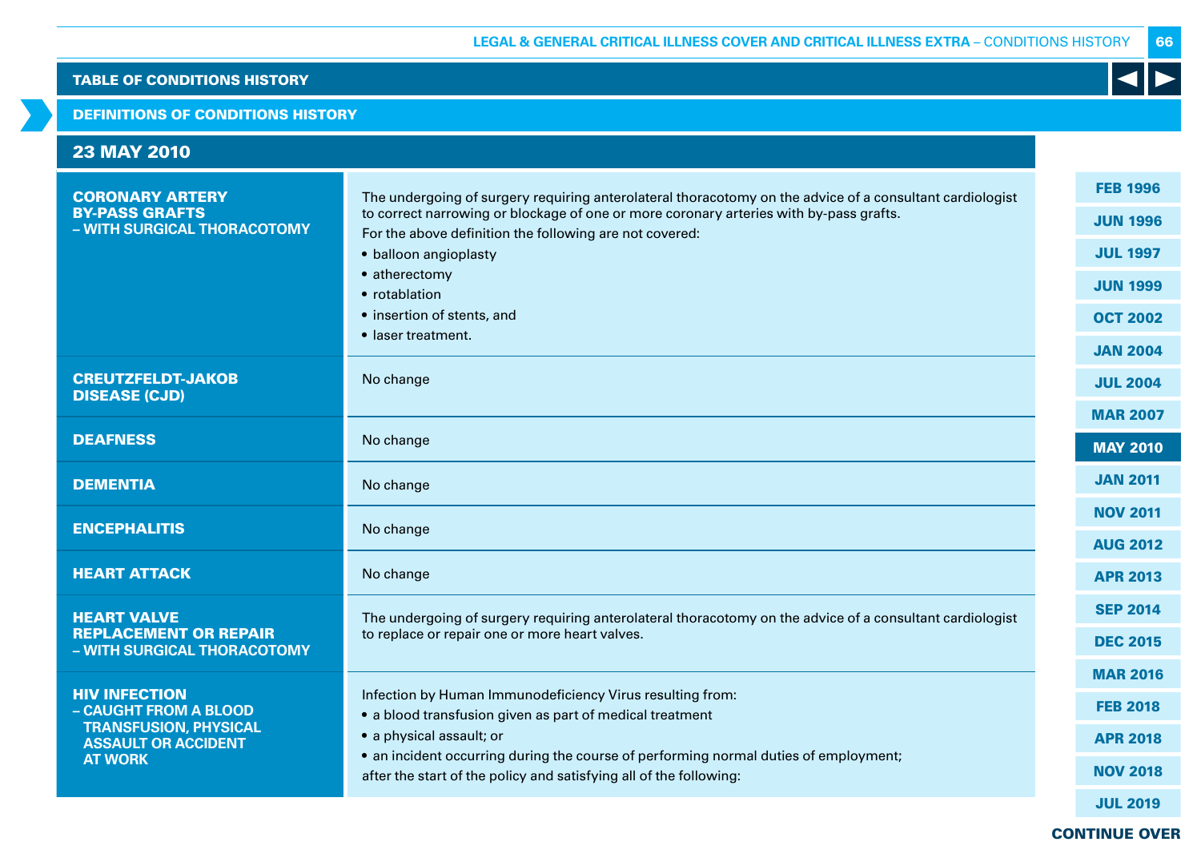## TABLE OF CONDITIONS HISTORY

### DEFINITIONS OF CONDITIONS HISTORY

### 23 MAY 2010

| Condition | Definition |
|---|---|
| **CORONARY ARTERY BY-PASS GRAFTS – WITH SURGICAL THORACOTOMY** | The undergoing of surgery requiring anterolateral thoracotomy on the advice of a consultant cardiologist to correct narrowing or blockage of one or more coronary arteries with by-pass grafts.<br>For the above definition the following are not covered:<br>• balloon angioplasty<br>• atherectomy<br>• rotablation<br>• insertion of stents, and<br>• laser treatment. |
| **CREUTZFELDT-JAKOB DISEASE (CJD)** | No change |
| **DEAFNESS** | No change |
| **DEMENTIA** | No change |
| **ENCEPHALITIS** | No change |
| **HEART ATTACK** | No change |
| **HEART VALVE REPLACEMENT OR REPAIR – WITH SURGICAL THORACOTOMY** | The undergoing of surgery requiring anterolateral thoracotomy on the advice of a consultant cardiologist to replace or repair one or more heart valves. |
| **HIV INFECTION – CAUGHT FROM A BLOOD TRANSFUSION, PHYSICAL ASSAULT OR ACCIDENT AT WORK** | Infection by Human Immunodeficiency Virus resulting from:<br>• a blood transfusion given as part of medical treatment<br>• a physical assault; or<br>• an incident occurring during the course of performing normal duties of employment;<br>after the start of the policy and satisfying all of the following: |

FEB 1996 | JUN 1996 | JUL 1997 | JUN 1999 | OCT 2002 | JAN 2004 | JUL 2004 | MAR 2007 | **MAY 2010** | JAN 2011 | NOV 2011 | AUG 2012 | APR 2013 | SEP 2014 | DEC 2015 | MAR 2016 | FEB 2018 | APR 2018 | NOV 2018 | JUL 2019

**CONTINUE OVER**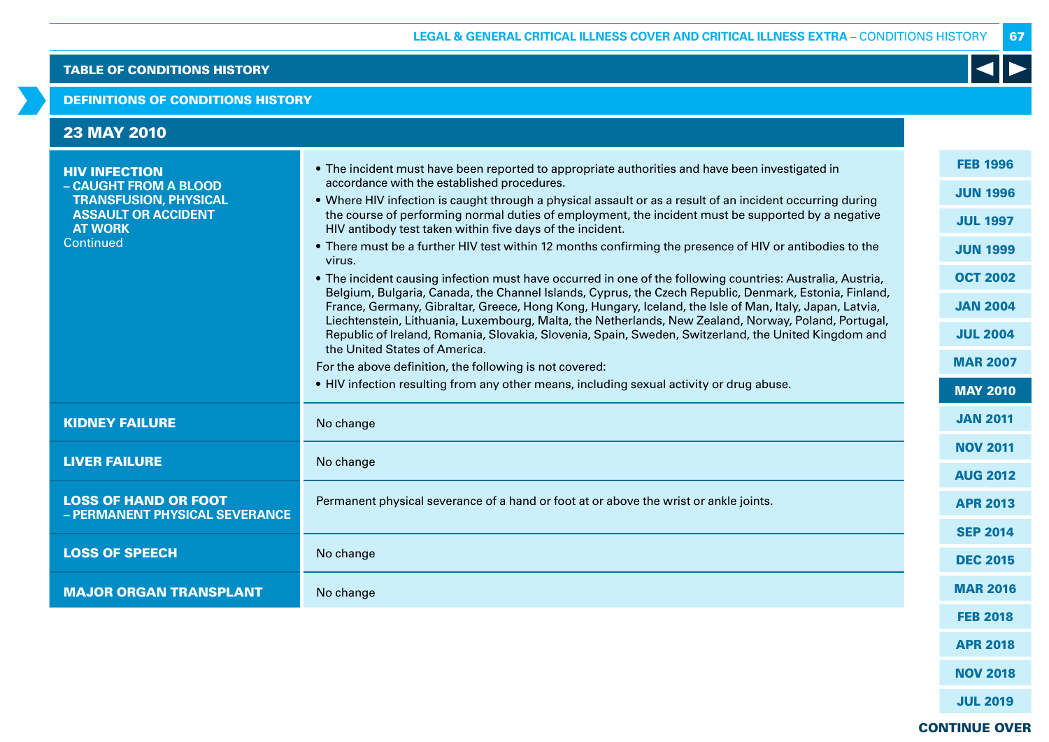## TABLE OF CONDITIONS HISTORY

### DEFINITIONS OF CONDITIONS HISTORY

### 23 MAY 2010

| Condition | Definition |
|---|---|
| **HIV INFECTION – CAUGHT FROM A BLOOD TRANSFUSION, PHYSICAL ASSAULT OR ACCIDENT AT WORK** Continued | • The incident must have been reported to appropriate authorities and have been investigated in accordance with the established procedures.<br>• Where HIV infection is caught through a physical assault or as a result of an incident occurring during the course of performing normal duties of employment, the incident must be supported by a negative HIV antibody test taken within five days of the incident.<br>• There must be a further HIV test within 12 months confirming the presence of HIV or antibodies to the virus.<br>• The incident causing infection must have occurred in one of the following countries: Australia, Austria, Belgium, Bulgaria, Canada, the Channel Islands, Cyprus, the Czech Republic, Denmark, Estonia, Finland, France, Germany, Gibraltar, Greece, Hong Kong, Hungary, Iceland, the Isle of Man, Italy, Japan, Latvia, Liechtenstein, Lithuania, Luxembourg, Malta, the Netherlands, New Zealand, Norway, Poland, Portugal, Republic of Ireland, Romania, Slovakia, Slovenia, Spain, Sweden, Switzerland, the United Kingdom and the United States of America.<br>For the above definition, the following is not covered:<br>• HIV infection resulting from any other means, including sexual activity or drug abuse. |
| **KIDNEY FAILURE** | No change |
| **LIVER FAILURE** | No change |
| **LOSS OF HAND OR FOOT – PERMANENT PHYSICAL SEVERANCE** | Permanent physical severance of a hand or foot at or above the wrist or ankle joints. |
| **LOSS OF SPEECH** | No change |
| **MAJOR ORGAN TRANSPLANT** | No change |

FEB 1996 | JUN 1996 | JUL 1997 | JUN 1999 | OCT 2002 | JAN 2004 | JUL 2004 | MAR 2007 | **MAY 2010** | JAN 2011 | NOV 2011 | AUG 2012 | APR 2013 | SEP 2014 | DEC 2015 | MAR 2016 | FEB 2018 | APR 2018 | NOV 2018 | JUL 2019

**CONTINUE OVER**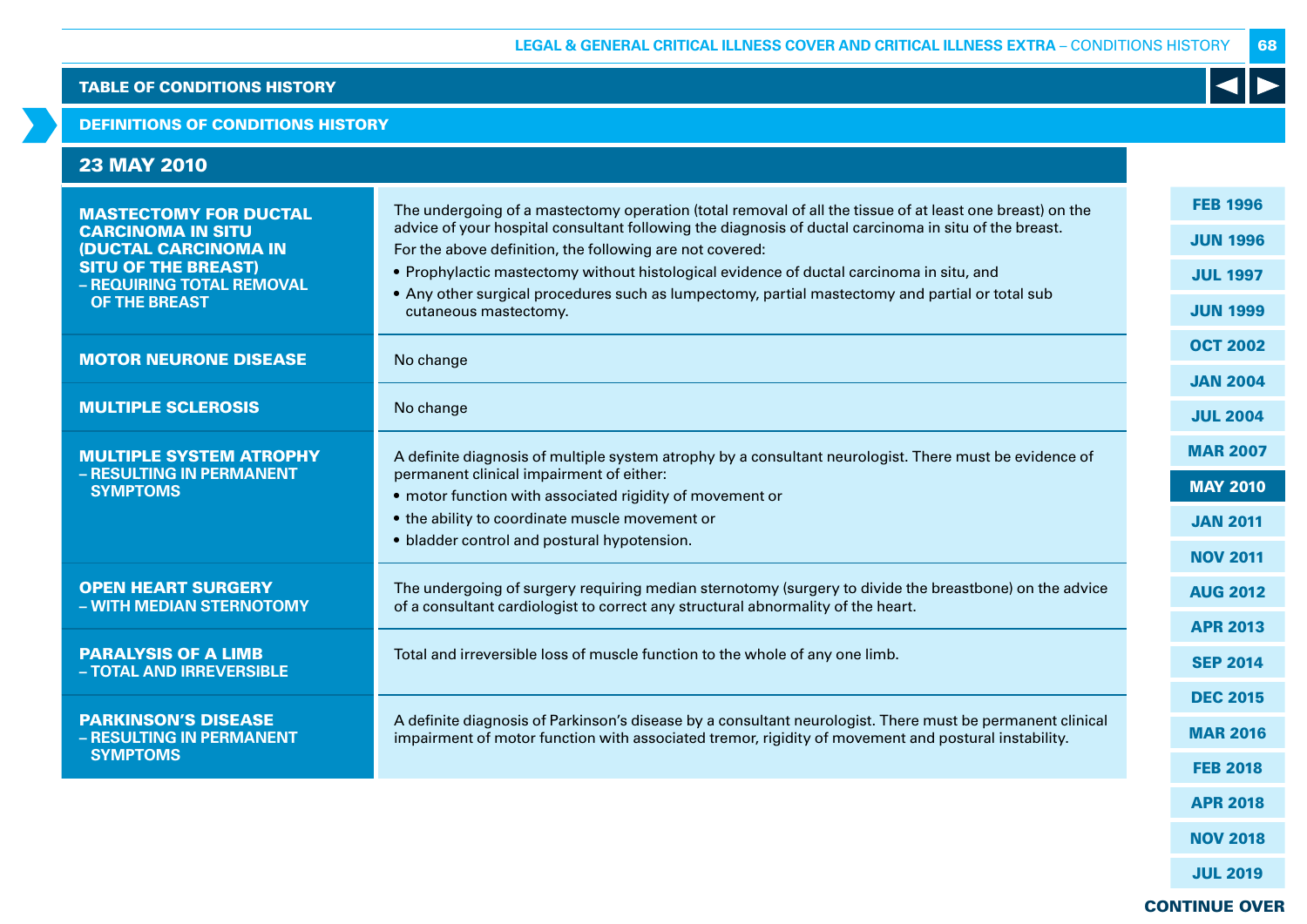## TABLE OF CONDITIONS HISTORY

## DEFINITIONS OF CONDITIONS HISTORY

### 23 MAY 2010

| Condition | Definition |
|---|---|
| **MASTECTOMY FOR DUCTAL CARCINOMA IN SITU (DUCTAL CARCINOMA IN SITU OF THE BREAST) – REQUIRING TOTAL REMOVAL OF THE BREAST** | The undergoing of a mastectomy operation (total removal of all the tissue of at least one breast) on the advice of your hospital consultant following the diagnosis of ductal carcinoma in situ of the breast. For the above definition, the following are not covered: • Prophylactic mastectomy without histological evidence of ductal carcinoma in situ, and • Any other surgical procedures such as lumpectomy, partial mastectomy and partial or total sub cutaneous mastectomy. |
| **MOTOR NEURONE DISEASE** | No change |
| **MULTIPLE SCLEROSIS** | No change |
| **MULTIPLE SYSTEM ATROPHY – RESULTING IN PERMANENT SYMPTOMS** | A definite diagnosis of multiple system atrophy by a consultant neurologist. There must be evidence of permanent clinical impairment of either: • motor function with associated rigidity of movement or • the ability to coordinate muscle movement or • bladder control and postural hypotension. |
| **OPEN HEART SURGERY – WITH MEDIAN STERNOTOMY** | The undergoing of surgery requiring median sternotomy (surgery to divide the breastbone) on the advice of a consultant cardiologist to correct any structural abnormality of the heart. |
| **PARALYSIS OF A LIMB – TOTAL AND IRREVERSIBLE** | Total and irreversible loss of muscle function to the whole of any one limb. |
| **PARKINSON'S DISEASE – RESULTING IN PERMANENT SYMPTOMS** | A definite diagnosis of Parkinson's disease by a consultant neurologist. There must be permanent clinical impairment of motor function with associated tremor, rigidity of movement and postural instability. |

FEB 1996 | JUN 1996 | JUL 1997 | JUN 1999 | OCT 2002 | JAN 2004 | JUL 2004 | MAR 2007 | **MAY 2010** | JAN 2011 | NOV 2011 | AUG 2012 | APR 2013 | SEP 2014 | DEC 2015 | MAR 2016 | FEB 2018 | APR 2018 | NOV 2018 | JUL 2019

**CONTINUE OVER**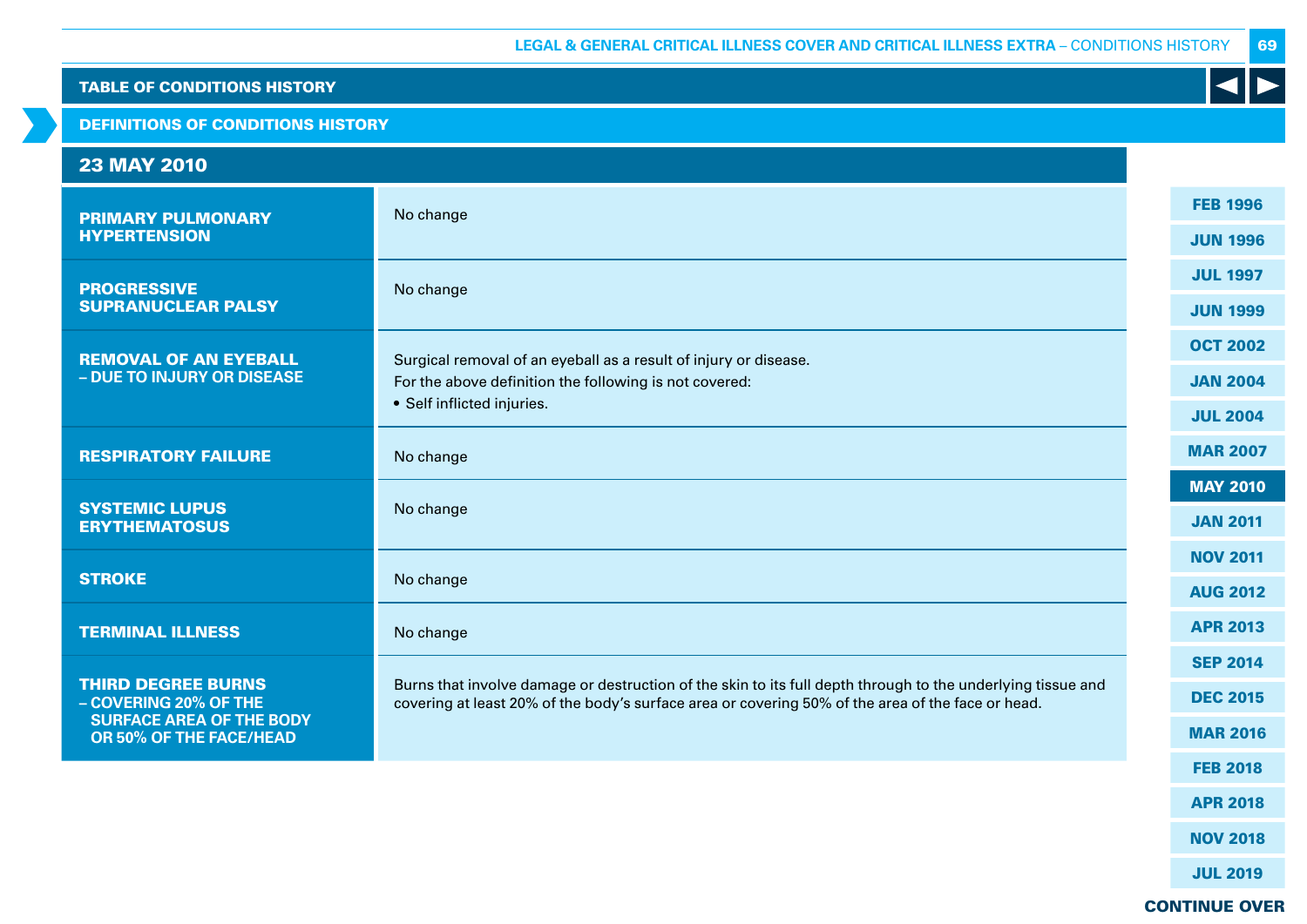## TABLE OF CONDITIONS HISTORY

### DEFINITIONS OF CONDITIONS HISTORY

### 23 MAY 2010

| Condition | Definition |
|---|---|
| **PRIMARY PULMONARY HYPERTENSION** | No change |
| **PROGRESSIVE SUPRANUCLEAR PALSY** | No change |
| **REMOVAL OF AN EYEBALL – DUE TO INJURY OR DISEASE** | Surgical removal of an eyeball as a result of injury or disease.<br>For the above definition the following is not covered:<br>• Self inflicted injuries. |
| **RESPIRATORY FAILURE** | No change |
| **SYSTEMIC LUPUS ERYTHEMATOSUS** | No change |
| **STROKE** | No change |
| **TERMINAL ILLNESS** | No change |
| **THIRD DEGREE BURNS – COVERING 20% OF THE SURFACE AREA OF THE BODY OR 50% OF THE FACE/HEAD** | Burns that involve damage or destruction of the skin to its full depth through to the underlying tissue and covering at least 20% of the body's surface area or covering 50% of the area of the face or head. |

FEB 1996 | JUN 1996 | JUL 1997 | JUN 1999 | OCT 2002 | JAN 2004 | JUL 2004 | MAR 2007 | **MAY 2010** | JAN 2011 | NOV 2011 | AUG 2012 | APR 2013 | SEP 2014 | DEC 2015 | MAR 2016 | FEB 2018 | APR 2018 | NOV 2018 | JUL 2019

**CONTINUE OVER**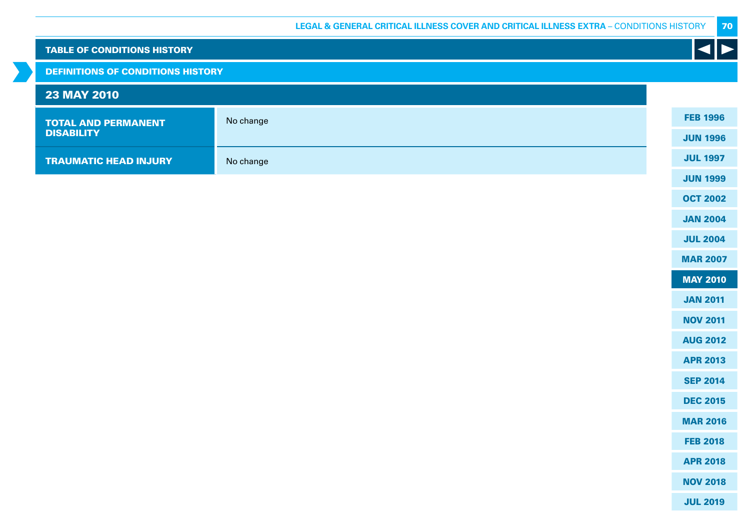## TABLE OF CONDITIONS HISTORY

## DEFINITIONS OF CONDITIONS HISTORY

### 23 MAY 2010

| | |
|---|---|
| **TOTAL AND PERMANENT DISABILITY** | No change |
| **TRAUMATIC HEAD INJURY** | No change |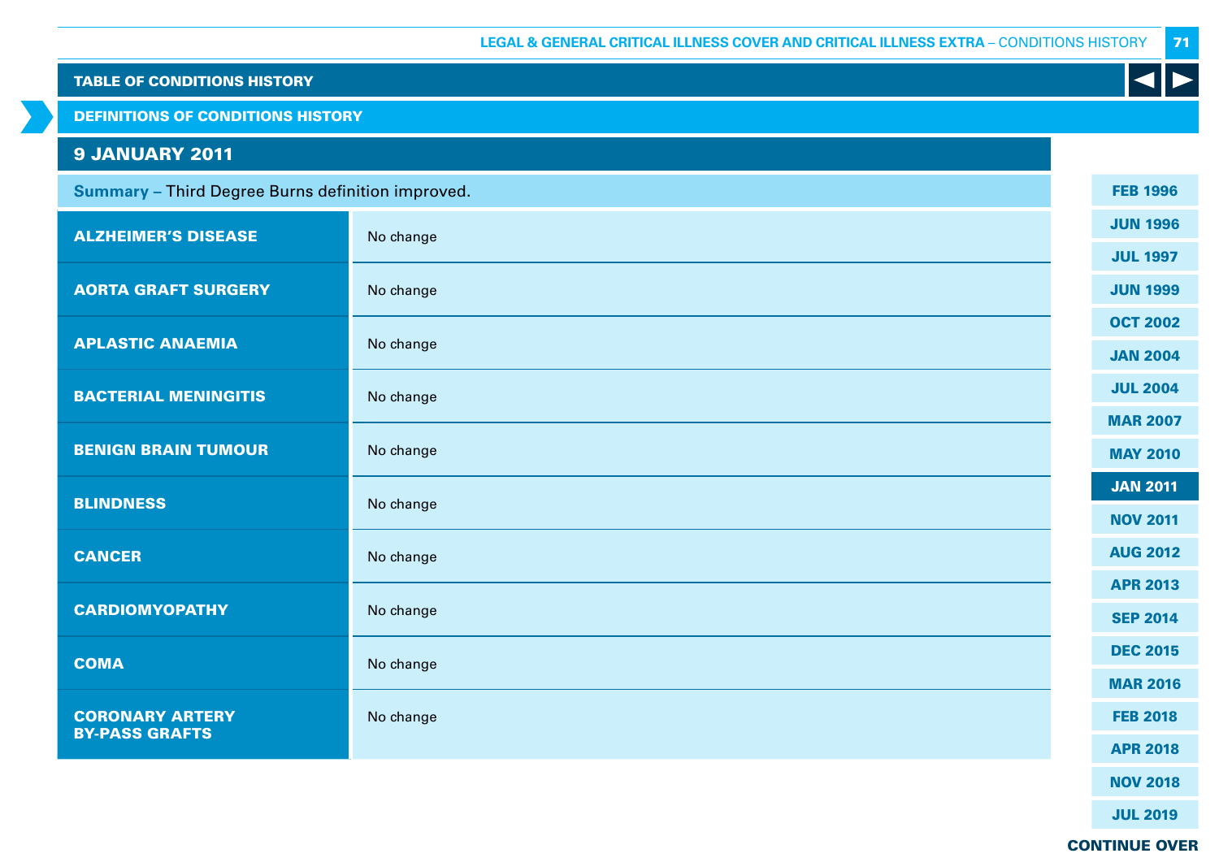TABLE OF CONDITIONS HISTORY

DEFINITIONS OF CONDITIONS HISTORY

## 9 JANUARY 2011

**Summary** – Third Degree Burns definition improved.

| Condition | Change |
|---|---|
| **ALZHEIMER'S DISEASE** | No change |
| **AORTA GRAFT SURGERY** | No change |
| **APLASTIC ANAEMIA** | No change |
| **BACTERIAL MENINGITIS** | No change |
| **BENIGN BRAIN TUMOUR** | No change |
| **BLINDNESS** | No change |
| **CANCER** | No change |
| **CARDIOMYOPATHY** | No change |
| **COMA** | No change |
| **CORONARY ARTERY BY-PASS GRAFTS** | No change |

FEB 1996 | JUN 1996 | JUL 1997 | JUN 1999 | OCT 2002 | JAN 2004 | JUL 2004 | MAR 2007 | MAY 2010 | **JAN 2011** | NOV 2011 | AUG 2012 | APR 2013 | SEP 2014 | DEC 2015 | MAR 2016 | FEB 2018 | APR 2018 | NOV 2018 | JUL 2019

CONTINUE OVER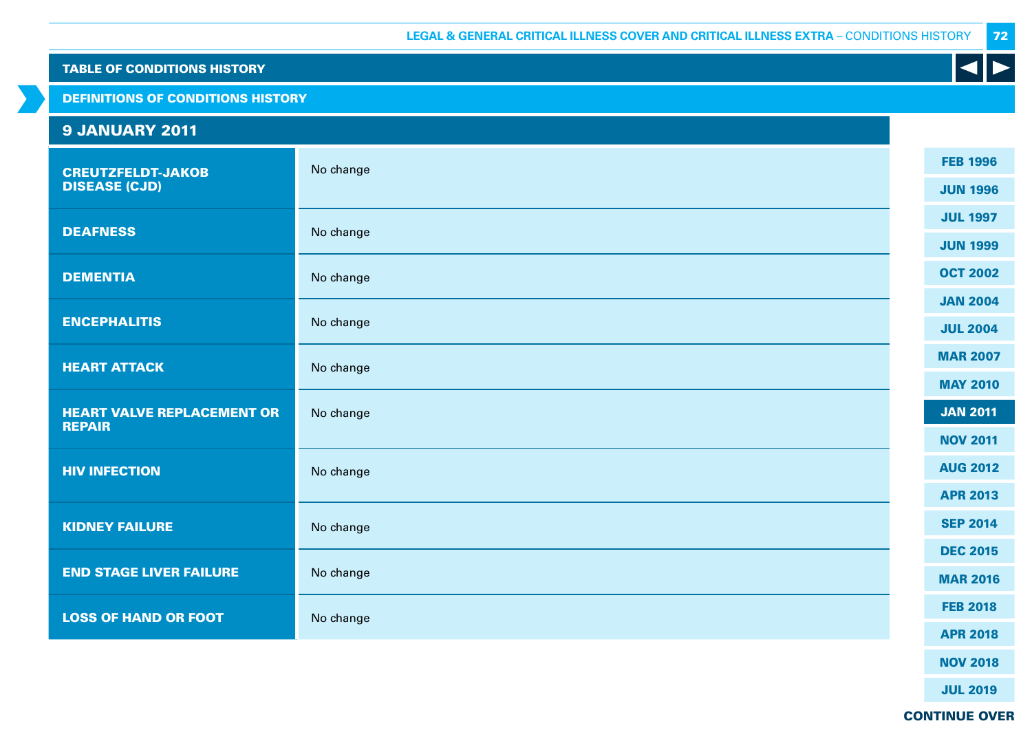## TABLE OF CONDITIONS HISTORY

### DEFINITIONS OF CONDITIONS HISTORY

### 9 JANUARY 2011

| Condition | Change |
|---|---|
| **CREUTZFELDT-JAKOB DISEASE (CJD)** | No change |
| **DEAFNESS** | No change |
| **DEMENTIA** | No change |
| **ENCEPHALITIS** | No change |
| **HEART ATTACK** | No change |
| **HEART VALVE REPLACEMENT OR REPAIR** | No change |
| **HIV INFECTION** | No change |
| **KIDNEY FAILURE** | No change |
| **END STAGE LIVER FAILURE** | No change |
| **LOSS OF HAND OR FOOT** | No change |

FEB 1996
JUN 1996
JUL 1997
JUN 1999
OCT 2002
JAN 2004
JUL 2004
MAR 2007
MAY 2010
JAN 2011
NOV 2011
AUG 2012
APR 2013
SEP 2014
DEC 2015
MAR 2016
FEB 2018
APR 2018
NOV 2018
JUL 2019

**CONTINUE OVER**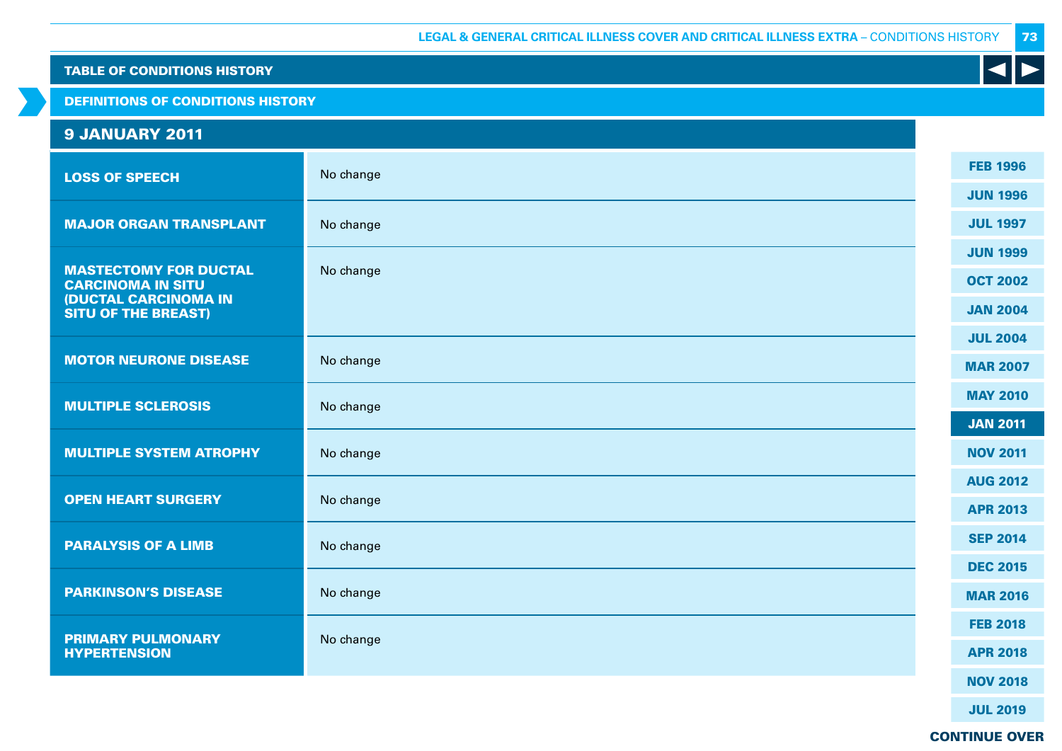## TABLE OF CONDITIONS HISTORY

## DEFINITIONS OF CONDITIONS HISTORY

### 9 JANUARY 2011

| Condition | Change |
|---|---|
| **LOSS OF SPEECH** | No change |
| **MAJOR ORGAN TRANSPLANT** | No change |
| **MASTECTOMY FOR DUCTAL CARCINOMA IN SITU (DUCTAL CARCINOMA IN SITU OF THE BREAST)** | No change |
| **MOTOR NEURONE DISEASE** | No change |
| **MULTIPLE SCLEROSIS** | No change |
| **MULTIPLE SYSTEM ATROPHY** | No change |
| **OPEN HEART SURGERY** | No change |
| **PARALYSIS OF A LIMB** | No change |
| **PARKINSON'S DISEASE** | No change |
| **PRIMARY PULMONARY HYPERTENSION** | No change |

FEB 1996
JUN 1996
JUL 1997
JUN 1999
OCT 2002
JAN 2004
JUL 2004
MAR 2007
MAY 2010
JAN 2011
NOV 2011
AUG 2012
APR 2013
SEP 2014
DEC 2015
MAR 2016
FEB 2018
APR 2018
NOV 2018
JUL 2019

**CONTINUE OVER**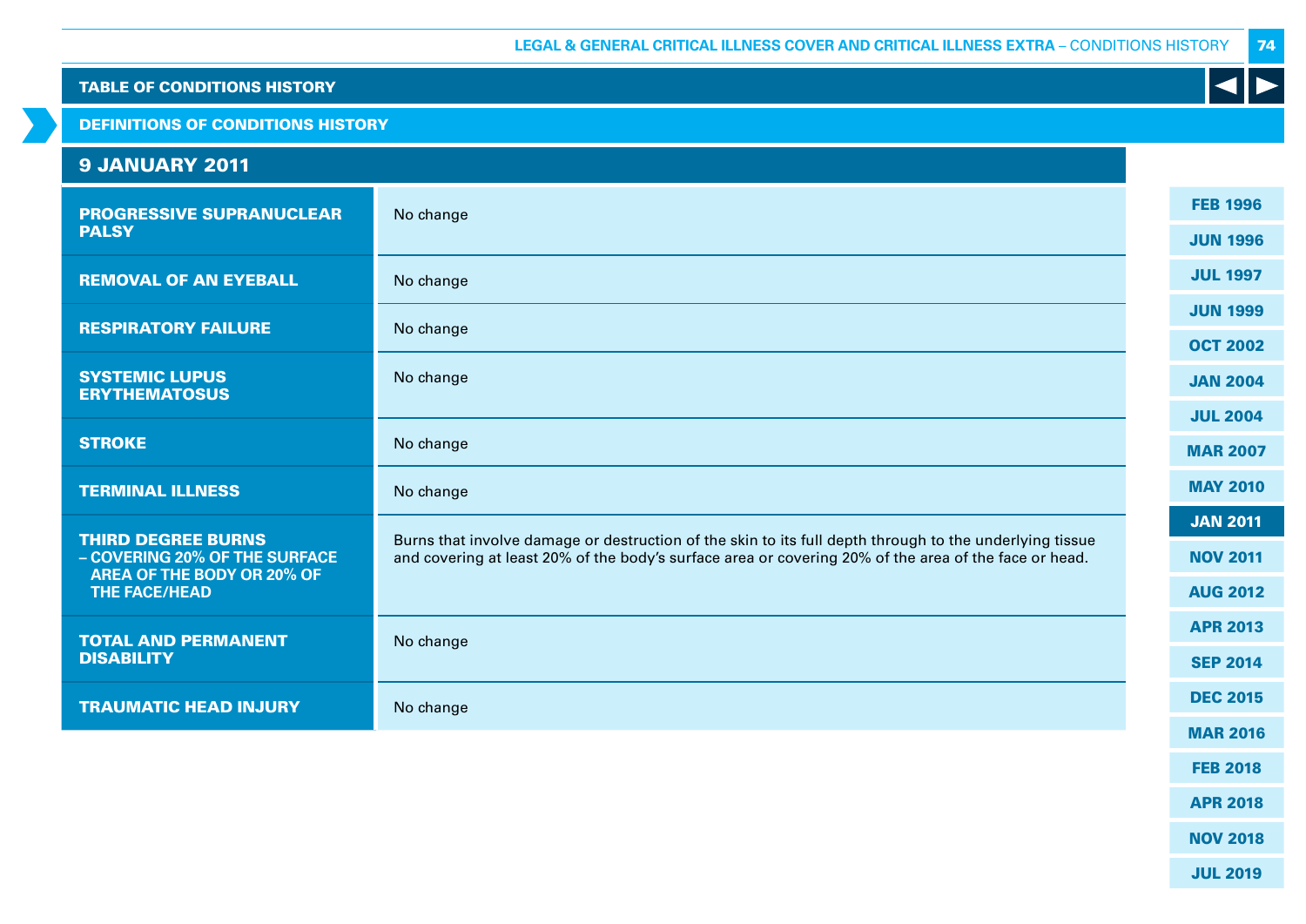## TABLE OF CONDITIONS HISTORY

### DEFINITIONS OF CONDITIONS HISTORY

### 9 JANUARY 2011

| Condition | Definition |
|---|---|
| **PROGRESSIVE SUPRANUCLEAR PALSY** | No change |
| **REMOVAL OF AN EYEBALL** | No change |
| **RESPIRATORY FAILURE** | No change |
| **SYSTEMIC LUPUS ERYTHEMATOSUS** | No change |
| **STROKE** | No change |
| **TERMINAL ILLNESS** | No change |
| **THIRD DEGREE BURNS – COVERING 20% OF THE SURFACE AREA OF THE BODY OR 20% OF THE FACE/HEAD** | Burns that involve damage or destruction of the skin to its full depth through to the underlying tissue and covering at least 20% of the body's surface area or covering 20% of the area of the face or head. |
| **TOTAL AND PERMANENT DISABILITY** | No change |
| **TRAUMATIC HEAD INJURY** | No change |

FEB 1996 | JUN 1996 | JUL 1997 | JUN 1999 | OCT 2002 | JAN 2004 | JUL 2004 | MAR 2007 | MAY 2010 | JAN 2011 | NOV 2011 | AUG 2012 | APR 2013 | SEP 2014 | DEC 2015 | MAR 2016 | FEB 2018 | APR 2018 | NOV 2018 | JUL 2019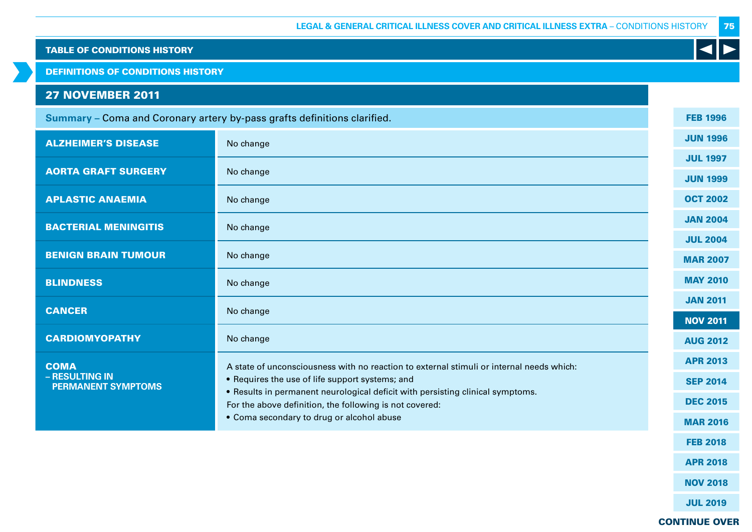## TABLE OF CONDITIONS HISTORY

## DEFINITIONS OF CONDITIONS HISTORY

### 27 NOVEMBER 2011

**Summary –** Coma and Coronary artery by-pass grafts definitions clarified.

| Condition | Definition |
|---|---|
| **ALZHEIMER'S DISEASE** | No change |
| **AORTA GRAFT SURGERY** | No change |
| **APLASTIC ANAEMIA** | No change |
| **BACTERIAL MENINGITIS** | No change |
| **BENIGN BRAIN TUMOUR** | No change |
| **BLINDNESS** | No change |
| **CANCER** | No change |
| **CARDIOMYOPATHY** | No change |
| **COMA** – RESULTING IN PERMANENT SYMPTOMS | A state of unconsciousness with no reaction to external stimuli or internal needs which:<br>• Requires the use of life support systems; and<br>• Results in permanent neurological deficit with persisting clinical symptoms.<br>For the above definition, the following is not covered:<br>• Coma secondary to drug or alcohol abuse |

FEB 1996 | JUN 1996 | JUL 1997 | JUN 1999 | OCT 2002 | JAN 2004 | JUL 2004 | MAR 2007 | MAY 2010 | JAN 2011 | **NOV 2011** | AUG 2012 | APR 2013 | SEP 2014 | DEC 2015 | MAR 2016 | FEB 2018 | APR 2018 | NOV 2018 | JUL 2019

CONTINUE OVER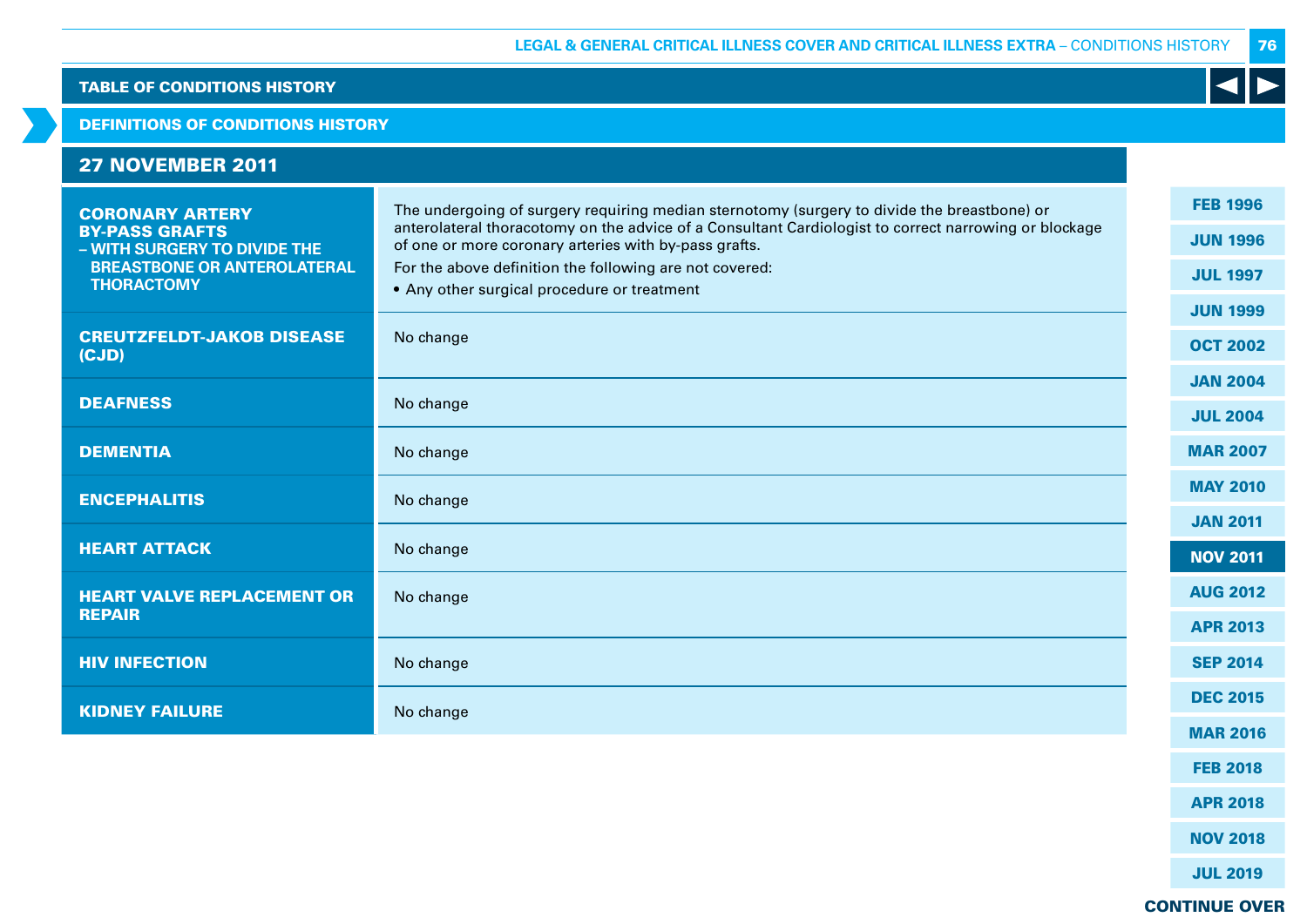## TABLE OF CONDITIONS HISTORY

### DEFINITIONS OF CONDITIONS HISTORY

### 27 NOVEMBER 2011

| Condition | Definition |
|---|---|
| **CORONARY ARTERY BY-PASS GRAFTS – WITH SURGERY TO DIVIDE THE BREASTBONE OR ANTEROLATERAL THORACTOMY** | The undergoing of surgery requiring median sternotomy (surgery to divide the breastbone) or anterolateral thoracotomy on the advice of a Consultant Cardiologist to correct narrowing or blockage of one or more coronary arteries with by-pass grafts.<br>For the above definition the following are not covered:<br>• Any other surgical procedure or treatment |
| **CREUTZFELDT-JAKOB DISEASE (CJD)** | No change |
| **DEAFNESS** | No change |
| **DEMENTIA** | No change |
| **ENCEPHALITIS** | No change |
| **HEART ATTACK** | No change |
| **HEART VALVE REPLACEMENT OR REPAIR** | No change |
| **HIV INFECTION** | No change |
| **KIDNEY FAILURE** | No change |

FEB 1996 | JUN 1996 | JUL 1997 | JUN 1999 | OCT 2002 | JAN 2004 | JUL 2004 | MAR 2007 | MAY 2010 | JAN 2011 | NOV 2011 | AUG 2012 | APR 2013 | SEP 2014 | DEC 2015 | MAR 2016 | FEB 2018 | APR 2018 | NOV 2018 | JUL 2019

CONTINUE OVER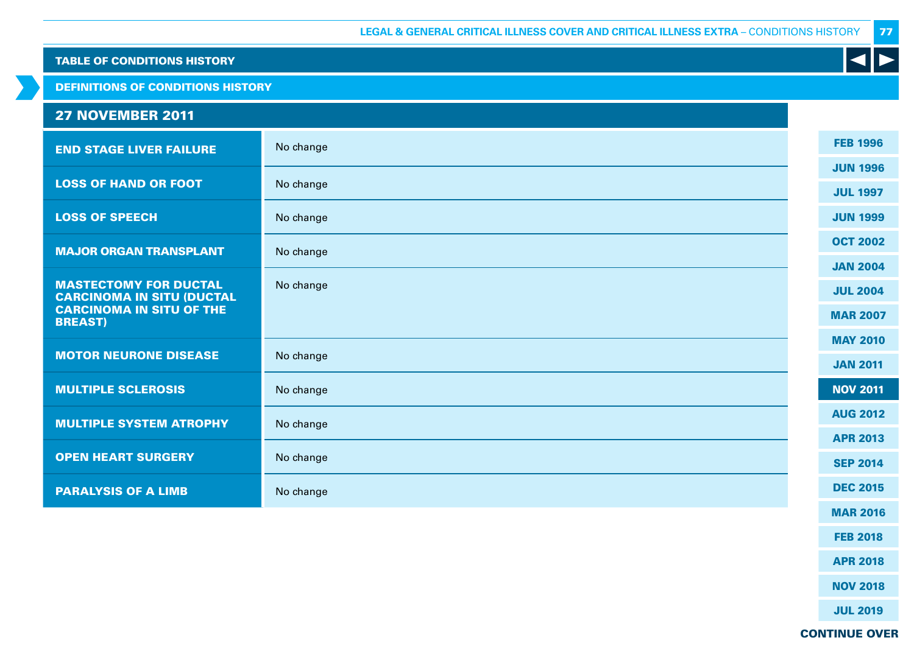## TABLE OF CONDITIONS HISTORY

### DEFINITIONS OF CONDITIONS HISTORY

### 27 NOVEMBER 2011

| | |
|---|---|
| **END STAGE LIVER FAILURE** | No change |
| **LOSS OF HAND OR FOOT** | No change |
| **LOSS OF SPEECH** | No change |
| **MAJOR ORGAN TRANSPLANT** | No change |
| **MASTECTOMY FOR DUCTAL CARCINOMA IN SITU (DUCTAL CARCINOMA IN SITU OF THE BREAST)** | No change |
| **MOTOR NEURONE DISEASE** | No change |
| **MULTIPLE SCLEROSIS** | No change |
| **MULTIPLE SYSTEM ATROPHY** | No change |
| **OPEN HEART SURGERY** | No change |
| **PARALYSIS OF A LIMB** | No change |

FEB 1996
JUN 1996
JUL 1997
JUN 1999
OCT 2002
JAN 2004
JUL 2004
MAR 2007
MAY 2010
JAN 2011
**NOV 2011**
AUG 2012
APR 2013
SEP 2014
DEC 2015
MAR 2016
FEB 2018
APR 2018
NOV 2018
JUL 2019

**CONTINUE OVER**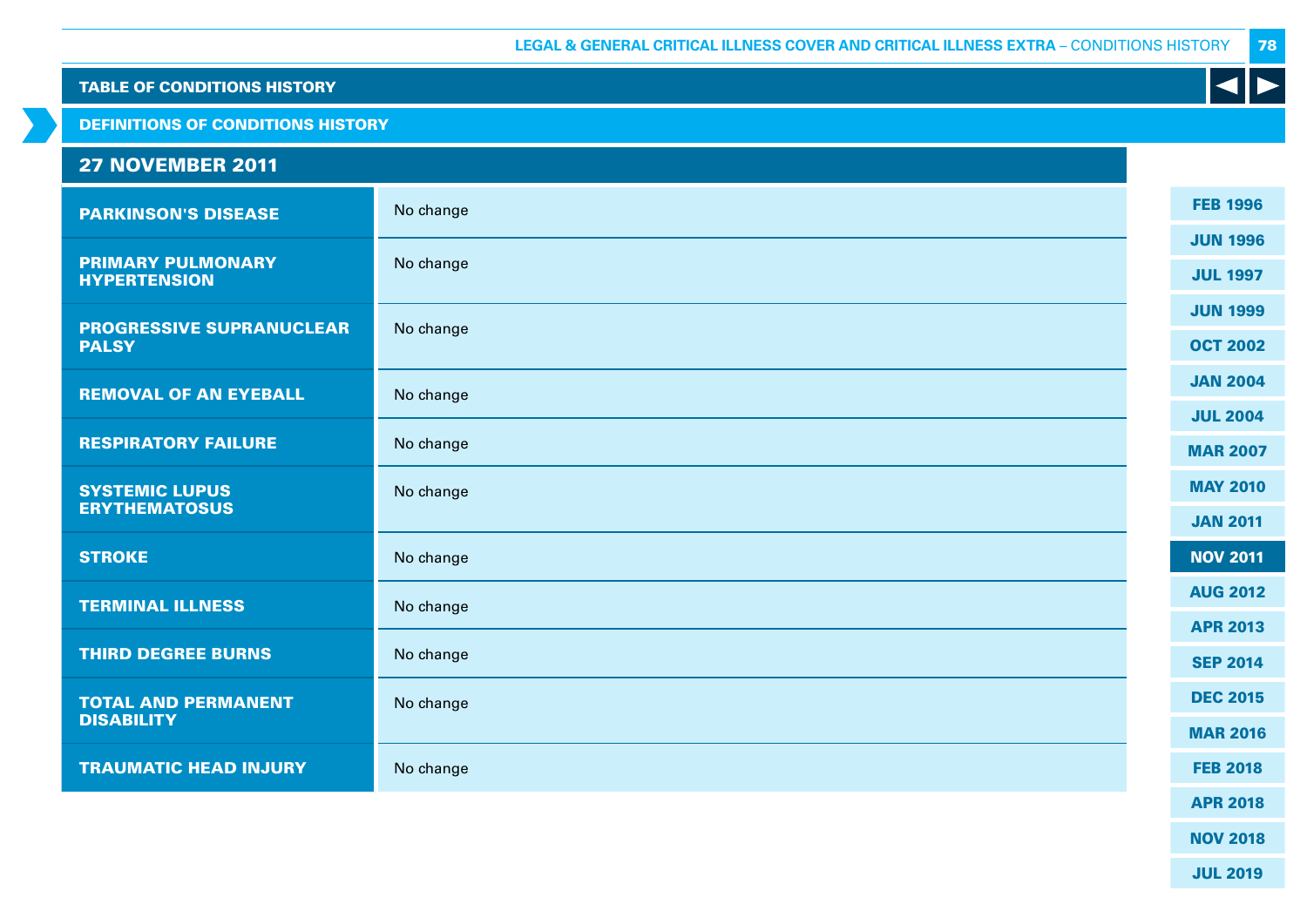## TABLE OF CONDITIONS HISTORY

### DEFINITIONS OF CONDITIONS HISTORY

### 27 NOVEMBER 2011

| Condition | Change |
|---|---|
| **PARKINSON'S DISEASE** | No change |
| **PRIMARY PULMONARY HYPERTENSION** | No change |
| **PROGRESSIVE SUPRANUCLEAR PALSY** | No change |
| **REMOVAL OF AN EYEBALL** | No change |
| **RESPIRATORY FAILURE** | No change |
| **SYSTEMIC LUPUS ERYTHEMATOSUS** | No change |
| **STROKE** | No change |
| **TERMINAL ILLNESS** | No change |
| **THIRD DEGREE BURNS** | No change |
| **TOTAL AND PERMANENT DISABILITY** | No change |
| **TRAUMATIC HEAD INJURY** | No change |

- FEB 1996
- JUN 1996
- JUL 1997
- JUN 1999
- OCT 2002
- JAN 2004
- JUL 2004
- MAR 2007
- MAY 2010
- JAN 2011
- **NOV 2011**
- AUG 2012
- APR 2013
- SEP 2014
- DEC 2015
- MAR 2016
- FEB 2018
- APR 2018
- NOV 2018
- JUL 2019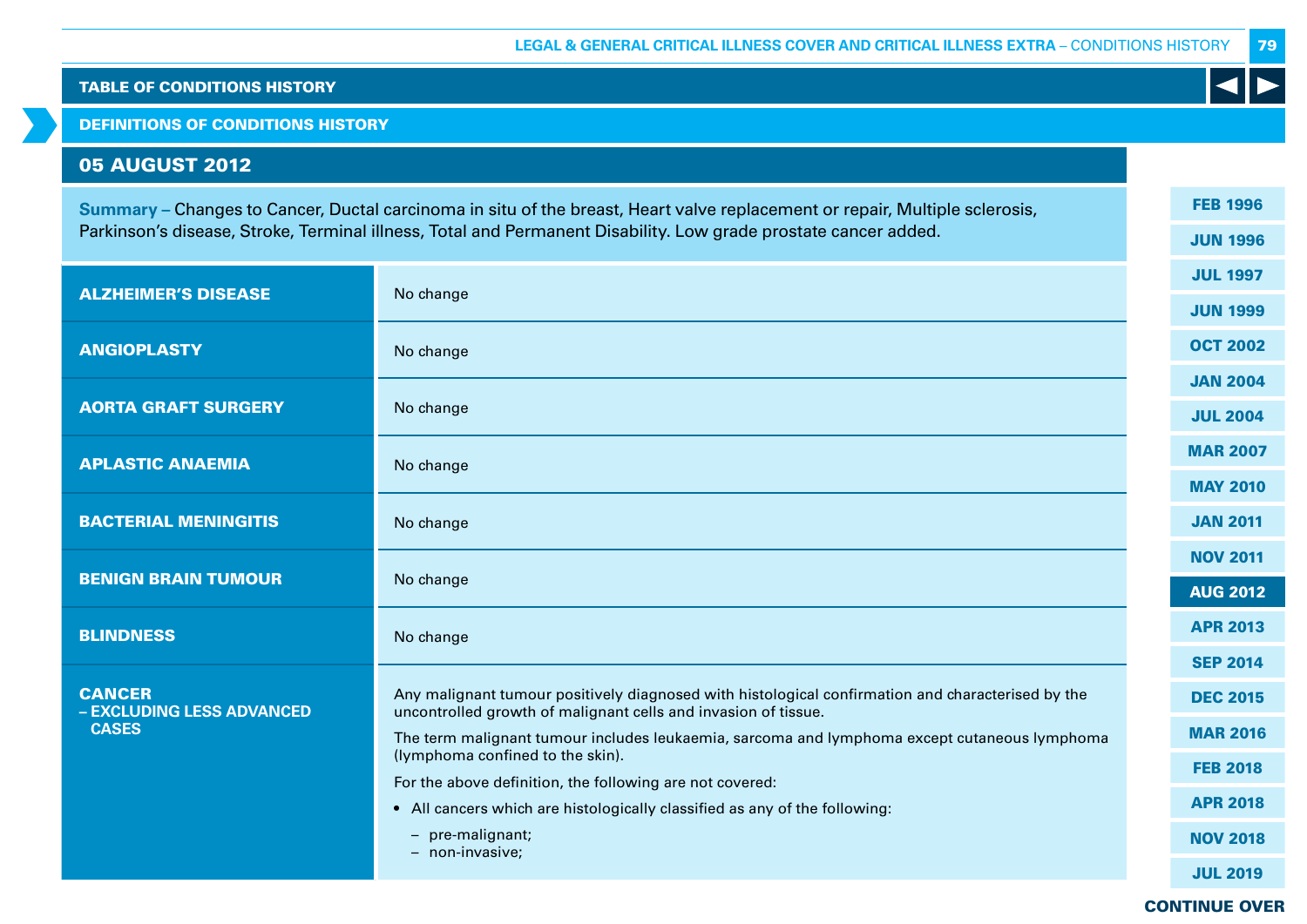## TABLE OF CONDITIONS HISTORY

### DEFINITIONS OF CONDITIONS HISTORY

## 05 AUGUST 2012

**Summary** – Changes to Cancer, Ductal carcinoma in situ of the breast, Heart valve replacement or repair, Multiple sclerosis, Parkinson's disease, Stroke, Terminal illness, Total and Permanent Disability. Low grade prostate cancer added.

| | |
|---|---|
| **ALZHEIMER'S DISEASE** | No change |
| **ANGIOPLASTY** | No change |
| **AORTA GRAFT SURGERY** | No change |
| **APLASTIC ANAEMIA** | No change |
| **BACTERIAL MENINGITIS** | No change |
| **BENIGN BRAIN TUMOUR** | No change |
| **BLINDNESS** | No change |
| **CANCER – EXCLUDING LESS ADVANCED CASES** | Any malignant tumour positively diagnosed with histological confirmation and characterised by the uncontrolled growth of malignant cells and invasion of tissue.<br>The term malignant tumour includes leukaemia, sarcoma and lymphoma except cutaneous lymphoma (lymphoma confined to the skin).<br>For the above definition, the following are not covered:<br>• All cancers which are histologically classified as any of the following:<br>– pre-malignant;<br>– non-invasive; |

FEB 1996 | JUN 1996 | JUL 1997 | JUN 1999 | OCT 2002 | JAN 2004 | JUL 2004 | MAR 2007 | MAY 2010 | JAN 2011 | NOV 2011 | AUG 2012 | APR 2013 | SEP 2014 | DEC 2015 | MAR 2016 | FEB 2018 | APR 2018 | NOV 2018 | JUL 2019

CONTINUE OVER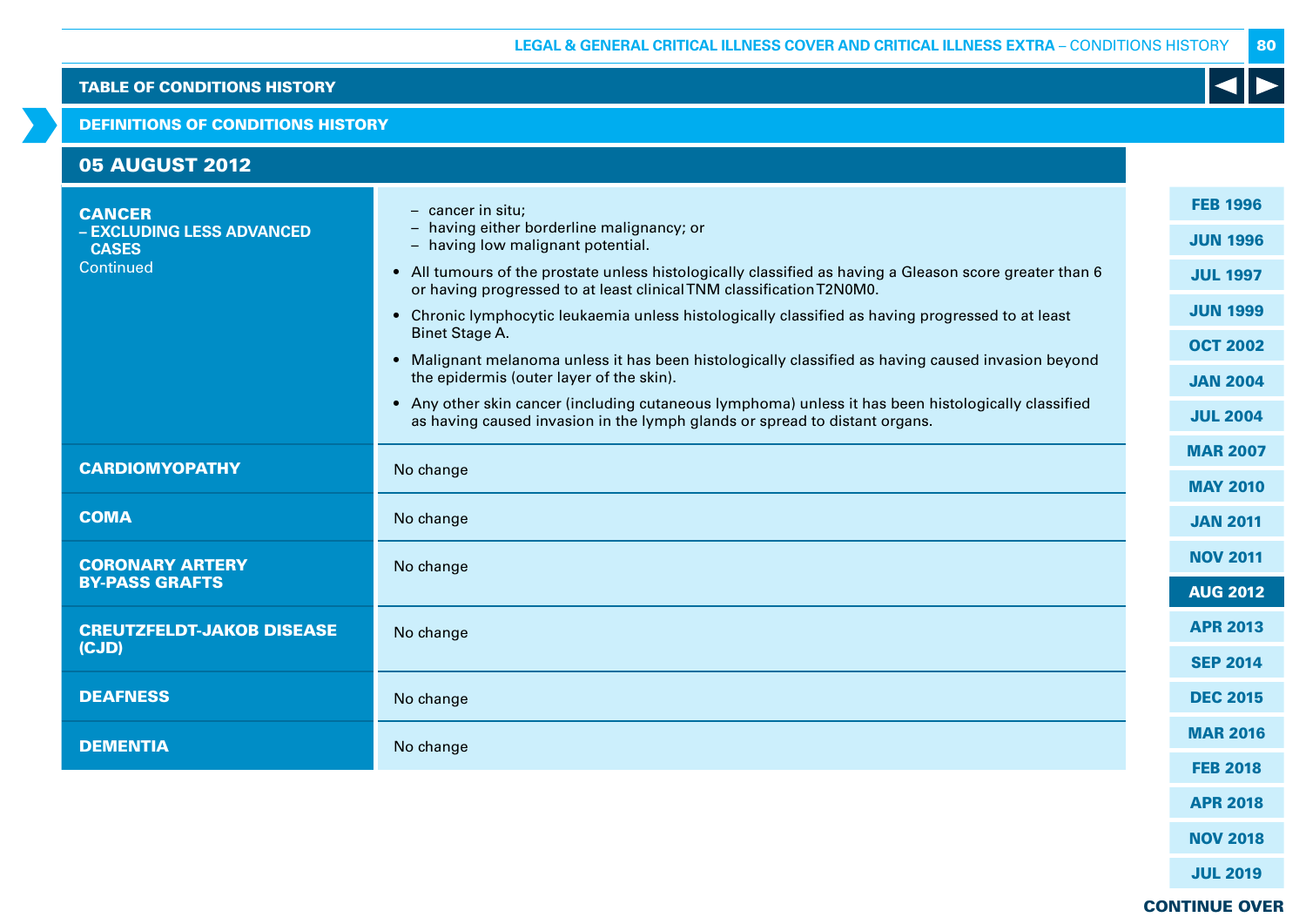## TABLE OF CONDITIONS HISTORY

### DEFINITIONS OF CONDITIONS HISTORY

### 05 AUGUST 2012

| Condition | Definition |
|---|---|
| **CANCER – EXCLUDING LESS ADVANCED CASES** Continued | – cancer in situ;<br>– having either borderline malignancy; or<br>– having low malignant potential.<br>• All tumours of the prostate unless histologically classified as having a Gleason score greater than 6 or having progressed to at least clinical TNM classification T2N0M0.<br>• Chronic lymphocytic leukaemia unless histologically classified as having progressed to at least Binet Stage A.<br>• Malignant melanoma unless it has been histologically classified as having caused invasion beyond the epidermis (outer layer of the skin).<br>• Any other skin cancer (including cutaneous lymphoma) unless it has been histologically classified as having caused invasion in the lymph glands or spread to distant organs. |
| **CARDIOMYOPATHY** | No change |
| **COMA** | No change |
| **CORONARY ARTERY BY-PASS GRAFTS** | No change |
| **CREUTZFELDT-JAKOB DISEASE (CJD)** | No change |
| **DEAFNESS** | No change |
| **DEMENTIA** | No change |

CONTINUE OVER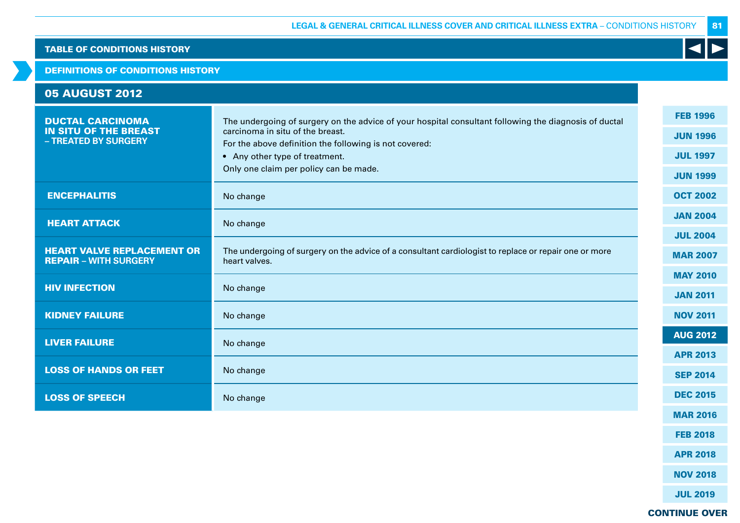## TABLE OF CONDITIONS HISTORY

### DEFINITIONS OF CONDITIONS HISTORY

### 05 AUGUST 2012

| Condition | Definition |
| --- | --- |
| **DUCTAL CARCINOMA IN SITU OF THE BREAST – TREATED BY SURGERY** | The undergoing of surgery on the advice of your hospital consultant following the diagnosis of ductal carcinoma in situ of the breast. For the above definition the following is not covered: • Any other type of treatment. Only one claim per policy can be made. |
| **ENCEPHALITIS** | No change |
| **HEART ATTACK** | No change |
| **HEART VALVE REPLACEMENT OR REPAIR – WITH SURGERY** | The undergoing of surgery on the advice of a consultant cardiologist to replace or repair one or more heart valves. |
| **HIV INFECTION** | No change |
| **KIDNEY FAILURE** | No change |
| **LIVER FAILURE** | No change |
| **LOSS OF HANDS OR FEET** | No change |
| **LOSS OF SPEECH** | No change |

FEB 1996 | JUN 1996 | JUL 1997 | JUN 1999 | OCT 2002 | JAN 2004 | JUL 2004 | MAR 2007 | MAY 2010 | JAN 2011 | NOV 2011 | **AUG 2012** | APR 2013 | SEP 2014 | DEC 2015 | MAR 2016 | FEB 2018 | APR 2018 | NOV 2018 | JUL 2019

**CONTINUE OVER**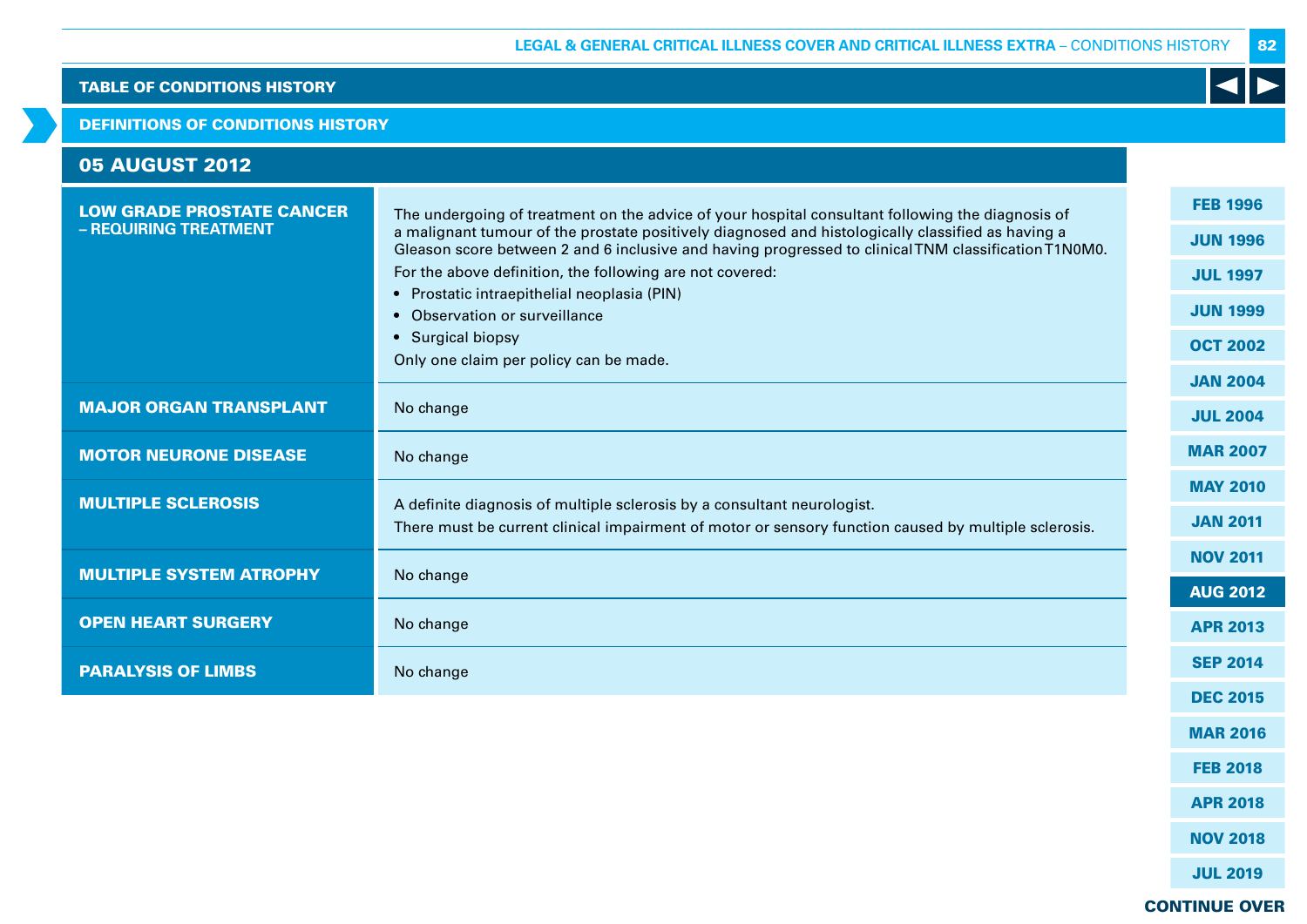## TABLE OF CONDITIONS HISTORY

### DEFINITIONS OF CONDITIONS HISTORY

### 05 AUGUST 2012

| Condition | Definition |
|---|---|
| **LOW GRADE PROSTATE CANCER – REQUIRING TREATMENT** | The undergoing of treatment on the advice of your hospital consultant following the diagnosis of a malignant tumour of the prostate positively diagnosed and histologically classified as having a Gleason score between 2 and 6 inclusive and having progressed to clinical TNM classification T1N0M0.<br>For the above definition, the following are not covered:<br>• Prostatic intraepithelial neoplasia (PIN)<br>• Observation or surveillance<br>• Surgical biopsy<br>Only one claim per policy can be made. |
| **MAJOR ORGAN TRANSPLANT** | No change |
| **MOTOR NEURONE DISEASE** | No change |
| **MULTIPLE SCLEROSIS** | A definite diagnosis of multiple sclerosis by a consultant neurologist.<br>There must be current clinical impairment of motor or sensory function caused by multiple sclerosis. |
| **MULTIPLE SYSTEM ATROPHY** | No change |
| **OPEN HEART SURGERY** | No change |
| **PARALYSIS OF LIMBS** | No change |

FEB 1996 | JUN 1996 | JUL 1997 | JUN 1999 | OCT 2002 | JAN 2004 | JUL 2004 | MAR 2007 | MAY 2010 | JAN 2011 | NOV 2011 | **AUG 2012** | APR 2013 | SEP 2014 | DEC 2015 | MAR 2016 | FEB 2018 | APR 2018 | NOV 2018 | JUL 2019

**CONTINUE OVER**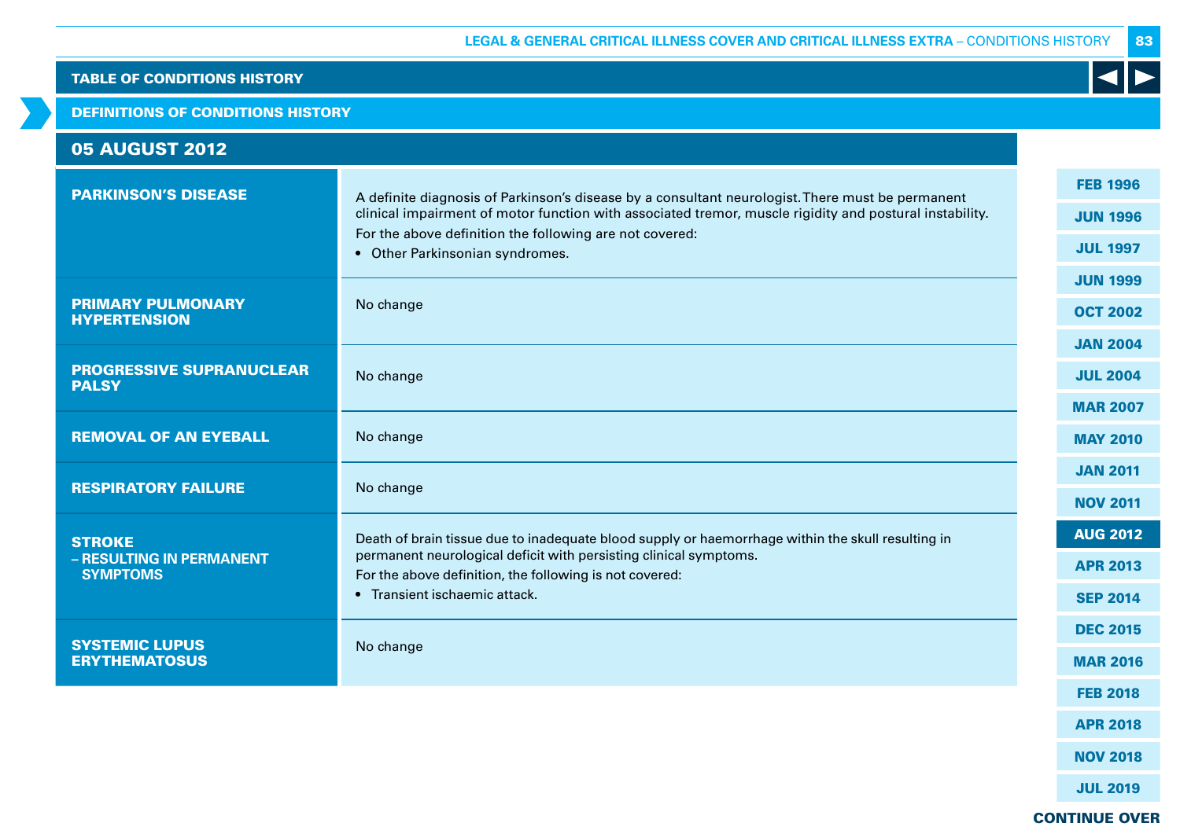## TABLE OF CONDITIONS HISTORY

### DEFINITIONS OF CONDITIONS HISTORY

### 05 AUGUST 2012

| Condition | Definition |
|---|---|
| **PARKINSON'S DISEASE** | A definite diagnosis of Parkinson's disease by a consultant neurologist. There must be permanent clinical impairment of motor function with associated tremor, muscle rigidity and postural instability.<br>For the above definition the following are not covered:<br>• Other Parkinsonian syndromes. |
| **PRIMARY PULMONARY HYPERTENSION** | No change |
| **PROGRESSIVE SUPRANUCLEAR PALSY** | No change |
| **REMOVAL OF AN EYEBALL** | No change |
| **RESPIRATORY FAILURE** | No change |
| **STROKE – RESULTING IN PERMANENT SYMPTOMS** | Death of brain tissue due to inadequate blood supply or haemorrhage within the skull resulting in permanent neurological deficit with persisting clinical symptoms.<br>For the above definition, the following is not covered:<br>• Transient ischaemic attack. |
| **SYSTEMIC LUPUS ERYTHEMATOSUS** | No change |

FEB 1996 | JUN 1996 | JUL 1997 | JUN 1999 | OCT 2002 | JAN 2004 | JUL 2004 | MAR 2007 | MAY 2010 | JAN 2011 | NOV 2011 | **AUG 2012** | APR 2013 | SEP 2014 | DEC 2015 | MAR 2016 | FEB 2018 | APR 2018 | NOV 2018 | JUL 2019

**CONTINUE OVER**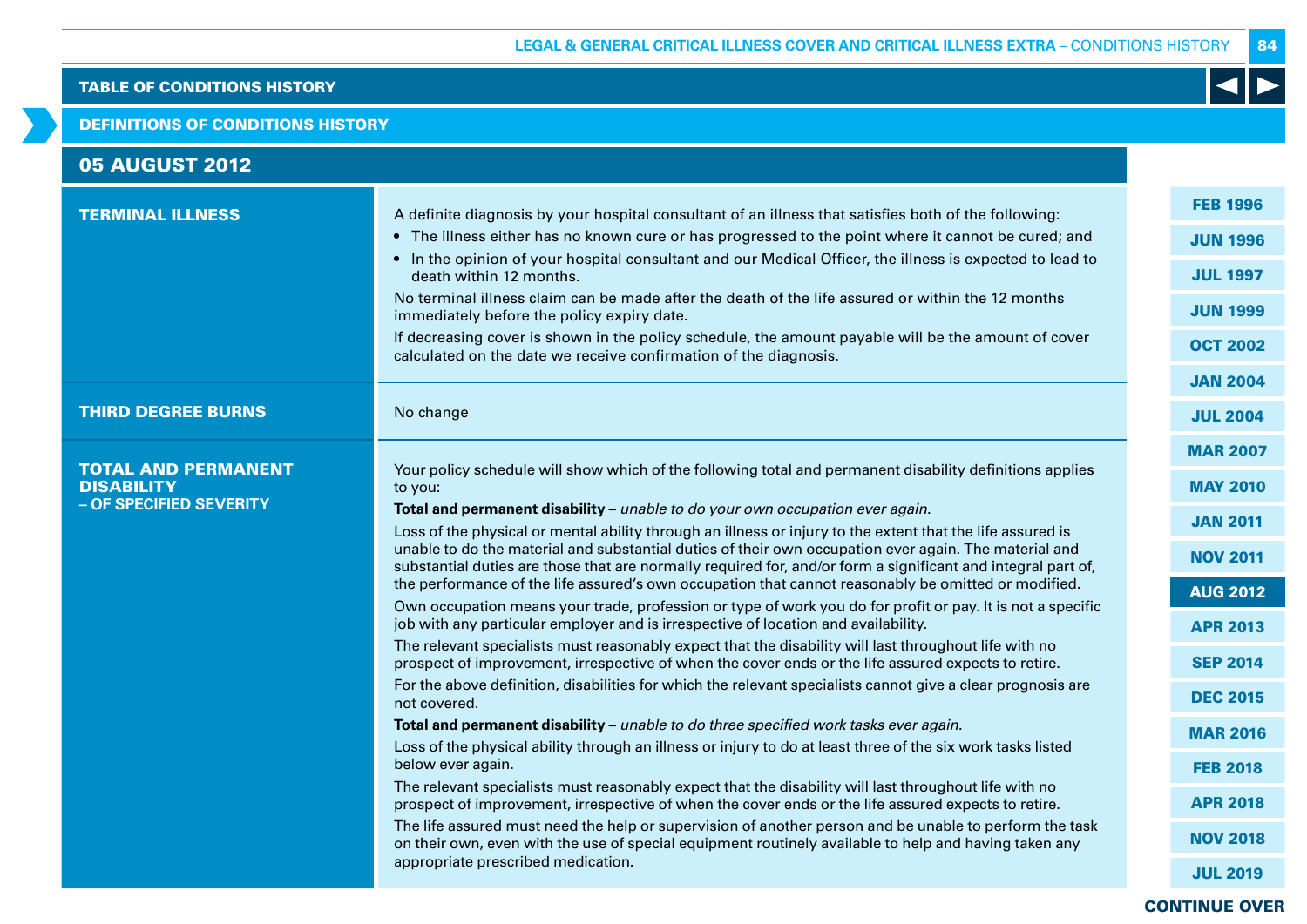TABLE OF CONDITIONS HISTORY

DEFINITIONS OF CONDITIONS HISTORY

## 05 AUGUST 2012

| | |
|---|---|
| **TERMINAL ILLNESS** | A definite diagnosis by your hospital consultant of an illness that satisfies both of the following:<br>• The illness either has no known cure or has progressed to the point where it cannot be cured; and<br>• In the opinion of your hospital consultant and our Medical Officer, the illness is expected to lead to death within 12 months.<br>No terminal illness claim can be made after the death of the life assured or within the 12 months immediately before the policy expiry date.<br>If decreasing cover is shown in the policy schedule, the amount payable will be the amount of cover calculated on the date we receive confirmation of the diagnosis. |
| **THIRD DEGREE BURNS** | No change |
| **TOTAL AND PERMANENT DISABILITY – OF SPECIFIED SEVERITY** | Your policy schedule will show which of the following total and permanent disability definitions applies to you:<br>**Total and permanent disability** – *unable to do your own occupation ever again.*<br>Loss of the physical or mental ability through an illness or injury to the extent that the life assured is unable to do the material and substantial duties of their own occupation ever again. The material and substantial duties are those that are normally required for, and/or form a significant and integral part of, the performance of the life assured's own occupation that cannot reasonably be omitted or modified.<br>Own occupation means your trade, profession or type of work you do for profit or pay. It is not a specific job with any particular employer and is irrespective of location and availability.<br>The relevant specialists must reasonably expect that the disability will last throughout life with no prospect of improvement, irrespective of when the cover ends or the life assured expects to retire.<br>For the above definition, disabilities for which the relevant specialists cannot give a clear prognosis are not covered.<br>**Total and permanent disability** – *unable to do three specified work tasks ever again.*<br>Loss of the physical ability through an illness or injury to do at least three of the six work tasks listed below ever again.<br>The relevant specialists must reasonably expect that the disability will last throughout life with no prospect of improvement, irrespective of when the cover ends or the life assured expects to retire.<br>The life assured must need the help or supervision of another person and be unable to perform the task on their own, even with the use of special equipment routinely available to help and having taken any appropriate prescribed medication. |

FEB 1996 | JUN 1996 | JUL 1997 | JUN 1999 | OCT 2002 | JAN 2004 | JUL 2004 | MAR 2007 | MAY 2010 | JAN 2011 | NOV 2011 | AUG 2012 | APR 2013 | SEP 2014 | DEC 2015 | MAR 2016 | FEB 2018 | APR 2018 | NOV 2018 | JUL 2019

CONTINUE OVER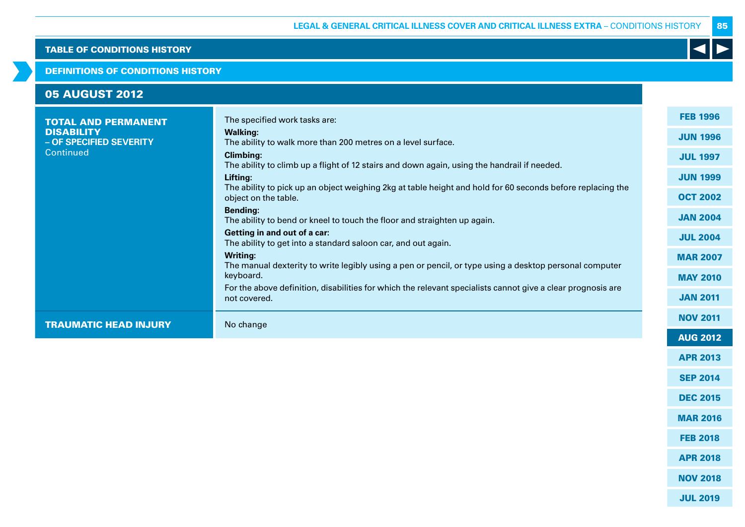## TABLE OF CONDITIONS HISTORY

### DEFINITIONS OF CONDITIONS HISTORY

### 05 AUGUST 2012

| | |
|---|---|
| **TOTAL AND PERMANENT DISABILITY – OF SPECIFIED SEVERITY** Continued | The specified work tasks are:<br>**Walking:**<br>The ability to walk more than 200 metres on a level surface.<br>**Climbing:**<br>The ability to climb up a flight of 12 stairs and down again, using the handrail if needed.<br>**Lifting:**<br>The ability to pick up an object weighing 2kg at table height and hold for 60 seconds before replacing the object on the table.<br>**Bending:**<br>The ability to bend or kneel to touch the floor and straighten up again.<br>**Getting in and out of a car:**<br>The ability to get into a standard saloon car, and out again.<br>**Writing:**<br>The manual dexterity to write legibly using a pen or pencil, or type using a desktop personal computer keyboard.<br>For the above definition, disabilities for which the relevant specialists cannot give a clear prognosis are not covered. |
| **TRAUMATIC HEAD INJURY** | No change |

FEB 1996 | JUN 1996 | JUL 1997 | JUN 1999 | OCT 2002 | JAN 2004 | JUL 2004 | MAR 2007 | MAY 2010 | JAN 2011 | NOV 2011 | **AUG 2012** | APR 2013 | SEP 2014 | DEC 2015 | MAR 2016 | FEB 2018 | APR 2018 | NOV 2018 | JUL 2019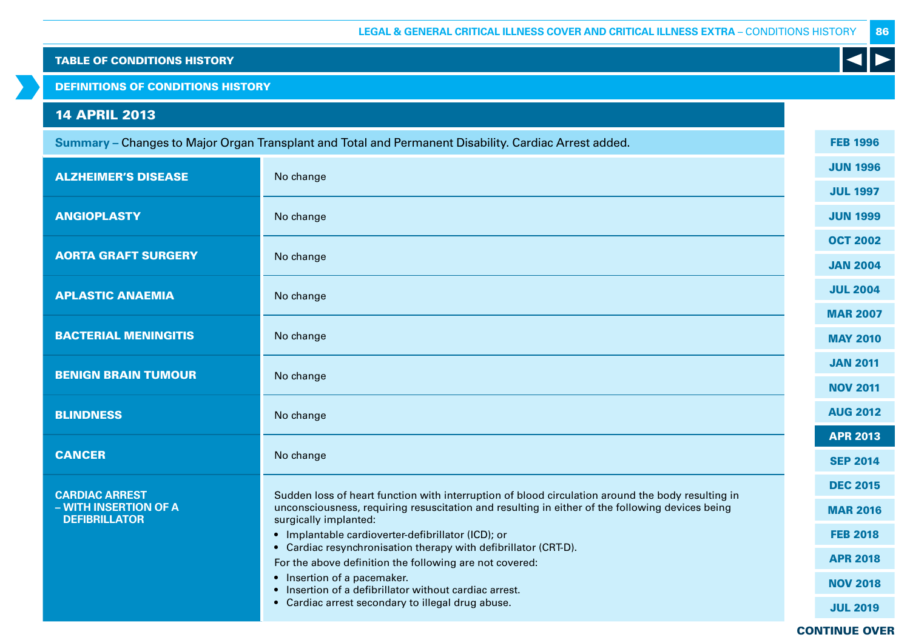## TABLE OF CONDITIONS HISTORY

### DEFINITIONS OF CONDITIONS HISTORY

### 14 APRIL 2013

**Summary –** Changes to Major Organ Transplant and Total and Permanent Disability. Cardiac Arrest added.

| Condition | Definition |
|---|---|
| **ALZHEIMER'S DISEASE** | No change |
| **ANGIOPLASTY** | No change |
| **AORTA GRAFT SURGERY** | No change |
| **APLASTIC ANAEMIA** | No change |
| **BACTERIAL MENINGITIS** | No change |
| **BENIGN BRAIN TUMOUR** | No change |
| **BLINDNESS** | No change |
| **CANCER** | No change |
| **CARDIAC ARREST – WITH INSERTION OF A DEFIBRILLATOR** | Sudden loss of heart function with interruption of blood circulation around the body resulting in unconsciousness, requiring resuscitation and resulting in either of the following devices being surgically implanted:<br>• Implantable cardioverter-defibrillator (ICD); or<br>• Cardiac resynchronisation therapy with defibrillator (CRT-D).<br>For the above definition the following are not covered:<br>• Insertion of a pacemaker.<br>• Insertion of a defibrillator without cardiac arrest.<br>• Cardiac arrest secondary to illegal drug abuse. |

FEB 1996 | JUN 1996 | JUL 1997 | JUN 1999 | OCT 2002 | JAN 2004 | JUL 2004 | MAR 2007 | MAY 2010 | JAN 2011 | NOV 2011 | AUG 2012 | **APR 2013** | SEP 2014 | DEC 2015 | MAR 2016 | FEB 2018 | APR 2018 | NOV 2018 | JUL 2019

CONTINUE OVER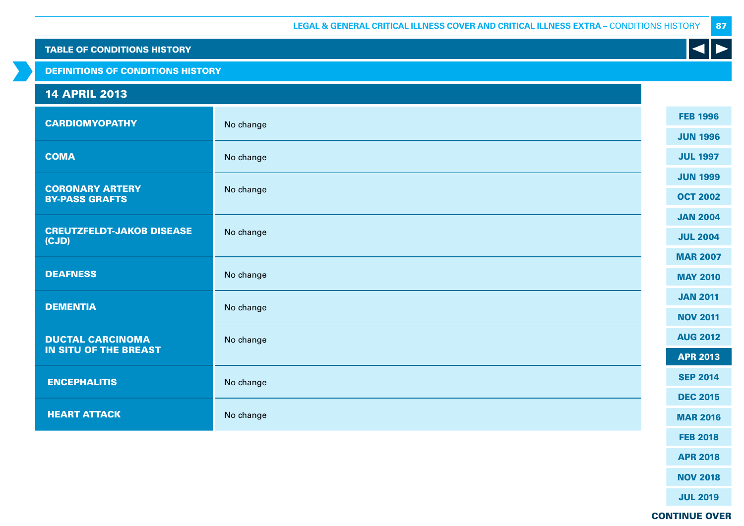## TABLE OF CONDITIONS HISTORY

### DEFINITIONS OF CONDITIONS HISTORY

### 14 APRIL 2013

| Condition | Change |
|---|---|
| **CARDIOMYOPATHY** | No change |
| **COMA** | No change |
| **CORONARY ARTERY BY-PASS GRAFTS** | No change |
| **CREUTZFELDT-JAKOB DISEASE (CJD)** | No change |
| **DEAFNESS** | No change |
| **DEMENTIA** | No change |
| **DUCTAL CARCINOMA IN SITU OF THE BREAST** | No change |
| **ENCEPHALITIS** | No change |
| **HEART ATTACK** | No change |

FEB 1996
JUN 1996
JUL 1997
JUN 1999
OCT 2002
JAN 2004
JUL 2004
MAR 2007
MAY 2010
JAN 2011
NOV 2011
AUG 2012
**APR 2013**
SEP 2014
DEC 2015
MAR 2016
FEB 2018
APR 2018
NOV 2018
JUL 2019

**CONTINUE OVER**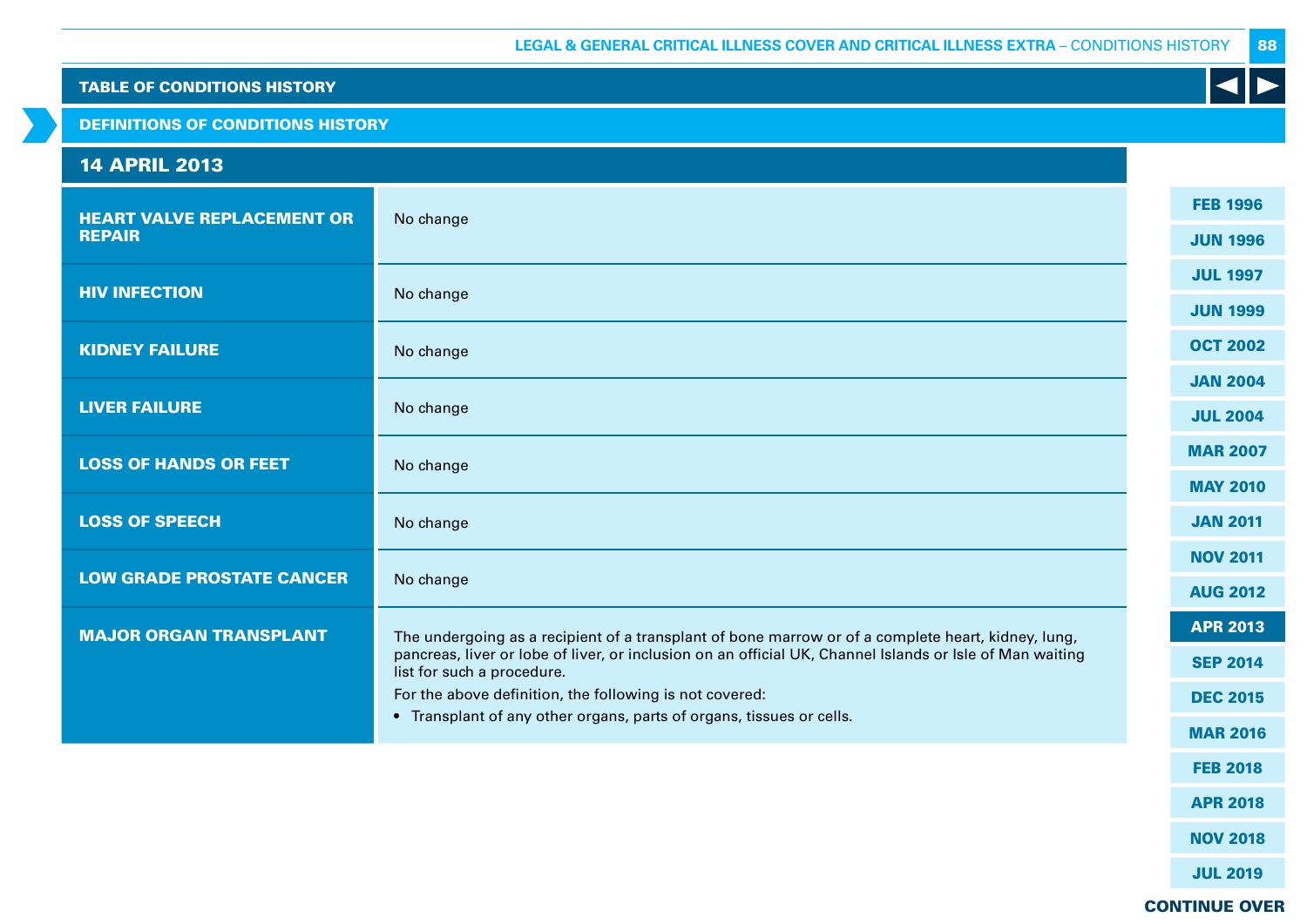## TABLE OF CONDITIONS HISTORY

### DEFINITIONS OF CONDITIONS HISTORY

### 14 APRIL 2013

| | |
|---|---|
| **HEART VALVE REPLACEMENT OR REPAIR** | No change |
| **HIV INFECTION** | No change |
| **KIDNEY FAILURE** | No change |
| **LIVER FAILURE** | No change |
| **LOSS OF HANDS OR FEET** | No change |
| **LOSS OF SPEECH** | No change |
| **LOW GRADE PROSTATE CANCER** | No change |
| **MAJOR ORGAN TRANSPLANT** | The undergoing as a recipient of a transplant of bone marrow or of a complete heart, kidney, lung, pancreas, liver or lobe of liver, or inclusion on an official UK, Channel Islands or Isle of Man waiting list for such a procedure.<br>For the above definition, the following is not covered:<br>• Transplant of any other organs, parts of organs, tissues or cells. |

FEB 1996
JUN 1996
JUL 1997
JUN 1999
OCT 2002
JAN 2004
JUL 2004
MAR 2007
MAY 2010
JAN 2011
NOV 2011
AUG 2012
APR 2013
SEP 2014
DEC 2015
MAR 2016
FEB 2018
APR 2018
NOV 2018
JUL 2019

**CONTINUE OVER**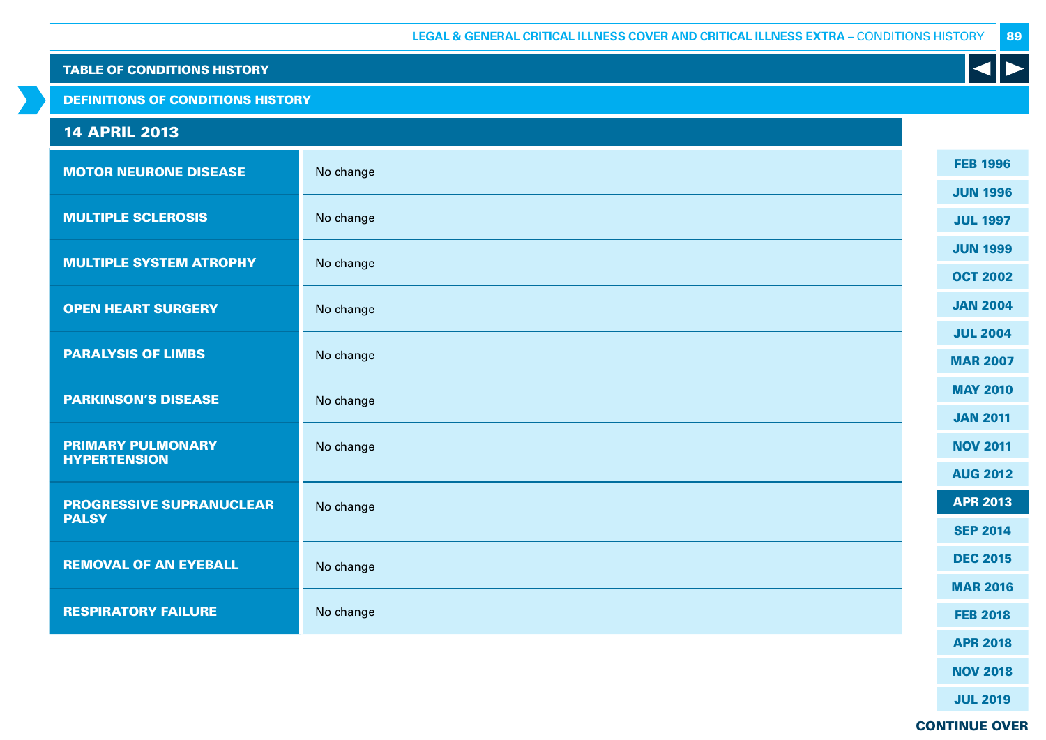TABLE OF CONDITIONS HISTORY

DEFINITIONS OF CONDITIONS HISTORY

## 14 APRIL 2013

| Condition | Change |
|---|---|
| **MOTOR NEURONE DISEASE** | No change |
| **MULTIPLE SCLEROSIS** | No change |
| **MULTIPLE SYSTEM ATROPHY** | No change |
| **OPEN HEART SURGERY** | No change |
| **PARALYSIS OF LIMBS** | No change |
| **PARKINSON'S DISEASE** | No change |
| **PRIMARY PULMONARY HYPERTENSION** | No change |
| **PROGRESSIVE SUPRANUCLEAR PALSY** | No change |
| **REMOVAL OF AN EYEBALL** | No change |
| **RESPIRATORY FAILURE** | No change |

FEB 1996 | JUN 1996 | JUL 1997 | JUN 1999 | OCT 2002 | JAN 2004 | JUL 2004 | MAR 2007 | MAY 2010 | JAN 2011 | NOV 2011 | AUG 2012 | **APR 2013** | SEP 2014 | DEC 2015 | MAR 2016 | FEB 2018 | APR 2018 | NOV 2018 | JUL 2019

**CONTINUE OVER**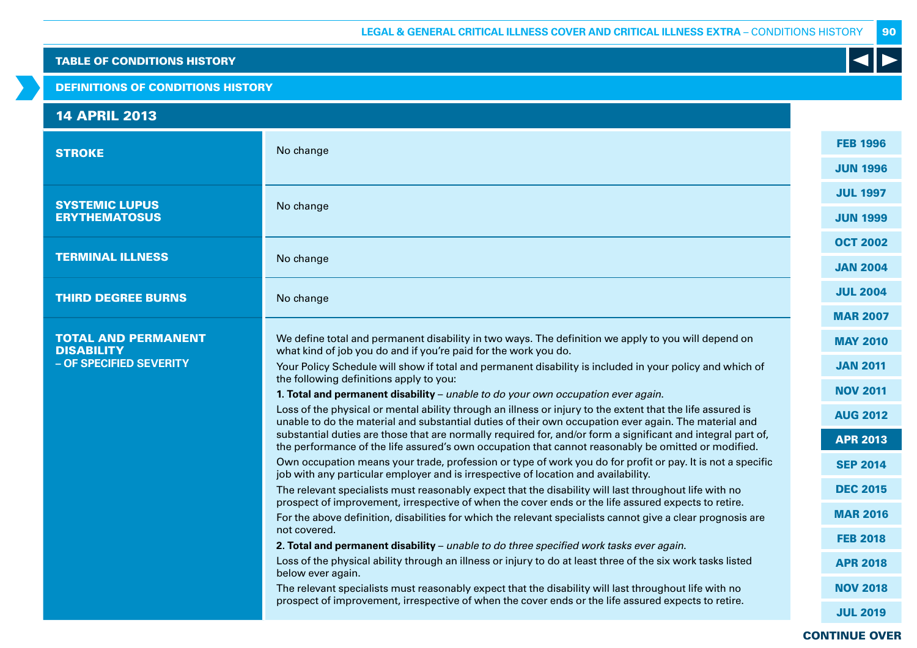TABLE OF CONDITIONS HISTORY

DEFINITIONS OF CONDITIONS HISTORY

## 14 APRIL 2013

| Condition | Definition |
|---|---|
| **STROKE** | No change |
| **SYSTEMIC LUPUS ERYTHEMATOSUS** | No change |
| **TERMINAL ILLNESS** | No change |
| **THIRD DEGREE BURNS** | No change |
| **TOTAL AND PERMANENT DISABILITY – OF SPECIFIED SEVERITY** | We define total and permanent disability in two ways. The definition we apply to you will depend on what kind of job you do and if you're paid for the work you do.<br><br>Your Policy Schedule will show if total and permanent disability is included in your policy and which of the following definitions apply to you:<br><br>**1. Total and permanent disability** – *unable to do your own occupation ever again.*<br><br>Loss of the physical or mental ability through an illness or injury to the extent that the life assured is unable to do the material and substantial duties of their own occupation ever again. The material and substantial duties are those that are normally required for, and/or form a significant and integral part of, the performance of the life assured's own occupation that cannot reasonably be omitted or modified.<br><br>Own occupation means your trade, profession or type of work you do for profit or pay. It is not a specific job with any particular employer and is irrespective of location and availability.<br><br>The relevant specialists must reasonably expect that the disability will last throughout life with no prospect of improvement, irrespective of when the cover ends or the life assured expects to retire.<br><br>For the above definition, disabilities for which the relevant specialists cannot give a clear prognosis are not covered.<br><br>**2. Total and permanent disability** – *unable to do three specified work tasks ever again.*<br><br>Loss of the physical ability through an illness or injury to do at least three of the six work tasks listed below ever again.<br><br>The relevant specialists must reasonably expect that the disability will last throughout life with no prospect of improvement, irrespective of when the cover ends or the life assured expects to retire. |

FEB 1996 | JUN 1996 | JUL 1997 | JUN 1999 | OCT 2002 | JAN 2004 | JUL 2004 | MAR 2007 | MAY 2010 | JAN 2011 | NOV 2011 | AUG 2012 | **APR 2013** | SEP 2014 | DEC 2015 | MAR 2016 | FEB 2018 | APR 2018 | NOV 2018 | JUL 2019

CONTINUE OVER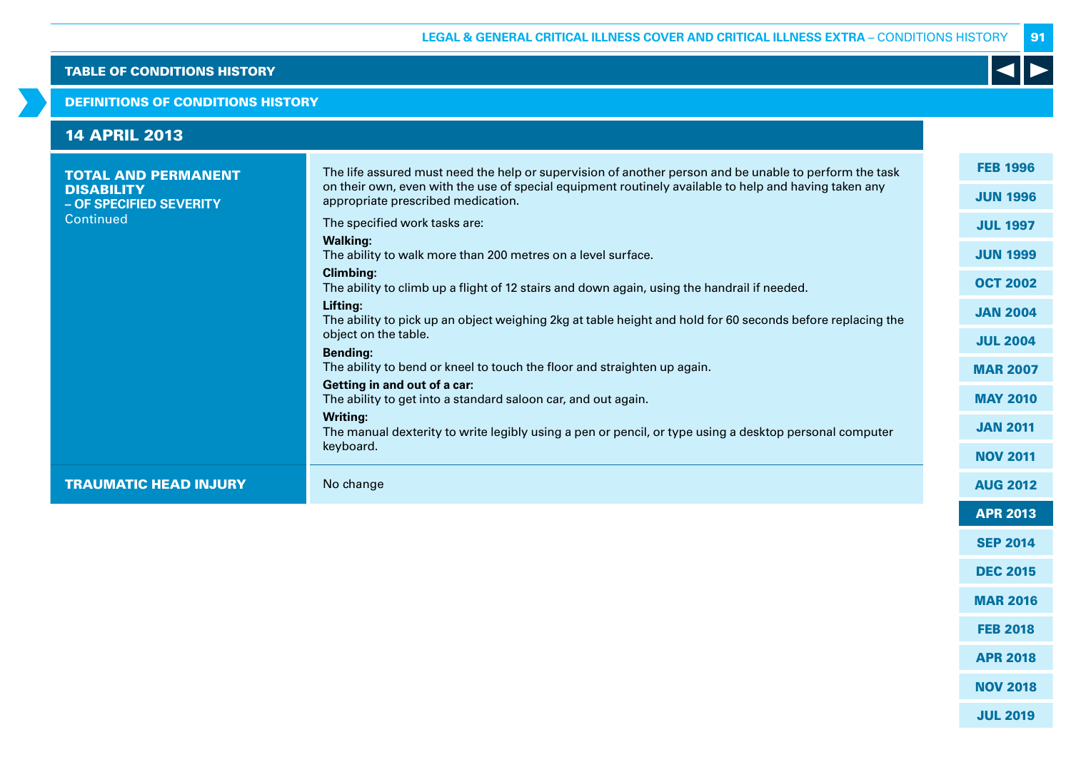## TABLE OF CONDITIONS HISTORY

### DEFINITIONS OF CONDITIONS HISTORY

### 14 APRIL 2013

| | |
|---|---|
| **TOTAL AND PERMANENT DISABILITY – OF SPECIFIED SEVERITY** Continued | The life assured must need the help or supervision of another person and be unable to perform the task on their own, even with the use of special equipment routinely available to help and having taken any appropriate prescribed medication.<br><br>The specified work tasks are:<br><br>**Walking:**<br>The ability to walk more than 200 metres on a level surface.<br><br>**Climbing:**<br>The ability to climb up a flight of 12 stairs and down again, using the handrail if needed.<br><br>**Lifting:**<br>The ability to pick up an object weighing 2kg at table height and hold for 60 seconds before replacing the object on the table.<br><br>**Bending:**<br>The ability to bend or kneel to touch the floor and straighten up again.<br><br>**Getting in and out of a car:**<br>The ability to get into a standard saloon car, and out again.<br><br>**Writing:**<br>The manual dexterity to write legibly using a pen or pencil, or type using a desktop personal computer keyboard. |
| **TRAUMATIC HEAD INJURY** | No change |

FEB 1996 | JUN 1996 | JUL 1997 | JUN 1999 | OCT 2002 | JAN 2004 | JUL 2004 | MAR 2007 | MAY 2010 | JAN 2011 | NOV 2011 | AUG 2012 | APR 2013 | SEP 2014 | DEC 2015 | MAR 2016 | FEB 2018 | APR 2018 | NOV 2018 | JUL 2019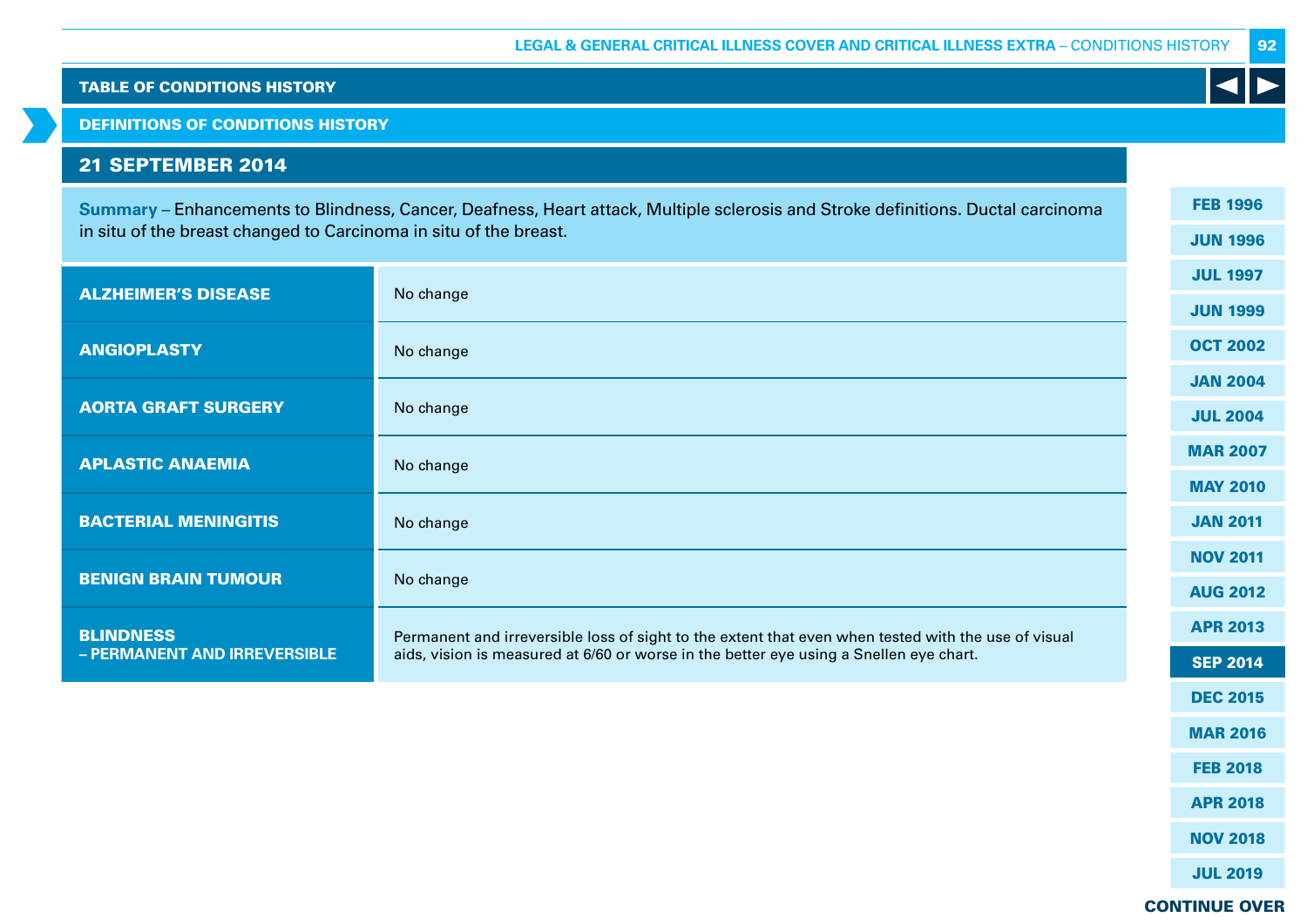## TABLE OF CONDITIONS HISTORY

### DEFINITIONS OF CONDITIONS HISTORY

### 21 SEPTEMBER 2014

**Summary –** Enhancements to Blindness, Cancer, Deafness, Heart attack, Multiple sclerosis and Stroke definitions. Ductal carcinoma in situ of the breast changed to Carcinoma in situ of the breast.

| Condition | Definition |
|---|---|
| **ALZHEIMER'S DISEASE** | No change |
| **ANGIOPLASTY** | No change |
| **AORTA GRAFT SURGERY** | No change |
| **APLASTIC ANAEMIA** | No change |
| **BACTERIAL MENINGITIS** | No change |
| **BENIGN BRAIN TUMOUR** | No change |
| **BLINDNESS – PERMANENT AND IRREVERSIBLE** | Permanent and irreversible loss of sight to the extent that even when tested with the use of visual aids, vision is measured at 6/60 or worse in the better eye using a Snellen eye chart. |

FEB 1996 | JUN 1996 | JUL 1997 | JUN 1999 | OCT 2002 | JAN 2004 | JUL 2004 | MAR 2007 | MAY 2010 | JAN 2011 | NOV 2011 | AUG 2012 | APR 2013 | SEP 2014 | DEC 2015 | MAR 2016 | FEB 2018 | APR 2018 | NOV 2018 | JUL 2019

CONTINUE OVER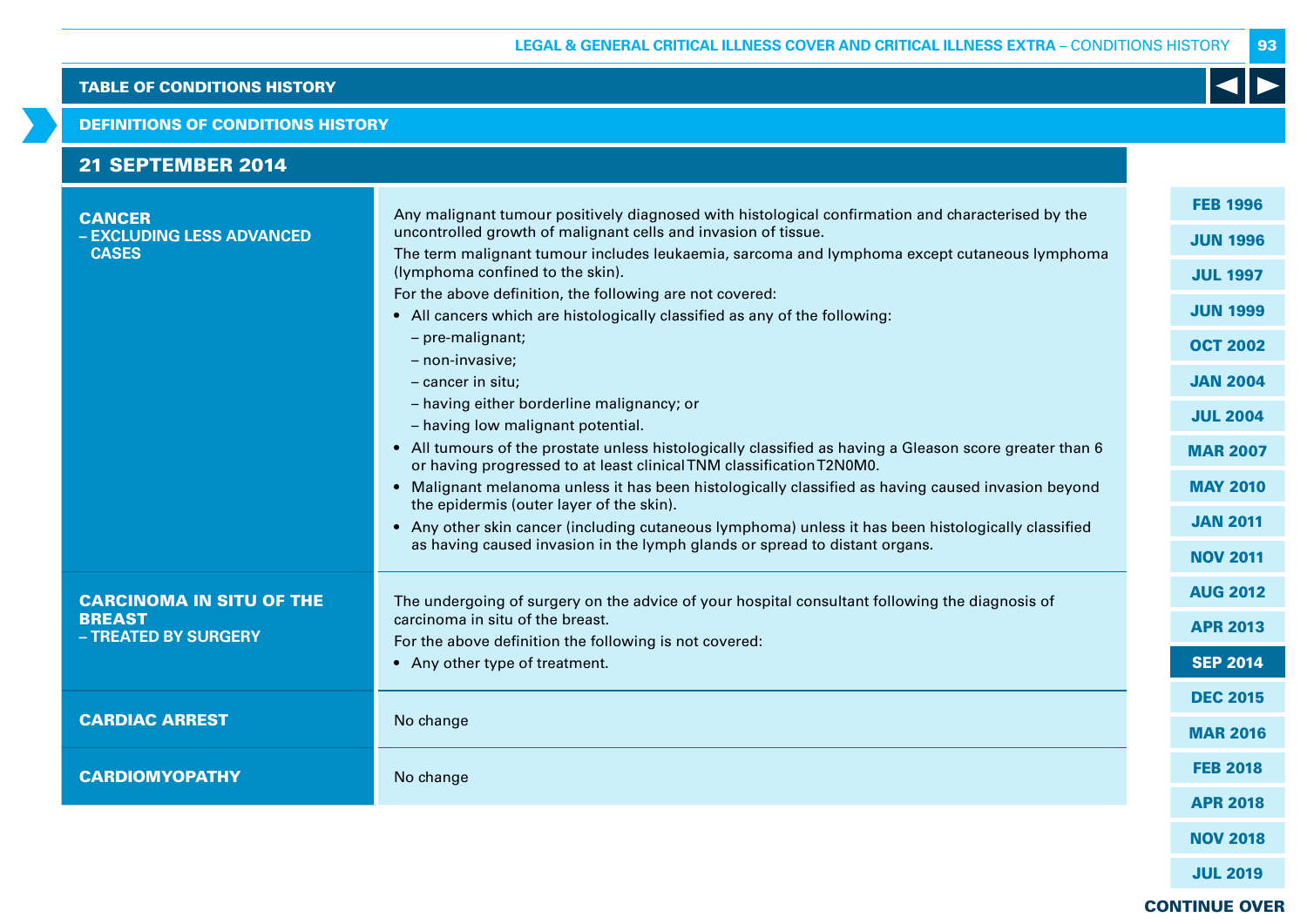## TABLE OF CONDITIONS HISTORY

### DEFINITIONS OF CONDITIONS HISTORY

### 21 SEPTEMBER 2014

| Condition | Definition |
|---|---|
| **CANCER – EXCLUDING LESS ADVANCED CASES** | Any malignant tumour positively diagnosed with histological confirmation and characterised by the uncontrolled growth of malignant cells and invasion of tissue.<br>The term malignant tumour includes leukaemia, sarcoma and lymphoma except cutaneous lymphoma (lymphoma confined to the skin).<br>For the above definition, the following are not covered:<br>• All cancers which are histologically classified as any of the following:<br>– pre-malignant;<br>– non-invasive;<br>– cancer in situ;<br>– having either borderline malignancy; or<br>– having low malignant potential.<br>• All tumours of the prostate unless histologically classified as having a Gleason score greater than 6 or having progressed to at least clinical TNM classification T2N0M0.<br>• Malignant melanoma unless it has been histologically classified as having caused invasion beyond the epidermis (outer layer of the skin).<br>• Any other skin cancer (including cutaneous lymphoma) unless it has been histologically classified as having caused invasion in the lymph glands or spread to distant organs. |
| **CARCINOMA IN SITU OF THE BREAST – TREATED BY SURGERY** | The undergoing of surgery on the advice of your hospital consultant following the diagnosis of carcinoma in situ of the breast.<br>For the above definition the following is not covered:<br>• Any other type of treatment. |
| **CARDIAC ARREST** | No change |
| **CARDIOMYOPATHY** | No change |

FEB 1996 | JUN 1996 | JUL 1997 | JUN 1999 | OCT 2002 | JAN 2004 | JUL 2004 | MAR 2007 | MAY 2010 | JAN 2011 | NOV 2011 | AUG 2012 | APR 2013 | **SEP 2014** | DEC 2015 | MAR 2016 | FEB 2018 | APR 2018 | NOV 2018 | JUL 2019

CONTINUE OVER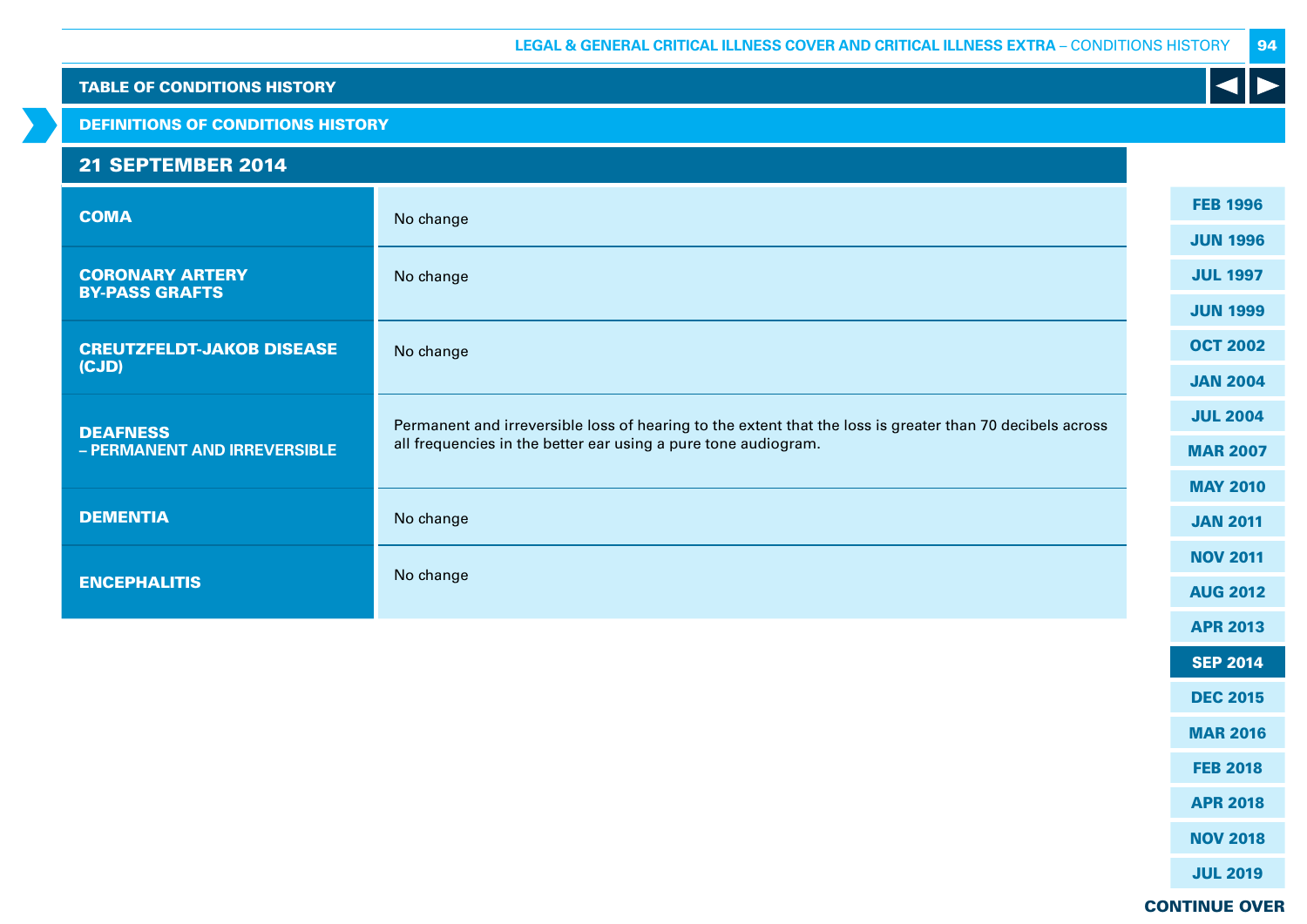## TABLE OF CONDITIONS HISTORY

### DEFINITIONS OF CONDITIONS HISTORY

### 21 SEPTEMBER 2014

| | |
|---|---|
| **COMA** | No change |
| **CORONARY ARTERY BY-PASS GRAFTS** | No change |
| **CREUTZFELDT-JAKOB DISEASE (CJD)** | No change |
| **DEAFNESS – PERMANENT AND IRREVERSIBLE** | Permanent and irreversible loss of hearing to the extent that the loss is greater than 70 decibels across all frequencies in the better ear using a pure tone audiogram. |
| **DEMENTIA** | No change |
| **ENCEPHALITIS** | No change |

FEB 1996 | JUN 1996 | JUL 1997 | JUN 1999 | OCT 2002 | JAN 2004 | JUL 2004 | MAR 2007 | MAY 2010 | JAN 2011 | NOV 2011 | AUG 2012 | APR 2013 | **SEP 2014** | DEC 2015 | MAR 2016 | FEB 2018 | APR 2018 | NOV 2018 | JUL 2019

**CONTINUE OVER**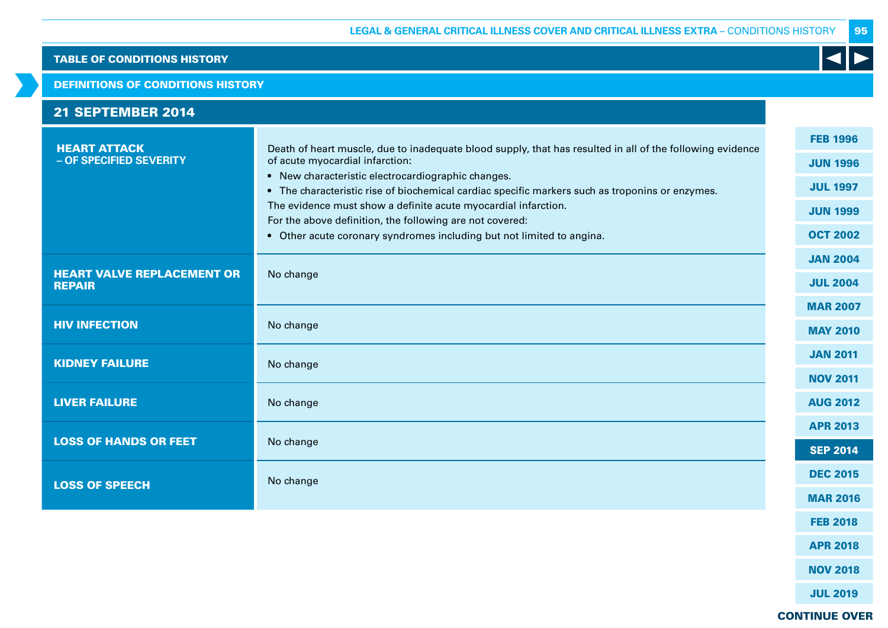## TABLE OF CONDITIONS HISTORY

### DEFINITIONS OF CONDITIONS HISTORY

### 21 SEPTEMBER 2014

| Condition | Definition |
|---|---|
| **HEART ATTACK – OF SPECIFIED SEVERITY** | Death of heart muscle, due to inadequate blood supply, that has resulted in all of the following evidence of acute myocardial infarction:<br>• New characteristic electrocardiographic changes.<br>• The characteristic rise of biochemical cardiac specific markers such as troponins or enzymes.<br>The evidence must show a definite acute myocardial infarction.<br>For the above definition, the following are not covered:<br>• Other acute coronary syndromes including but not limited to angina. |
| **HEART VALVE REPLACEMENT OR REPAIR** | No change |
| **HIV INFECTION** | No change |
| **KIDNEY FAILURE** | No change |
| **LIVER FAILURE** | No change |
| **LOSS OF HANDS OR FEET** | No change |
| **LOSS OF SPEECH** | No change |

FEB 1996 | JUN 1996 | JUL 1997 | JUN 1999 | OCT 2002 | JAN 2004 | JUL 2004 | MAR 2007 | MAY 2010 | JAN 2011 | NOV 2011 | AUG 2012 | APR 2013 | **SEP 2014** | DEC 2015 | MAR 2016 | FEB 2018 | APR 2018 | NOV 2018 | JUL 2019

**CONTINUE OVER**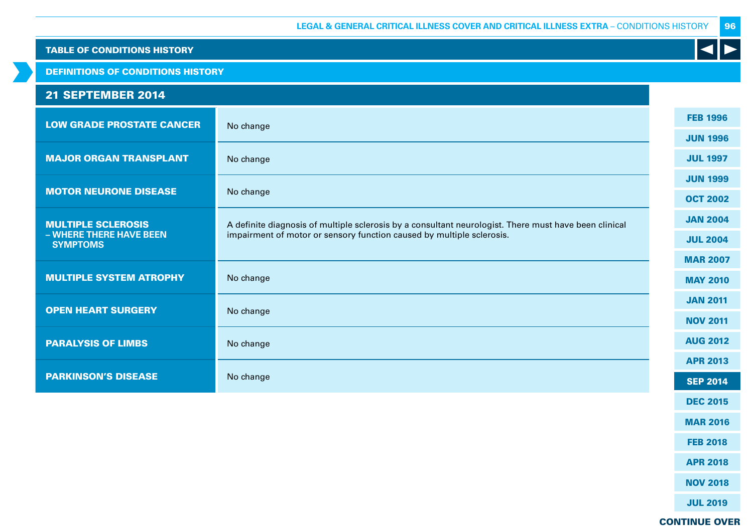## TABLE OF CONDITIONS HISTORY

### DEFINITIONS OF CONDITIONS HISTORY

### 21 SEPTEMBER 2014

| Condition | Definition |
|---|---|
| **LOW GRADE PROSTATE CANCER** | No change |
| **MAJOR ORGAN TRANSPLANT** | No change |
| **MOTOR NEURONE DISEASE** | No change |
| **MULTIPLE SCLEROSIS – WHERE THERE HAVE BEEN SYMPTOMS** | A definite diagnosis of multiple sclerosis by a consultant neurologist. There must have been clinical impairment of motor or sensory function caused by multiple sclerosis. |
| **MULTIPLE SYSTEM ATROPHY** | No change |
| **OPEN HEART SURGERY** | No change |
| **PARALYSIS OF LIMBS** | No change |
| **PARKINSON'S DISEASE** | No change |

FEB 1996 | JUN 1996 | JUL 1997 | JUN 1999 | OCT 2002 | JAN 2004 | JUL 2004 | MAR 2007 | MAY 2010 | JAN 2011 | NOV 2011 | AUG 2012 | APR 2013 | **SEP 2014** | DEC 2015 | MAR 2016 | FEB 2018 | APR 2018 | NOV 2018 | JUL 2019

**CONTINUE OVER**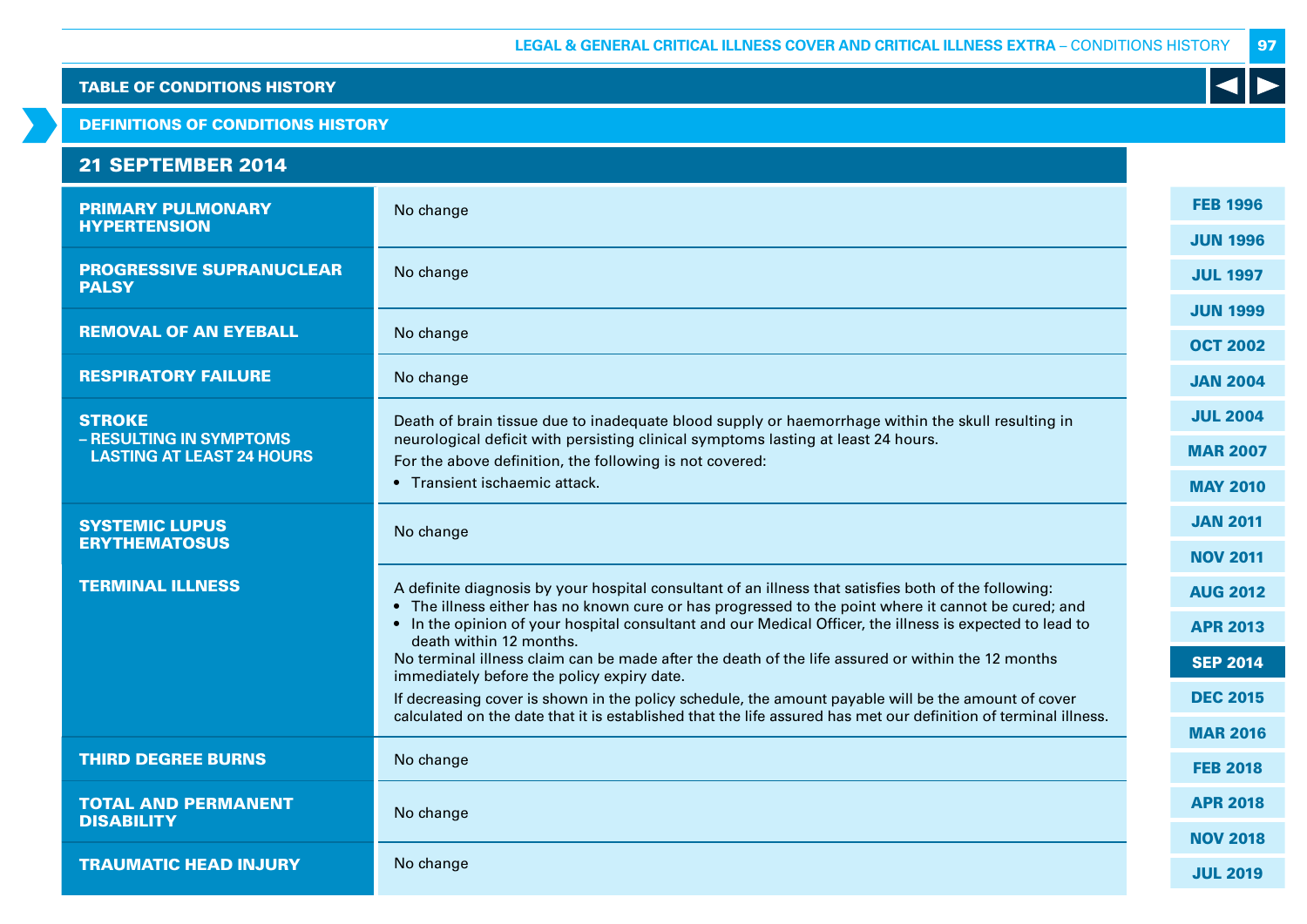## TABLE OF CONDITIONS HISTORY

### DEFINITIONS OF CONDITIONS HISTORY

### 21 SEPTEMBER 2014

| Condition | Definition |
|---|---|
| **PRIMARY PULMONARY HYPERTENSION** | No change |
| **PROGRESSIVE SUPRANUCLEAR PALSY** | No change |
| **REMOVAL OF AN EYEBALL** | No change |
| **RESPIRATORY FAILURE** | No change |
| **STROKE – RESULTING IN SYMPTOMS LASTING AT LEAST 24 HOURS** | Death of brain tissue due to inadequate blood supply or haemorrhage within the skull resulting in neurological deficit with persisting clinical symptoms lasting at least 24 hours.<br>For the above definition, the following is not covered:<br>• Transient ischaemic attack. |
| **SYSTEMIC LUPUS ERYTHEMATOSUS** | No change |
| **TERMINAL ILLNESS** | A definite diagnosis by your hospital consultant of an illness that satisfies both of the following:<br>• The illness either has no known cure or has progressed to the point where it cannot be cured; and<br>• In the opinion of your hospital consultant and our Medical Officer, the illness is expected to lead to death within 12 months.<br>No terminal illness claim can be made after the death of the life assured or within the 12 months immediately before the policy expiry date.<br>If decreasing cover is shown in the policy schedule, the amount payable will be the amount of cover calculated on the date that it is established that the life assured has met our definition of terminal illness. |
| **THIRD DEGREE BURNS** | No change |
| **TOTAL AND PERMANENT DISABILITY** | No change |
| **TRAUMATIC HEAD INJURY** | No change |

FEB 1996 | JUN 1996 | JUL 1997 | JUN 1999 | OCT 2002 | JAN 2004 | JUL 2004 | MAR 2007 | MAY 2010 | JAN 2011 | NOV 2011 | AUG 2012 | APR 2013 | **SEP 2014** | DEC 2015 | MAR 2016 | FEB 2018 | APR 2018 | NOV 2018 | JUL 2019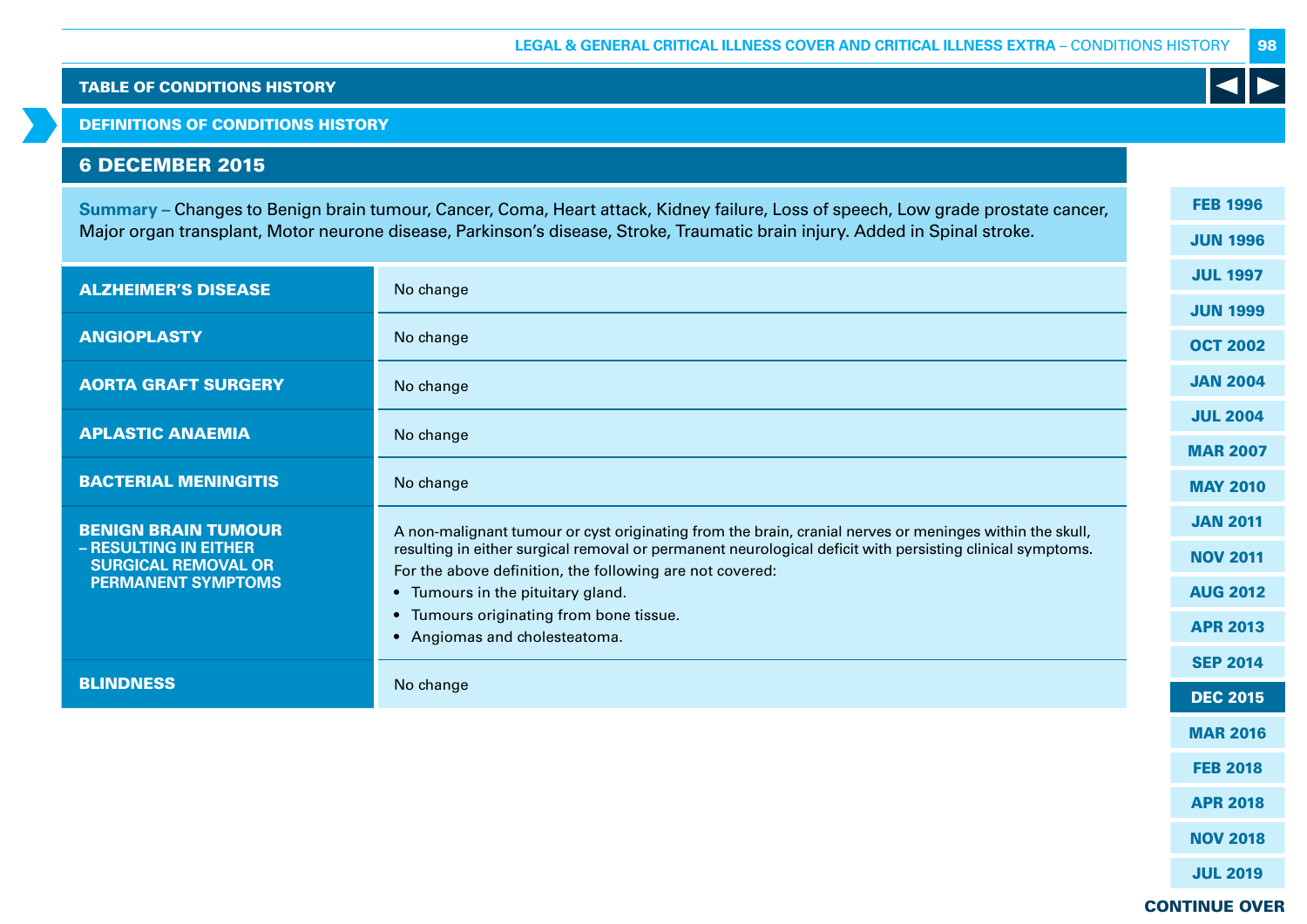## TABLE OF CONDITIONS HISTORY

## DEFINITIONS OF CONDITIONS HISTORY

### 6 DECEMBER 2015

**Summary** – Changes to Benign brain tumour, Cancer, Coma, Heart attack, Kidney failure, Loss of speech, Low grade prostate cancer, Major organ transplant, Motor neurone disease, Parkinson's disease, Stroke, Traumatic brain injury. Added in Spinal stroke.

| Condition | Definition |
|---|---|
| **ALZHEIMER'S DISEASE** | No change |
| **ANGIOPLASTY** | No change |
| **AORTA GRAFT SURGERY** | No change |
| **APLASTIC ANAEMIA** | No change |
| **BACTERIAL MENINGITIS** | No change |
| **BENIGN BRAIN TUMOUR – RESULTING IN EITHER SURGICAL REMOVAL OR PERMANENT SYMPTOMS** | A non-malignant tumour or cyst originating from the brain, cranial nerves or meninges within the skull, resulting in either surgical removal or permanent neurological deficit with persisting clinical symptoms.<br>For the above definition, the following are not covered:<br>• Tumours in the pituitary gland.<br>• Tumours originating from bone tissue.<br>• Angiomas and cholesteatoma. |
| **BLINDNESS** | No change |

FEB 1996 | JUN 1996 | JUL 1997 | JUN 1999 | OCT 2002 | JAN 2004 | JUL 2004 | MAR 2007 | MAY 2010 | JAN 2011 | NOV 2011 | AUG 2012 | APR 2013 | SEP 2014 | **DEC 2015** | MAR 2016 | FEB 2018 | APR 2018 | NOV 2018 | JUL 2019

**CONTINUE OVER**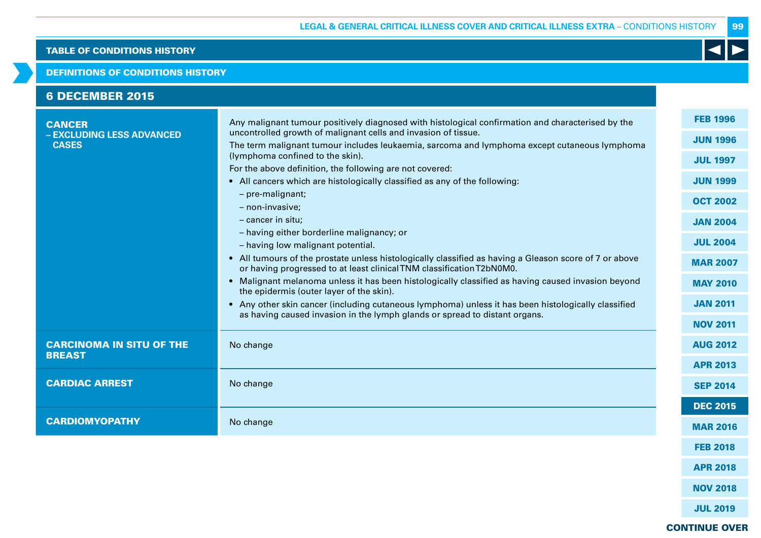## TABLE OF CONDITIONS HISTORY

## DEFINITIONS OF CONDITIONS HISTORY

### 6 DECEMBER 2015

| | |
|---|---|
| **CANCER – EXCLUDING LESS ADVANCED CASES** | Any malignant tumour positively diagnosed with histological confirmation and characterised by the uncontrolled growth of malignant cells and invasion of tissue.<br>The term malignant tumour includes leukaemia, sarcoma and lymphoma except cutaneous lymphoma (lymphoma confined to the skin).<br>For the above definition, the following are not covered:<br>• All cancers which are histologically classified as any of the following:<br>– pre-malignant;<br>– non-invasive;<br>– cancer in situ;<br>– having either borderline malignancy; or<br>– having low malignant potential.<br>• All tumours of the prostate unless histologically classified as having a Gleason score of 7 or above or having progressed to at least clinical TNM classification T2bN0M0.<br>• Malignant melanoma unless it has been histologically classified as having caused invasion beyond the epidermis (outer layer of the skin).<br>• Any other skin cancer (including cutaneous lymphoma) unless it has been histologically classified as having caused invasion in the lymph glands or spread to distant organs. |
| **CARCINOMA IN SITU OF THE BREAST** | No change |
| **CARDIAC ARREST** | No change |
| **CARDIOMYOPATHY** | No change |

FEB 1996 | JUN 1996 | JUL 1997 | JUN 1999 | OCT 2002 | JAN 2004 | JUL 2004 | MAR 2007 | MAY 2010 | JAN 2011 | NOV 2011 | AUG 2012 | APR 2013 | SEP 2014 | DEC 2015 | MAR 2016 | FEB 2018 | APR 2018 | NOV 2018 | JUL 2019

CONTINUE OVER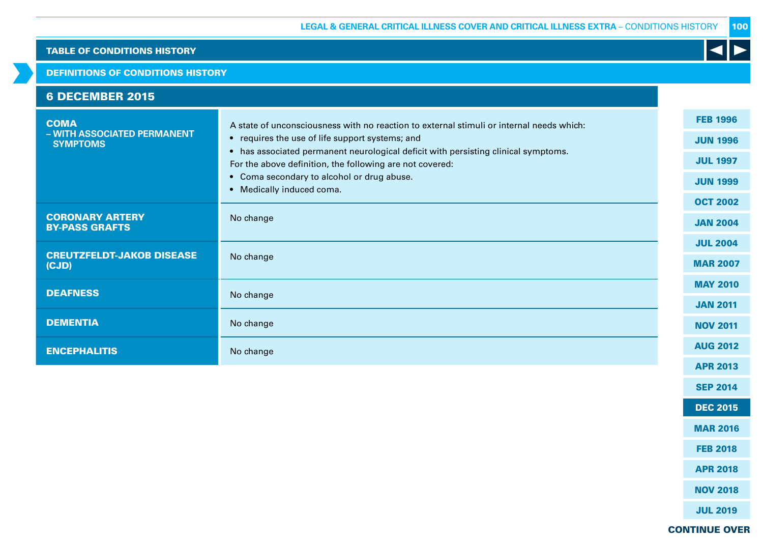## TABLE OF CONDITIONS HISTORY

### DEFINITIONS OF CONDITIONS HISTORY

### 6 DECEMBER 2015

| Condition | Definition |
|---|---|
| **COMA – WITH ASSOCIATED PERMANENT SYMPTOMS** | A state of unconsciousness with no reaction to external stimuli or internal needs which:<br>• requires the use of life support systems; and<br>• has associated permanent neurological deficit with persisting clinical symptoms.<br>For the above definition, the following are not covered:<br>• Coma secondary to alcohol or drug abuse.<br>• Medically induced coma. |
| **CORONARY ARTERY BY-PASS GRAFTS** | No change |
| **CREUTZFELDT-JAKOB DISEASE (CJD)** | No change |
| **DEAFNESS** | No change |
| **DEMENTIA** | No change |
| **ENCEPHALITIS** | No change |

FEB 1996 | JUN 1996 | JUL 1997 | JUN 1999 | OCT 2002 | JAN 2004 | JUL 2004 | MAR 2007 | MAY 2010 | JAN 2011 | NOV 2011 | AUG 2012 | APR 2013 | SEP 2014 | DEC 2015 | MAR 2016 | FEB 2018 | APR 2018 | NOV 2018 | JUL 2019

CONTINUE OVER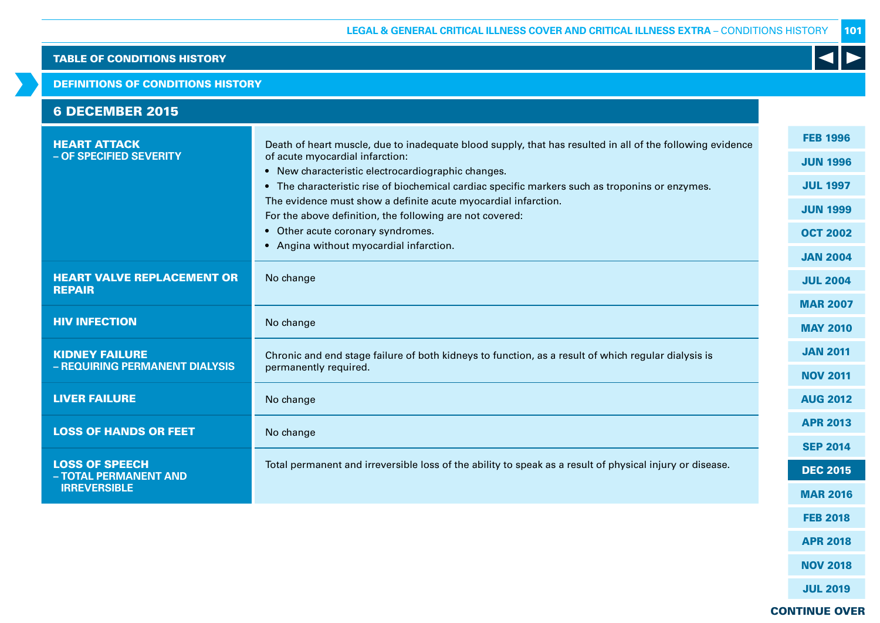## TABLE OF CONDITIONS HISTORY

### DEFINITIONS OF CONDITIONS HISTORY

### 6 DECEMBER 2015

| Condition | Definition |
|---|---|
| **HEART ATTACK – OF SPECIFIED SEVERITY** | Death of heart muscle, due to inadequate blood supply, that has resulted in all of the following evidence of acute myocardial infarction:<br>• New characteristic electrocardiographic changes.<br>• The characteristic rise of biochemical cardiac specific markers such as troponins or enzymes.<br>The evidence must show a definite acute myocardial infarction.<br>For the above definition, the following are not covered:<br>• Other acute coronary syndromes.<br>• Angina without myocardial infarction. |
| **HEART VALVE REPLACEMENT OR REPAIR** | No change |
| **HIV INFECTION** | No change |
| **KIDNEY FAILURE – REQUIRING PERMANENT DIALYSIS** | Chronic and end stage failure of both kidneys to function, as a result of which regular dialysis is permanently required. |
| **LIVER FAILURE** | No change |
| **LOSS OF HANDS OR FEET** | No change |
| **LOSS OF SPEECH – TOTAL PERMANENT AND IRREVERSIBLE** | Total permanent and irreversible loss of the ability to speak as a result of physical injury or disease. |

FEB 1996 | JUN 1996 | JUL 1997 | JUN 1999 | OCT 2002 | JAN 2004 | JUL 2004 | MAR 2007 | MAY 2010 | JAN 2011 | NOV 2011 | AUG 2012 | APR 2013 | SEP 2014 | **DEC 2015** | MAR 2016 | FEB 2018 | APR 2018 | NOV 2018 | JUL 2019

**CONTINUE OVER**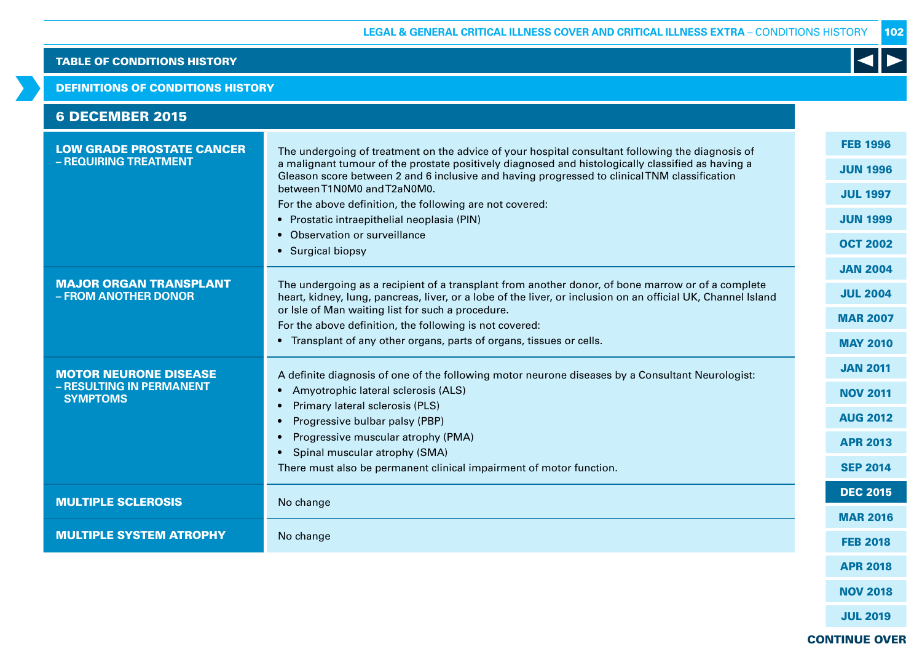## TABLE OF CONDITIONS HISTORY

### DEFINITIONS OF CONDITIONS HISTORY

### 6 DECEMBER 2015

| Condition | Definition |
|---|---|
| **LOW GRADE PROSTATE CANCER – REQUIRING TREATMENT** | The undergoing of treatment on the advice of your hospital consultant following the diagnosis of a malignant tumour of the prostate positively diagnosed and histologically classified as having a Gleason score between 2 and 6 inclusive and having progressed to clinical TNM classification between T1N0M0 and T2aN0M0.<br>For the above definition, the following are not covered:<br>• Prostatic intraepithelial neoplasia (PIN)<br>• Observation or surveillance<br>• Surgical biopsy |
| **MAJOR ORGAN TRANSPLANT – FROM ANOTHER DONOR** | The undergoing as a recipient of a transplant from another donor, of bone marrow or of a complete heart, kidney, lung, pancreas, liver, or a lobe of the liver, or inclusion on an official UK, Channel Island or Isle of Man waiting list for such a procedure.<br>For the above definition, the following is not covered:<br>• Transplant of any other organs, parts of organs, tissues or cells. |
| **MOTOR NEURONE DISEASE – RESULTING IN PERMANENT SYMPTOMS** | A definite diagnosis of one of the following motor neurone diseases by a Consultant Neurologist:<br>• Amyotrophic lateral sclerosis (ALS)<br>• Primary lateral sclerosis (PLS)<br>• Progressive bulbar palsy (PBP)<br>• Progressive muscular atrophy (PMA)<br>• Spinal muscular atrophy (SMA)<br>There must also be permanent clinical impairment of motor function. |
| **MULTIPLE SCLEROSIS** | No change |
| **MULTIPLE SYSTEM ATROPHY** | No change |

FEB 1996 | JUN 1996 | JUL 1997 | JUN 1999 | OCT 2002 | JAN 2004 | JUL 2004 | MAR 2007 | MAY 2010 | JAN 2011 | NOV 2011 | AUG 2012 | APR 2013 | SEP 2014 | DEC 2015 | MAR 2016 | FEB 2018 | APR 2018 | NOV 2018 | JUL 2019

CONTINUE OVER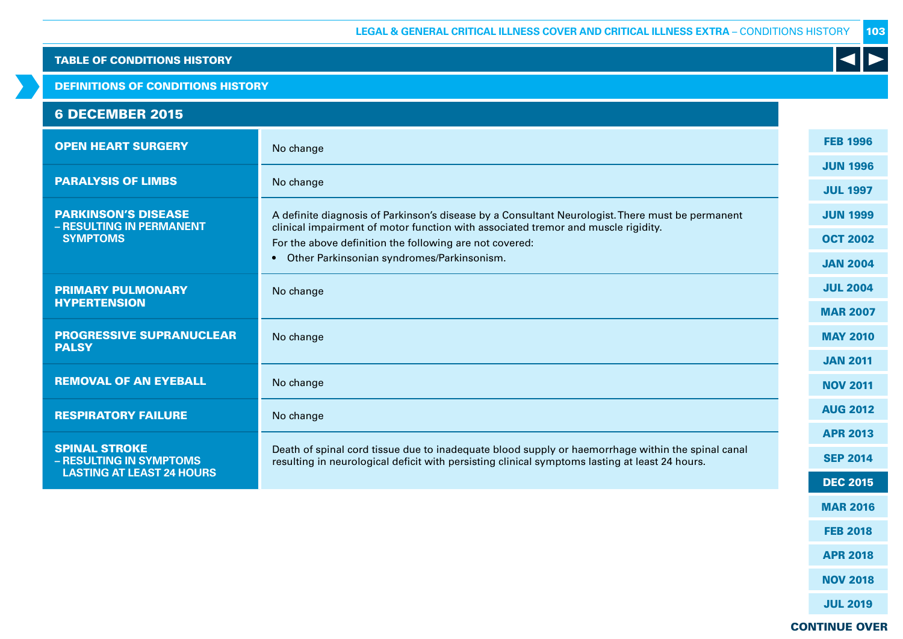## TABLE OF CONDITIONS HISTORY

### DEFINITIONS OF CONDITIONS HISTORY

### 6 DECEMBER 2015

| Condition | Definition |
|---|---|
| **OPEN HEART SURGERY** | No change |
| **PARALYSIS OF LIMBS** | No change |
| **PARKINSON'S DISEASE – RESULTING IN PERMANENT SYMPTOMS** | A definite diagnosis of Parkinson's disease by a Consultant Neurologist. There must be permanent clinical impairment of motor function with associated tremor and muscle rigidity. For the above definition the following are not covered: • Other Parkinsonian syndromes/Parkinsonism. |
| **PRIMARY PULMONARY HYPERTENSION** | No change |
| **PROGRESSIVE SUPRANUCLEAR PALSY** | No change |
| **REMOVAL OF AN EYEBALL** | No change |
| **RESPIRATORY FAILURE** | No change |
| **SPINAL STROKE – RESULTING IN SYMPTOMS LASTING AT LEAST 24 HOURS** | Death of spinal cord tissue due to inadequate blood supply or haemorrhage within the spinal canal resulting in neurological deficit with persisting clinical symptoms lasting at least 24 hours. |

FEB 1996 | JUN 1996 | JUL 1997 | JUN 1999 | OCT 2002 | JAN 2004 | JUL 2004 | MAR 2007 | MAY 2010 | JAN 2011 | NOV 2011 | AUG 2012 | APR 2013 | SEP 2014 | **DEC 2015** | MAR 2016 | FEB 2018 | APR 2018 | NOV 2018 | JUL 2019

**CONTINUE OVER**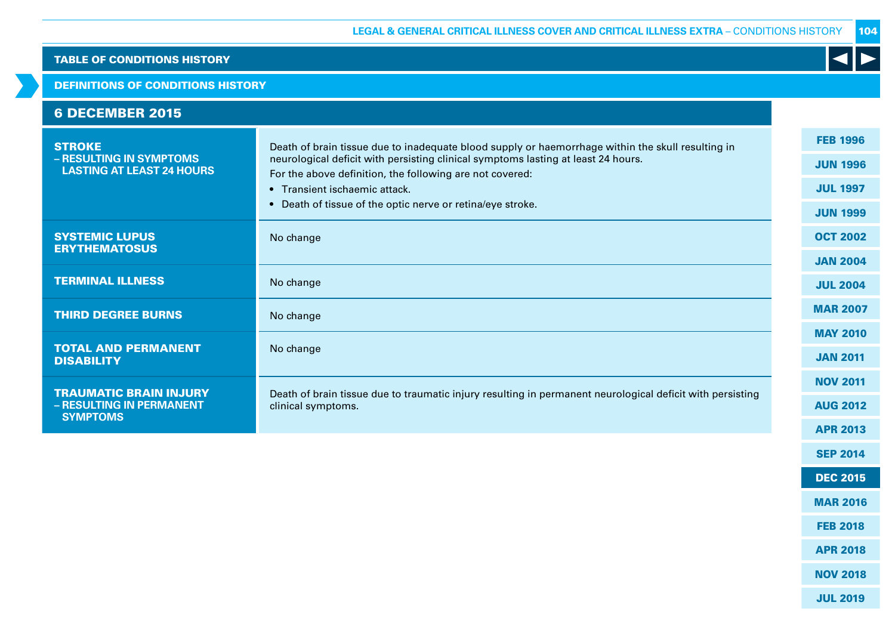## TABLE OF CONDITIONS HISTORY

### DEFINITIONS OF CONDITIONS HISTORY

### 6 DECEMBER 2015

| Condition | Definition |
|---|---|
| **STROKE – RESULTING IN SYMPTOMS LASTING AT LEAST 24 HOURS** | Death of brain tissue due to inadequate blood supply or haemorrhage within the skull resulting in neurological deficit with persisting clinical symptoms lasting at least 24 hours. For the above definition, the following are not covered: • Transient ischaemic attack. • Death of tissue of the optic nerve or retina/eye stroke. |
| **SYSTEMIC LUPUS ERYTHEMATOSUS** | No change |
| **TERMINAL ILLNESS** | No change |
| **THIRD DEGREE BURNS** | No change |
| **TOTAL AND PERMANENT DISABILITY** | No change |
| **TRAUMATIC BRAIN INJURY – RESULTING IN PERMANENT SYMPTOMS** | Death of brain tissue due to traumatic injury resulting in permanent neurological deficit with persisting clinical symptoms. |

FEB 1996 | JUN 1996 | JUL 1997 | JUN 1999 | OCT 2002 | JAN 2004 | JUL 2004 | MAR 2007 | MAY 2010 | JAN 2011 | NOV 2011 | AUG 2012 | APR 2013 | SEP 2014 | DEC 2015 | MAR 2016 | FEB 2018 | APR 2018 | NOV 2018 | JUL 2019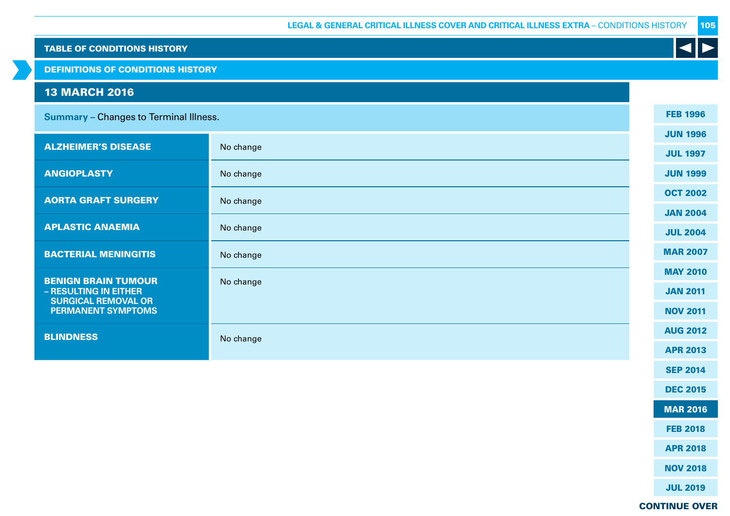## TABLE OF CONDITIONS HISTORY

## DEFINITIONS OF CONDITIONS HISTORY

### 13 MARCH 2016

**Summary –** Changes to Terminal Illness.

| Condition | Change |
|---|---|
| **ALZHEIMER'S DISEASE** | No change |
| **ANGIOPLASTY** | No change |
| **AORTA GRAFT SURGERY** | No change |
| **APLASTIC ANAEMIA** | No change |
| **BACTERIAL MENINGITIS** | No change |
| **BENIGN BRAIN TUMOUR – RESULTING IN EITHER SURGICAL REMOVAL OR PERMANENT SYMPTOMS** | No change |
| **BLINDNESS** | No change |

FEB 1996 | JUN 1996 | JUL 1997 | JUN 1999 | OCT 2002 | JAN 2004 | JUL 2004 | MAR 2007 | MAY 2010 | JAN 2011 | NOV 2011 | AUG 2012 | APR 2013 | SEP 2014 | DEC 2015 | MAR 2016 | FEB 2018 | APR 2018 | NOV 2018 | JUL 2019

**CONTINUE OVER**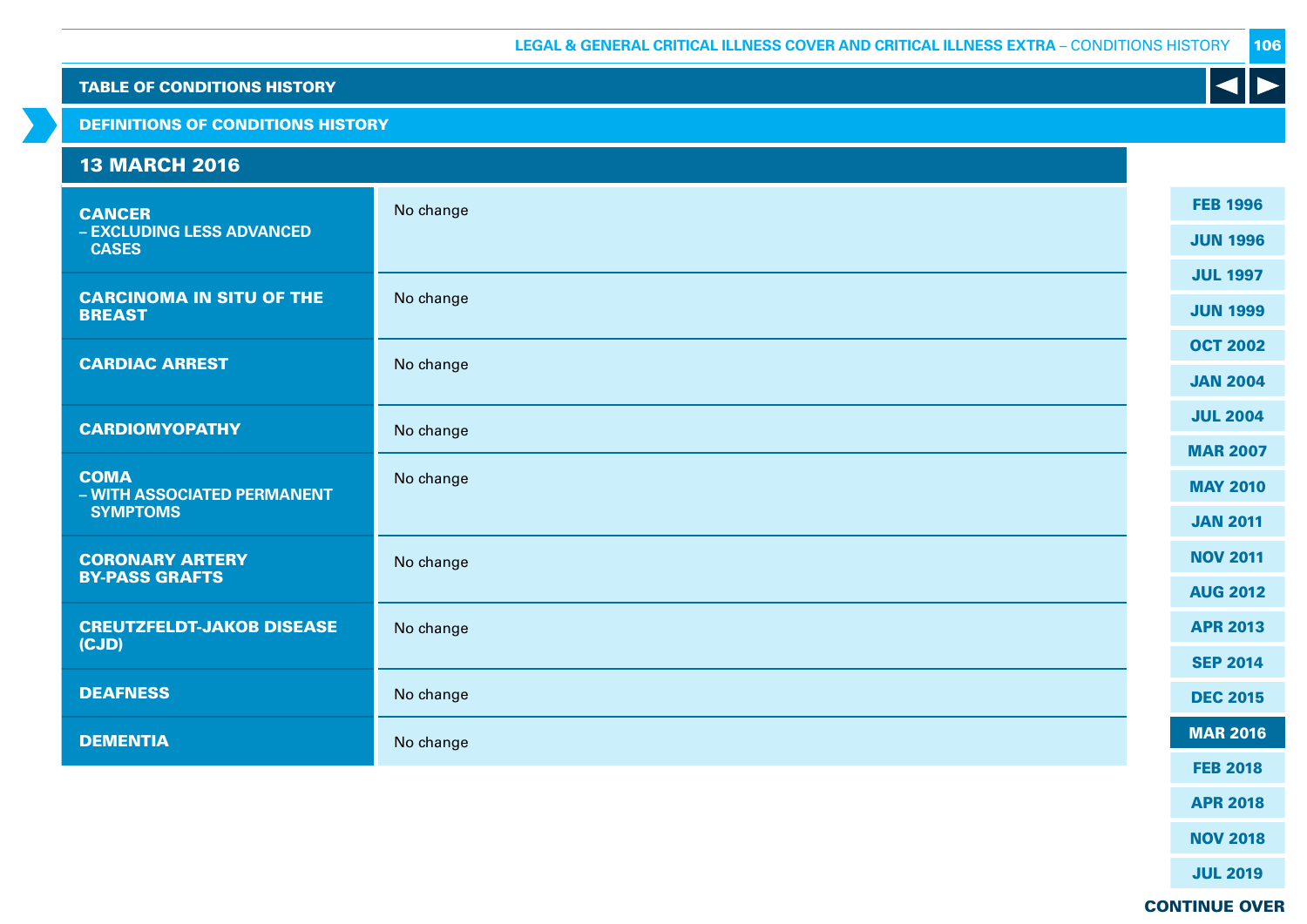TABLE OF CONDITIONS HISTORY

DEFINITIONS OF CONDITIONS HISTORY

## 13 MARCH 2016

| Condition | Change |
|---|---|
| **CANCER – EXCLUDING LESS ADVANCED CASES** | No change |
| **CARCINOMA IN SITU OF THE BREAST** | No change |
| **CARDIAC ARREST** | No change |
| **CARDIOMYOPATHY** | No change |
| **COMA – WITH ASSOCIATED PERMANENT SYMPTOMS** | No change |
| **CORONARY ARTERY BY-PASS GRAFTS** | No change |
| **CREUTZFELDT-JAKOB DISEASE (CJD)** | No change |
| **DEAFNESS** | No change |
| **DEMENTIA** | No change |

FEB 1996
JUN 1996
JUL 1997
JUN 1999
OCT 2002
JAN 2004
JUL 2004
MAR 2007
MAY 2010
JAN 2011
NOV 2011
AUG 2012
APR 2013
SEP 2014
DEC 2015
**MAR 2016**
FEB 2018
APR 2018
NOV 2018
JUL 2019

CONTINUE OVER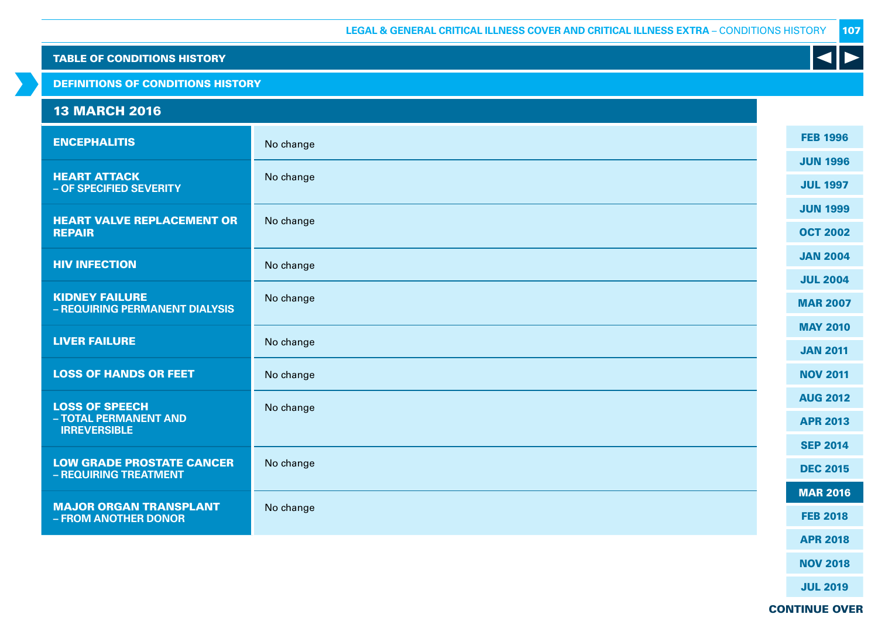## TABLE OF CONDITIONS HISTORY

### DEFINITIONS OF CONDITIONS HISTORY

### 13 MARCH 2016

| Condition | Change |
|---|---|
| **ENCEPHALITIS** | No change |
| **HEART ATTACK** – OF SPECIFIED SEVERITY | No change |
| **HEART VALVE REPLACEMENT OR REPAIR** | No change |
| **HIV INFECTION** | No change |
| **KIDNEY FAILURE** – REQUIRING PERMANENT DIALYSIS | No change |
| **LIVER FAILURE** | No change |
| **LOSS OF HANDS OR FEET** | No change |
| **LOSS OF SPEECH** – TOTAL PERMANENT AND IRREVERSIBLE | No change |
| **LOW GRADE PROSTATE CANCER** – REQUIRING TREATMENT | No change |
| **MAJOR ORGAN TRANSPLANT** – FROM ANOTHER DONOR | No change |

FEB 1996 | JUN 1996 | JUL 1997 | JUN 1999 | OCT 2002 | JAN 2004 | JUL 2004 | MAR 2007 | MAY 2010 | JAN 2011 | NOV 2011 | AUG 2012 | APR 2013 | SEP 2014 | DEC 2015 | **MAR 2016** | FEB 2018 | APR 2018 | NOV 2018 | JUL 2019

CONTINUE OVER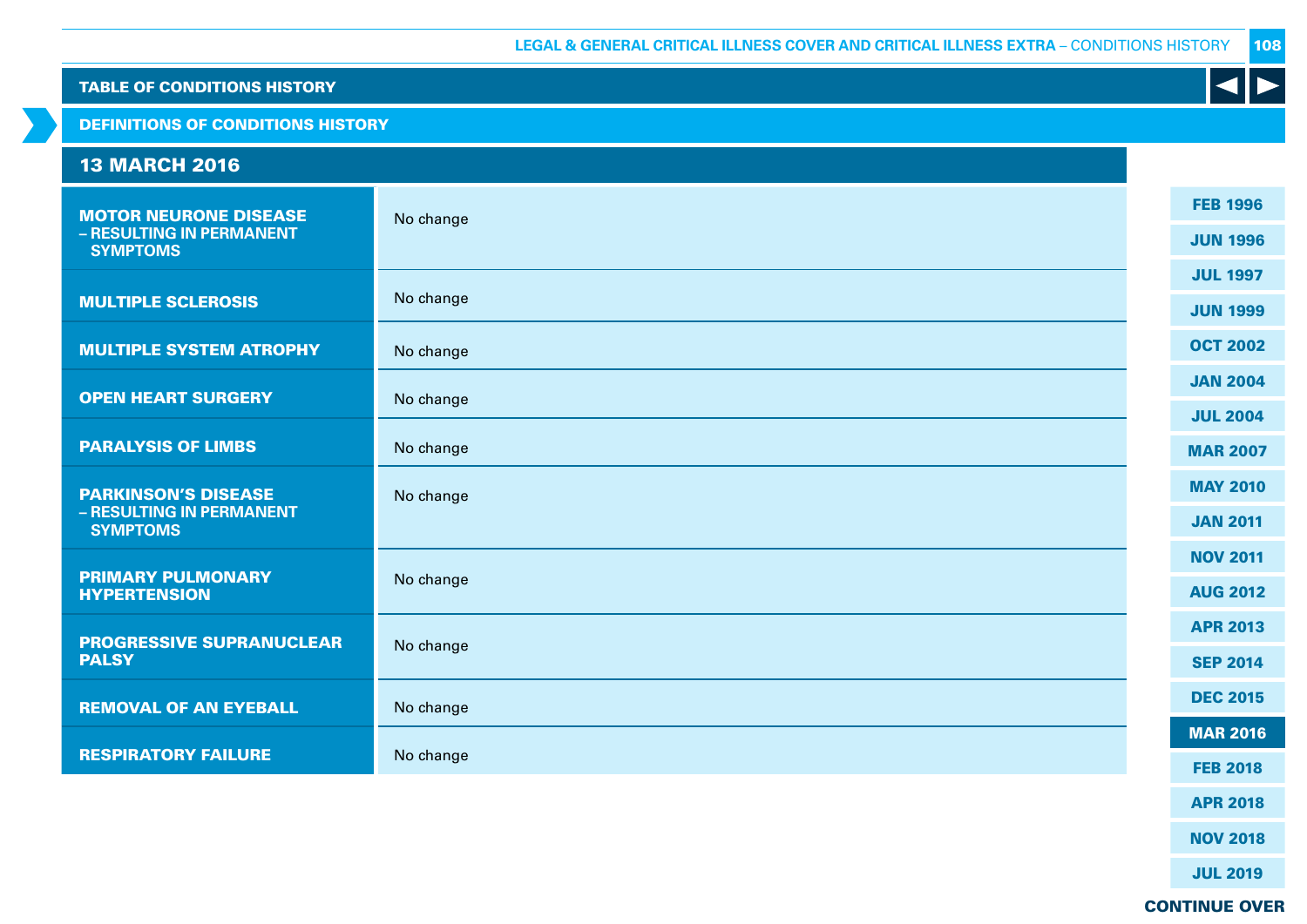TABLE OF CONDITIONS HISTORY

DEFINITIONS OF CONDITIONS HISTORY

## 13 MARCH 2016

| Condition | Change |
|---|---|
| **MOTOR NEURONE DISEASE – RESULTING IN PERMANENT SYMPTOMS** | No change |
| **MULTIPLE SCLEROSIS** | No change |
| **MULTIPLE SYSTEM ATROPHY** | No change |
| **OPEN HEART SURGERY** | No change |
| **PARALYSIS OF LIMBS** | No change |
| **PARKINSON'S DISEASE – RESULTING IN PERMANENT SYMPTOMS** | No change |
| **PRIMARY PULMONARY HYPERTENSION** | No change |
| **PROGRESSIVE SUPRANUCLEAR PALSY** | No change |
| **REMOVAL OF AN EYEBALL** | No change |
| **RESPIRATORY FAILURE** | No change |

FEB 1996 | JUN 1996 | JUL 1997 | JUN 1999 | OCT 2002 | JAN 2004 | JUL 2004 | MAR 2007 | MAY 2010 | JAN 2011 | NOV 2011 | AUG 2012 | APR 2013 | SEP 2014 | DEC 2015 | **MAR 2016** | FEB 2018 | APR 2018 | NOV 2018 | JUL 2019

**CONTINUE OVER**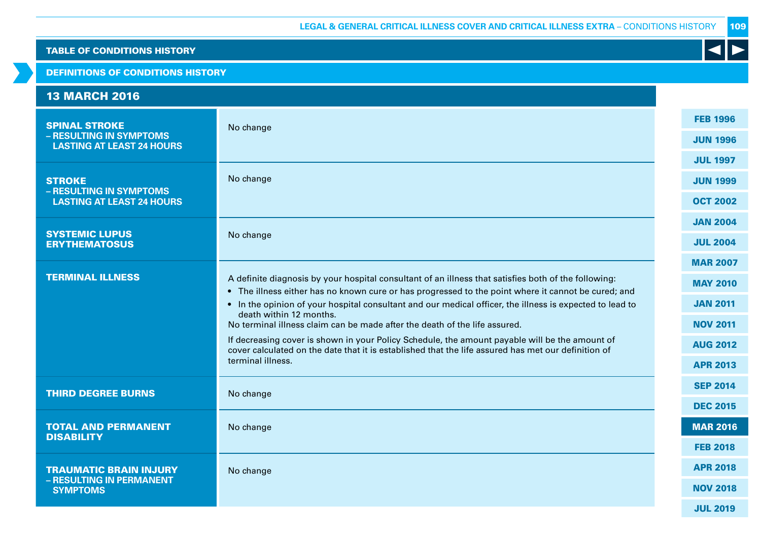## TABLE OF CONDITIONS HISTORY

### DEFINITIONS OF CONDITIONS HISTORY

### 13 MARCH 2016

| Condition | Definition |
|---|---|
| **SPINAL STROKE – RESULTING IN SYMPTOMS LASTING AT LEAST 24 HOURS** | No change |
| **STROKE – RESULTING IN SYMPTOMS LASTING AT LEAST 24 HOURS** | No change |
| **SYSTEMIC LUPUS ERYTHEMATOSUS** | No change |
| **TERMINAL ILLNESS** | A definite diagnosis by your hospital consultant of an illness that satisfies both of the following:<br>• The illness either has no known cure or has progressed to the point where it cannot be cured; and<br>• In the opinion of your hospital consultant and our medical officer, the illness is expected to lead to death within 12 months.<br>No terminal illness claim can be made after the death of the life assured.<br><br>If decreasing cover is shown in your Policy Schedule, the amount payable will be the amount of cover calculated on the date that it is established that the life assured has met our definition of terminal illness. |
| **THIRD DEGREE BURNS** | No change |
| **TOTAL AND PERMANENT DISABILITY** | No change |
| **TRAUMATIC BRAIN INJURY – RESULTING IN PERMANENT SYMPTOMS** | No change |

FEB 1996 | JUN 1996 | JUL 1997 | JUN 1999 | OCT 2002 | JAN 2004 | JUL 2004 | MAR 2007 | MAY 2010 | JAN 2011 | NOV 2011 | AUG 2012 | APR 2013 | SEP 2014 | DEC 2015 | **MAR 2016** | FEB 2018 | APR 2018 | NOV 2018 | JUL 2019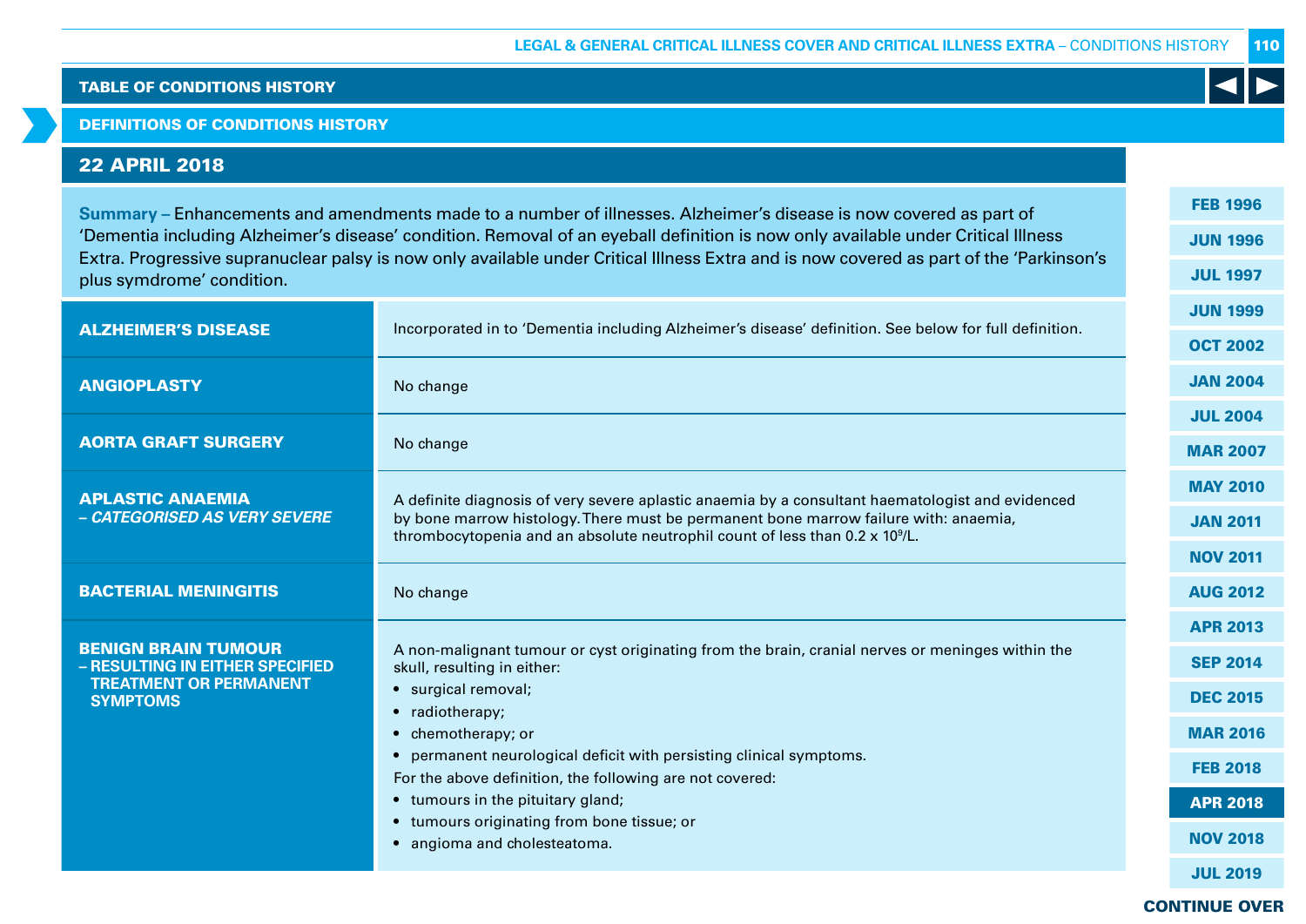## TABLE OF CONDITIONS HISTORY

### DEFINITIONS OF CONDITIONS HISTORY

## 22 APRIL 2018

**Summary –** Enhancements and amendments made to a number of illnesses. Alzheimer's disease is now covered as part of 'Dementia including Alzheimer's disease' condition. Removal of an eyeball definition is now only available under Critical Illness Extra. Progressive supranuclear palsy is now only available under Critical Illness Extra and is now covered as part of the 'Parkinson's plus symdrome' condition.

| Condition | Definition |
|---|---|
| **ALZHEIMER'S DISEASE** | Incorporated in to 'Dementia including Alzheimer's disease' definition. See below for full definition. |
| **ANGIOPLASTY** | No change |
| **AORTA GRAFT SURGERY** | No change |
| **APLASTIC ANAEMIA** *– CATEGORISED AS VERY SEVERE* | A definite diagnosis of very severe aplastic anaemia by a consultant haematologist and evidenced by bone marrow histology. There must be permanent bone marrow failure with: anaemia, thrombocytopenia and an absolute neutrophil count of less than $0.2 \times 10^9$/L. |
| **BACTERIAL MENINGITIS** | No change |
| **BENIGN BRAIN TUMOUR** – RESULTING IN EITHER SPECIFIED TREATMENT OR PERMANENT SYMPTOMS | A non-malignant tumour or cyst originating from the brain, cranial nerves or meninges within the skull, resulting in either:<br>• surgical removal;<br>• radiotherapy;<br>• chemotherapy; or<br>• permanent neurological deficit with persisting clinical symptoms.<br>For the above definition, the following are not covered:<br>• tumours in the pituitary gland;<br>• tumours originating from bone tissue; or<br>• angioma and cholesteatoma. |

FEB 1996 | JUN 1996 | JUL 1997 | JUN 1999 | OCT 2002 | JAN 2004 | JUL 2004 | MAR 2007 | MAY 2010 | JAN 2011 | NOV 2011 | AUG 2012 | APR 2013 | SEP 2014 | DEC 2015 | MAR 2016 | FEB 2018 | APR 2018 | NOV 2018 | JUL 2019

CONTINUE OVER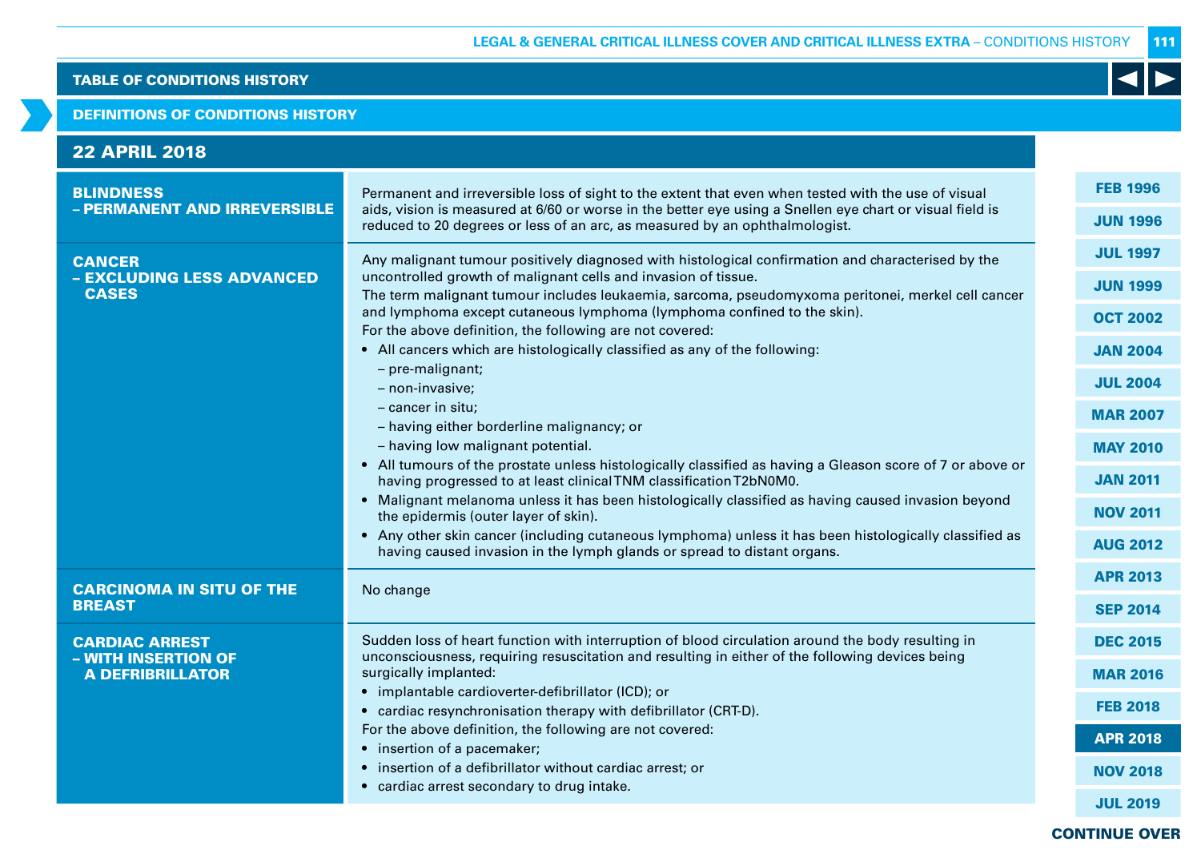## TABLE OF CONDITIONS HISTORY

### DEFINITIONS OF CONDITIONS HISTORY

### 22 APRIL 2018

| Condition | Definition |
|---|---|
| **BLINDNESS – PERMANENT AND IRREVERSIBLE** | Permanent and irreversible loss of sight to the extent that even when tested with the use of visual aids, vision is measured at 6/60 or worse in the better eye using a Snellen eye chart or visual field is reduced to 20 degrees or less of an arc, as measured by an ophthalmologist. |
| **CANCER – EXCLUDING LESS ADVANCED CASES** | Any malignant tumour positively diagnosed with histological confirmation and characterised by the uncontrolled growth of malignant cells and invasion of tissue.<br>The term malignant tumour includes leukaemia, sarcoma, pseudomyxoma peritonei, merkel cell cancer and lymphoma except cutaneous lymphoma (lymphoma confined to the skin).<br>For the above definition, the following are not covered:<br>• All cancers which are histologically classified as any of the following:<br>– pre-malignant;<br>– non-invasive;<br>– cancer in situ;<br>– having either borderline malignancy; or<br>– having low malignant potential.<br>• All tumours of the prostate unless histologically classified as having a Gleason score of 7 or above or having progressed to at least clinical TNM classification T2bN0M0.<br>• Malignant melanoma unless it has been histologically classified as having caused invasion beyond the epidermis (outer layer of skin).<br>• Any other skin cancer (including cutaneous lymphoma) unless it has been histologically classified as having caused invasion in the lymph glands or spread to distant organs. |
| **CARCINOMA IN SITU OF THE BREAST** | No change |
| **CARDIAC ARREST – WITH INSERTION OF A DEFIBRILLATOR** | Sudden loss of heart function with interruption of blood circulation around the body resulting in unconsciousness, requiring resuscitation and resulting in either of the following devices being surgically implanted:<br>• implantable cardioverter-defibrillator (ICD); or<br>• cardiac resynchronisation therapy with defibrillator (CRT-D).<br>For the above definition, the following are not covered:<br>• insertion of a pacemaker;<br>• insertion of a defibrillator without cardiac arrest; or<br>• cardiac arrest secondary to drug intake. |

FEB 1996 | JUN 1996 | JUL 1997 | JUN 1999 | OCT 2002 | JAN 2004 | JUL 2004 | MAR 2007 | MAY 2010 | JAN 2011 | NOV 2011 | AUG 2012 | APR 2013 | SEP 2014 | DEC 2015 | MAR 2016 | FEB 2018 | APR 2018 | NOV 2018 | JUL 2019

CONTINUE OVER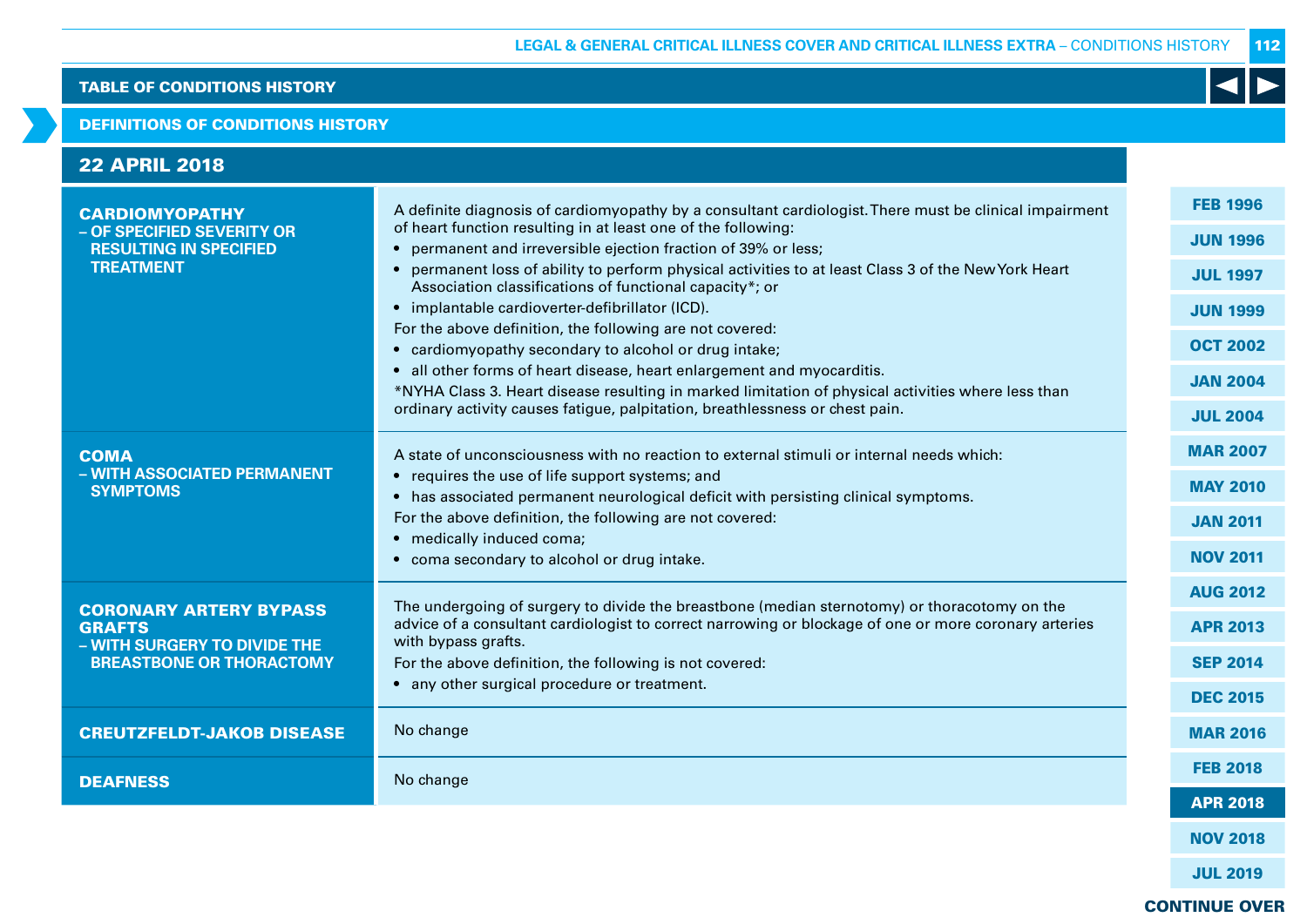TABLE OF CONDITIONS HISTORY

DEFINITIONS OF CONDITIONS HISTORY

## 22 APRIL 2018

| Condition | Definition |
|---|---|
| **CARDIOMYOPATHY** – OF SPECIFIED SEVERITY OR RESULTING IN SPECIFIED TREATMENT | A definite diagnosis of cardiomyopathy by a consultant cardiologist. There must be clinical impairment of heart function resulting in at least one of the following:<br>• permanent and irreversible ejection fraction of 39% or less;<br>• permanent loss of ability to perform physical activities to at least Class 3 of the New York Heart Association classifications of functional capacity*; or<br>• implantable cardioverter-defibrillator (ICD).<br>For the above definition, the following are not covered:<br>• cardiomyopathy secondary to alcohol or drug intake;<br>• all other forms of heart disease, heart enlargement and myocarditis.<br>*NYHA Class 3. Heart disease resulting in marked limitation of physical activities where less than ordinary activity causes fatigue, palpitation, breathlessness or chest pain. |
| **COMA** – WITH ASSOCIATED PERMANENT SYMPTOMS | A state of unconsciousness with no reaction to external stimuli or internal needs which:<br>• requires the use of life support systems; and<br>• has associated permanent neurological deficit with persisting clinical symptoms.<br>For the above definition, the following are not covered:<br>• medically induced coma;<br>• coma secondary to alcohol or drug intake. |
| **CORONARY ARTERY BYPASS GRAFTS** – WITH SURGERY TO DIVIDE THE BREASTBONE OR THORACTOMY | The undergoing of surgery to divide the breastbone (median sternotomy) or thoracotomy on the advice of a consultant cardiologist to correct narrowing or blockage of one or more coronary arteries with bypass grafts.<br>For the above definition, the following is not covered:<br>• any other surgical procedure or treatment. |
| **CREUTZFELDT-JAKOB DISEASE** | No change |
| **DEAFNESS** | No change |

FEB 1996 | JUN 1996 | JUL 1997 | JUN 1999 | OCT 2002 | JAN 2004 | JUL 2004 | MAR 2007 | MAY 2010 | JAN 2011 | NOV 2011 | AUG 2012 | APR 2013 | SEP 2014 | DEC 2015 | MAR 2016 | FEB 2018 | APR 2018 | NOV 2018 | JUL 2019

CONTINUE OVER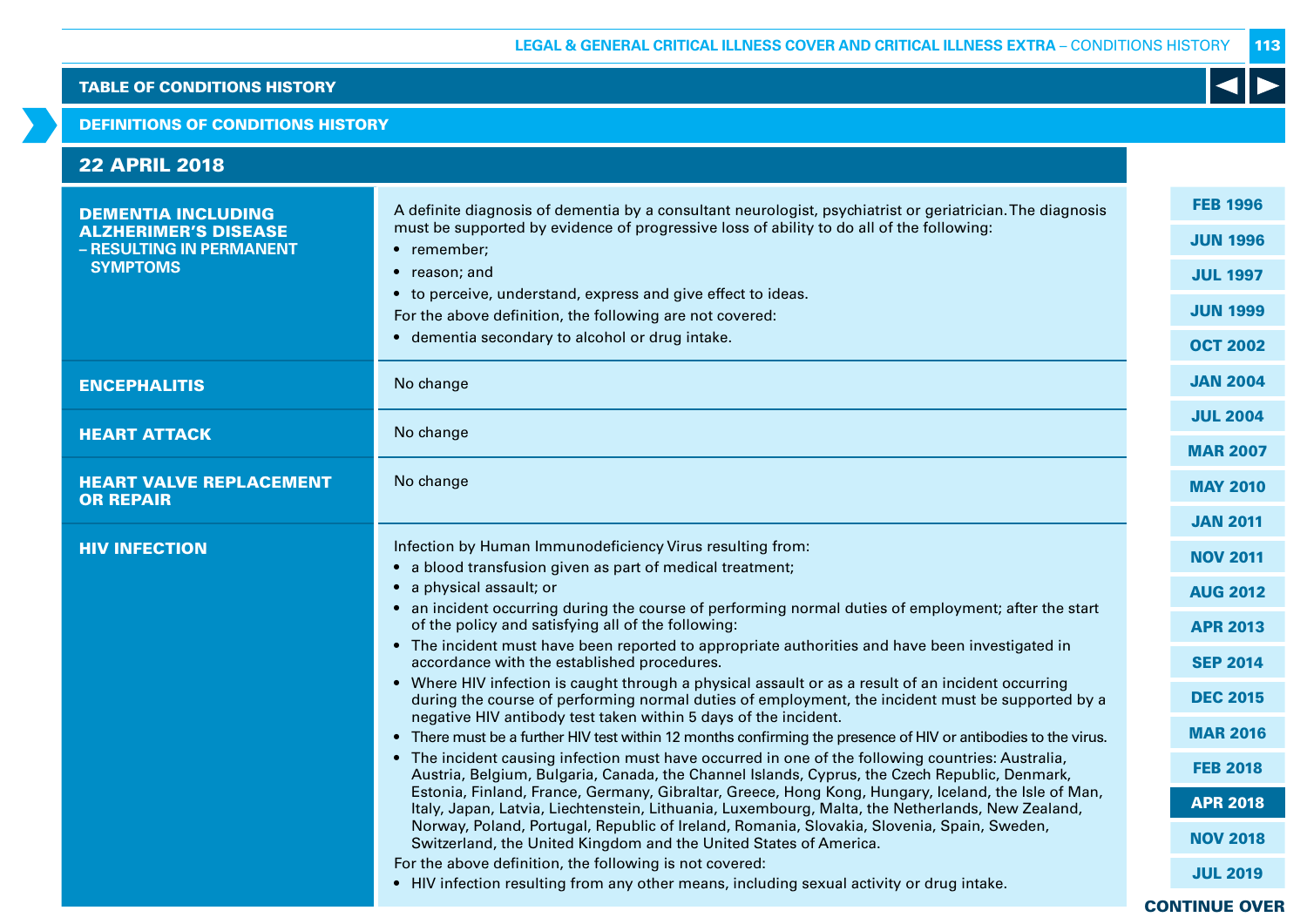## TABLE OF CONDITIONS HISTORY

### DEFINITIONS OF CONDITIONS HISTORY

### 22 APRIL 2018

| Condition | Definition |
|---|---|
| **DEMENTIA INCLUDING ALZHERIMER'S DISEASE – RESULTING IN PERMANENT SYMPTOMS** | A definite diagnosis of dementia by a consultant neurologist, psychiatrist or geriatrician. The diagnosis must be supported by evidence of progressive loss of ability to do all of the following:<br>• remember;<br>• reason; and<br>• to perceive, understand, express and give effect to ideas.<br>For the above definition, the following are not covered:<br>• dementia secondary to alcohol or drug intake. |
| **ENCEPHALITIS** | No change |
| **HEART ATTACK** | No change |
| **HEART VALVE REPLACEMENT OR REPAIR** | No change |
| **HIV INFECTION** | Infection by Human Immunodeficiency Virus resulting from:<br>• a blood transfusion given as part of medical treatment;<br>• a physical assault; or<br>• an incident occurring during the course of performing normal duties of employment; after the start of the policy and satisfying all of the following:<br>• The incident must have been reported to appropriate authorities and have been investigated in accordance with the established procedures.<br>• Where HIV infection is caught through a physical assault or as a result of an incident occurring during the course of performing normal duties of employment, the incident must be supported by a negative HIV antibody test taken within 5 days of the incident.<br>• There must be a further HIV test within 12 months confirming the presence of HIV or antibodies to the virus.<br>• The incident causing infection must have occurred in one of the following countries: Australia, Austria, Belgium, Bulgaria, Canada, the Channel Islands, Cyprus, the Czech Republic, Denmark, Estonia, Finland, France, Germany, Gibraltar, Greece, Hong Kong, Hungary, Iceland, the Isle of Man, Italy, Japan, Latvia, Liechtenstein, Lithuania, Luxembourg, Malta, the Netherlands, New Zealand, Norway, Poland, Portugal, Republic of Ireland, Romania, Slovakia, Slovenia, Spain, Sweden, Switzerland, the United Kingdom and the United States of America.<br>For the above definition, the following is not covered:<br>• HIV infection resulting from any other means, including sexual activity or drug intake. |

FEB 1996 | JUN 1996 | JUL 1997 | JUN 1999 | OCT 2002 | JAN 2004 | JUL 2004 | MAR 2007 | MAY 2010 | JAN 2011 | NOV 2011 | AUG 2012 | APR 2013 | SEP 2014 | DEC 2015 | MAR 2016 | FEB 2018 | **APR 2018** | NOV 2018 | JUL 2019

CONTINUE OVER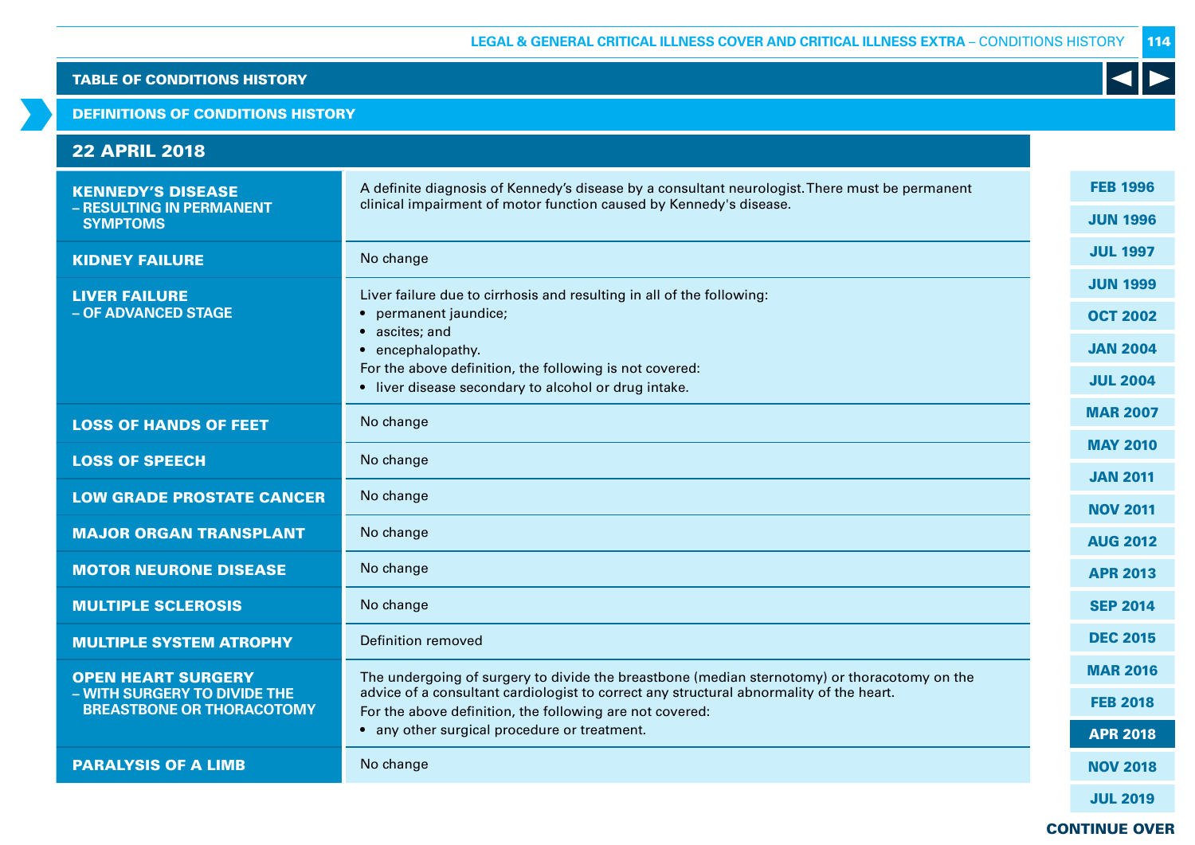## TABLE OF CONDITIONS HISTORY

### DEFINITIONS OF CONDITIONS HISTORY

### 22 APRIL 2018

| Condition | Definition |
|---|---|
| **KENNEDY'S DISEASE** – RESULTING IN PERMANENT SYMPTOMS | A definite diagnosis of Kennedy's disease by a consultant neurologist. There must be permanent clinical impairment of motor function caused by Kennedy's disease. |
| **KIDNEY FAILURE** | No change |
| **LIVER FAILURE** – OF ADVANCED STAGE | Liver failure due to cirrhosis and resulting in all of the following:<br>• permanent jaundice;<br>• ascites; and<br>• encephalopathy.<br>For the above definition, the following is not covered:<br>• liver disease secondary to alcohol or drug intake. |
| **LOSS OF HANDS OF FEET** | No change |
| **LOSS OF SPEECH** | No change |
| **LOW GRADE PROSTATE CANCER** | No change |
| **MAJOR ORGAN TRANSPLANT** | No change |
| **MOTOR NEURONE DISEASE** | No change |
| **MULTIPLE SCLEROSIS** | No change |
| **MULTIPLE SYSTEM ATROPHY** | Definition removed |
| **OPEN HEART SURGERY** – WITH SURGERY TO DIVIDE THE BREASTBONE OR THORACOTOMY | The undergoing of surgery to divide the breastbone (median sternotomy) or thoracotomy on the advice of a consultant cardiologist to correct any structural abnormality of the heart.<br>For the above definition, the following are not covered:<br>• any other surgical procedure or treatment. |
| **PARALYSIS OF A LIMB** | No change |

FEB 1996 | JUN 1996 | JUL 1997 | JUN 1999 | OCT 2002 | JAN 2004 | JUL 2004 | MAR 2007 | MAY 2010 | JAN 2011 | NOV 2011 | AUG 2012 | APR 2013 | SEP 2014 | DEC 2015 | MAR 2016 | FEB 2018 | **APR 2018** | NOV 2018 | JUL 2019

**CONTINUE OVER**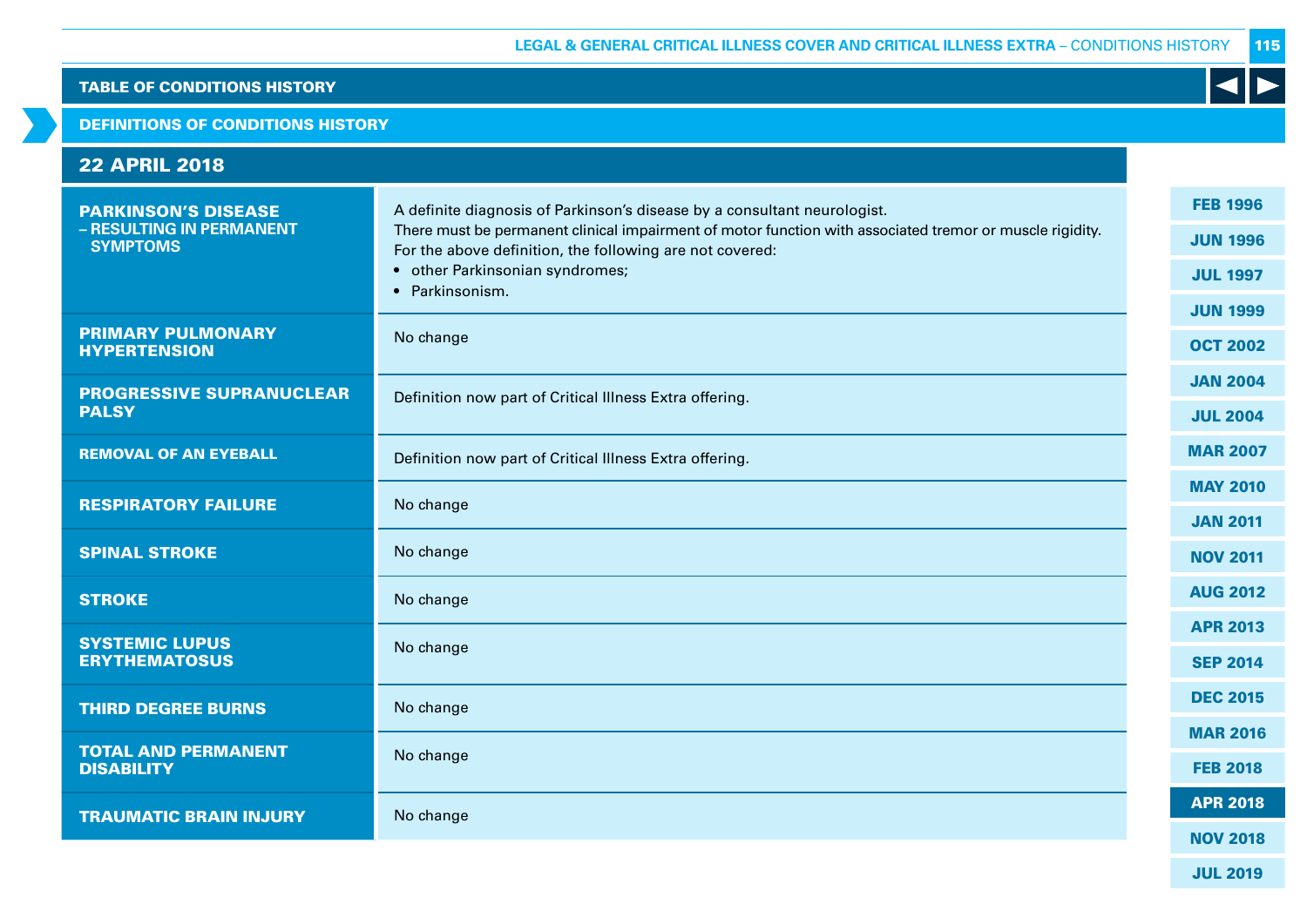## TABLE OF CONDITIONS HISTORY

### DEFINITIONS OF CONDITIONS HISTORY

### 22 APRIL 2018

| Condition | Definition |
|---|---|
| **PARKINSON'S DISEASE – RESULTING IN PERMANENT SYMPTOMS** | A definite diagnosis of Parkinson's disease by a consultant neurologist. There must be permanent clinical impairment of motor function with associated tremor or muscle rigidity. For the above definition, the following are not covered: <br>• other Parkinsonian syndromes; <br>• Parkinsonism. |
| **PRIMARY PULMONARY HYPERTENSION** | No change |
| **PROGRESSIVE SUPRANUCLEAR PALSY** | Definition now part of Critical Illness Extra offering. |
| **REMOVAL OF AN EYEBALL** | Definition now part of Critical Illness Extra offering. |
| **RESPIRATORY FAILURE** | No change |
| **SPINAL STROKE** | No change |
| **STROKE** | No change |
| **SYSTEMIC LUPUS ERYTHEMATOSUS** | No change |
| **THIRD DEGREE BURNS** | No change |
| **TOTAL AND PERMANENT DISABILITY** | No change |
| **TRAUMATIC BRAIN INJURY** | No change |

FEB 1996 | JUN 1996 | JUL 1997 | JUN 1999 | OCT 2002 | JAN 2004 | JUL 2004 | MAR 2007 | MAY 2010 | JAN 2011 | NOV 2011 | AUG 2012 | APR 2013 | SEP 2014 | DEC 2015 | MAR 2016 | FEB 2018 | **APR 2018** | NOV 2018 | JUL 2019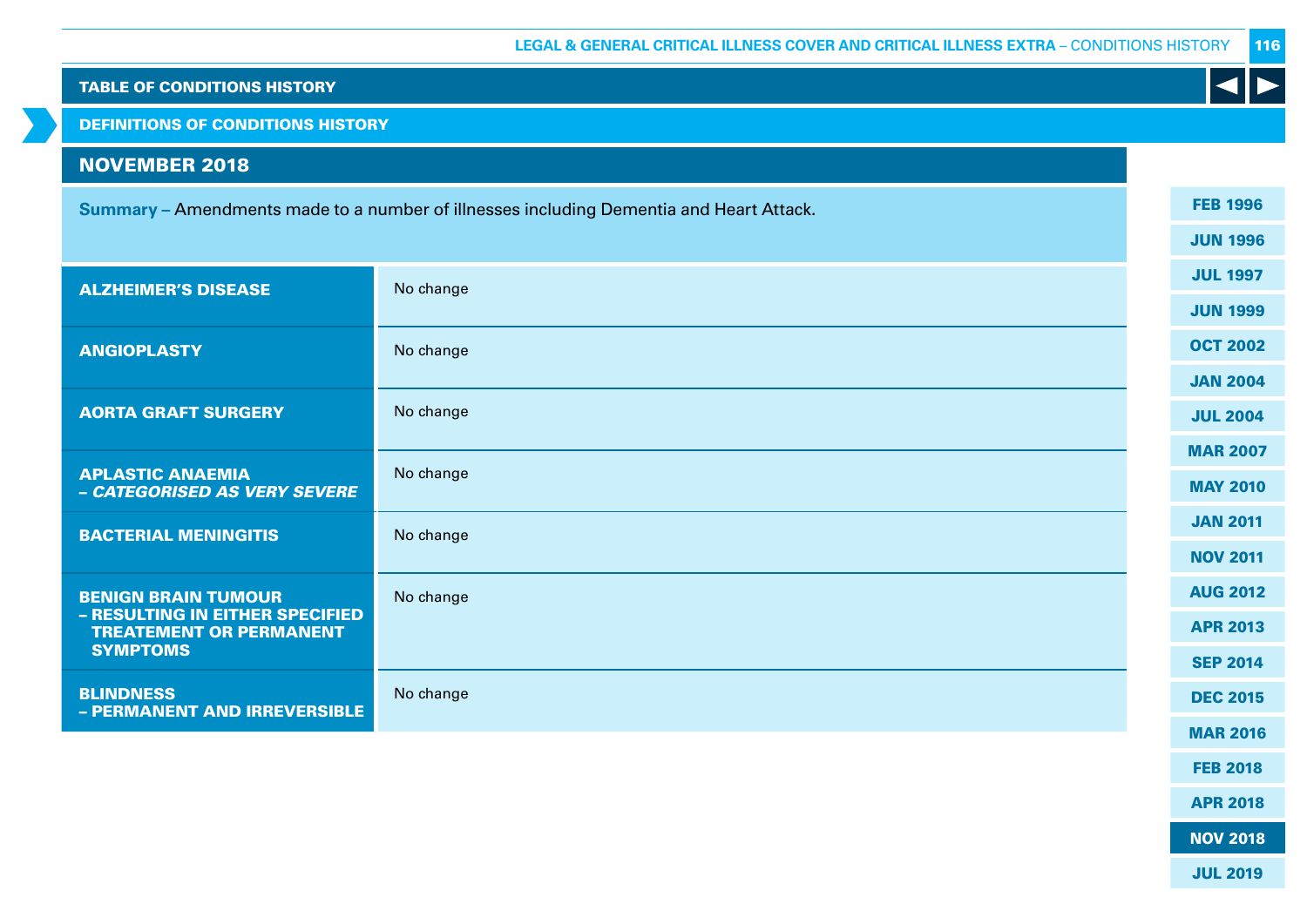## TABLE OF CONDITIONS HISTORY

### DEFINITIONS OF CONDITIONS HISTORY

## NOVEMBER 2018

**Summary –** Amendments made to a number of illnesses including Dementia and Heart Attack.

| Condition | |
|---|---|
| **ALZHEIMER'S DISEASE** | No change |
| **ANGIOPLASTY** | No change |
| **AORTA GRAFT SURGERY** | No change |
| **APLASTIC ANAEMIA** – ***CATEGORISED AS VERY SEVERE*** | No change |
| **BACTERIAL MENINGITIS** | No change |
| **BENIGN BRAIN TUMOUR – RESULTING IN EITHER SPECIFIED TREATEMENT OR PERMANENT SYMPTOMS** | No change |
| **BLINDNESS – PERMANENT AND IRREVERSIBLE** | No change |

FEB 1996 | JUN 1996 | JUL 1997 | JUN 1999 | OCT 2002 | JAN 2004 | JUL 2004 | MAR 2007 | MAY 2010 | JAN 2011 | NOV 2011 | AUG 2012 | APR 2013 | SEP 2014 | DEC 2015 | MAR 2016 | FEB 2018 | APR 2018 | **NOV 2018** | JUL 2019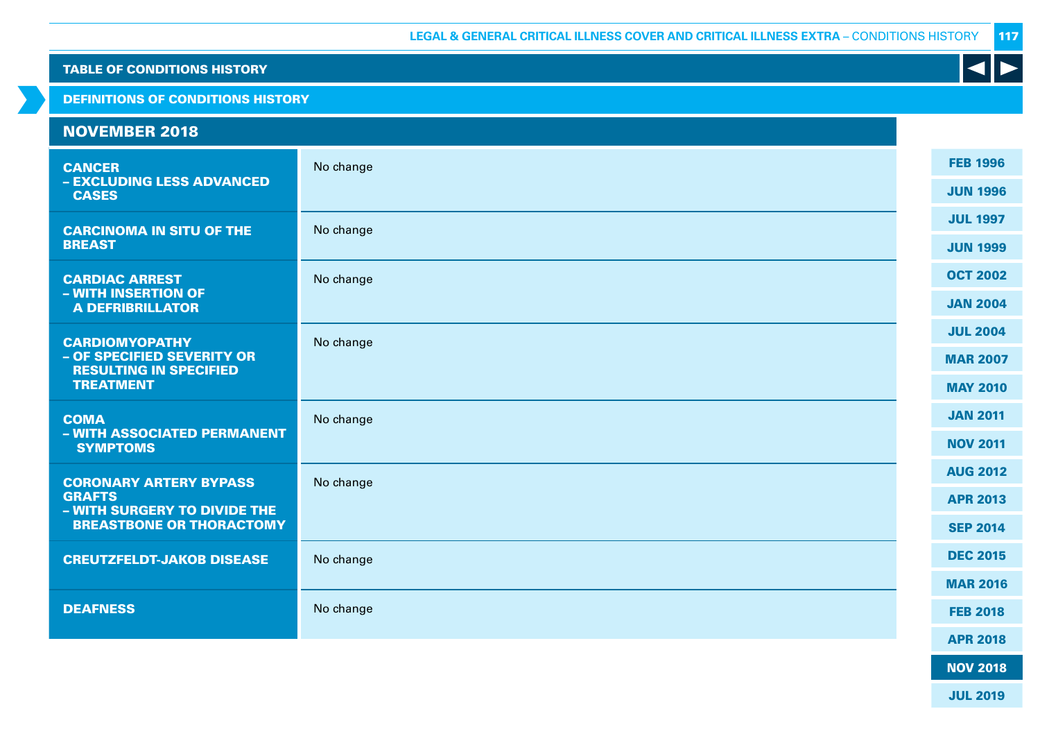## TABLE OF CONDITIONS HISTORY

### DEFINITIONS OF CONDITIONS HISTORY

### NOVEMBER 2018

| Condition | Change |
|---|---|
| **CANCER – EXCLUDING LESS ADVANCED CASES** | No change |
| **CARCINOMA IN SITU OF THE BREAST** | No change |
| **CARDIAC ARREST – WITH INSERTION OF A DEFRIBRILLATOR** | No change |
| **CARDIOMYOPATHY – OF SPECIFIED SEVERITY OR RESULTING IN SPECIFIED TREATMENT** | No change |
| **COMA – WITH ASSOCIATED PERMANENT SYMPTOMS** | No change |
| **CORONARY ARTERY BYPASS GRAFTS – WITH SURGERY TO DIVIDE THE BREASTBONE OR THORACTOMY** | No change |
| **CREUTZFELDT-JAKOB DISEASE** | No change |
| **DEAFNESS** | No change |

FEB 1996
JUN 1996
JUL 1997
JUN 1999
OCT 2002
JAN 2004
JUL 2004
MAR 2007
MAY 2010
JAN 2011
NOV 2011
AUG 2012
APR 2013
SEP 2014
DEC 2015
MAR 2016
FEB 2018
APR 2018
NOV 2018
JUL 2019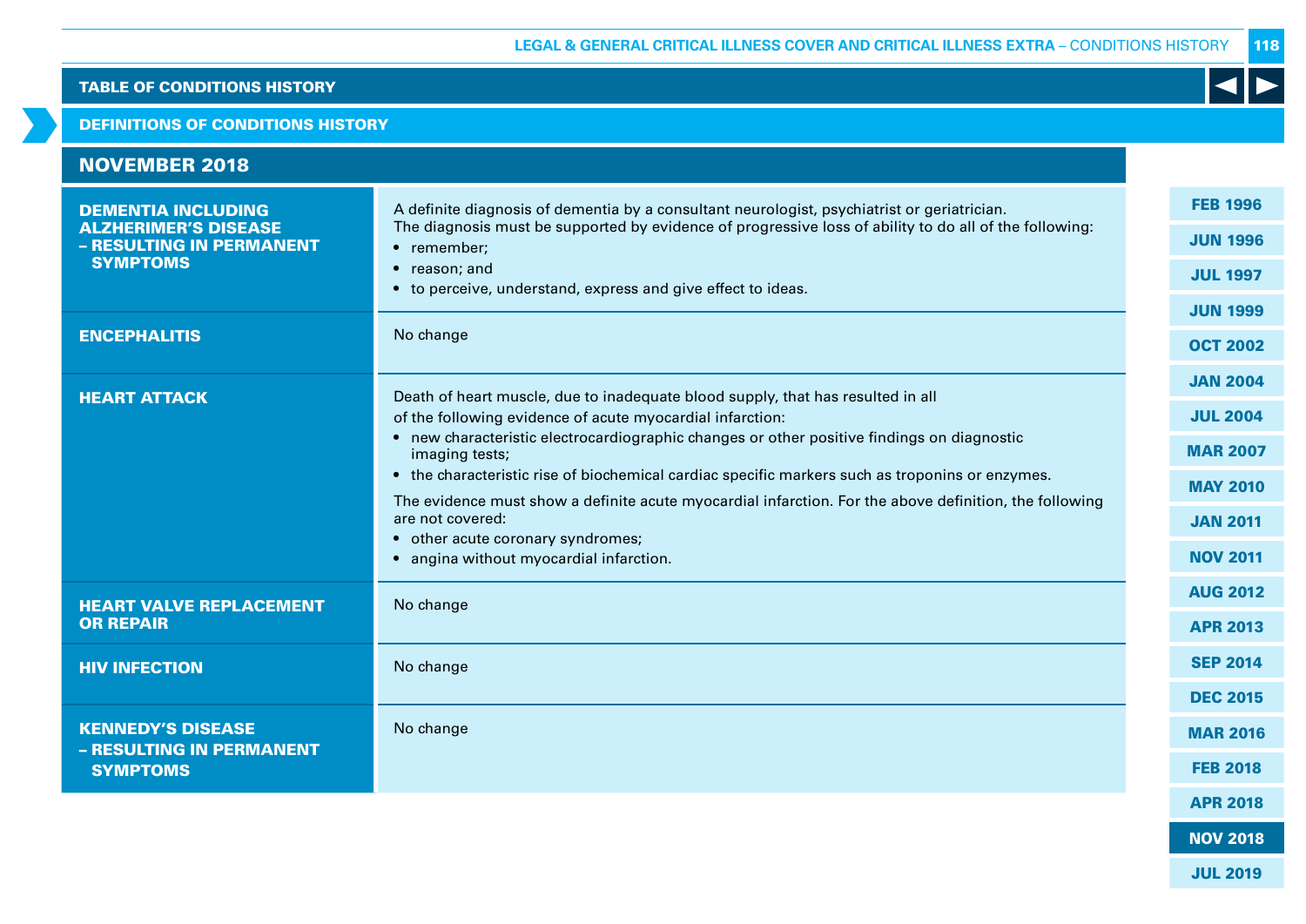TABLE OF CONDITIONS HISTORY

DEFINITIONS OF CONDITIONS HISTORY

## NOVEMBER 2018

| Condition | Definition |
|---|---|
| **DEMENTIA INCLUDING ALZHERIMER'S DISEASE – RESULTING IN PERMANENT SYMPTOMS** | A definite diagnosis of dementia by a consultant neurologist, psychiatrist or geriatrician.<br>The diagnosis must be supported by evidence of progressive loss of ability to do all of the following:<br>• remember;<br>• reason; and<br>• to perceive, understand, express and give effect to ideas. |
| **ENCEPHALITIS** | No change |
| **HEART ATTACK** | Death of heart muscle, due to inadequate blood supply, that has resulted in all of the following evidence of acute myocardial infarction:<br>• new characteristic electrocardiographic changes or other positive findings on diagnostic imaging tests;<br>• the characteristic rise of biochemical cardiac specific markers such as troponins or enzymes.<br>The evidence must show a definite acute myocardial infarction. For the above definition, the following are not covered:<br>• other acute coronary syndromes;<br>• angina without myocardial infarction. |
| **HEART VALVE REPLACEMENT OR REPAIR** | No change |
| **HIV INFECTION** | No change |
| **KENNEDY'S DISEASE – RESULTING IN PERMANENT SYMPTOMS** | No change |

FEB 1996 | JUN 1996 | JUL 1997 | JUN 1999 | OCT 2002 | JAN 2004 | JUL 2004 | MAR 2007 | MAY 2010 | JAN 2011 | NOV 2011 | AUG 2012 | APR 2013 | SEP 2014 | DEC 2015 | MAR 2016 | FEB 2018 | APR 2018 | **NOV 2018** | JUL 2019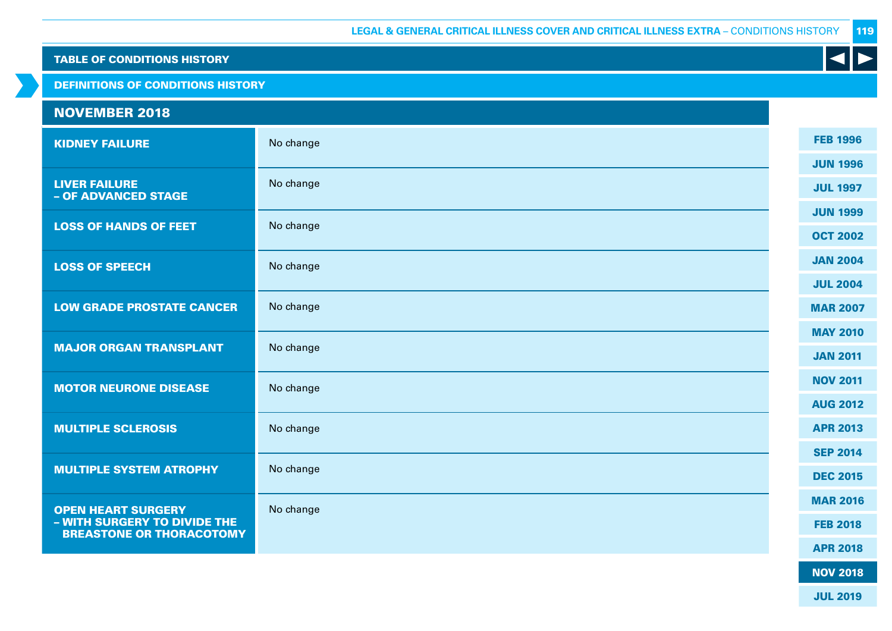## TABLE OF CONDITIONS HISTORY

### DEFINITIONS OF CONDITIONS HISTORY

### NOVEMBER 2018

| Condition | Change |
|---|---|
| **KIDNEY FAILURE** | No change |
| **LIVER FAILURE – OF ADVANCED STAGE** | No change |
| **LOSS OF HANDS OF FEET** | No change |
| **LOSS OF SPEECH** | No change |
| **LOW GRADE PROSTATE CANCER** | No change |
| **MAJOR ORGAN TRANSPLANT** | No change |
| **MOTOR NEURONE DISEASE** | No change |
| **MULTIPLE SCLEROSIS** | No change |
| **MULTIPLE SYSTEM ATROPHY** | No change |
| **OPEN HEART SURGERY – WITH SURGERY TO DIVIDE THE BREASTONE OR THORACOTOMY** | No change |

FEB 1996
JUN 1996
JUL 1997
JUN 1999
OCT 2002
JAN 2004
JUL 2004
MAR 2007
MAY 2010
JAN 2011
NOV 2011
AUG 2012
APR 2013
SEP 2014
DEC 2015
MAR 2016
FEB 2018
APR 2018
**NOV 2018**
JUL 2019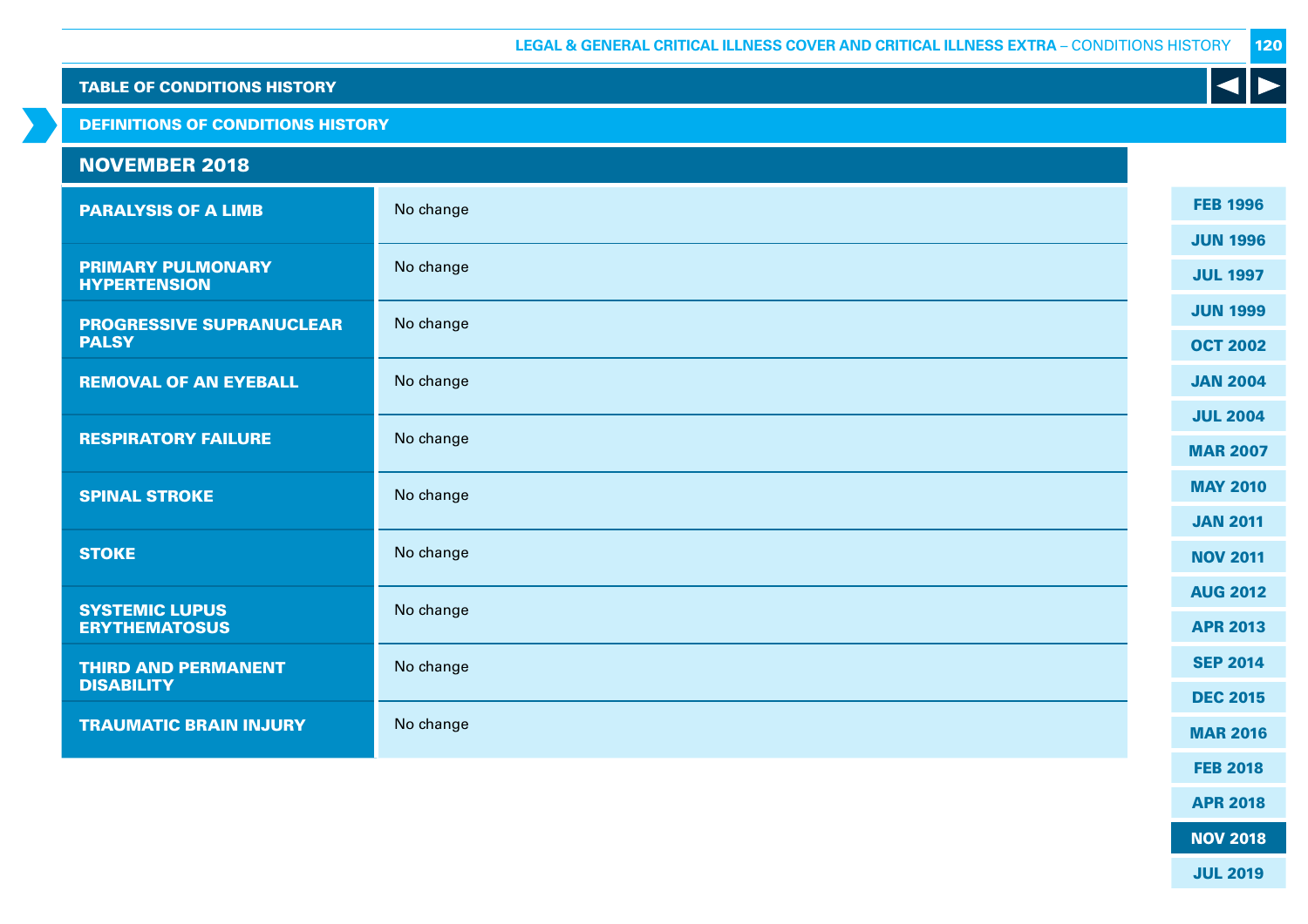TABLE OF CONDITIONS HISTORY

DEFINITIONS OF CONDITIONS HISTORY

## NOVEMBER 2018

| | |
|---|---|
| **PARALYSIS OF A LIMB** | No change |
| **PRIMARY PULMONARY HYPERTENSION** | No change |
| **PROGRESSIVE SUPRANUCLEAR PALSY** | No change |
| **REMOVAL OF AN EYEBALL** | No change |
| **RESPIRATORY FAILURE** | No change |
| **SPINAL STROKE** | No change |
| **STOKE** | No change |
| **SYSTEMIC LUPUS ERYTHEMATOSUS** | No change |
| **THIRD AND PERMANENT DISABILITY** | No change |
| **TRAUMATIC BRAIN INJURY** | No change |

FEB 1996
JUN 1996
JUL 1997
JUN 1999
OCT 2002
JAN 2004
JUL 2004
MAR 2007
MAY 2010
JAN 2011
NOV 2011
AUG 2012
APR 2013
SEP 2014
DEC 2015
MAR 2016
FEB 2018
APR 2018
NOV 2018
JUL 2019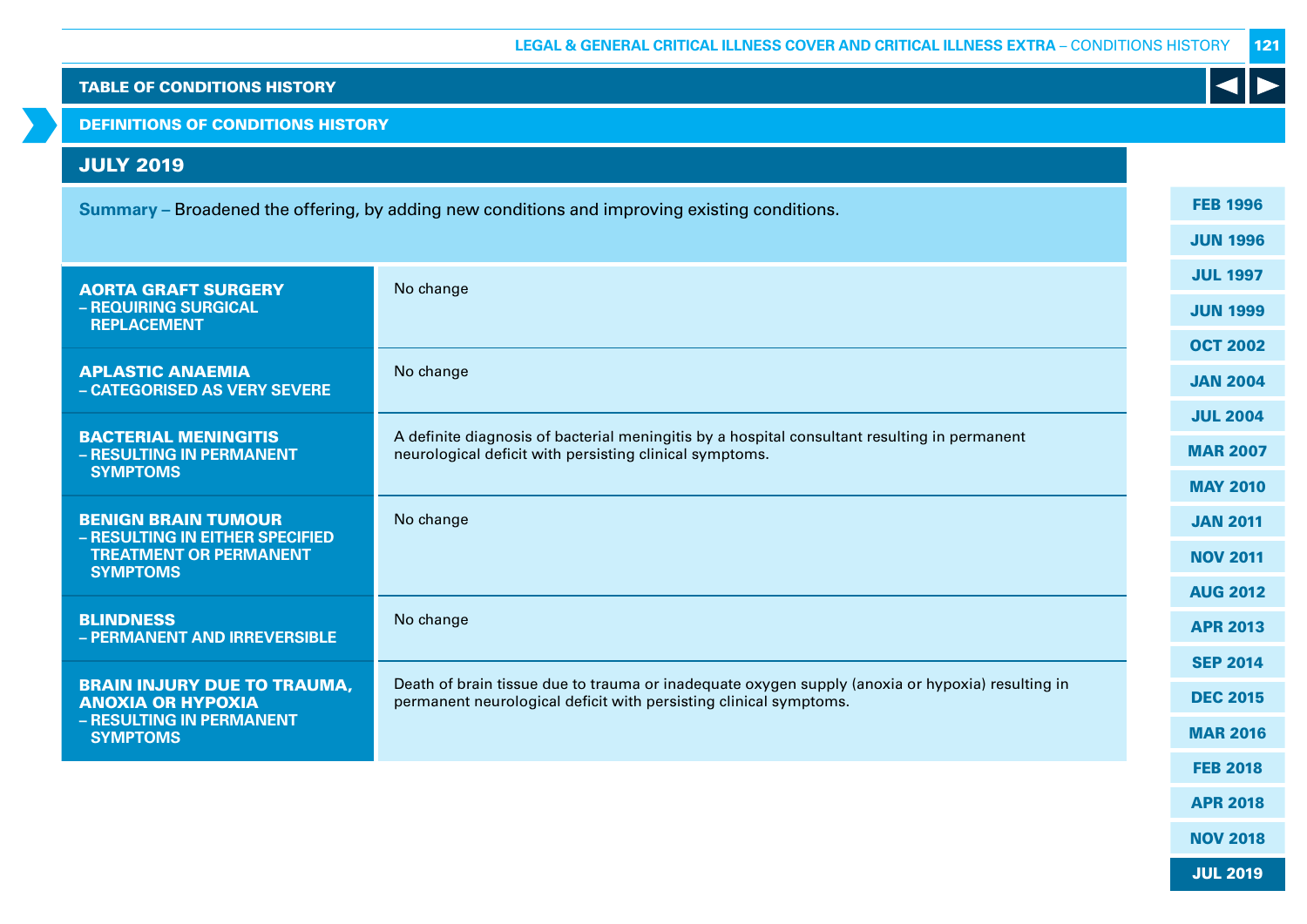TABLE OF CONDITIONS HISTORY

DEFINITIONS OF CONDITIONS HISTORY

## JULY 2019

**Summary –** Broadened the offering, by adding new conditions and improving existing conditions.

| Condition | Definition |
|---|---|
| **AORTA GRAFT SURGERY – REQUIRING SURGICAL REPLACEMENT** | No change |
| **APLASTIC ANAEMIA – CATEGORISED AS VERY SEVERE** | No change |
| **BACTERIAL MENINGITIS – RESULTING IN PERMANENT SYMPTOMS** | A definite diagnosis of bacterial meningitis by a hospital consultant resulting in permanent neurological deficit with persisting clinical symptoms. |
| **BENIGN BRAIN TUMOUR – RESULTING IN EITHER SPECIFIED TREATMENT OR PERMANENT SYMPTOMS** | No change |
| **BLINDNESS – PERMANENT AND IRREVERSIBLE** | No change |
| **BRAIN INJURY DUE TO TRAUMA, ANOXIA OR HYPOXIA – RESULTING IN PERMANENT SYMPTOMS** | Death of brain tissue due to trauma or inadequate oxygen supply (anoxia or hypoxia) resulting in permanent neurological deficit with persisting clinical symptoms. |

FEB 1996
JUN 1996
JUL 1997
JUN 1999
OCT 2002
JAN 2004
JUL 2004
MAR 2007
MAY 2010
JAN 2011
NOV 2011
AUG 2012
APR 2013
SEP 2014
DEC 2015
MAR 2016
FEB 2018
APR 2018
NOV 2018
JUL 2019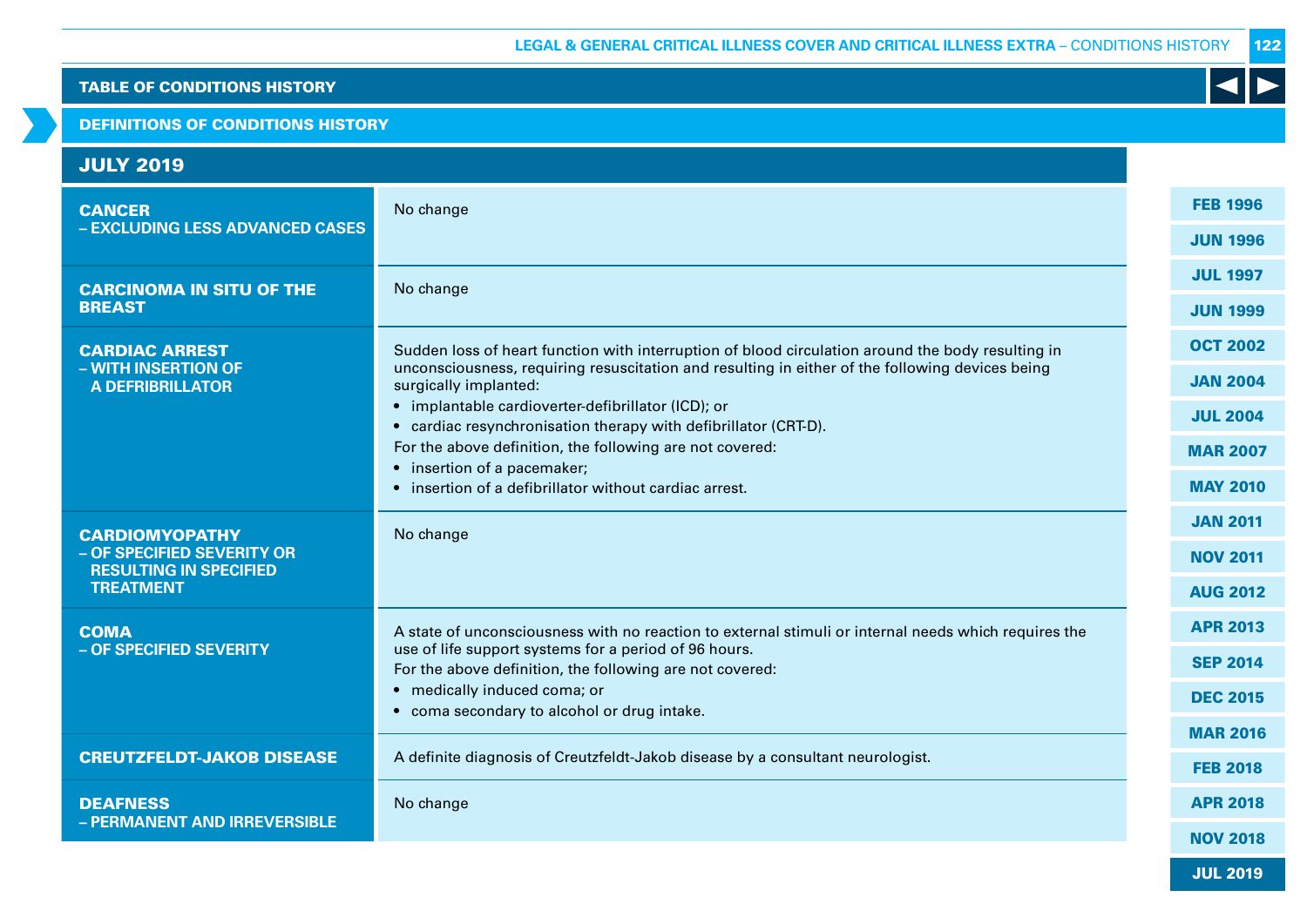## TABLE OF CONDITIONS HISTORY

### DEFINITIONS OF CONDITIONS HISTORY

### JULY 2019

| Condition | Definition |
|---|---|
| **CANCER** – EXCLUDING LESS ADVANCED CASES | No change |
| **CARCINOMA IN SITU OF THE BREAST** | No change |
| **CARDIAC ARREST** – WITH INSERTION OF A DEFIBRILLATOR | Sudden loss of heart function with interruption of blood circulation around the body resulting in unconsciousness, requiring resuscitation and resulting in either of the following devices being surgically implanted: • implantable cardioverter-defibrillator (ICD); or • cardiac resynchronisation therapy with defibrillator (CRT-D). For the above definition, the following are not covered: • insertion of a pacemaker; • insertion of a defibrillator without cardiac arrest. |
| **CARDIOMYOPATHY** – OF SPECIFIED SEVERITY OR RESULTING IN SPECIFIED TREATMENT | No change |
| **COMA** – OF SPECIFIED SEVERITY | A state of unconsciousness with no reaction to external stimuli or internal needs which requires the use of life support systems for a period of 96 hours. For the above definition, the following are not covered: • medically induced coma; or • coma secondary to alcohol or drug intake. |
| **CREUTZFELDT-JAKOB DISEASE** | A definite diagnosis of Creutzfeldt-Jakob disease by a consultant neurologist. |
| **DEAFNESS** – PERMANENT AND IRREVERSIBLE | No change |

FEB 1996 | JUN 1996 | JUL 1997 | JUN 1999 | OCT 2002 | JAN 2004 | JUL 2004 | MAR 2007 | MAY 2010 | JAN 2011 | NOV 2011 | AUG 2012 | APR 2013 | SEP 2014 | DEC 2015 | MAR 2016 | FEB 2018 | APR 2018 | NOV 2018 | JUL 2019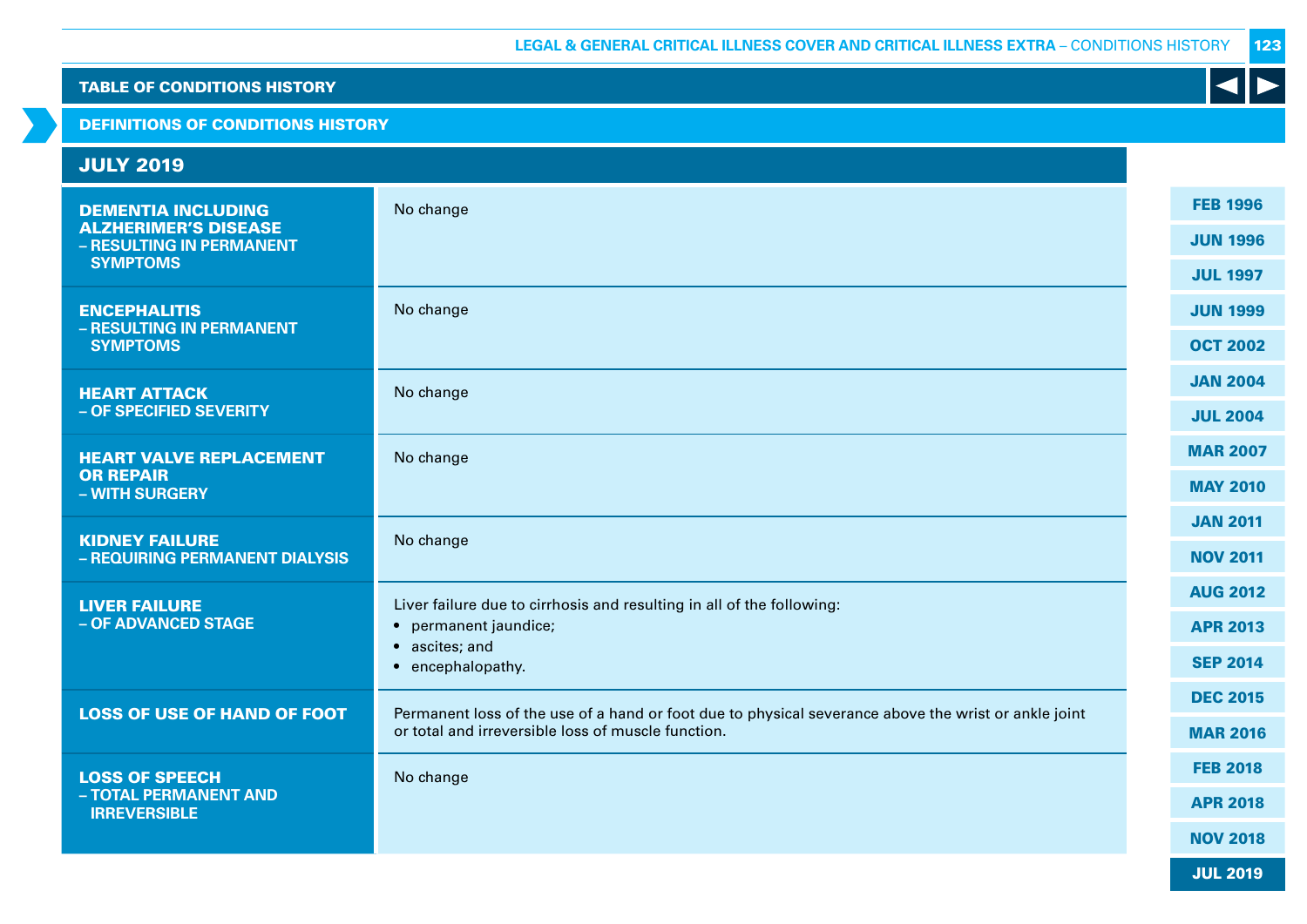## TABLE OF CONDITIONS HISTORY

## DEFINITIONS OF CONDITIONS HISTORY

### JULY 2019

| Condition | Definition |
|---|---|
| **DEMENTIA INCLUDING ALZHERIMER'S DISEASE – RESULTING IN PERMANENT SYMPTOMS** | No change |
| **ENCEPHALITIS – RESULTING IN PERMANENT SYMPTOMS** | No change |
| **HEART ATTACK – OF SPECIFIED SEVERITY** | No change |
| **HEART VALVE REPLACEMENT OR REPAIR – WITH SURGERY** | No change |
| **KIDNEY FAILURE – REQUIRING PERMANENT DIALYSIS** | No change |
| **LIVER FAILURE – OF ADVANCED STAGE** | Liver failure due to cirrhosis and resulting in all of the following:<br>• permanent jaundice;<br>• ascites; and<br>• encephalopathy. |
| **LOSS OF USE OF HAND OF FOOT** | Permanent loss of the use of a hand or foot due to physical severance above the wrist or ankle joint or total and irreversible loss of muscle function. |
| **LOSS OF SPEECH – TOTAL PERMANENT AND IRREVERSIBLE** | No change |

FEB 1996 | JUN 1996 | JUL 1997 | JUN 1999 | OCT 2002 | JAN 2004 | JUL 2004 | MAR 2007 | MAY 2010 | JAN 2011 | NOV 2011 | AUG 2012 | APR 2013 | SEP 2014 | DEC 2015 | MAR 2016 | FEB 2018 | APR 2018 | NOV 2018 | JUL 2019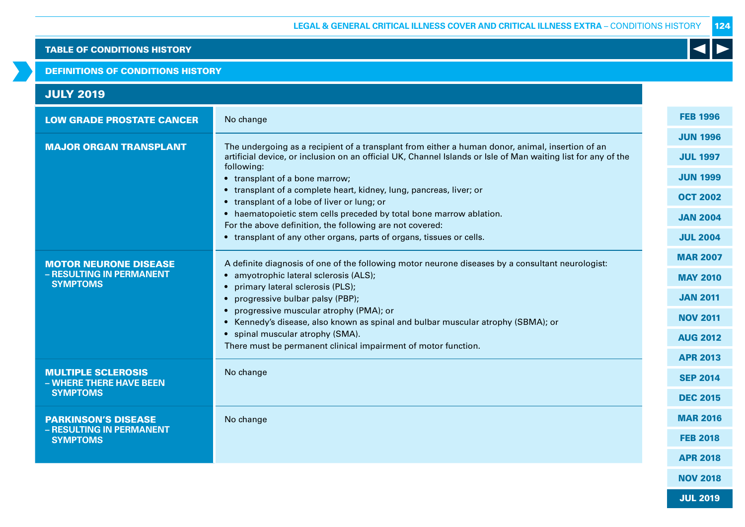## TABLE OF CONDITIONS HISTORY

### DEFINITIONS OF CONDITIONS HISTORY

### JULY 2019

| Condition | Definition |
|---|---|
| **LOW GRADE PROSTATE CANCER** | No change |
| **MAJOR ORGAN TRANSPLANT** | The undergoing as a recipient of a transplant from either a human donor, animal, insertion of an artificial device, or inclusion on an official UK, Channel Islands or Isle of Man waiting list for any of the following:<br>• transplant of a bone marrow;<br>• transplant of a complete heart, kidney, lung, pancreas, liver; or<br>• transplant of a lobe of liver or lung; or<br>• haematopoietic stem cells preceded by total bone marrow ablation.<br>For the above definition, the following are not covered:<br>• transplant of any other organs, parts of organs, tissues or cells. |
| **MOTOR NEURONE DISEASE – RESULTING IN PERMANENT SYMPTOMS** | A definite diagnosis of one of the following motor neurone diseases by a consultant neurologist:<br>• amyotrophic lateral sclerosis (ALS);<br>• primary lateral sclerosis (PLS);<br>• progressive bulbar palsy (PBP);<br>• progressive muscular atrophy (PMA); or<br>• Kennedy's disease, also known as spinal and bulbar muscular atrophy (SBMA); or<br>• spinal muscular atrophy (SMA).<br>There must be permanent clinical impairment of motor function. |
| **MULTIPLE SCLEROSIS – WHERE THERE HAVE BEEN SYMPTOMS** | No change |
| **PARKINSON'S DISEASE – RESULTING IN PERMANENT SYMPTOMS** | No change |

FEB 1996 | JUN 1996 | JUL 1997 | JUN 1999 | OCT 2002 | JAN 2004 | JUL 2004 | MAR 2007 | MAY 2010 | JAN 2011 | NOV 2011 | AUG 2012 | APR 2013 | SEP 2014 | DEC 2015 | MAR 2016 | FEB 2018 | APR 2018 | NOV 2018 | JUL 2019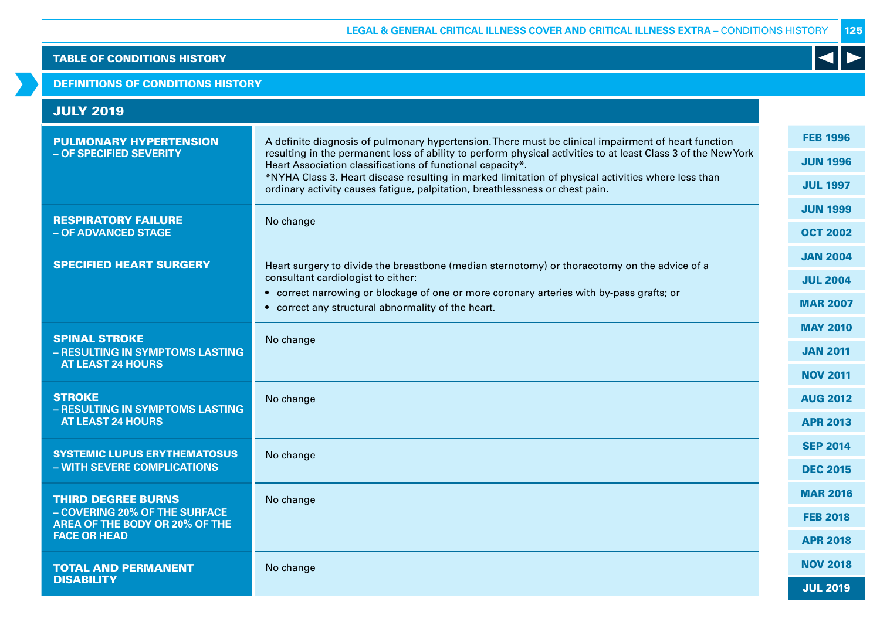## TABLE OF CONDITIONS HISTORY

### DEFINITIONS OF CONDITIONS HISTORY

### JULY 2019

| Condition | Definition |
|---|---|
| **PULMONARY HYPERTENSION – OF SPECIFIED SEVERITY** | A definite diagnosis of pulmonary hypertension. There must be clinical impairment of heart function resulting in the permanent loss of ability to perform physical activities to at least Class 3 of the New York Heart Association classifications of functional capacity*. <br> *NYHA Class 3. Heart disease resulting in marked limitation of physical activities where less than ordinary activity causes fatigue, palpitation, breathlessness or chest pain. |
| **RESPIRATORY FAILURE – OF ADVANCED STAGE** | No change |
| **SPECIFIED HEART SURGERY** | Heart surgery to divide the breastbone (median sternotomy) or thoracotomy on the advice of a consultant cardiologist to either: <br> • correct narrowing or blockage of one or more coronary arteries with by-pass grafts; or <br> • correct any structural abnormality of the heart. |
| **SPINAL STROKE – RESULTING IN SYMPTOMS LASTING AT LEAST 24 HOURS** | No change |
| **STROKE – RESULTING IN SYMPTOMS LASTING AT LEAST 24 HOURS** | No change |
| **SYSTEMIC LUPUS ERYTHEMATOSUS – WITH SEVERE COMPLICATIONS** | No change |
| **THIRD DEGREE BURNS – COVERING 20% OF THE SURFACE AREA OF THE BODY OR 20% OF THE FACE OR HEAD** | No change |
| **TOTAL AND PERMANENT DISABILITY** | No change |

FEB 1996 | JUN 1996 | JUL 1997 | JUN 1999 | OCT 2002 | JAN 2004 | JUL 2004 | MAR 2007 | MAY 2010 | JAN 2011 | NOV 2011 | AUG 2012 | APR 2013 | SEP 2014 | DEC 2015 | MAR 2016 | FEB 2018 | APR 2018 | NOV 2018 | JUL 2019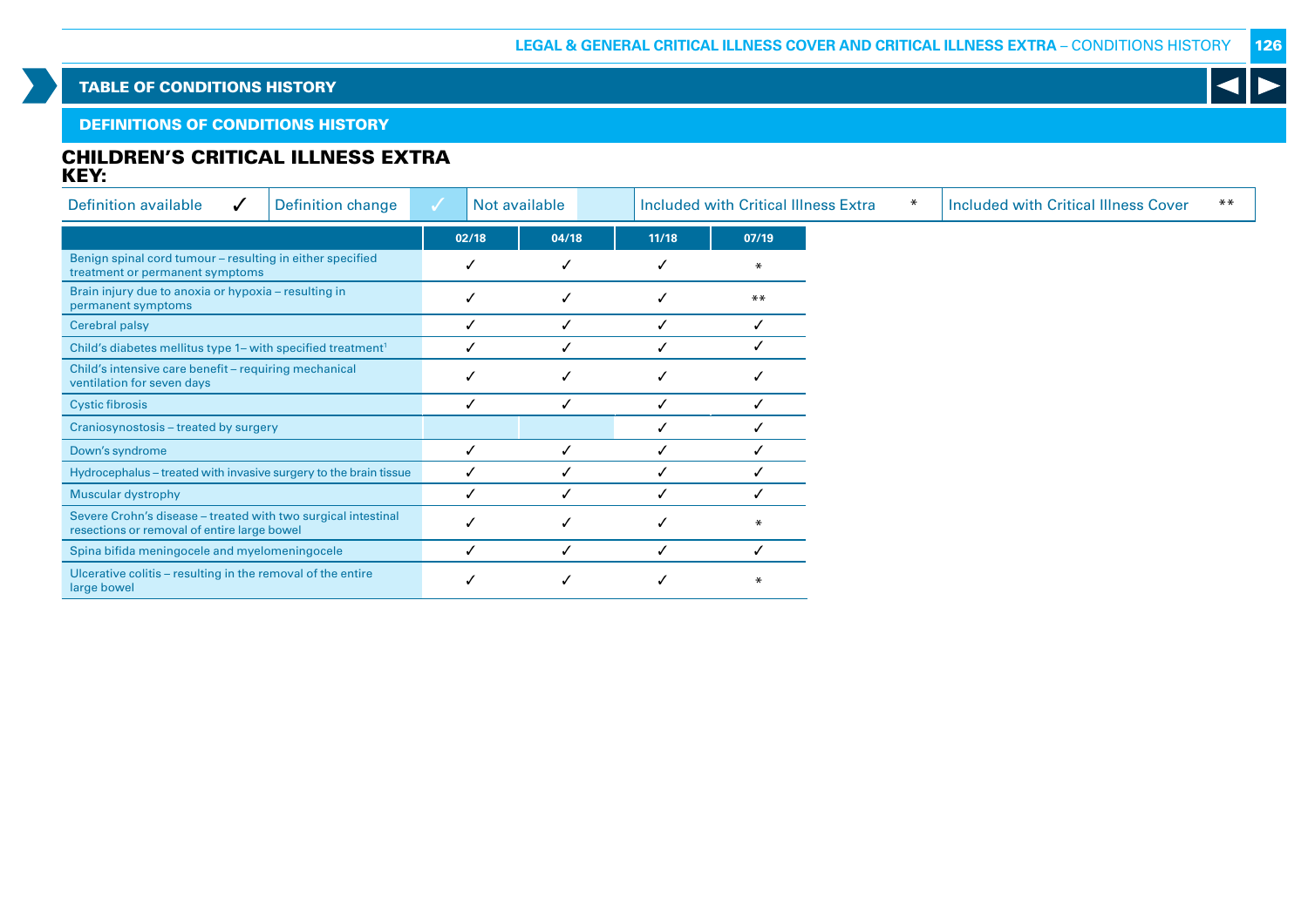## TABLE OF CONDITIONS HISTORY

### DEFINITIONS OF CONDITIONS HISTORY

### CHILDREN'S CRITICAL ILLNESS EXTRA

**KEY:**

| Definition available | ✓ | Definition change | ✓ | Not available | | Included with Critical Illness Extra | * | Included with Critical Illness Cover | ** |
|---|---|---|---|---|---|---|---|---|---|

| | 02/18 | 04/18 | 11/18 | 07/19 |
|---|---|---|---|---|
| Benign spinal cord tumour – resulting in either specified treatment or permanent symptoms | ✓ | ✓ | ✓ | * |
| Brain injury due to anoxia or hypoxia – resulting in permanent symptoms | ✓ | ✓ | ✓ | ** |
| Cerebral palsy | ✓ | ✓ | ✓ | ✓ |
| Child's diabetes mellitus type 1– with specified treatment[1] | ✓ | ✓ | ✓ | ✓ |
| Child's intensive care benefit – requiring mechanical ventilation for seven days | ✓ | ✓ | ✓ | ✓ |
| Cystic fibrosis | ✓ | ✓ | ✓ | ✓ |
| Craniosynostosis – treated by surgery | | | ✓ | ✓ |
| Down's syndrome | ✓ | ✓ | ✓ | ✓ |
| Hydrocephalus – treated with invasive surgery to the brain tissue | ✓ | ✓ | ✓ | ✓ |
| Muscular dystrophy | ✓ | ✓ | ✓ | ✓ |
| Severe Crohn's disease – treated with two surgical intestinal resections or removal of entire large bowel | ✓ | ✓ | ✓ | * |
| Spina bifida meningocele and myelomeningocele | ✓ | ✓ | ✓ | ✓ |
| Ulcerative colitis – resulting in the removal of the entire large bowel | ✓ | ✓ | ✓ | * |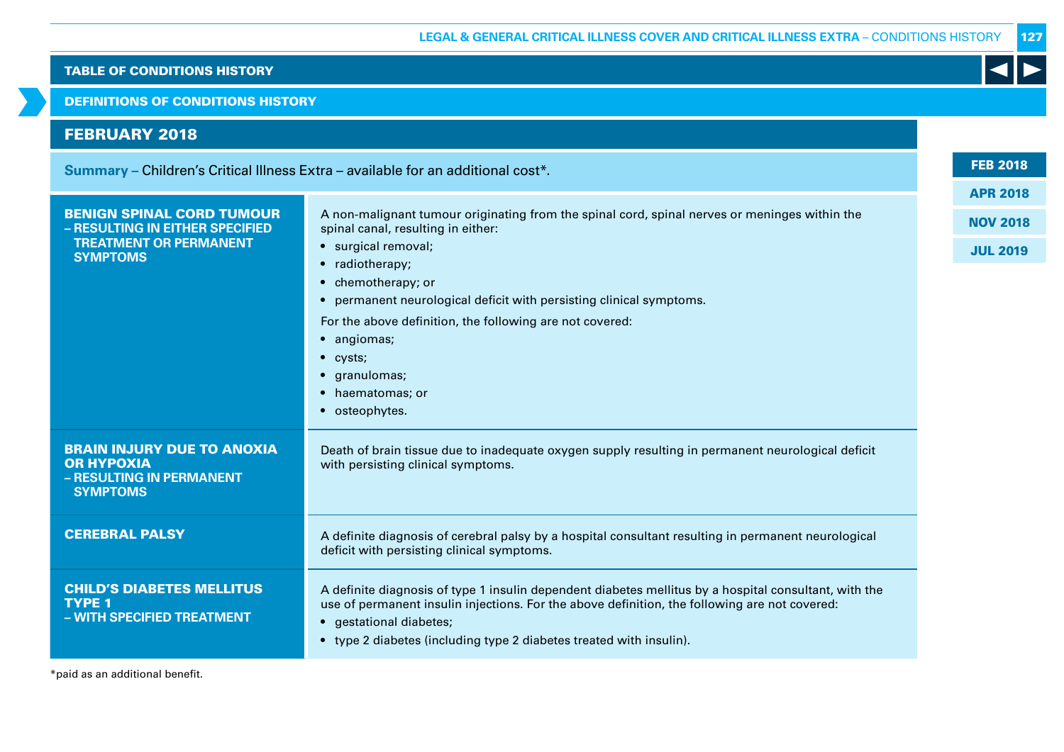## TABLE OF CONDITIONS HISTORY

### DEFINITIONS OF CONDITIONS HISTORY

FEB 2018 | APR 2018 | NOV 2018 | JUL 2019

## FEBRUARY 2018

**Summary –** Children's Critical Illness Extra – available for an additional cost*.

| Condition | Definition |
|---|---|
| **BENIGN SPINAL CORD TUMOUR – RESULTING IN EITHER SPECIFIED TREATMENT OR PERMANENT SYMPTOMS** | A non-malignant tumour originating from the spinal cord, spinal nerves or meninges within the spinal canal, resulting in either:<br>• surgical removal;<br>• radiotherapy;<br>• chemotherapy; or<br>• permanent neurological deficit with persisting clinical symptoms.<br>For the above definition, the following are not covered:<br>• angiomas;<br>• cysts;<br>• granulomas;<br>• haematomas; or<br>• osteophytes. |
| **BRAIN INJURY DUE TO ANOXIA OR HYPOXIA – RESULTING IN PERMANENT SYMPTOMS** | Death of brain tissue due to inadequate oxygen supply resulting in permanent neurological deficit with persisting clinical symptoms. |
| **CEREBRAL PALSY** | A definite diagnosis of cerebral palsy by a hospital consultant resulting in permanent neurological deficit with persisting clinical symptoms. |
| **CHILD'S DIABETES MELLITUS TYPE 1 – WITH SPECIFIED TREATMENT** | A definite diagnosis of type 1 insulin dependent diabetes mellitus by a hospital consultant, with the use of permanent insulin injections. For the above definition, the following are not covered:<br>• gestational diabetes;<br>• type 2 diabetes (including type 2 diabetes treated with insulin). |

*paid as an additional benefit.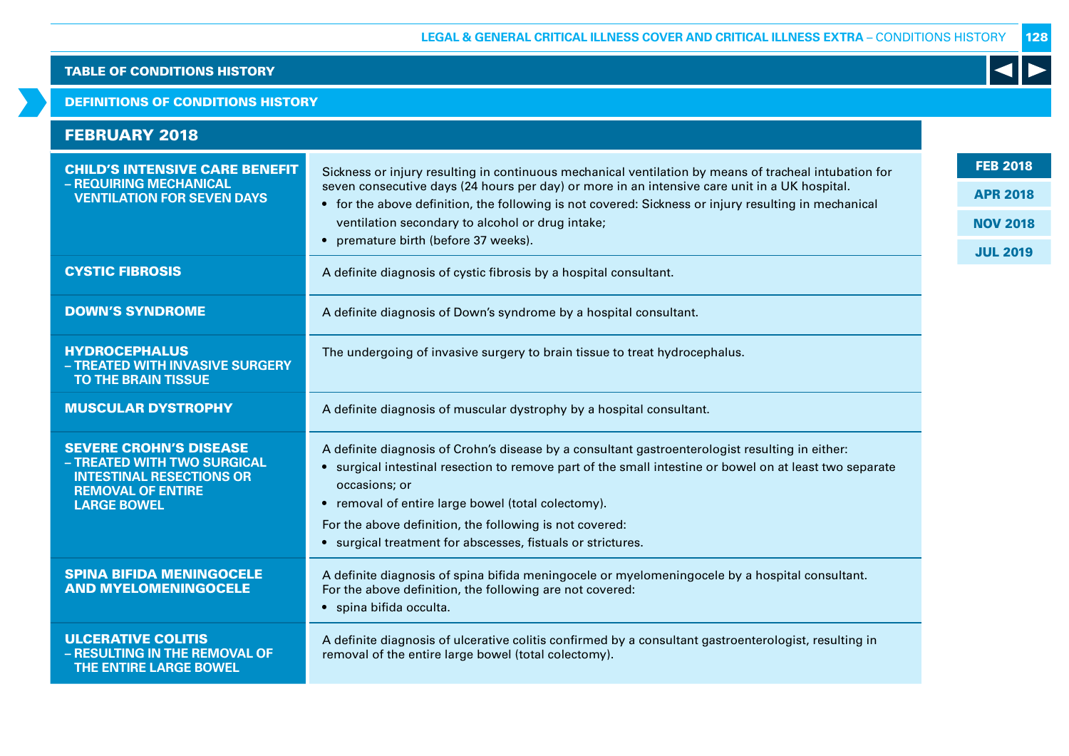## TABLE OF CONDITIONS HISTORY

### DEFINITIONS OF CONDITIONS HISTORY

### FEBRUARY 2018

| Condition | Definition |
|---|---|
| **CHILD'S INTENSIVE CARE BENEFIT – REQUIRING MECHANICAL VENTILATION FOR SEVEN DAYS** | Sickness or injury resulting in continuous mechanical ventilation by means of tracheal intubation for seven consecutive days (24 hours per day) or more in an intensive care unit in a UK hospital.<br>• for the above definition, the following is not covered: Sickness or injury resulting in mechanical ventilation secondary to alcohol or drug intake;<br>• premature birth (before 37 weeks). |
| **CYSTIC FIBROSIS** | A definite diagnosis of cystic fibrosis by a hospital consultant. |
| **DOWN'S SYNDROME** | A definite diagnosis of Down's syndrome by a hospital consultant. |
| **HYDROCEPHALUS – TREATED WITH INVASIVE SURGERY TO THE BRAIN TISSUE** | The undergoing of invasive surgery to brain tissue to treat hydrocephalus. |
| **MUSCULAR DYSTROPHY** | A definite diagnosis of muscular dystrophy by a hospital consultant. |
| **SEVERE CROHN'S DISEASE – TREATED WITH TWO SURGICAL INTESTINAL RESECTIONS OR REMOVAL OF ENTIRE LARGE BOWEL** | A definite diagnosis of Crohn's disease by a consultant gastroenterologist resulting in either:<br>• surgical intestinal resection to remove part of the small intestine or bowel on at least two separate occasions; or<br>• removal of entire large bowel (total colectomy).<br>For the above definition, the following is not covered:<br>• surgical treatment for abscesses, fistuals or strictures. |
| **SPINA BIFIDA MENINGOCELE AND MYELOMENINGOCELE** | A definite diagnosis of spina bifida meningocele or myelomeningocele by a hospital consultant.<br>For the above definition, the following are not covered:<br>• spina bifida occulta. |
| **ULCERATIVE COLITIS – RESULTING IN THE REMOVAL OF THE ENTIRE LARGE BOWEL** | A definite diagnosis of ulcerative colitis confirmed by a consultant gastroenterologist, resulting in removal of the entire large bowel (total colectomy). |

FEB 2018 | APR 2018 | NOV 2018 | JUL 2019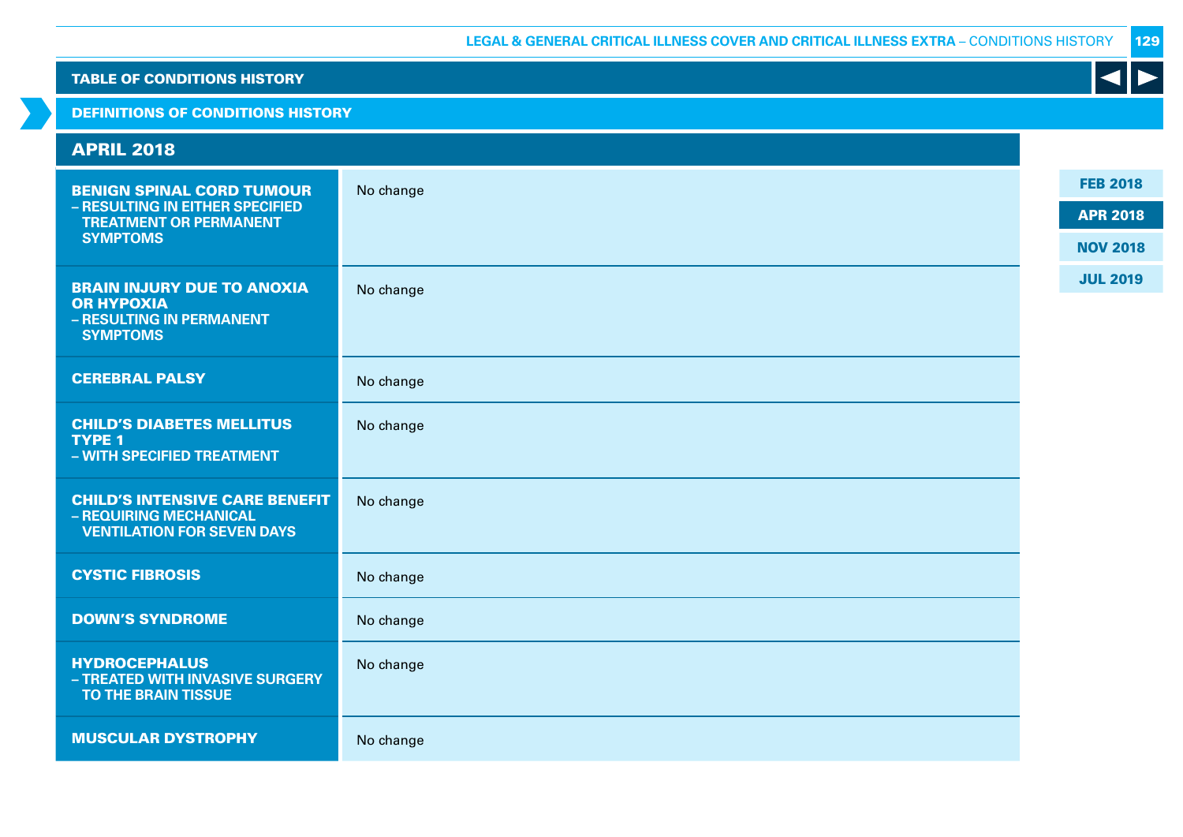## TABLE OF CONDITIONS HISTORY

### DEFINITIONS OF CONDITIONS HISTORY

### APRIL 2018

| Condition | Change |
|---|---|
| **BENIGN SPINAL CORD TUMOUR – RESULTING IN EITHER SPECIFIED TREATMENT OR PERMANENT SYMPTOMS** | No change |
| **BRAIN INJURY DUE TO ANOXIA OR HYPOXIA – RESULTING IN PERMANENT SYMPTOMS** | No change |
| **CEREBRAL PALSY** | No change |
| **CHILD'S DIABETES MELLITUS TYPE 1 – WITH SPECIFIED TREATMENT** | No change |
| **CHILD'S INTENSIVE CARE BENEFIT – REQUIRING MECHANICAL VENTILATION FOR SEVEN DAYS** | No change |
| **CYSTIC FIBROSIS** | No change |
| **DOWN'S SYNDROME** | No change |
| **HYDROCEPHALUS – TREATED WITH INVASIVE SURGERY TO THE BRAIN TISSUE** | No change |
| **MUSCULAR DYSTROPHY** | No change |

FEB 2018 | APR 2018 | NOV 2018 | JUL 2019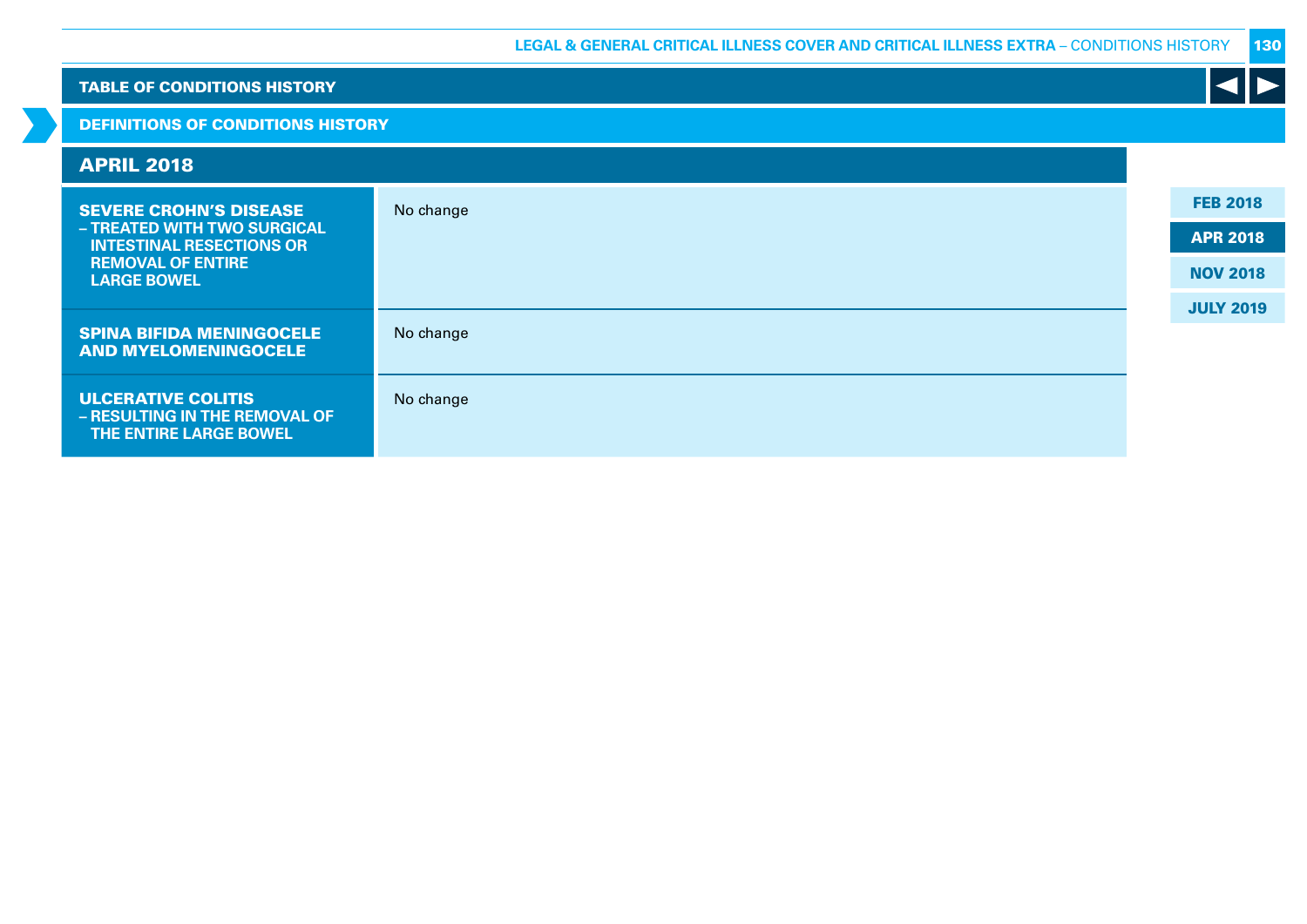## TABLE OF CONDITIONS HISTORY

### DEFINITIONS OF CONDITIONS HISTORY

### APRIL 2018

| Condition | Change |
|---|---|
| **SEVERE CROHN'S DISEASE – TREATED WITH TWO SURGICAL INTESTINAL RESECTIONS OR REMOVAL OF ENTIRE LARGE BOWEL** | No change |
| **SPINA BIFIDA MENINGOCELE AND MYELOMENINGOCELE** | No change |
| **ULCERATIVE COLITIS – RESULTING IN THE REMOVAL OF THE ENTIRE LARGE BOWEL** | No change |

FEB 2018
APR 2018
NOV 2018
JULY 2019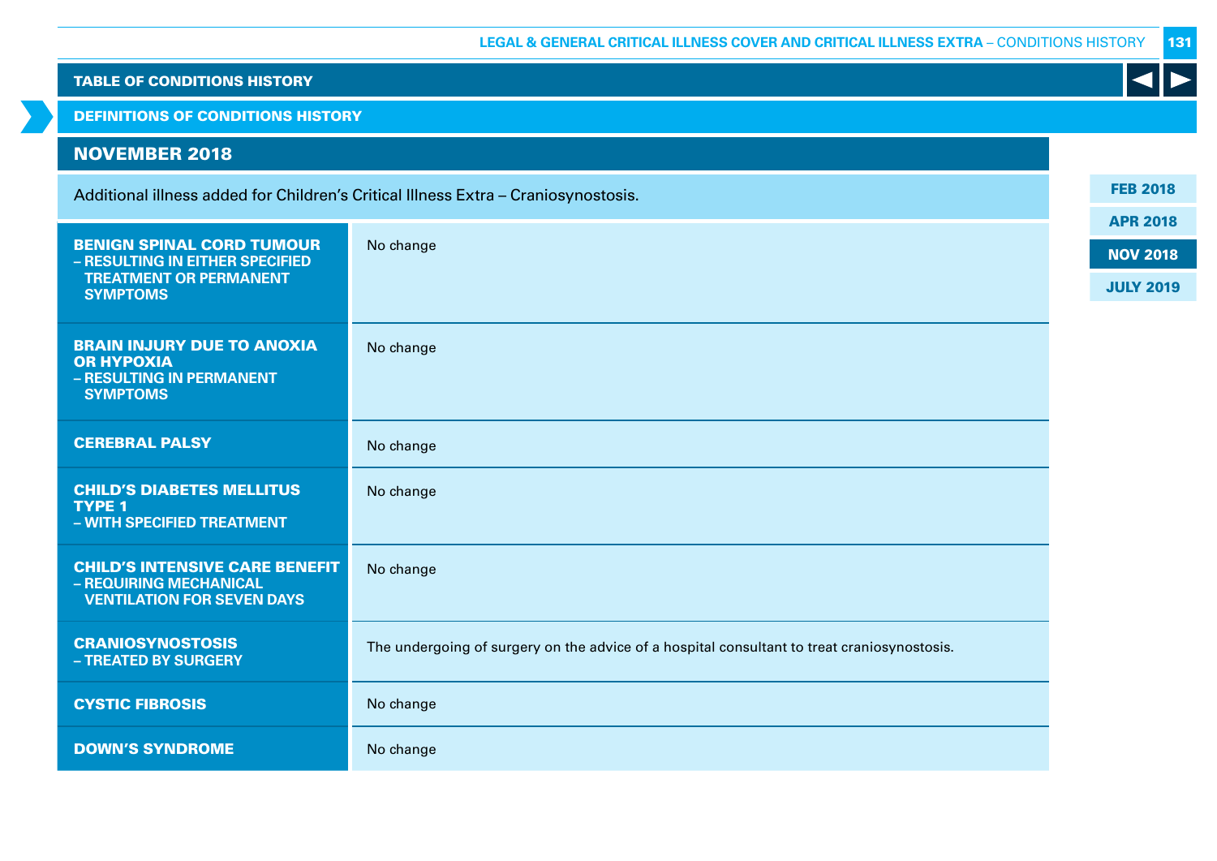## TABLE OF CONDITIONS HISTORY

## DEFINITIONS OF CONDITIONS HISTORY

### NOVEMBER 2018

Additional illness added for Children's Critical Illness Extra – Craniosynostosis.

| Condition | Change |
|---|---|
| **BENIGN SPINAL CORD TUMOUR** – RESULTING IN EITHER SPECIFIED TREATMENT OR PERMANENT SYMPTOMS | No change |
| **BRAIN INJURY DUE TO ANOXIA OR HYPOXIA** – RESULTING IN PERMANENT SYMPTOMS | No change |
| **CEREBRAL PALSY** | No change |
| **CHILD'S DIABETES MELLITUS TYPE 1** – WITH SPECIFIED TREATMENT | No change |
| **CHILD'S INTENSIVE CARE BENEFIT** – REQUIRING MECHANICAL VENTILATION FOR SEVEN DAYS | No change |
| **CRANIOSYNOSTOSIS** – TREATED BY SURGERY | The undergoing of surgery on the advice of a hospital consultant to treat craniosynostosis. |
| **CYSTIC FIBROSIS** | No change |
| **DOWN'S SYNDROME** | No change |

FEB 2018 | APR 2018 | NOV 2018 | JULY 2019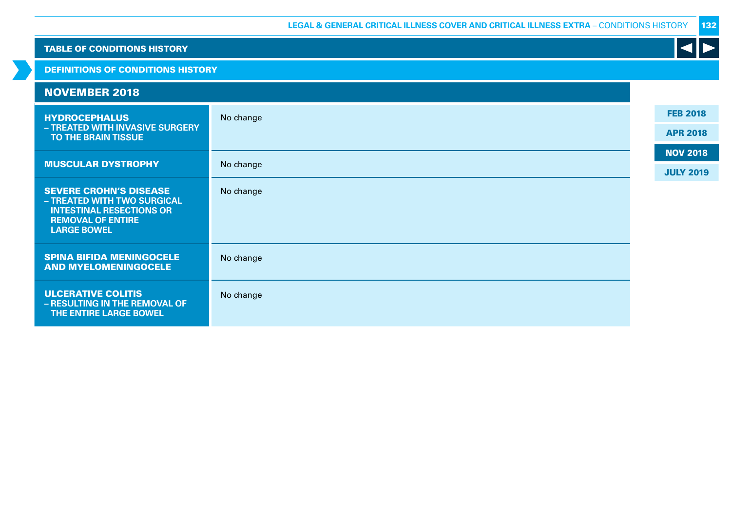## TABLE OF CONDITIONS HISTORY

### DEFINITIONS OF CONDITIONS HISTORY

### NOVEMBER 2018

| Condition | Change |
|---|---|
| **HYDROCEPHALUS – TREATED WITH INVASIVE SURGERY TO THE BRAIN TISSUE** | No change |
| **MUSCULAR DYSTROPHY** | No change |
| **SEVERE CROHN'S DISEASE – TREATED WITH TWO SURGICAL INTESTINAL RESECTIONS OR REMOVAL OF ENTIRE LARGE BOWEL** | No change |
| **SPINA BIFIDA MENINGOCELE AND MYELOMENINGOCELE** | No change |
| **ULCERATIVE COLITIS – RESULTING IN THE REMOVAL OF THE ENTIRE LARGE BOWEL** | No change |

FEB 2018 | APR 2018 | NOV 2018 | JULY 2019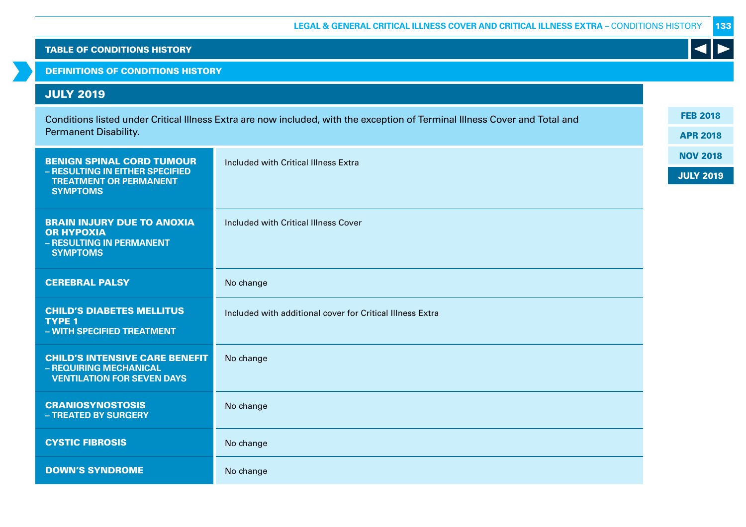## TABLE OF CONDITIONS HISTORY

### DEFINITIONS OF CONDITIONS HISTORY

### JULY 2019

Conditions listed under Critical Illness Extra are now included, with the exception of Terminal Illness Cover and Total and Permanent Disability.

| Condition | Change |
|---|---|
| **BENIGN SPINAL CORD TUMOUR – RESULTING IN EITHER SPECIFIED TREATMENT OR PERMANENT SYMPTOMS** | Included with Critical Illness Extra |
| **BRAIN INJURY DUE TO ANOXIA OR HYPOXIA – RESULTING IN PERMANENT SYMPTOMS** | Included with Critical Illness Cover |
| **CEREBRAL PALSY** | No change |
| **CHILD'S DIABETES MELLITUS TYPE 1 – WITH SPECIFIED TREATMENT** | Included with additional cover for Critical Illness Extra |
| **CHILD'S INTENSIVE CARE BENEFIT – REQUIRING MECHANICAL VENTILATION FOR SEVEN DAYS** | No change |
| **CRANIOSYNOSTOSIS – TREATED BY SURGERY** | No change |
| **CYSTIC FIBROSIS** | No change |
| **DOWN'S SYNDROME** | No change |

FEB 2018
APR 2018
NOV 2018
JULY 2019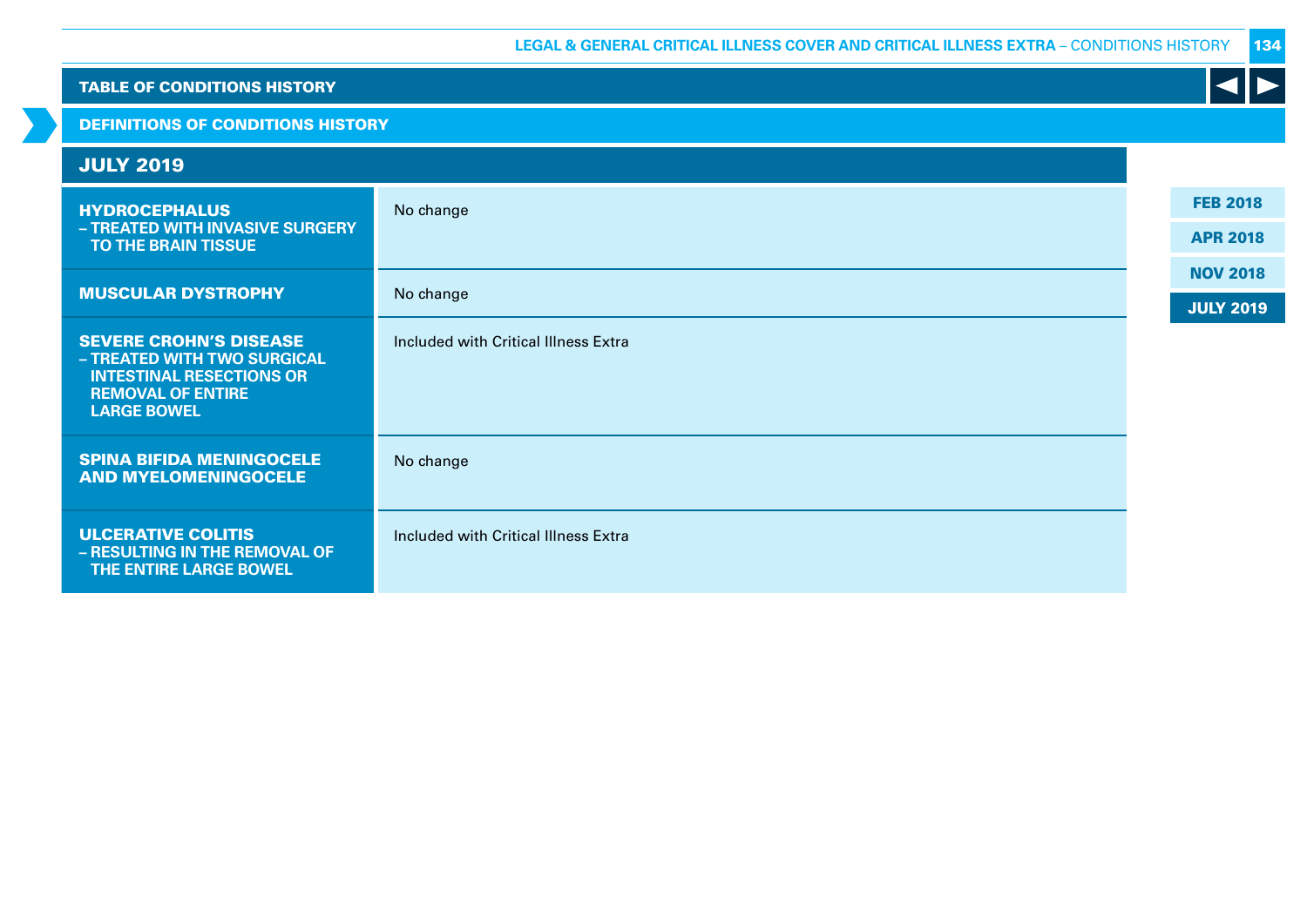## TABLE OF CONDITIONS HISTORY

### DEFINITIONS OF CONDITIONS HISTORY

#### JULY 2019

| Condition | Change |
|---|---|
| **HYDROCEPHALUS – TREATED WITH INVASIVE SURGERY TO THE BRAIN TISSUE** | No change |
| **MUSCULAR DYSTROPHY** | No change |
| **SEVERE CROHN'S DISEASE – TREATED WITH TWO SURGICAL INTESTINAL RESECTIONS OR REMOVAL OF ENTIRE LARGE BOWEL** | Included with Critical Illness Extra |
| **SPINA BIFIDA MENINGOCELE AND MYELOMENINGOCELE** | No change |
| **ULCERATIVE COLITIS – RESULTING IN THE REMOVAL OF THE ENTIRE LARGE BOWEL** | Included with Critical Illness Extra |

FEB 2018
APR 2018
NOV 2018
JULY 2019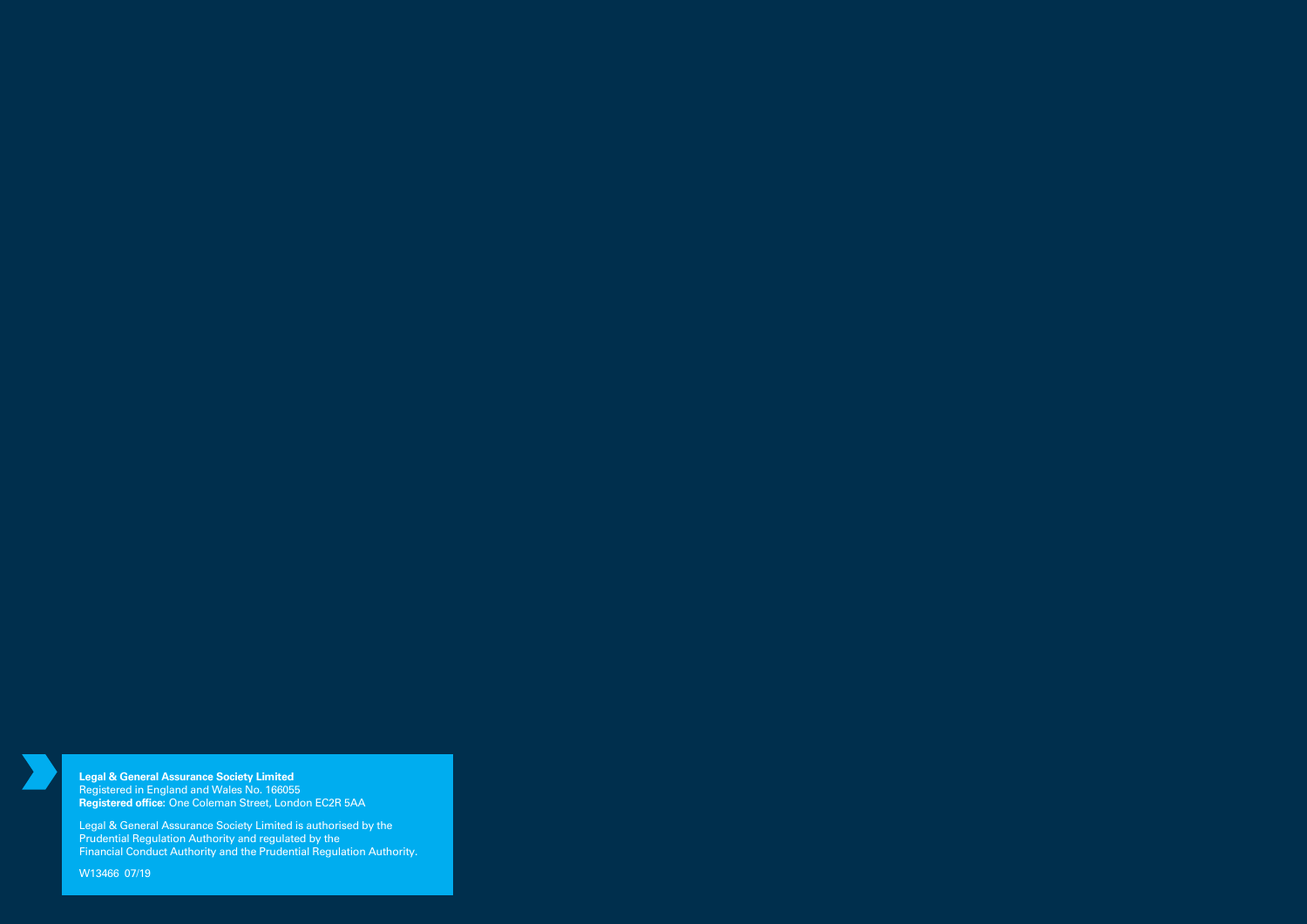**Legal & General Assurance Society Limited**
Registered in England and Wales No. 166055
**Registered office:** One Coleman Street, London EC2R 5AA

Legal & General Assurance Society Limited is authorised by the Prudential Regulation Authority and regulated by the Financial Conduct Authority and the Prudential Regulation Authority.

W13466 07/19